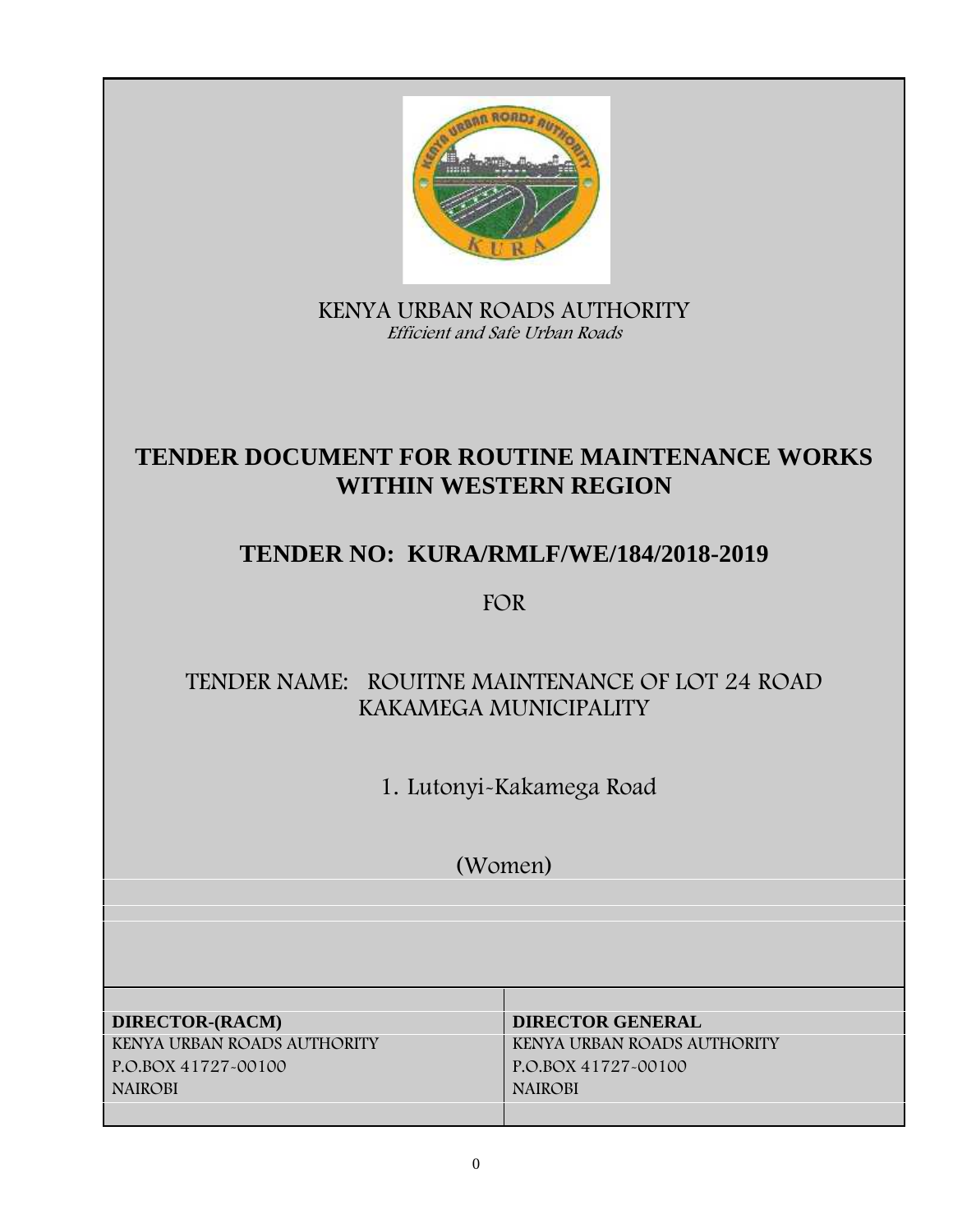KENYA URBAN ROADS AUTHORITY

*Efficient and Safe Urban Roads*

# TENDER DOCUMENT FOR ROUTINE MAINTENANCE WORKS WITHIN WESTERN REGION

## TENDER NO: KURA/RMLF/WE/184/2018-2019

FOR

TENDER NAME: ROUITNE MAINTENANCE OF LOT 24 ROAD KAKAMEGA MUNICIPALITY

1. Lutonyi-Kakamega Road

(Women)

| **DIRECTOR-(RACM)** | **DIRECTOR GENERAL** |
|---|---|
| KENYA URBAN ROADS AUTHORITY | KENYA URBAN ROADS AUTHORITY |
| P.O.BOX 41727-00100 | P.O.BOX 41727-00100 |
| NAIROBI | NAIROBI |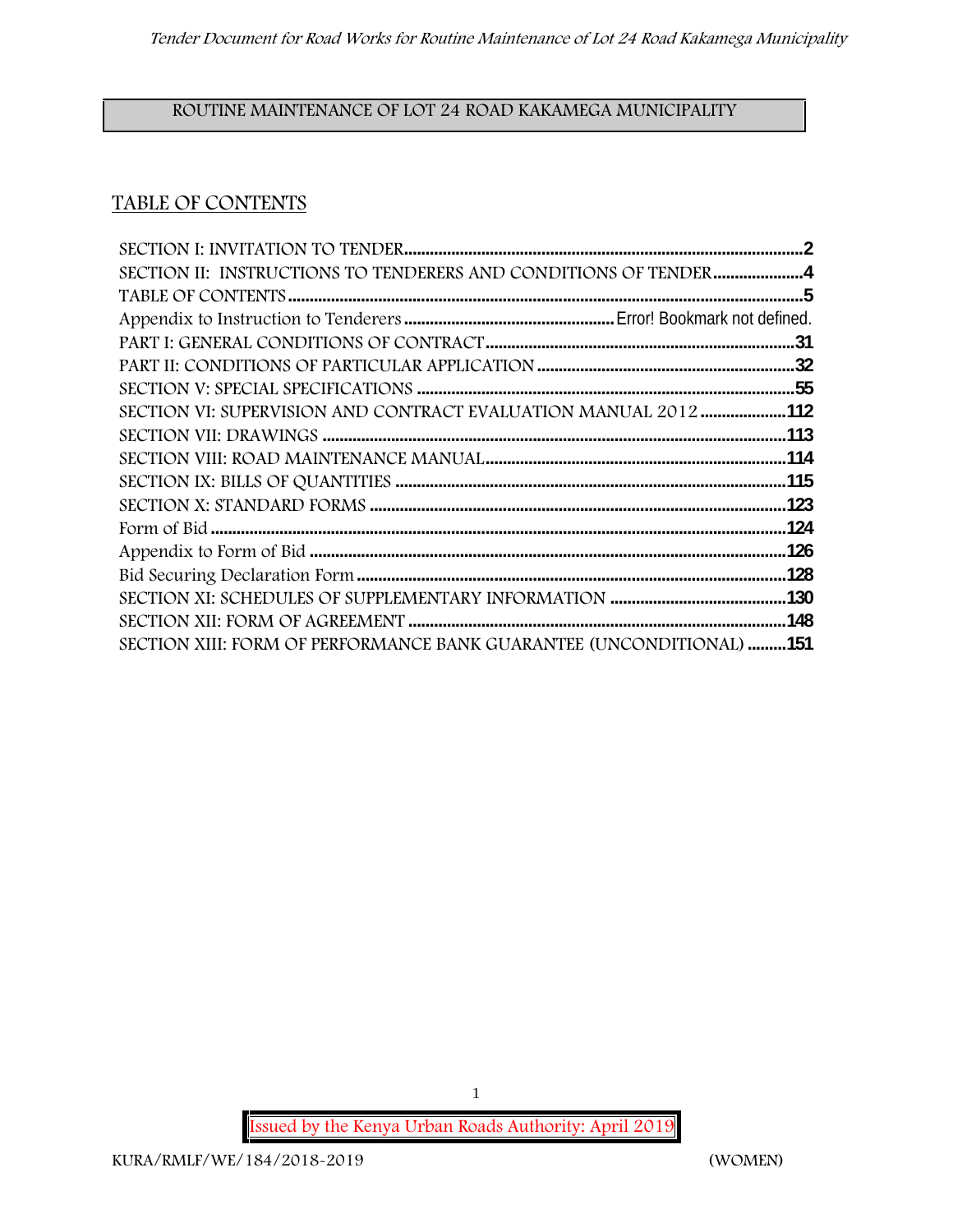ROUTINE MAINTENANCE OF LOT 24 ROAD KAKAMEGA MUNICIPALITY

## TABLE OF CONTENTS

SECTION I: INVITATION TO TENDER........................................................................................2
SECTION II: INSTRUCTIONS TO TENDERERS AND CONDITIONS OF TENDER.....................4
TABLE OF CONTENTS.......................................................................................................................5
Appendix to Instruction to Tenderers.................................................Error! Bookmark not defined.
PART I: GENERAL CONDITIONS OF CONTRACT........................................................................31
PART II: CONDITIONS OF PARTICULAR APPLICATION............................................................32
SECTION V: SPECIAL SPECIFICATIONS.......................................................................................55
SECTION VI: SUPERVISION AND CONTRACT EVALUATION MANUAL 2012.....................112
SECTION VII: DRAWINGS..........................................................................................................113
SECTION VIII: ROAD MAINTENANCE MANUAL.......................................................................114
SECTION IX: BILLS OF QUANTITIES.........................................................................................115
SECTION X: STANDARD FORMS................................................................................................123
Form of Bid......................................................................................................................................124
Appendix to Form of Bid.................................................................................................................126
Bid Securing Declaration Form........................................................................................................128
SECTION XI: SCHEDULES OF SUPPLEMENTARY INFORMATION.........................................130
SECTION XII: FORM OF AGREEMENT........................................................................................148
SECTION XIII: FORM OF PERFORMANCE BANK GUARANTEE (UNCONDITIONAL).........151

Issued by the Kenya Urban Roads Authority: April 2019

KURA/RMLF/WE/184/2018-2019 (WOMEN)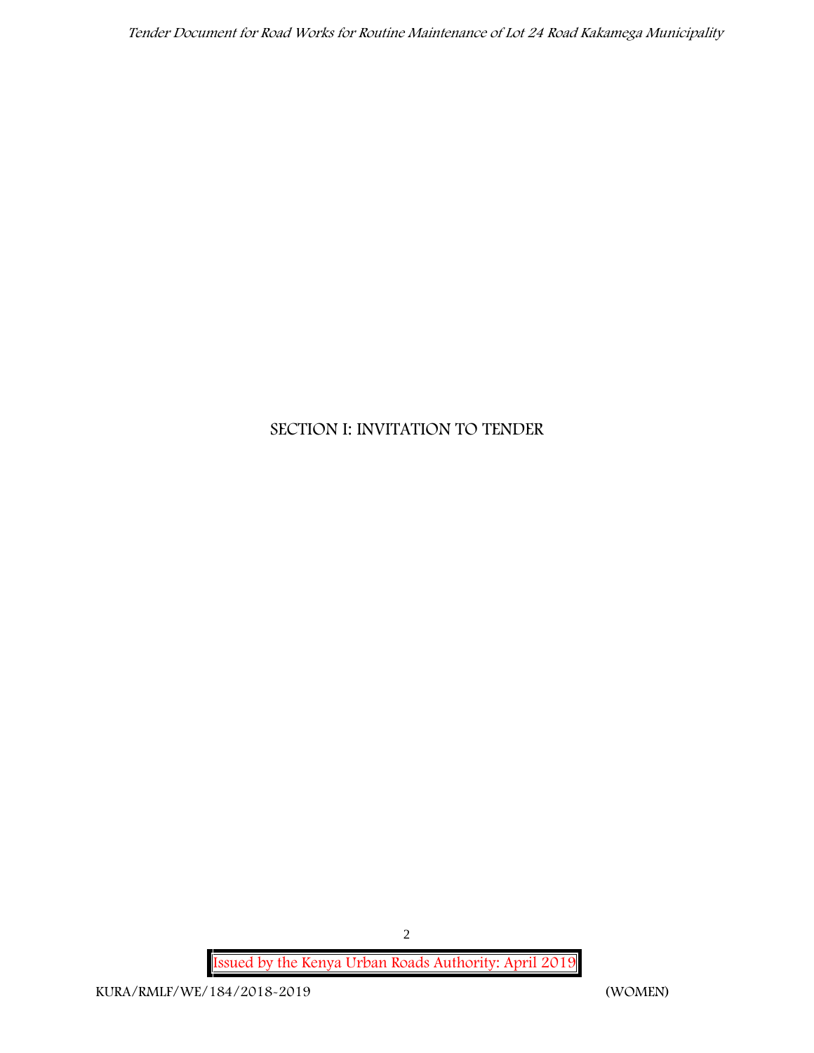# SECTION I: INVITATION TO TENDER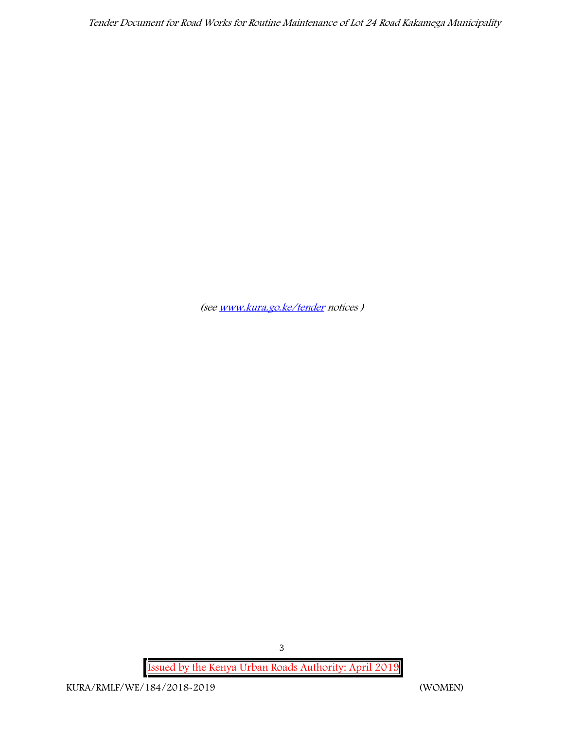*(see [www.kura.go.ke/tender](http://www.kura.go.ke/tender) notices )*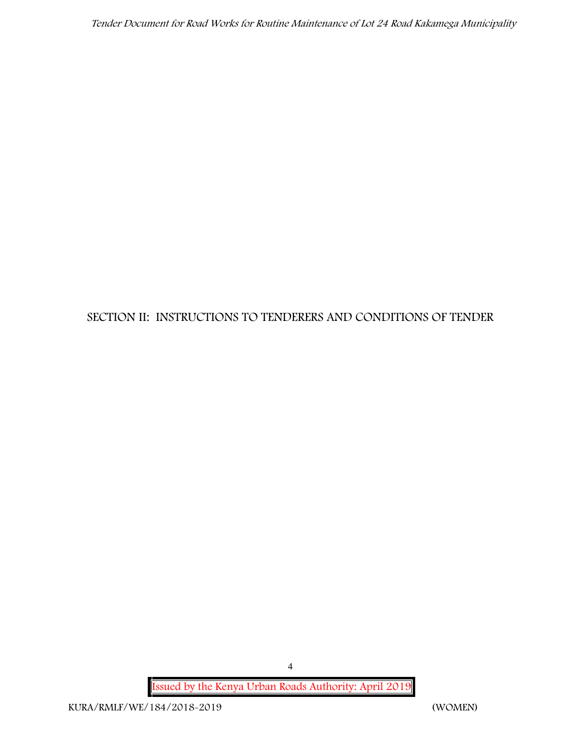# SECTION II: INSTRUCTIONS TO TENDERERS AND CONDITIONS OF TENDER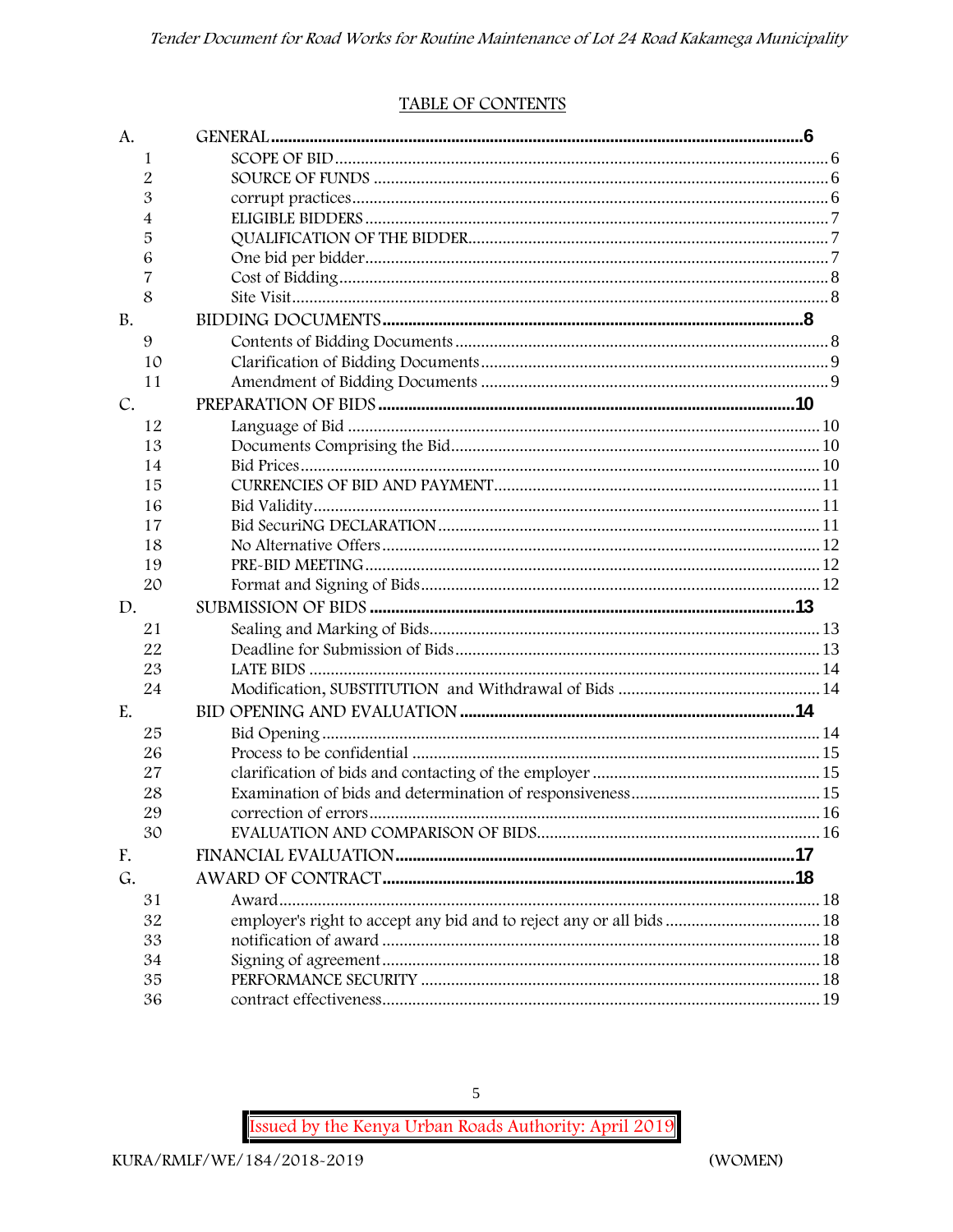## TABLE OF CONTENTS

| | | |
|---|---|---|
| A. | **GENERAL** | **6** |
| 1 | SCOPE OF BID | 6 |
| 2 | SOURCE OF FUNDS | 6 |
| 3 | corrupt practices | 6 |
| 4 | ELIGIBLE BIDDERS | 7 |
| 5 | QUALIFICATION OF THE BIDDER | 7 |
| 6 | One bid per bidder | 7 |
| 7 | Cost of Bidding | 8 |
| 8 | Site Visit | 8 |
| B. | **BIDDING DOCUMENTS** | **8** |
| 9 | Contents of Bidding Documents | 8 |
| 10 | Clarification of Bidding Documents | 9 |
| 11 | Amendment of Bidding Documents | 9 |
| C. | **PREPARATION OF BIDS** | **10** |
| 12 | Language of Bid | 10 |
| 13 | Documents Comprising the Bid | 10 |
| 14 | Bid Prices | 10 |
| 15 | CURRENCIES OF BID AND PAYMENT | 11 |
| 16 | Bid Validity | 11 |
| 17 | Bid SecuriNG DECLARATION | 11 |
| 18 | No Alternative Offers | 12 |
| 19 | PRE-BID MEETING | 12 |
| 20 | Format and Signing of Bids | 12 |
| D. | **SUBMISSION OF BIDS** | **13** |
| 21 | Sealing and Marking of Bids | 13 |
| 22 | Deadline for Submission of Bids | 13 |
| 23 | LATE BIDS | 14 |
| 24 | Modification, SUBSTITUTION and Withdrawal of Bids | 14 |
| E. | **BID OPENING AND EVALUATION** | **14** |
| 25 | Bid Opening | 14 |
| 26 | Process to be confidential | 15 |
| 27 | clarification of bids and contacting of the employer | 15 |
| 28 | Examination of bids and determination of responsiveness | 15 |
| 29 | correction of errors | 16 |
| 30 | EVALUATION AND COMPARISON OF BIDS | 16 |
| F. | **FINANCIAL EVALUATION** | **17** |
| G. | **AWARD OF CONTRACT** | **18** |
| 31 | Award | 18 |
| 32 | employer's right to accept any bid and to reject any or all bids | 18 |
| 33 | notification of award | 18 |
| 34 | Signing of agreement | 18 |
| 35 | PERFORMANCE SECURITY | 18 |
| 36 | contract effectiveness | 19 |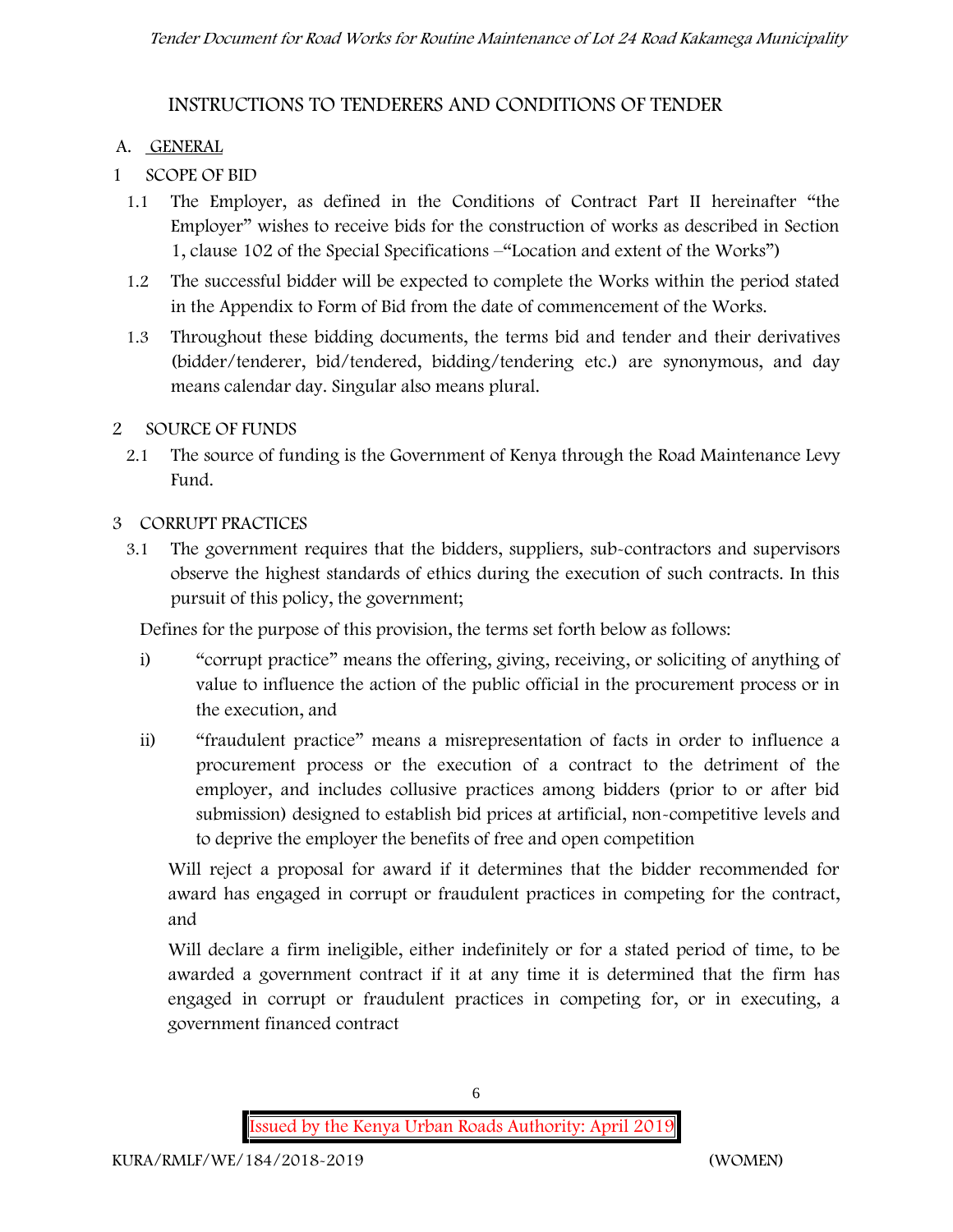## INSTRUCTIONS TO TENDERERS AND CONDITIONS OF TENDER

### A. GENERAL

#### 1 SCOPE OF BID

1.1 The Employer, as defined in the Conditions of Contract Part II hereinafter "the Employer" wishes to receive bids for the construction of works as described in Section 1, clause 102 of the Special Specifications –"Location and extent of the Works")

1.2 The successful bidder will be expected to complete the Works within the period stated in the Appendix to Form of Bid from the date of commencement of the Works.

1.3 Throughout these bidding documents, the terms bid and tender and their derivatives (bidder/tenderer, bid/tendered, bidding/tendering etc.) are synonymous, and day means calendar day. Singular also means plural.

#### 2 SOURCE OF FUNDS

2.1 The source of funding is the Government of Kenya through the Road Maintenance Levy Fund.

#### 3 CORRUPT PRACTICES

3.1 The government requires that the bidders, suppliers, sub-contractors and supervisors observe the highest standards of ethics during the execution of such contracts. In this pursuit of this policy, the government;

Defines for the purpose of this provision, the terms set forth below as follows:

i) "corrupt practice" means the offering, giving, receiving, or soliciting of anything of value to influence the action of the public official in the procurement process or in the execution, and

ii) "fraudulent practice" means a misrepresentation of facts in order to influence a procurement process or the execution of a contract to the detriment of the employer, and includes collusive practices among bidders (prior to or after bid submission) designed to establish bid prices at artificial, non-competitive levels and to deprive the employer the benefits of free and open competition

Will reject a proposal for award if it determines that the bidder recommended for award has engaged in corrupt or fraudulent practices in competing for the contract, and

Will declare a firm ineligible, either indefinitely or for a stated period of time, to be awarded a government contract if it at any time it is determined that the firm has engaged in corrupt or fraudulent practices in competing for, or in executing, a government financed contract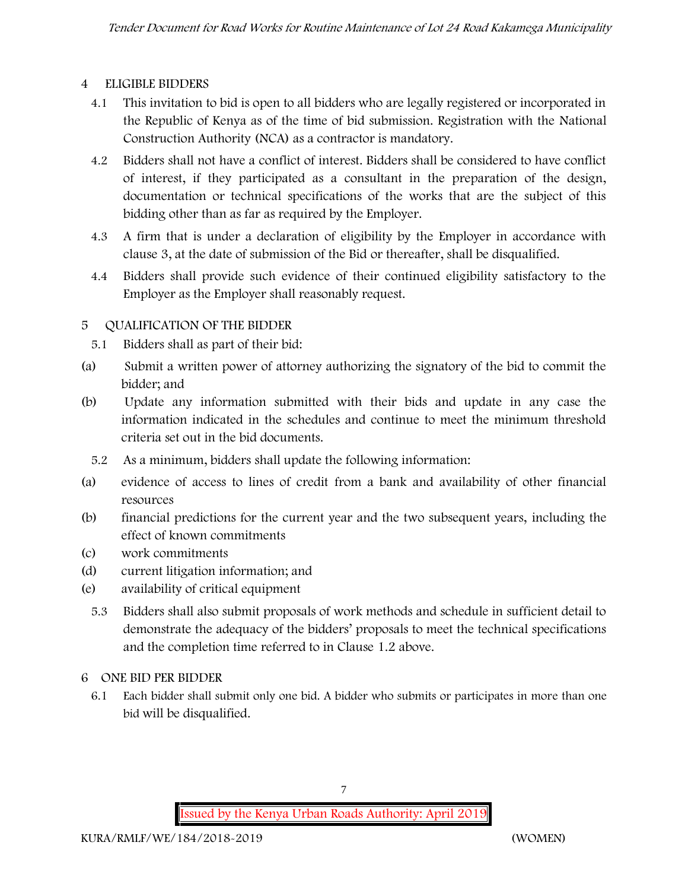## 4 ELIGIBLE BIDDERS

4.1 This invitation to bid is open to all bidders who are legally registered or incorporated in the Republic of Kenya as of the time of bid submission. Registration with the National Construction Authority (NCA) as a contractor is mandatory.

4.2 Bidders shall not have a conflict of interest. Bidders shall be considered to have conflict of interest, if they participated as a consultant in the preparation of the design, documentation or technical specifications of the works that are the subject of this bidding other than as far as required by the Employer.

4.3 A firm that is under a declaration of eligibility by the Employer in accordance with clause 3, at the date of submission of the Bid or thereafter, shall be disqualified.

4.4 Bidders shall provide such evidence of their continued eligibility satisfactory to the Employer as the Employer shall reasonably request.

## 5 QUALIFICATION OF THE BIDDER

5.1 Bidders shall as part of their bid:

(a) Submit a written power of attorney authorizing the signatory of the bid to commit the bidder; and

(b) Update any information submitted with their bids and update in any case the information indicated in the schedules and continue to meet the minimum threshold criteria set out in the bid documents.

5.2 As a minimum, bidders shall update the following information:

(a) evidence of access to lines of credit from a bank and availability of other financial resources

(b) financial predictions for the current year and the two subsequent years, including the effect of known commitments

(c) work commitments

(d) current litigation information; and

(e) availability of critical equipment

5.3 Bidders shall also submit proposals of work methods and schedule in sufficient detail to demonstrate the adequacy of the bidders' proposals to meet the technical specifications and the completion time referred to in Clause 1.2 above.

## 6 ONE BID PER BIDDER

6.1 Each bidder shall submit only one bid. A bidder who submits or participates in more than one bid will be disqualified.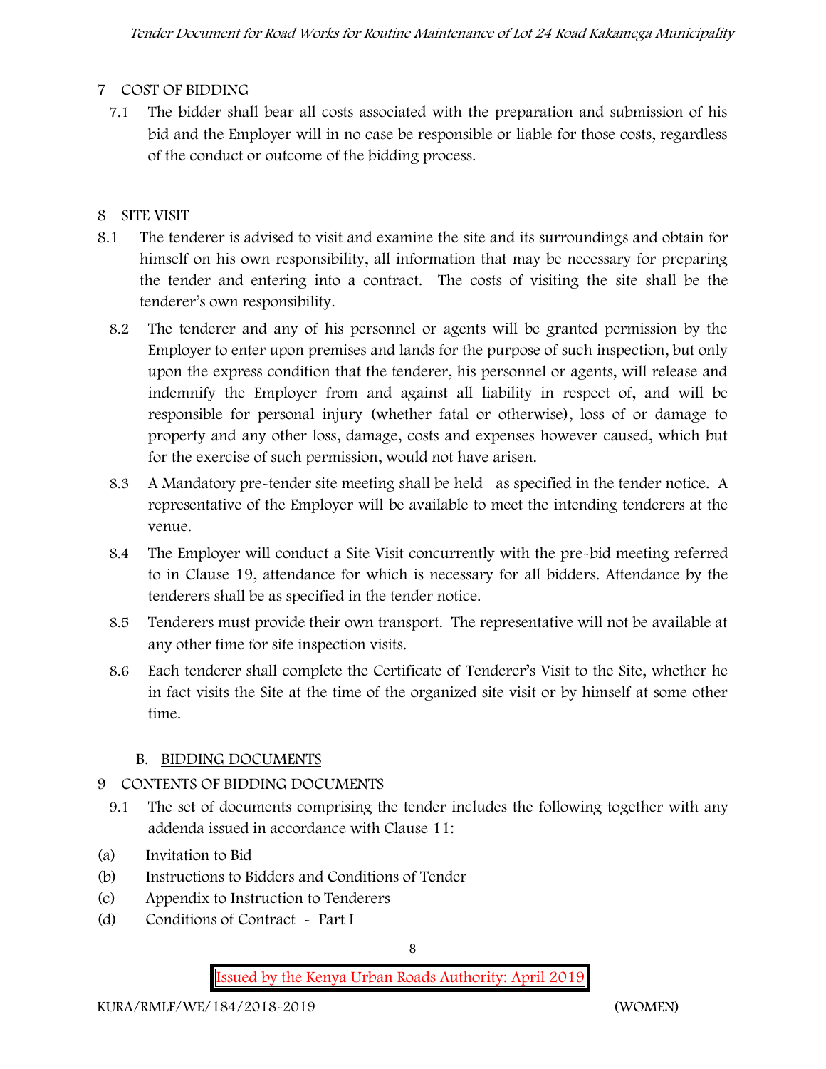## 7 COST OF BIDDING

7.1 The bidder shall bear all costs associated with the preparation and submission of his bid and the Employer will in no case be responsible or liable for those costs, regardless of the conduct or outcome of the bidding process.

## 8 SITE VISIT

8.1 The tenderer is advised to visit and examine the site and its surroundings and obtain for himself on his own responsibility, all information that may be necessary for preparing the tender and entering into a contract. The costs of visiting the site shall be the tenderer's own responsibility.

8.2 The tenderer and any of his personnel or agents will be granted permission by the Employer to enter upon premises and lands for the purpose of such inspection, but only upon the express condition that the tenderer, his personnel or agents, will release and indemnify the Employer from and against all liability in respect of, and will be responsible for personal injury (whether fatal or otherwise), loss of or damage to property and any other loss, damage, costs and expenses however caused, which but for the exercise of such permission, would not have arisen.

8.3 A Mandatory pre-tender site meeting shall be held as specified in the tender notice. A representative of the Employer will be available to meet the intending tenderers at the venue.

8.4 The Employer will conduct a Site Visit concurrently with the pre-bid meeting referred to in Clause 19, attendance for which is necessary for all bidders. Attendance by the tenderers shall be as specified in the tender notice.

8.5 Tenderers must provide their own transport. The representative will not be available at any other time for site inspection visits.

8.6 Each tenderer shall complete the Certificate of Tenderer's Visit to the Site, whether he in fact visits the Site at the time of the organized site visit or by himself at some other time.

## B. BIDDING DOCUMENTS

## 9 CONTENTS OF BIDDING DOCUMENTS

9.1 The set of documents comprising the tender includes the following together with any addenda issued in accordance with Clause 11:

(a) Invitation to Bid
(b) Instructions to Bidders and Conditions of Tender
(c) Appendix to Instruction to Tenderers
(d) Conditions of Contract - Part I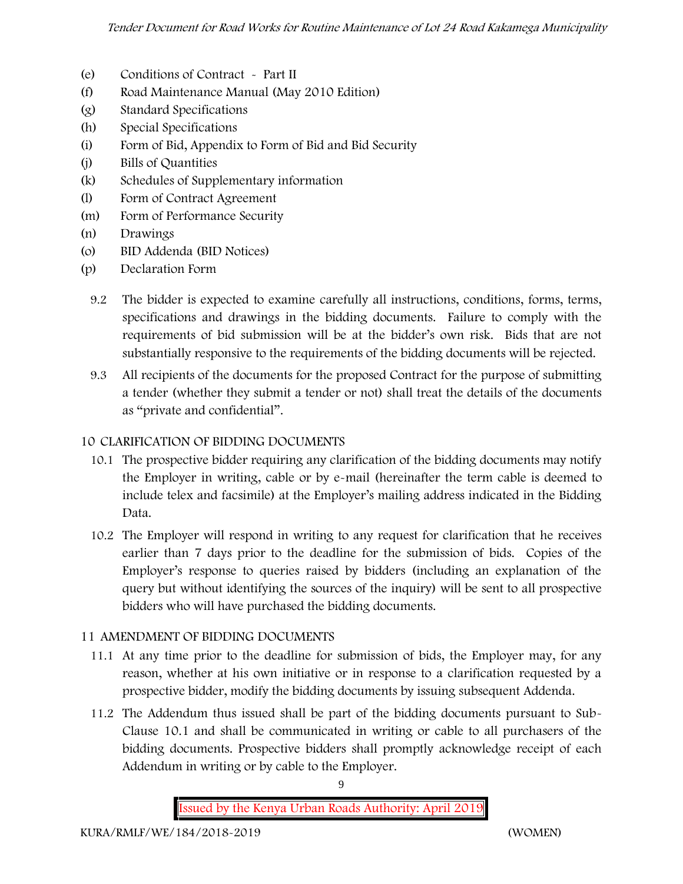(e) Conditions of Contract - Part II
(f) Road Maintenance Manual (May 2010 Edition)
(g) Standard Specifications
(h) Special Specifications
(i) Form of Bid, Appendix to Form of Bid and Bid Security
(j) Bills of Quantities
(k) Schedules of Supplementary information
(l) Form of Contract Agreement
(m) Form of Performance Security
(n) Drawings
(o) BID Addenda (BID Notices)
(p) Declaration Form

9.2 The bidder is expected to examine carefully all instructions, conditions, forms, terms, specifications and drawings in the bidding documents. Failure to comply with the requirements of bid submission will be at the bidder's own risk. Bids that are not substantially responsive to the requirements of the bidding documents will be rejected.

9.3 All recipients of the documents for the proposed Contract for the purpose of submitting a tender (whether they submit a tender or not) shall treat the details of the documents as "private and confidential".

## 10 CLARIFICATION OF BIDDING DOCUMENTS

10.1 The prospective bidder requiring any clarification of the bidding documents may notify the Employer in writing, cable or by e-mail (hereinafter the term cable is deemed to include telex and facsimile) at the Employer's mailing address indicated in the Bidding Data.

10.2 The Employer will respond in writing to any request for clarification that he receives earlier than 7 days prior to the deadline for the submission of bids. Copies of the Employer's response to queries raised by bidders (including an explanation of the query but without identifying the sources of the inquiry) will be sent to all prospective bidders who will have purchased the bidding documents.

## 11 AMENDMENT OF BIDDING DOCUMENTS

11.1 At any time prior to the deadline for submission of bids, the Employer may, for any reason, whether at his own initiative or in response to a clarification requested by a prospective bidder, modify the bidding documents by issuing subsequent Addenda.

11.2 The Addendum thus issued shall be part of the bidding documents pursuant to Sub-Clause 10.1 and shall be communicated in writing or cable to all purchasers of the bidding documents. Prospective bidders shall promptly acknowledge receipt of each Addendum in writing or by cable to the Employer.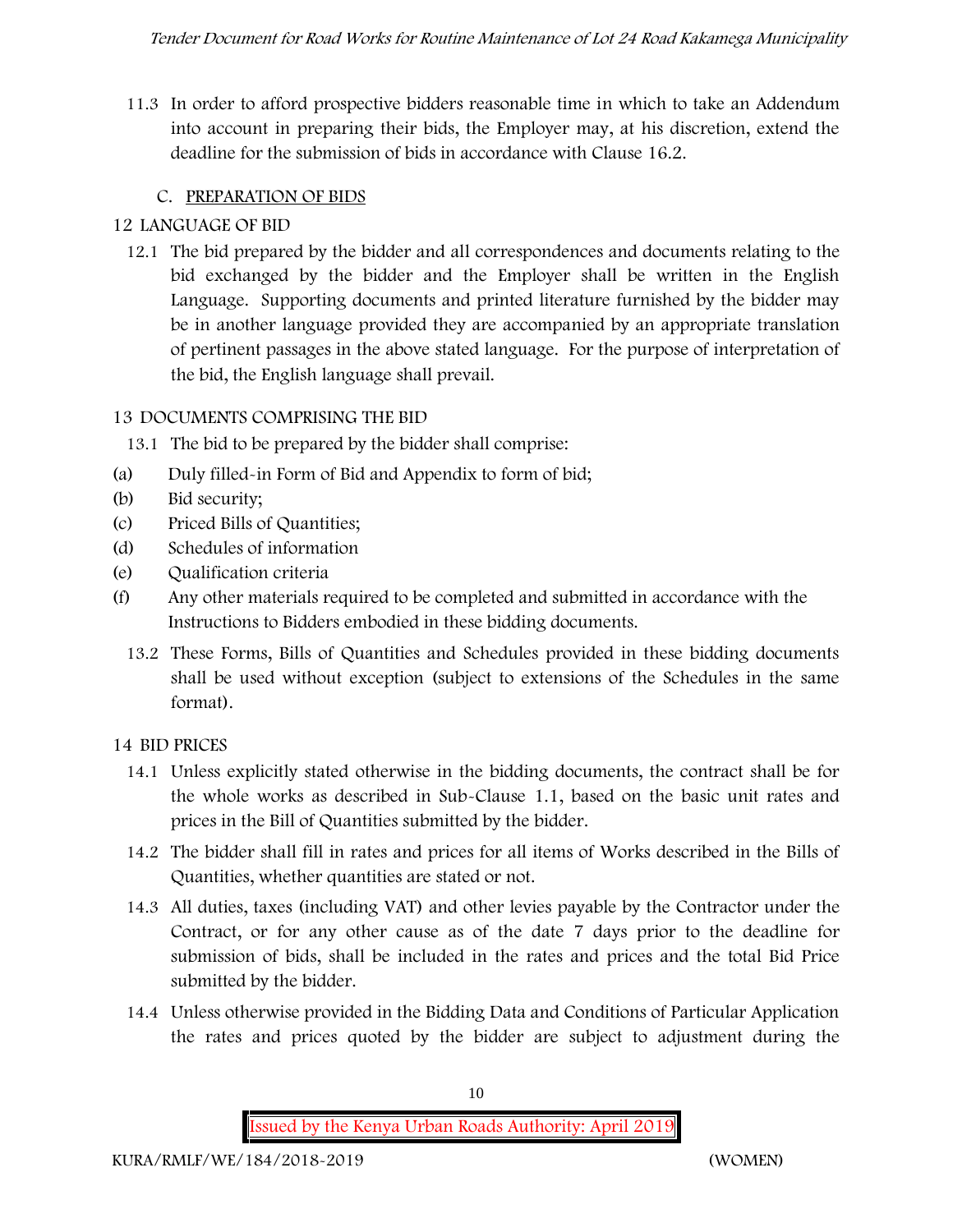11.3 In order to afford prospective bidders reasonable time in which to take an Addendum into account in preparing their bids, the Employer may, at his discretion, extend the deadline for the submission of bids in accordance with Clause 16.2.

### C. PREPARATION OF BIDS

## 12 LANGUAGE OF BID

12.1 The bid prepared by the bidder and all correspondences and documents relating to the bid exchanged by the bidder and the Employer shall be written in the English Language. Supporting documents and printed literature furnished by the bidder may be in another language provided they are accompanied by an appropriate translation of pertinent passages in the above stated language. For the purpose of interpretation of the bid, the English language shall prevail.

## 13 DOCUMENTS COMPRISING THE BID

13.1 The bid to be prepared by the bidder shall comprise:

(a) Duly filled-in Form of Bid and Appendix to form of bid;

(b) Bid security;

(c) Priced Bills of Quantities;

(d) Schedules of information

(e) Qualification criteria

(f) Any other materials required to be completed and submitted in accordance with the Instructions to Bidders embodied in these bidding documents.

13.2 These Forms, Bills of Quantities and Schedules provided in these bidding documents shall be used without exception (subject to extensions of the Schedules in the same format).

## 14 BID PRICES

14.1 Unless explicitly stated otherwise in the bidding documents, the contract shall be for the whole works as described in Sub-Clause 1.1, based on the basic unit rates and prices in the Bill of Quantities submitted by the bidder.

14.2 The bidder shall fill in rates and prices for all items of Works described in the Bills of Quantities, whether quantities are stated or not.

14.3 All duties, taxes (including VAT) and other levies payable by the Contractor under the Contract, or for any other cause as of the date 7 days prior to the deadline for submission of bids, shall be included in the rates and prices and the total Bid Price submitted by the bidder.

14.4 Unless otherwise provided in the Bidding Data and Conditions of Particular Application the rates and prices quoted by the bidder are subject to adjustment during the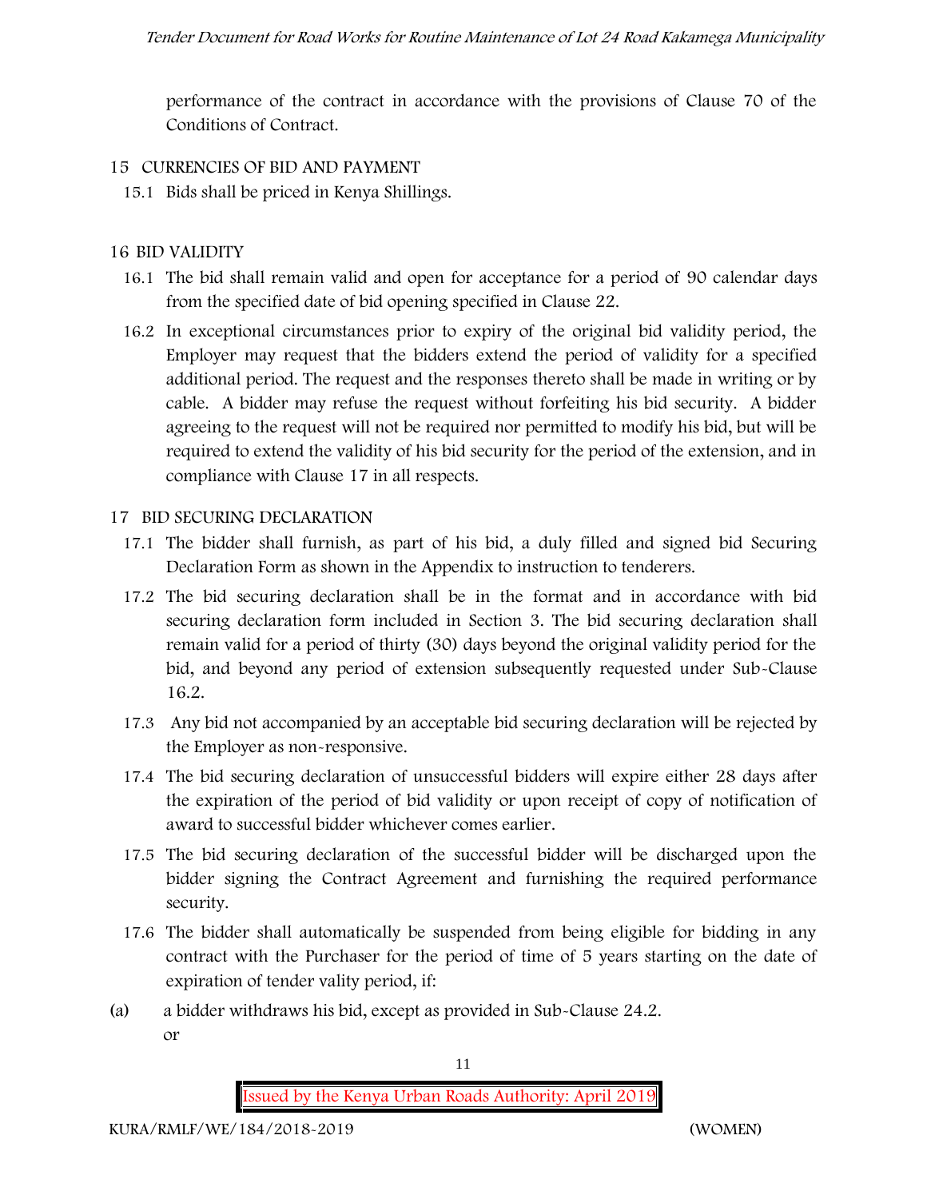performance of the contract in accordance with the provisions of Clause 70 of the Conditions of Contract.

## 15 CURRENCIES OF BID AND PAYMENT

15.1 Bids shall be priced in Kenya Shillings.

## 16 BID VALIDITY

16.1 The bid shall remain valid and open for acceptance for a period of 90 calendar days from the specified date of bid opening specified in Clause 22.

16.2 In exceptional circumstances prior to expiry of the original bid validity period, the Employer may request that the bidders extend the period of validity for a specified additional period. The request and the responses thereto shall be made in writing or by cable. A bidder may refuse the request without forfeiting his bid security. A bidder agreeing to the request will not be required nor permitted to modify his bid, but will be required to extend the validity of his bid security for the period of the extension, and in compliance with Clause 17 in all respects.

## 17 BID SECURING DECLARATION

17.1 The bidder shall furnish, as part of his bid, a duly filled and signed bid Securing Declaration Form as shown in the Appendix to instruction to tenderers.

17.2 The bid securing declaration shall be in the format and in accordance with bid securing declaration form included in Section 3. The bid securing declaration shall remain valid for a period of thirty (30) days beyond the original validity period for the bid, and beyond any period of extension subsequently requested under Sub-Clause 16.2.

17.3 Any bid not accompanied by an acceptable bid securing declaration will be rejected by the Employer as non-responsive.

17.4 The bid securing declaration of unsuccessful bidders will expire either 28 days after the expiration of the period of bid validity or upon receipt of copy of notification of award to successful bidder whichever comes earlier.

17.5 The bid securing declaration of the successful bidder will be discharged upon the bidder signing the Contract Agreement and furnishing the required performance security.

17.6 The bidder shall automatically be suspended from being eligible for bidding in any contract with the Purchaser for the period of time of 5 years starting on the date of expiration of tender vality period, if:

(a) a bidder withdraws his bid, except as provided in Sub-Clause 24.2.
or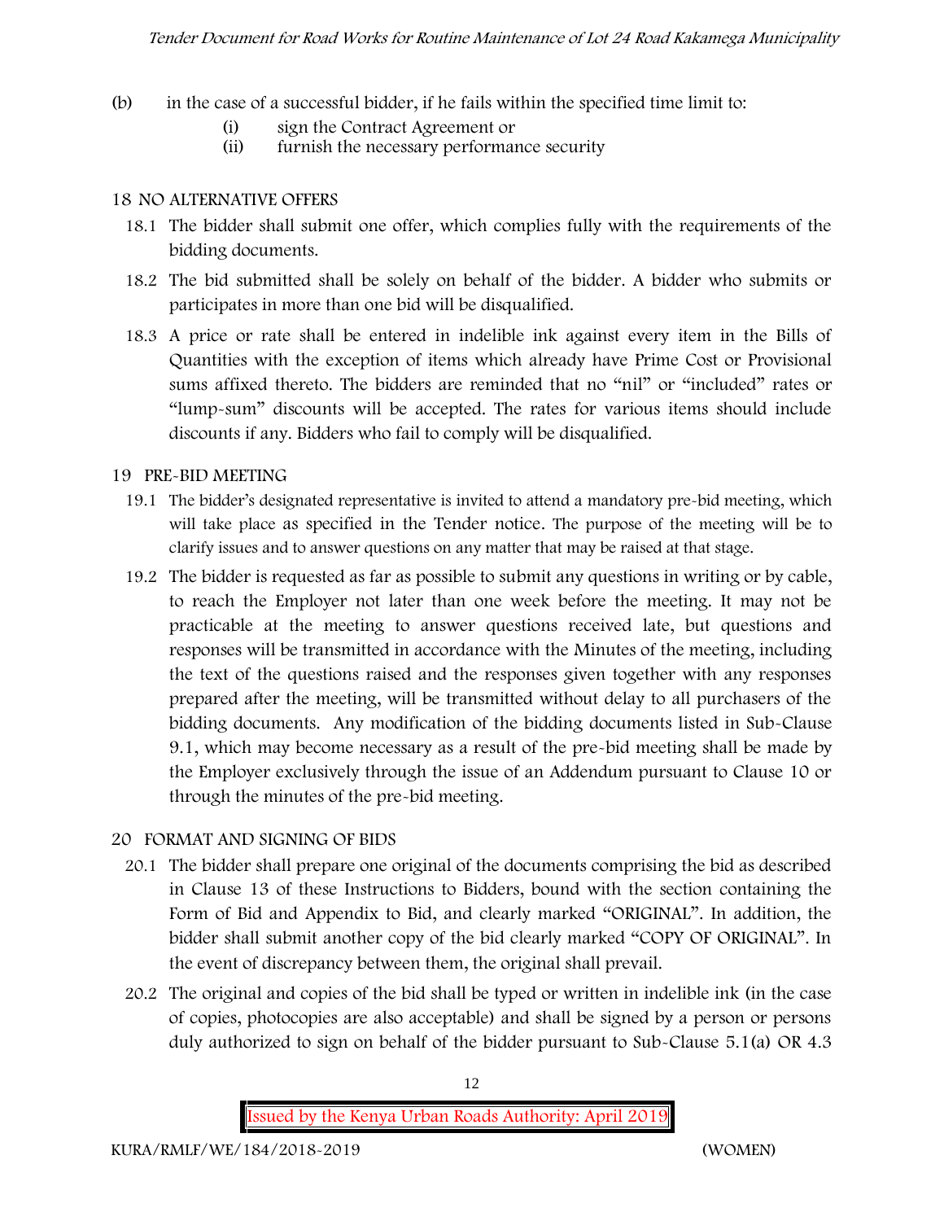(b) in the case of a successful bidder, if he fails within the specified time limit to:

   (i) sign the Contract Agreement or
   (ii) furnish the necessary performance security

## 18 NO ALTERNATIVE OFFERS

18.1 The bidder shall submit one offer, which complies fully with the requirements of the bidding documents.

18.2 The bid submitted shall be solely on behalf of the bidder. A bidder who submits or participates in more than one bid will be disqualified.

18.3 A price or rate shall be entered in indelible ink against every item in the Bills of Quantities with the exception of items which already have Prime Cost or Provisional sums affixed thereto. The bidders are reminded that no "nil" or "included" rates or "lump-sum" discounts will be accepted. The rates for various items should include discounts if any. Bidders who fail to comply will be disqualified.

## 19 PRE-BID MEETING

19.1 The bidder's designated representative is invited to attend a mandatory pre-bid meeting, which will take place as specified in the Tender notice. The purpose of the meeting will be to clarify issues and to answer questions on any matter that may be raised at that stage.

19.2 The bidder is requested as far as possible to submit any questions in writing or by cable, to reach the Employer not later than one week before the meeting. It may not be practicable at the meeting to answer questions received late, but questions and responses will be transmitted in accordance with the Minutes of the meeting, including the text of the questions raised and the responses given together with any responses prepared after the meeting, will be transmitted without delay to all purchasers of the bidding documents. Any modification of the bidding documents listed in Sub-Clause 9.1, which may become necessary as a result of the pre-bid meeting shall be made by the Employer exclusively through the issue of an Addendum pursuant to Clause 10 or through the minutes of the pre-bid meeting.

## 20 FORMAT AND SIGNING OF BIDS

20.1 The bidder shall prepare one original of the documents comprising the bid as described in Clause 13 of these Instructions to Bidders, bound with the section containing the Form of Bid and Appendix to Bid, and clearly marked "ORIGINAL". In addition, the bidder shall submit another copy of the bid clearly marked "COPY OF ORIGINAL". In the event of discrepancy between them, the original shall prevail.

20.2 The original and copies of the bid shall be typed or written in indelible ink (in the case of copies, photocopies are also acceptable) and shall be signed by a person or persons duly authorized to sign on behalf of the bidder pursuant to Sub-Clause 5.1(a) OR 4.3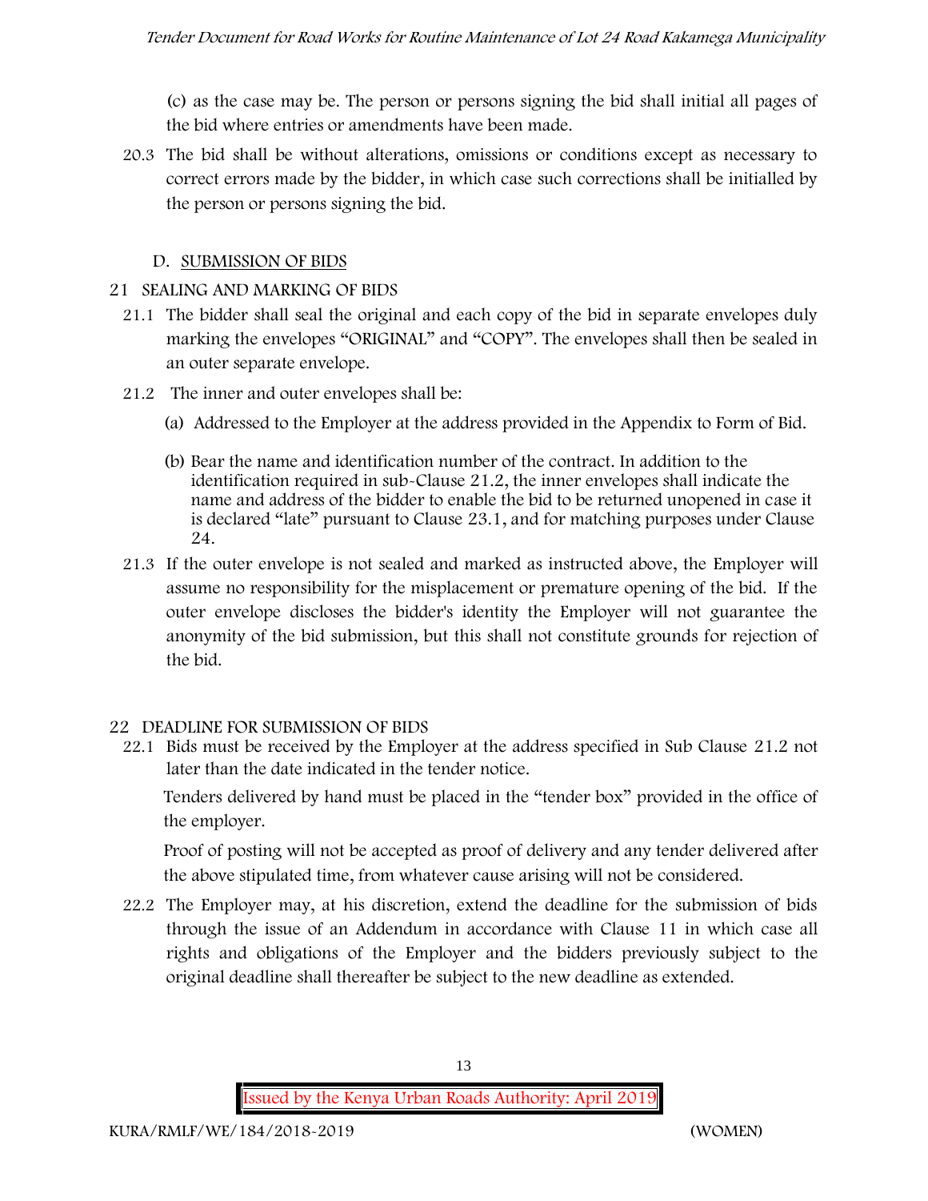(c) as the case may be. The person or persons signing the bid shall initial all pages of the bid where entries or amendments have been made.

20.3 The bid shall be without alterations, omissions or conditions except as necessary to correct errors made by the bidder, in which case such corrections shall be initialled by the person or persons signing the bid.

## D. SUBMISSION OF BIDS

### 21 SEALING AND MARKING OF BIDS

21.1 The bidder shall seal the original and each copy of the bid in separate envelopes duly marking the envelopes "ORIGINAL" and "COPY". The envelopes shall then be sealed in an outer separate envelope.

21.2 The inner and outer envelopes shall be:

(a) Addressed to the Employer at the address provided in the Appendix to Form of Bid.

(b) Bear the name and identification number of the contract. In addition to the identification required in sub-Clause 21.2, the inner envelopes shall indicate the name and address of the bidder to enable the bid to be returned unopened in case it is declared "late" pursuant to Clause 23.1, and for matching purposes under Clause 24.

21.3 If the outer envelope is not sealed and marked as instructed above, the Employer will assume no responsibility for the misplacement or premature opening of the bid. If the outer envelope discloses the bidder's identity the Employer will not guarantee the anonymity of the bid submission, but this shall not constitute grounds for rejection of the bid.

### 22 DEADLINE FOR SUBMISSION OF BIDS

22.1 Bids must be received by the Employer at the address specified in Sub Clause 21.2 not later than the date indicated in the tender notice.

Tenders delivered by hand must be placed in the "tender box" provided in the office of the employer.

Proof of posting will not be accepted as proof of delivery and any tender delivered after the above stipulated time, from whatever cause arising will not be considered.

22.2 The Employer may, at his discretion, extend the deadline for the submission of bids through the issue of an Addendum in accordance with Clause 11 in which case all rights and obligations of the Employer and the bidders previously subject to the original deadline shall thereafter be subject to the new deadline as extended.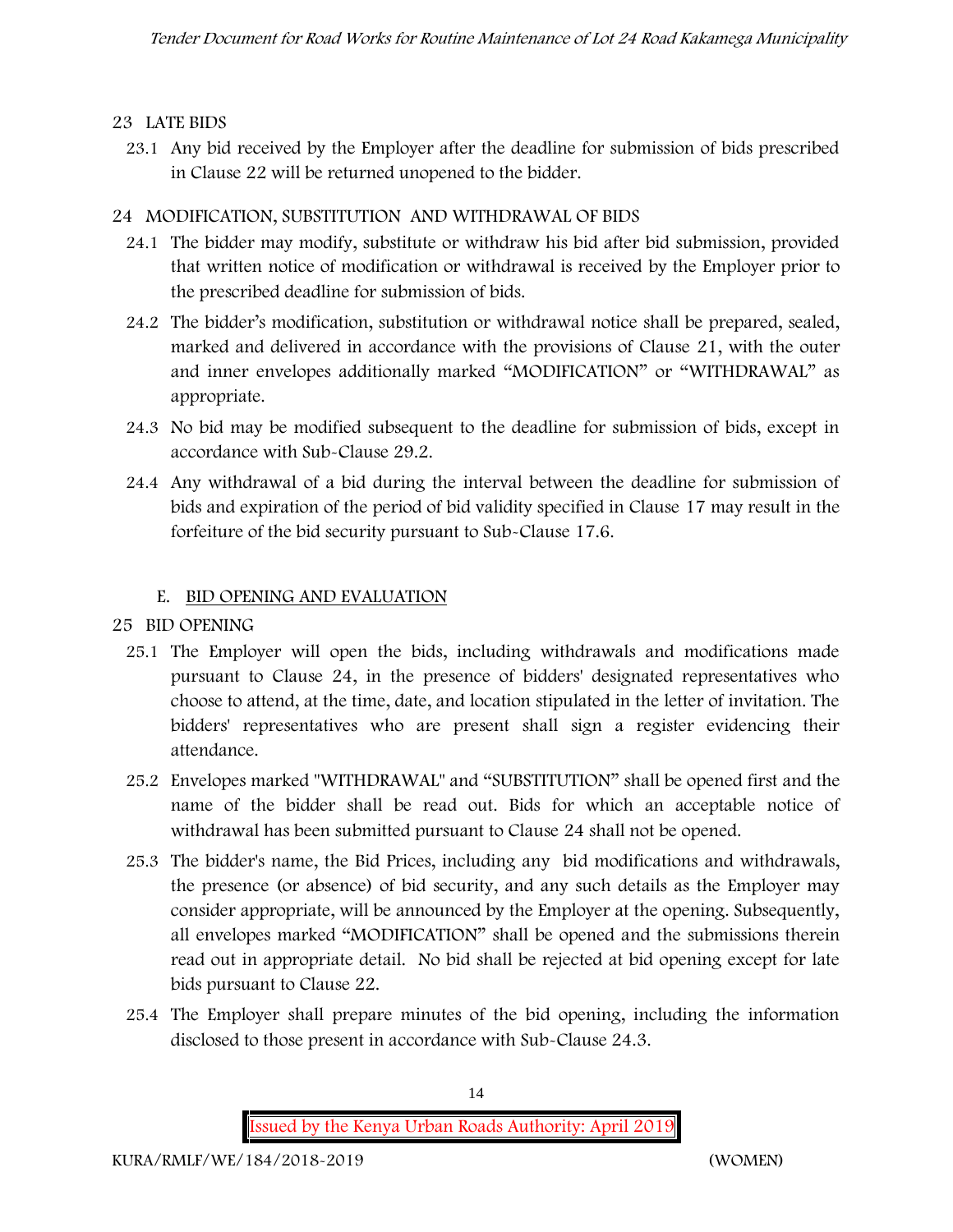## 23 LATE BIDS

23.1 Any bid received by the Employer after the deadline for submission of bids prescribed in Clause 22 will be returned unopened to the bidder.

## 24 MODIFICATION, SUBSTITUTION AND WITHDRAWAL OF BIDS

24.1 The bidder may modify, substitute or withdraw his bid after bid submission, provided that written notice of modification or withdrawal is received by the Employer prior to the prescribed deadline for submission of bids.

24.2 The bidder's modification, substitution or withdrawal notice shall be prepared, sealed, marked and delivered in accordance with the provisions of Clause 21, with the outer and inner envelopes additionally marked "MODIFICATION" or "WITHDRAWAL" as appropriate.

24.3 No bid may be modified subsequent to the deadline for submission of bids, except in accordance with Sub-Clause 29.2.

24.4 Any withdrawal of a bid during the interval between the deadline for submission of bids and expiration of the period of bid validity specified in Clause 17 may result in the forfeiture of the bid security pursuant to Sub-Clause 17.6.

# E. BID OPENING AND EVALUATION

## 25 BID OPENING

25.1 The Employer will open the bids, including withdrawals and modifications made pursuant to Clause 24, in the presence of bidders' designated representatives who choose to attend, at the time, date, and location stipulated in the letter of invitation. The bidders' representatives who are present shall sign a register evidencing their attendance.

25.2 Envelopes marked "WITHDRAWAL" and "SUBSTITUTION" shall be opened first and the name of the bidder shall be read out. Bids for which an acceptable notice of withdrawal has been submitted pursuant to Clause 24 shall not be opened.

25.3 The bidder's name, the Bid Prices, including any bid modifications and withdrawals, the presence (or absence) of bid security, and any such details as the Employer may consider appropriate, will be announced by the Employer at the opening. Subsequently, all envelopes marked "MODIFICATION" shall be opened and the submissions therein read out in appropriate detail. No bid shall be rejected at bid opening except for late bids pursuant to Clause 22.

25.4 The Employer shall prepare minutes of the bid opening, including the information disclosed to those present in accordance with Sub-Clause 24.3.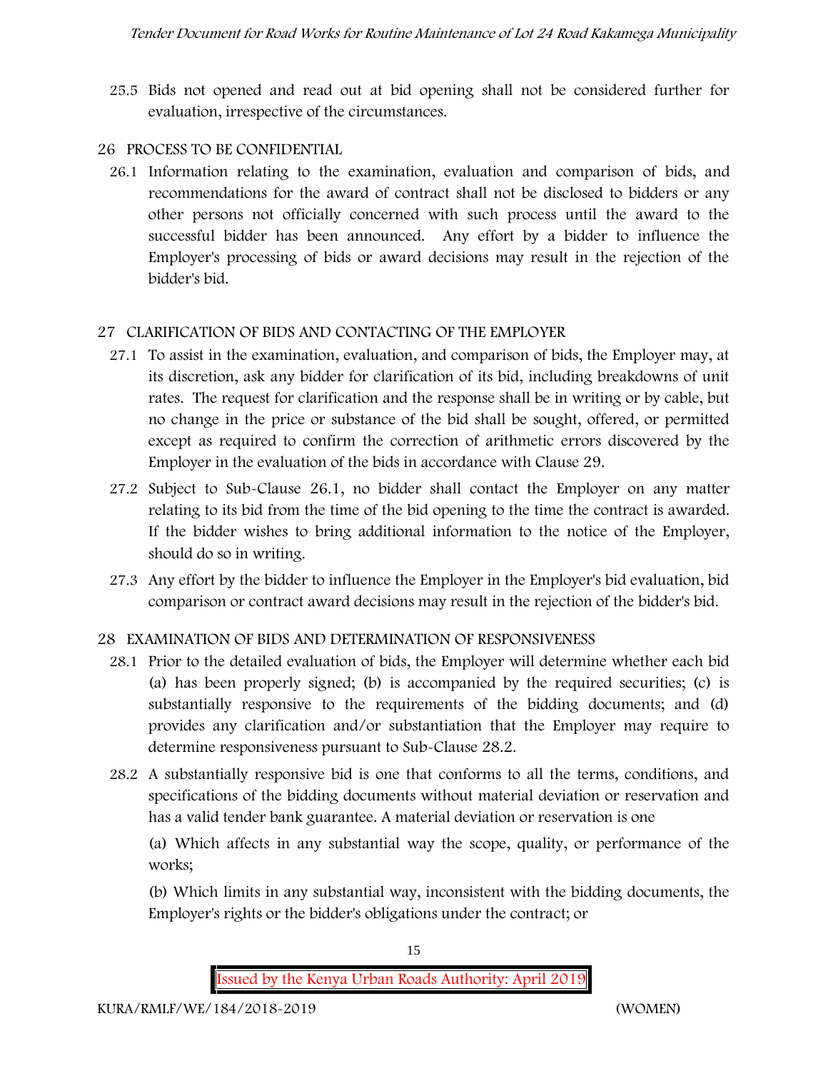25.5 Bids not opened and read out at bid opening shall not be considered further for evaluation, irrespective of the circumstances.

## 26 PROCESS TO BE CONFIDENTIAL

26.1 Information relating to the examination, evaluation and comparison of bids, and recommendations for the award of contract shall not be disclosed to bidders or any other persons not officially concerned with such process until the award to the successful bidder has been announced. Any effort by a bidder to influence the Employer's processing of bids or award decisions may result in the rejection of the bidder's bid.

## 27 CLARIFICATION OF BIDS AND CONTACTING OF THE EMPLOYER

27.1 To assist in the examination, evaluation, and comparison of bids, the Employer may, at its discretion, ask any bidder for clarification of its bid, including breakdowns of unit rates. The request for clarification and the response shall be in writing or by cable, but no change in the price or substance of the bid shall be sought, offered, or permitted except as required to confirm the correction of arithmetic errors discovered by the Employer in the evaluation of the bids in accordance with Clause 29.

27.2 Subject to Sub-Clause 26.1, no bidder shall contact the Employer on any matter relating to its bid from the time of the bid opening to the time the contract is awarded. If the bidder wishes to bring additional information to the notice of the Employer, should do so in writing.

27.3 Any effort by the bidder to influence the Employer in the Employer's bid evaluation, bid comparison or contract award decisions may result in the rejection of the bidder's bid.

## 28 EXAMINATION OF BIDS AND DETERMINATION OF RESPONSIVENESS

28.1 Prior to the detailed evaluation of bids, the Employer will determine whether each bid (a) has been properly signed; (b) is accompanied by the required securities; (c) is substantially responsive to the requirements of the bidding documents; and (d) provides any clarification and/or substantiation that the Employer may require to determine responsiveness pursuant to Sub-Clause 28.2.

28.2 A substantially responsive bid is one that conforms to all the terms, conditions, and specifications of the bidding documents without material deviation or reservation and has a valid tender bank guarantee. A material deviation or reservation is one

(a) Which affects in any substantial way the scope, quality, or performance of the works;

(b) Which limits in any substantial way, inconsistent with the bidding documents, the Employer's rights or the bidder's obligations under the contract; or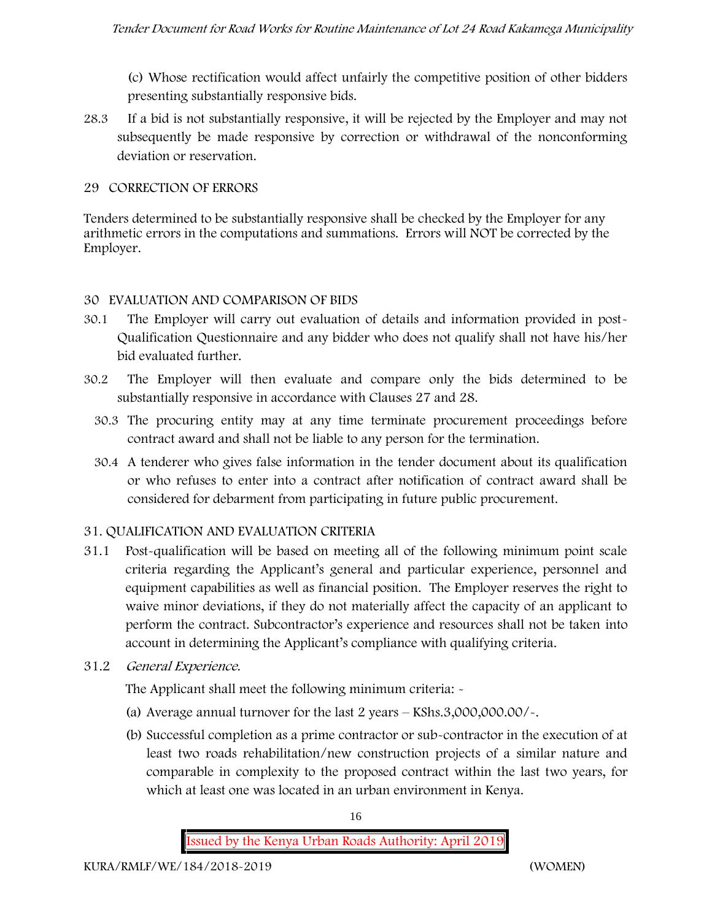(c) Whose rectification would affect unfairly the competitive position of other bidders presenting substantially responsive bids.

28.3 If a bid is not substantially responsive, it will be rejected by the Employer and may not subsequently be made responsive by correction or withdrawal of the nonconforming deviation or reservation.

## 29 CORRECTION OF ERRORS

Tenders determined to be substantially responsive shall be checked by the Employer for any arithmetic errors in the computations and summations. Errors will NOT be corrected by the Employer.

## 30 EVALUATION AND COMPARISON OF BIDS

30.1 The Employer will carry out evaluation of details and information provided in post-Qualification Questionnaire and any bidder who does not qualify shall not have his/her bid evaluated further.

30.2 The Employer will then evaluate and compare only the bids determined to be substantially responsive in accordance with Clauses 27 and 28.

30.3 The procuring entity may at any time terminate procurement proceedings before contract award and shall not be liable to any person for the termination.

30.4 A tenderer who gives false information in the tender document about its qualification or who refuses to enter into a contract after notification of contract award shall be considered for debarment from participating in future public procurement.

## 31. QUALIFICATION AND EVALUATION CRITERIA

31.1 Post-qualification will be based on meeting all of the following minimum point scale criteria regarding the Applicant's general and particular experience, personnel and equipment capabilities as well as financial position. The Employer reserves the right to waive minor deviations, if they do not materially affect the capacity of an applicant to perform the contract. Subcontractor's experience and resources shall not be taken into account in determining the Applicant's compliance with qualifying criteria.

31.2 *General Experience.*

The Applicant shall meet the following minimum criteria: -

(a) Average annual turnover for the last 2 years – KShs.3,000,000.00/-.

(b) Successful completion as a prime contractor or sub-contractor in the execution of at least two roads rehabilitation/new construction projects of a similar nature and comparable in complexity to the proposed contract within the last two years, for which at least one was located in an urban environment in Kenya.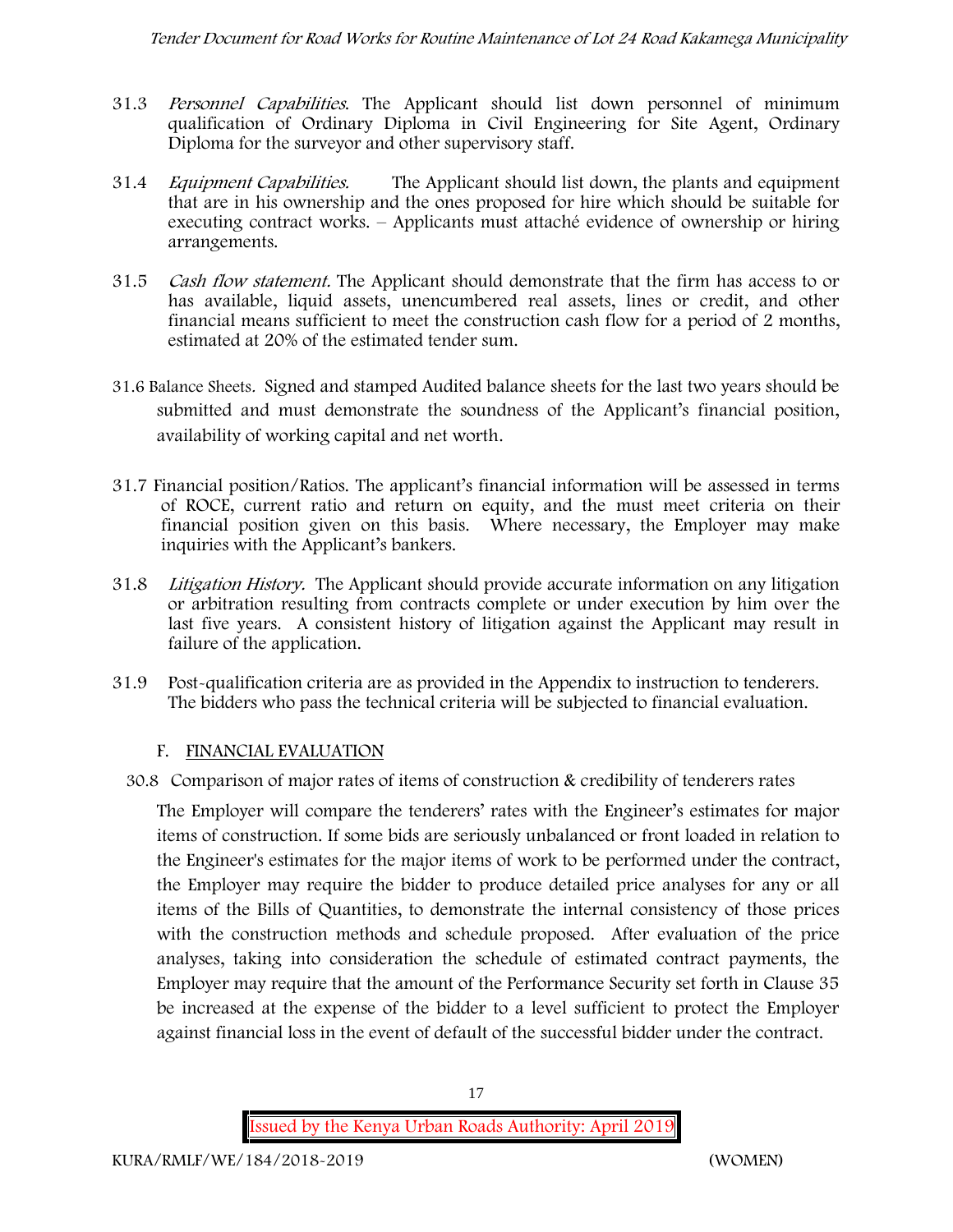31.3 *Personnel Capabilities.* The Applicant should list down personnel of minimum qualification of Ordinary Diploma in Civil Engineering for Site Agent, Ordinary Diploma for the surveyor and other supervisory staff.

31.4 *Equipment Capabilities.* The Applicant should list down, the plants and equipment that are in his ownership and the ones proposed for hire which should be suitable for executing contract works. – Applicants must attaché evidence of ownership or hiring arrangements.

31.5 *Cash flow statement.* The Applicant should demonstrate that the firm has access to or has available, liquid assets, unencumbered real assets, lines or credit, and other financial means sufficient to meet the construction cash flow for a period of 2 months, estimated at 20% of the estimated tender sum.

31.6 Balance Sheets. Signed and stamped Audited balance sheets for the last two years should be submitted and must demonstrate the soundness of the Applicant's financial position, availability of working capital and net worth.

31.7 Financial position/Ratios. The applicant's financial information will be assessed in terms of ROCE, current ratio and return on equity, and the must meet criteria on their financial position given on this basis. Where necessary, the Employer may make inquiries with the Applicant's bankers.

31.8 *Litigation History.* The Applicant should provide accurate information on any litigation or arbitration resulting from contracts complete or under execution by him over the last five years. A consistent history of litigation against the Applicant may result in failure of the application.

31.9 Post-qualification criteria are as provided in the Appendix to instruction to tenderers. The bidders who pass the technical criteria will be subjected to financial evaluation.

## F. FINANCIAL EVALUATION

30.8 Comparison of major rates of items of construction & credibility of tenderers rates

The Employer will compare the tenderers' rates with the Engineer's estimates for major items of construction. If some bids are seriously unbalanced or front loaded in relation to the Engineer's estimates for the major items of work to be performed under the contract, the Employer may require the bidder to produce detailed price analyses for any or all items of the Bills of Quantities, to demonstrate the internal consistency of those prices with the construction methods and schedule proposed. After evaluation of the price analyses, taking into consideration the schedule of estimated contract payments, the Employer may require that the amount of the Performance Security set forth in Clause 35 be increased at the expense of the bidder to a level sufficient to protect the Employer against financial loss in the event of default of the successful bidder under the contract.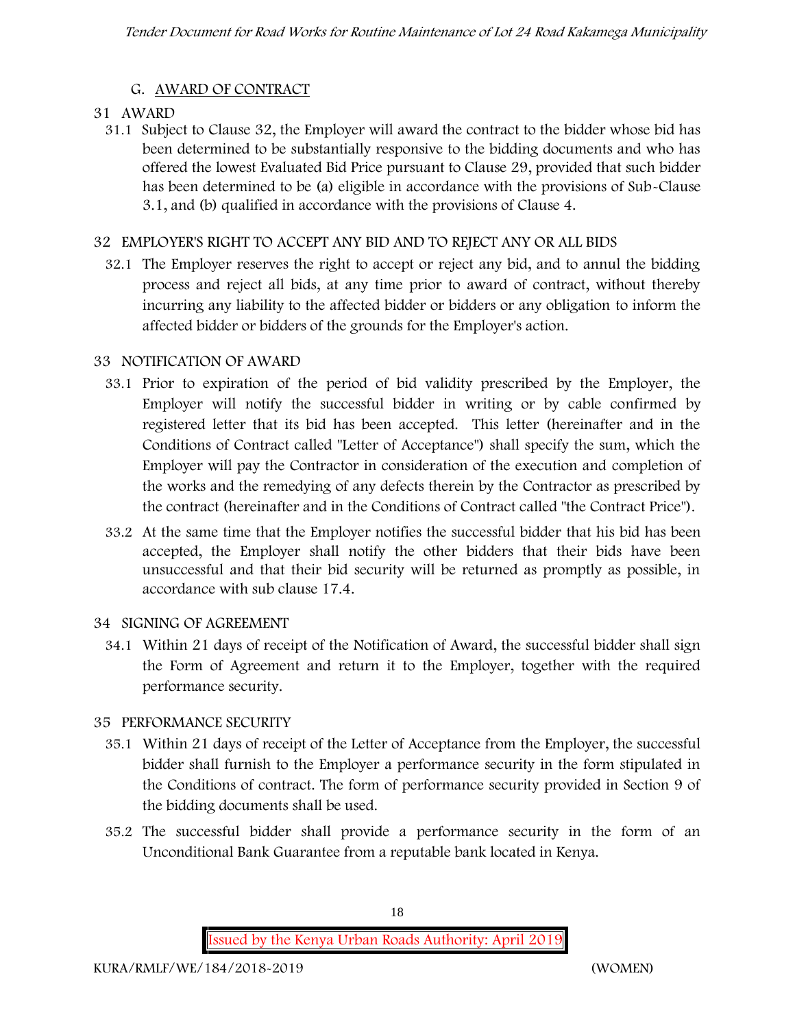## G. AWARD OF CONTRACT

### 31 AWARD

31.1 Subject to Clause 32, the Employer will award the contract to the bidder whose bid has been determined to be substantially responsive to the bidding documents and who has offered the lowest Evaluated Bid Price pursuant to Clause 29, provided that such bidder has been determined to be (a) eligible in accordance with the provisions of Sub-Clause 3.1, and (b) qualified in accordance with the provisions of Clause 4.

### 32 EMPLOYER'S RIGHT TO ACCEPT ANY BID AND TO REJECT ANY OR ALL BIDS

32.1 The Employer reserves the right to accept or reject any bid, and to annul the bidding process and reject all bids, at any time prior to award of contract, without thereby incurring any liability to the affected bidder or bidders or any obligation to inform the affected bidder or bidders of the grounds for the Employer's action.

### 33 NOTIFICATION OF AWARD

33.1 Prior to expiration of the period of bid validity prescribed by the Employer, the Employer will notify the successful bidder in writing or by cable confirmed by registered letter that its bid has been accepted. This letter (hereinafter and in the Conditions of Contract called "Letter of Acceptance") shall specify the sum, which the Employer will pay the Contractor in consideration of the execution and completion of the works and the remedying of any defects therein by the Contractor as prescribed by the contract (hereinafter and in the Conditions of Contract called "the Contract Price").

33.2 At the same time that the Employer notifies the successful bidder that his bid has been accepted, the Employer shall notify the other bidders that their bids have been unsuccessful and that their bid security will be returned as promptly as possible, in accordance with sub clause 17.4.

### 34 SIGNING OF AGREEMENT

34.1 Within 21 days of receipt of the Notification of Award, the successful bidder shall sign the Form of Agreement and return it to the Employer, together with the required performance security.

### 35 PERFORMANCE SECURITY

35.1 Within 21 days of receipt of the Letter of Acceptance from the Employer, the successful bidder shall furnish to the Employer a performance security in the form stipulated in the Conditions of contract. The form of performance security provided in Section 9 of the bidding documents shall be used.

35.2 The successful bidder shall provide a performance security in the form of an Unconditional Bank Guarantee from a reputable bank located in Kenya.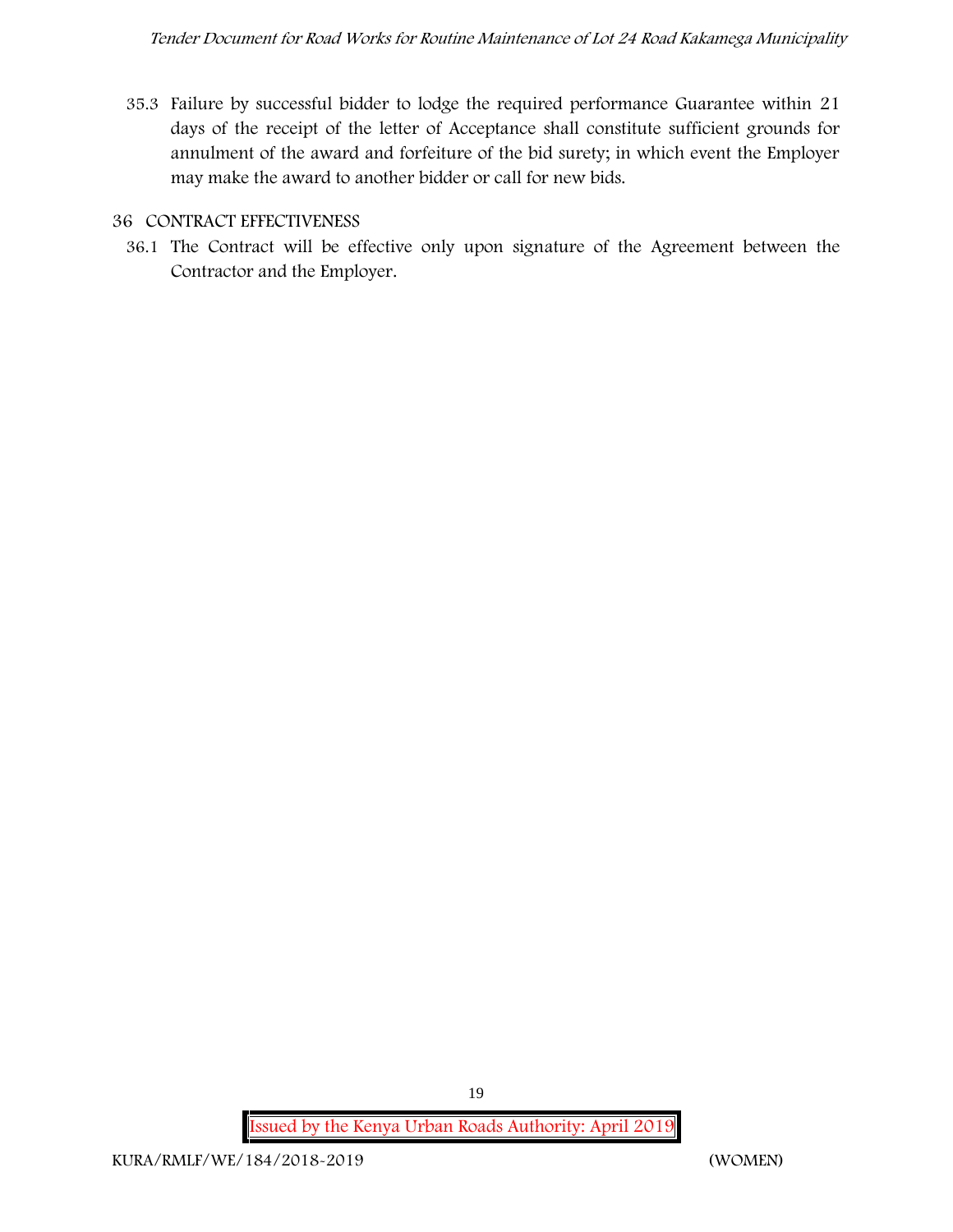35.3 Failure by successful bidder to lodge the required performance Guarantee within 21 days of the receipt of the letter of Acceptance shall constitute sufficient grounds for annulment of the award and forfeiture of the bid surety; in which event the Employer may make the award to another bidder or call for new bids.

## 36 CONTRACT EFFECTIVENESS

36.1 The Contract will be effective only upon signature of the Agreement between the Contractor and the Employer.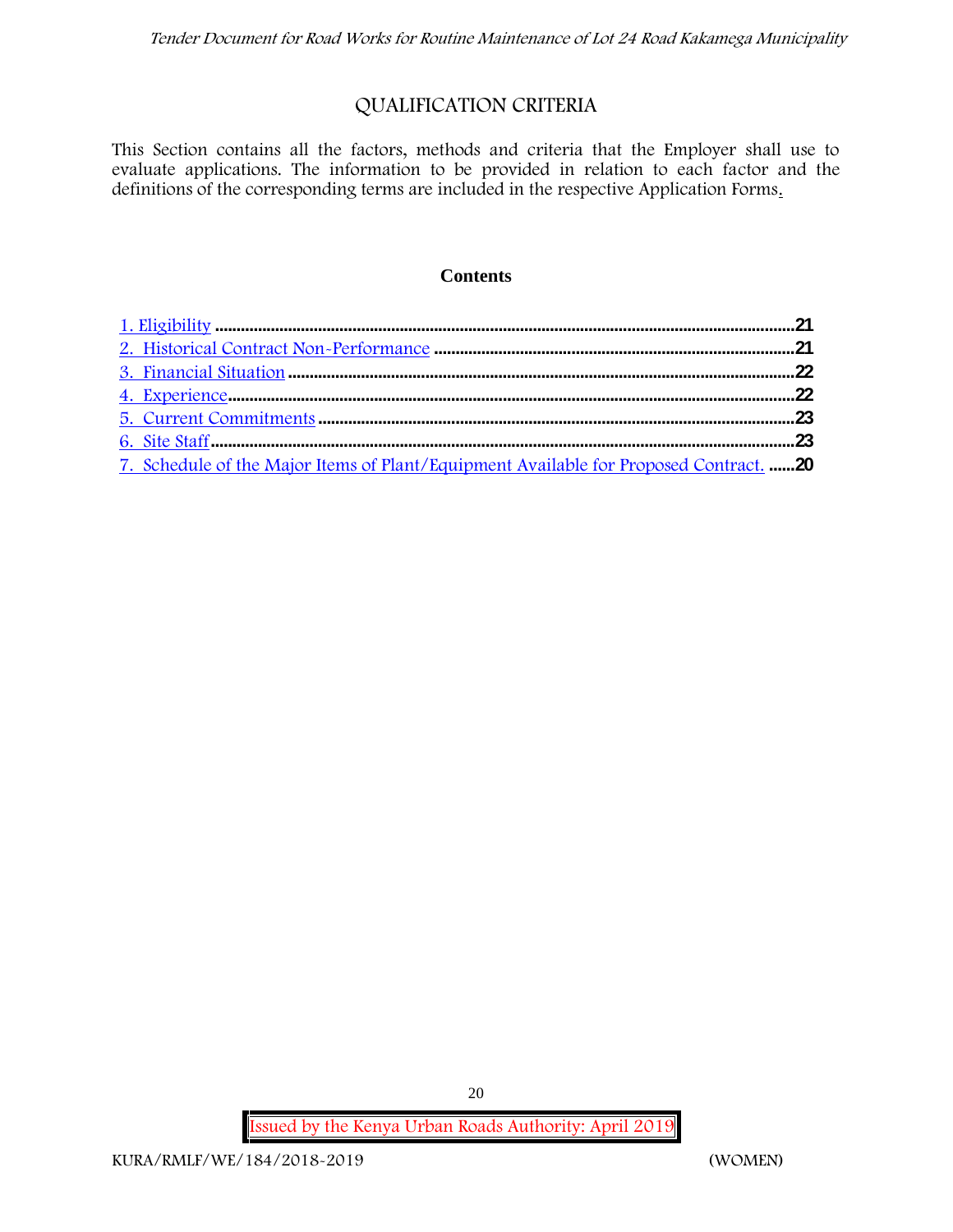# QUALIFICATION CRITERIA

This Section contains all the factors, methods and criteria that the Employer shall use to evaluate applications. The information to be provided in relation to each factor and the definitions of the corresponding terms are included in the respective Application Forms.

**Contents**

1. Eligibility .......... **21**
2. Historical Contract Non-Performance .......... **21**
3. Financial Situation .......... **22**
4. Experience .......... **22**
5. Current Commitments .......... **23**
6. Site Staff .......... **23**
7. Schedule of the Major Items of Plant/Equipment Available for Proposed Contract. .......... **20**

Issued by the Kenya Urban Roads Authority: April 2019

KURA/RMLF/WE/184/2018-2019 (WOMEN)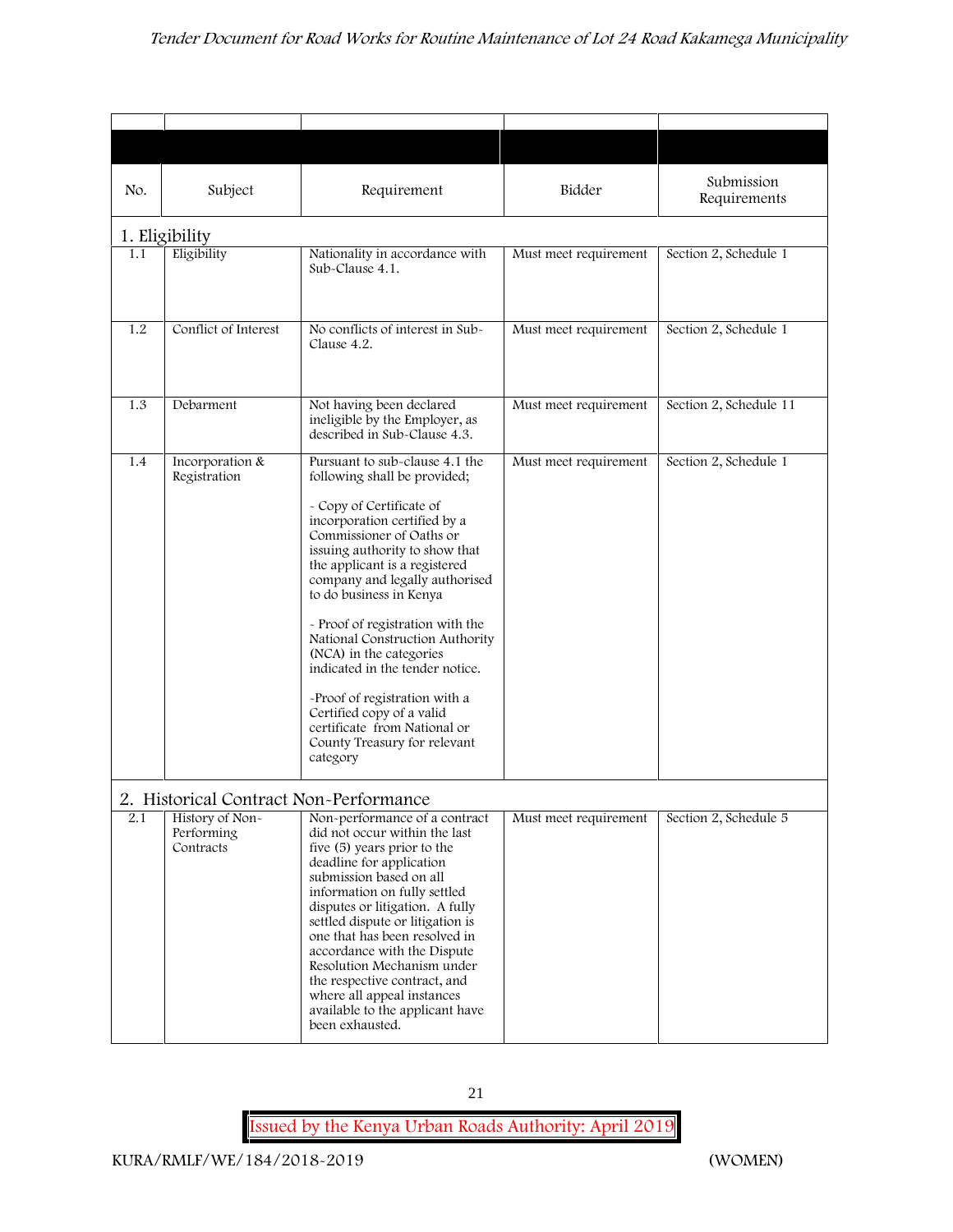| No. | Subject | Requirement | Bidder | Submission Requirements |
|---|---|---|---|---|
| **1. Eligibility** | | | | |
| 1.1 | Eligibility | Nationality in accordance with Sub-Clause 4.1. | Must meet requirement | Section 2, Schedule 1 |
| 1.2 | Conflict of Interest | No conflicts of interest in Sub-Clause 4.2. | Must meet requirement | Section 2, Schedule 1 |
| 1.3 | Debarment | Not having been declared ineligible by the Employer, as described in Sub-Clause 4.3. | Must meet requirement | Section 2, Schedule 11 |
| 1.4 | Incorporation & Registration | Pursuant to sub-clause 4.1 the following shall be provided;<br><br>- Copy of Certificate of incorporation certified by a Commissioner of Oaths or issuing authority to show that the applicant is a registered company and legally authorised to do business in Kenya<br><br>- Proof of registration with the National Construction Authority (NCA) in the categories indicated in the tender notice.<br><br>-Proof of registration with a Certified copy of a valid certificate from National or County Treasury for relevant category | Must meet requirement | Section 2, Schedule 1 |
| **2. Historical Contract Non-Performance** | | | | |
| 2.1 | History of Non-Performing Contracts | Non-performance of a contract did not occur within the last five (5) years prior to the deadline for application submission based on all information on fully settled disputes or litigation. A fully settled dispute or litigation is one that has been resolved in accordance with the Dispute Resolution Mechanism under the respective contract, and where all appeal instances available to the applicant have been exhausted. | Must meet requirement | Section 2, Schedule 5 |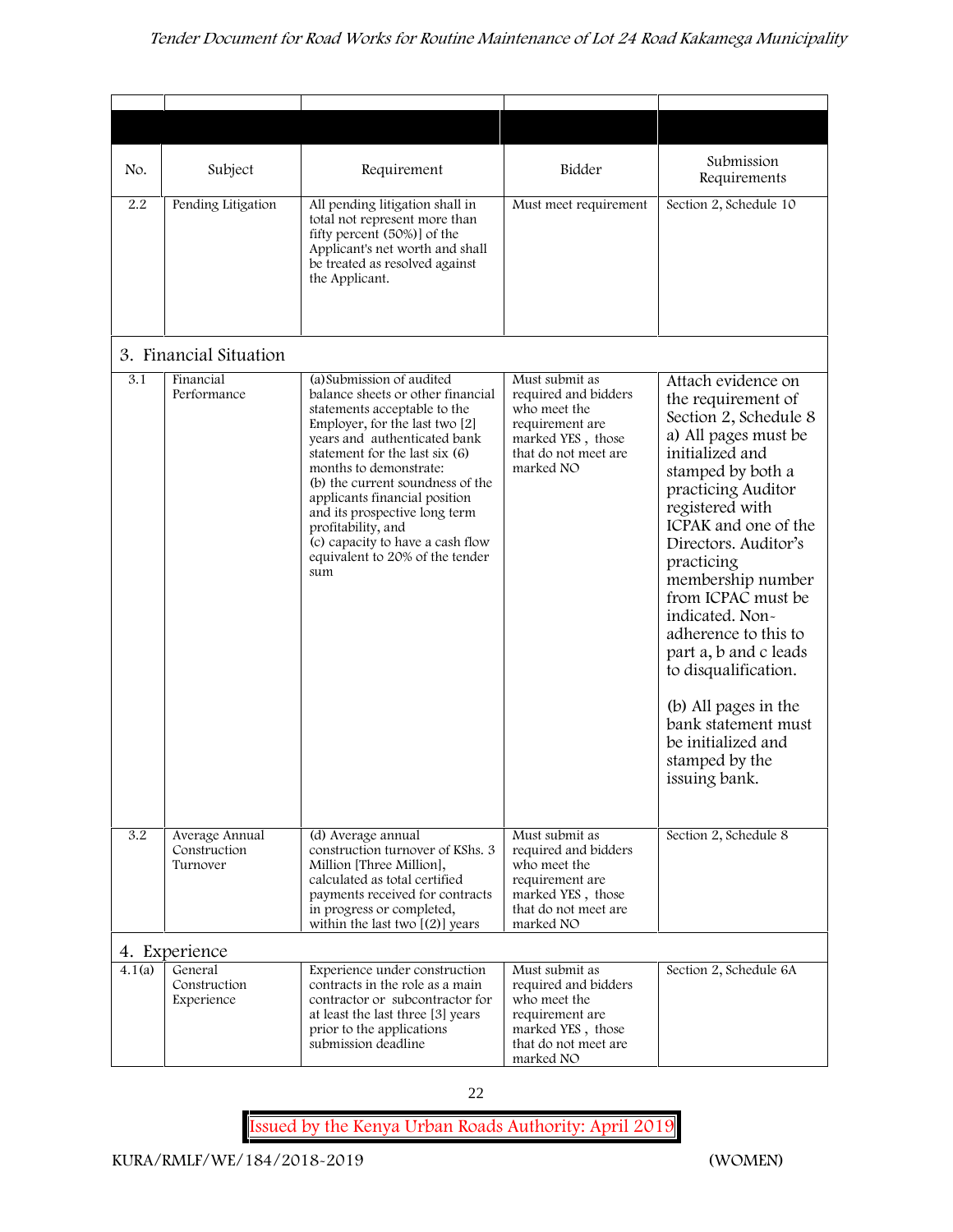| No. | Subject | Requirement | Bidder | Submission Requirements |
|---|---|---|---|---|
| 2.2 | Pending Litigation | All pending litigation shall in total not represent more than fifty percent (50%)] of the Applicant's net worth and shall be treated as resolved against the Applicant. | Must meet requirement | Section 2, Schedule 10 |
| **3. Financial Situation** | | | | |
| 3.1 | Financial Performance | (a)Submission of audited balance sheets or other financial statements acceptable to the Employer, for the last two [2] years and authenticated bank statement for the last six (6) months to demonstrate:<br>(b) the current soundness of the applicants financial position and its prospective long term profitability, and<br>(c) capacity to have a cash flow equivalent to 20% of the tender sum | Must submit as required and bidders who meet the requirement are marked YES , those that do not meet are marked NO | Attach evidence on the requirement of Section 2, Schedule 8 a) All pages must be initialized and stamped by both a practicing Auditor registered with ICPAK and one of the Directors. Auditor's practicing membership number from ICPAC must be indicated. Non-adherence to this to part a, b and c leads to disqualification.<br><br>(b) All pages in the bank statement must be initialized and stamped by the issuing bank. |
| 3.2 | Average Annual Construction Turnover | (d) Average annual construction turnover of KShs. 3 Million [Three Million], calculated as total certified payments received for contracts in progress or completed, within the last two [(2)] years | Must submit as required and bidders who meet the requirement are marked YES , those that do not meet are marked NO | Section 2, Schedule 8 |
| **4. Experience** | | | | |
| 4.1(a) | General Construction Experience | Experience under construction contracts in the role as a main contractor or subcontractor for at least the last three [3] years prior to the applications submission deadline | Must submit as required and bidders who meet the requirement are marked YES , those that do not meet are marked NO | Section 2, Schedule 6A |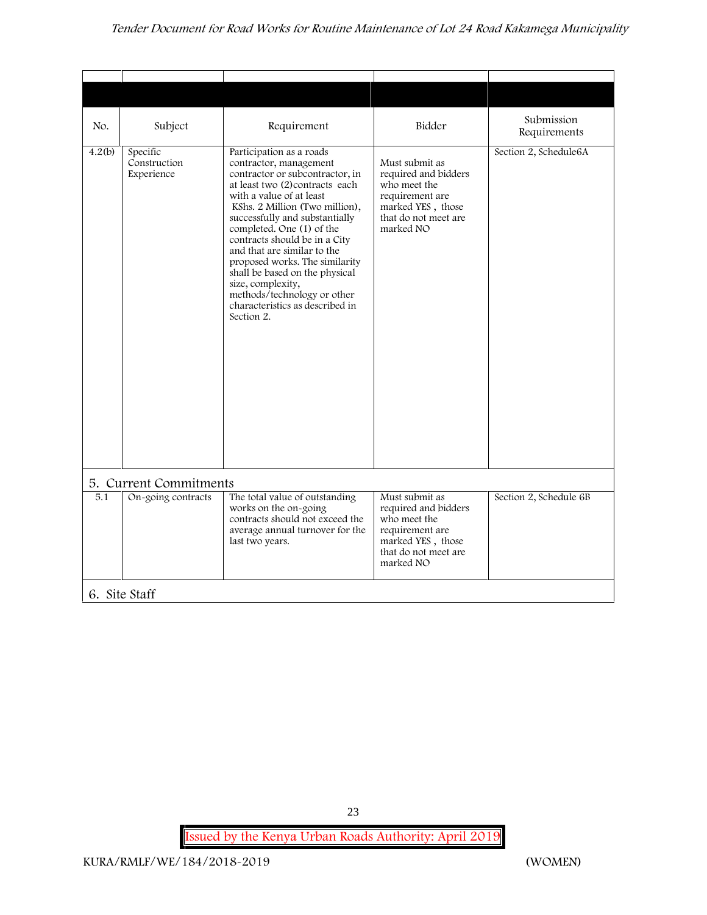| No. | Subject | Requirement | Bidder | Submission Requirements |
|---|---|---|---|---|
| 4.2(b) | Specific Construction Experience | Participation as a roads contractor, management contractor or subcontractor, in at least two (2)contracts each with a value of at least KShs. 2 Million (Two million), successfully and substantially completed. One (1) of the contracts should be in a City and that are similar to the proposed works. The similarity shall be based on the physical size, complexity, methods/technology or other characteristics as described in Section 2. | Must submit as required and bidders who meet the requirement are marked YES , those that do not meet are marked NO | Section 2, Schedule6A |
| **5. Current Commitments** | | | | |
| 5.1 | On-going contracts | The total value of outstanding works on the on-going contracts should not exceed the average annual turnover for the last two years. | Must submit as required and bidders who meet the requirement are marked YES , those that do not meet are marked NO | Section 2, Schedule 6B |
| **6. Site Staff** | | | | |

Issued by the Kenya Urban Roads Authority: April 2019

KURA/RMLF/WE/184/2018-2019 (WOMEN)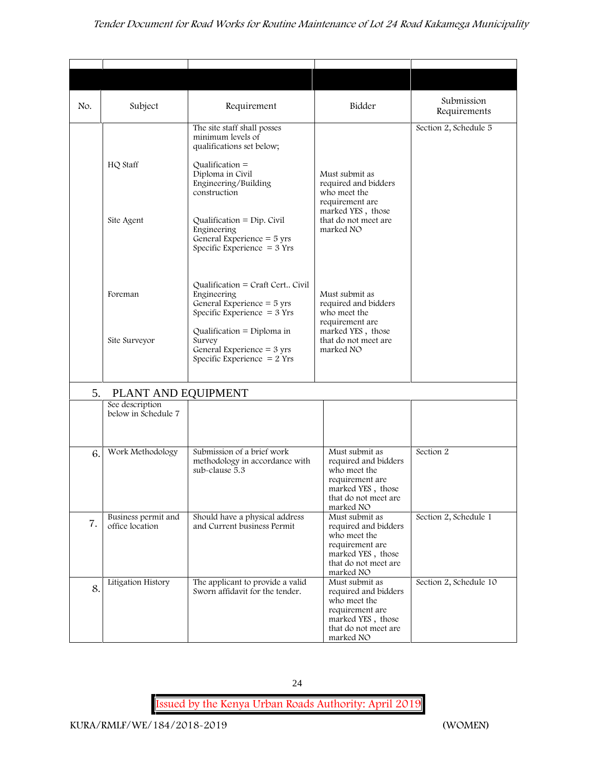| No. | Subject | Requirement | Bidder | Submission Requirements |
|---|---|---|---|---|
| | | The site staff shall posses minimum levels of qualifications set below; | | Section 2, Schedule 5 |
| | HQ Staff | Qualification = Diploma in Civil Engineering/Building construction | Must submit as required and bidders who meet the requirement are marked YES , those that do not meet are marked NO | |
| | Site Agent | Qualification = Dip. Civil Engineering<br>General Experience = 5 yrs<br>Specific Experience = 3 Yrs | | |
| | Foreman | Qualification = Craft Cert.. Civil Engineering<br>General Experience = 5 yrs<br>Specific Experience = 3 Yrs | Must submit as required and bidders who meet the requirement are marked YES , those that do not meet are marked NO | |
| | Site Surveyor | Qualification = Diploma in Survey<br>General Experience = 3 yrs<br>Specific Experience = 2 Yrs | | |
| 5. | PLANT AND EQUIPMENT | | | |
| | See description below in Schedule 7 | | | |
| 6. | Work Methodology | Submission of a brief work methodology in accordance with sub-clause 5.3 | Must submit as required and bidders who meet the requirement are marked YES , those that do not meet are marked NO | Section 2 |
| 7. | Business permit and office location | Should have a physical address and Current business Permit | Must submit as required and bidders who meet the requirement are marked YES , those that do not meet are marked NO | Section 2, Schedule 1 |
| 8. | Litigation History | The applicant to provide a valid Sworn affidavit for the tender. | Must submit as required and bidders who meet the requirement are marked YES , those that do not meet are marked NO | Section 2, Schedule 10 |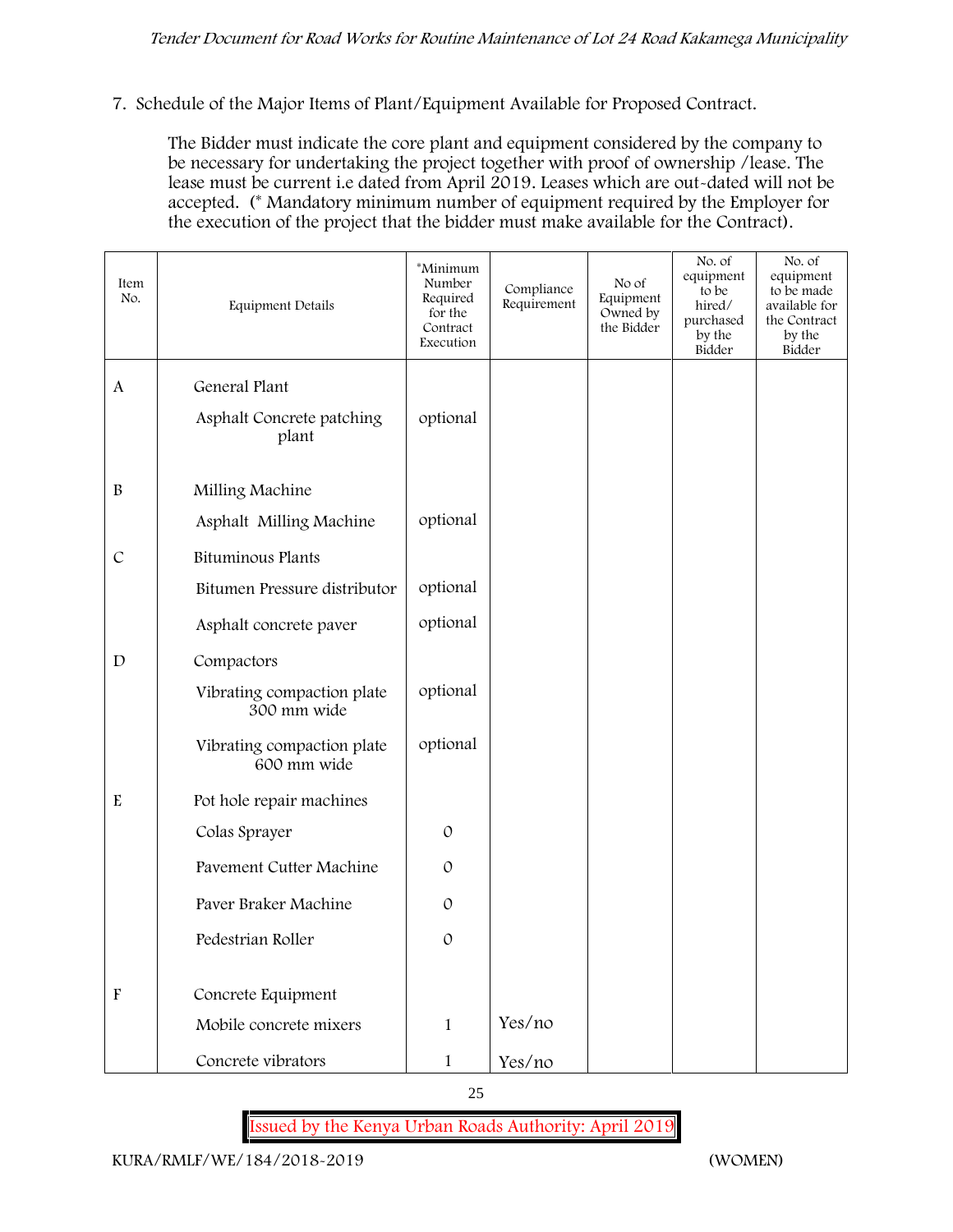7. Schedule of the Major Items of Plant/Equipment Available for Proposed Contract.

The Bidder must indicate the core plant and equipment considered by the company to be necessary for undertaking the project together with proof of ownership /lease. The lease must be current i.e dated from April 2019. Leases which are out-dated will not be accepted. (* Mandatory minimum number of equipment required by the Employer for the execution of the project that the bidder must make available for the Contract).

| Item No. | Equipment Details | *Minimum Number Required for the Contract Execution | Compliance Requirement | No of Equipment Owned by the Bidder | No. of equipment to be hired/ purchased by the Bidder | No. of equipment to be made available for the Contract by the Bidder |
|---|---|---|---|---|---|---|
| A | General Plant | | | | | |
| | Asphalt Concrete patching plant | optional | | | | |
| B | Milling Machine | | | | | |
| | Asphalt Milling Machine | optional | | | | |
| C | Bituminous Plants | | | | | |
| | Bitumen Pressure distributor | optional | | | | |
| | Asphalt concrete paver | optional | | | | |
| D | Compactors | | | | | |
| | Vibrating compaction plate 300 mm wide | optional | | | | |
| | Vibrating compaction plate 600 mm wide | optional | | | | |
| E | Pot hole repair machines | | | | | |
| | Colas Sprayer | 0 | | | | |
| | Pavement Cutter Machine | 0 | | | | |
| | Paver Braker Machine | 0 | | | | |
| | Pedestrian Roller | 0 | | | | |
| F | Concrete Equipment | | | | | |
| | Mobile concrete mixers | 1 | Yes/no | | | |
| | Concrete vibrators | 1 | Yes/no | | | |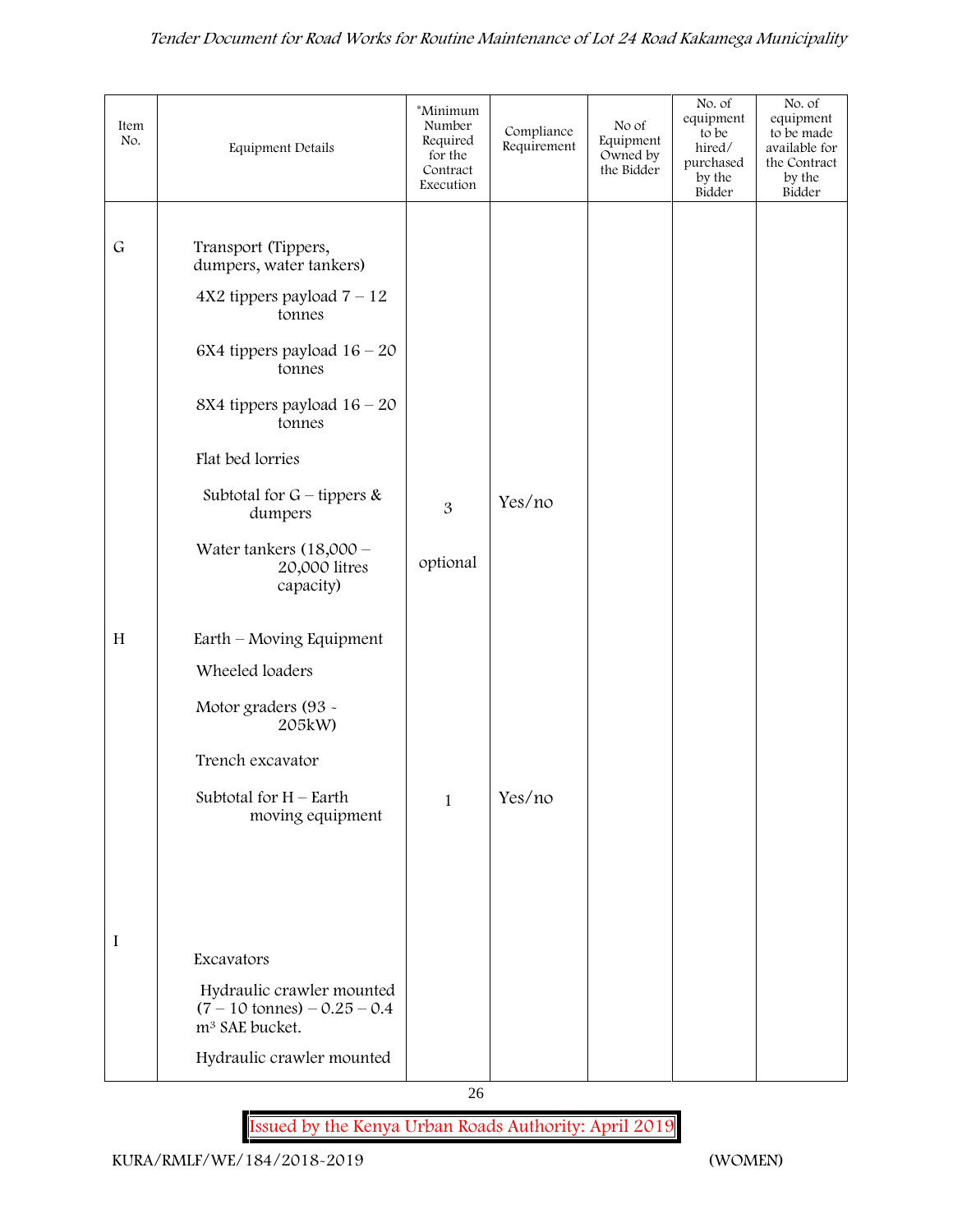| Item No. | Equipment Details | *Minimum Number Required for the Contract Execution | Compliance Requirement | No of Equipment Owned by the Bidder | No. of equipment to be hired/ purchased by the Bidder | No. of equipment to be made available for the Contract by the Bidder |
|---|---|---|---|---|---|---|
| G | Transport (Tippers, dumpers, water tankers) | | | | | |
| | 4X2 tippers payload 7 – 12 tonnes | | | | | |
| | 6X4 tippers payload 16 – 20 tonnes | | | | | |
| | 8X4 tippers payload 16 – 20 tonnes | | | | | |
| | Flat bed lorries | | | | | |
| | Subtotal for G – tippers & dumpers | 3 | Yes/no | | | |
| | Water tankers (18,000 – 20,000 litres capacity) | optional | | | | |
| H | Earth – Moving Equipment | | | | | |
| | Wheeled loaders | | | | | |
| | Motor graders (93 - 205kW) | | | | | |
| | Trench excavator | | | | | |
| | Subtotal for H – Earth moving equipment | 1 | Yes/no | | | |
| I | Excavators | | | | | |
| | Hydraulic crawler mounted (7 – 10 tonnes) – 0.25 – 0.4 $m^3$ SAE bucket. | | | | | |
| | Hydraulic crawler mounted | | | | | |

Issued by the Kenya Urban Roads Authority: April 2019

KURA/RMLF/WE/184/2018-2019 (WOMEN)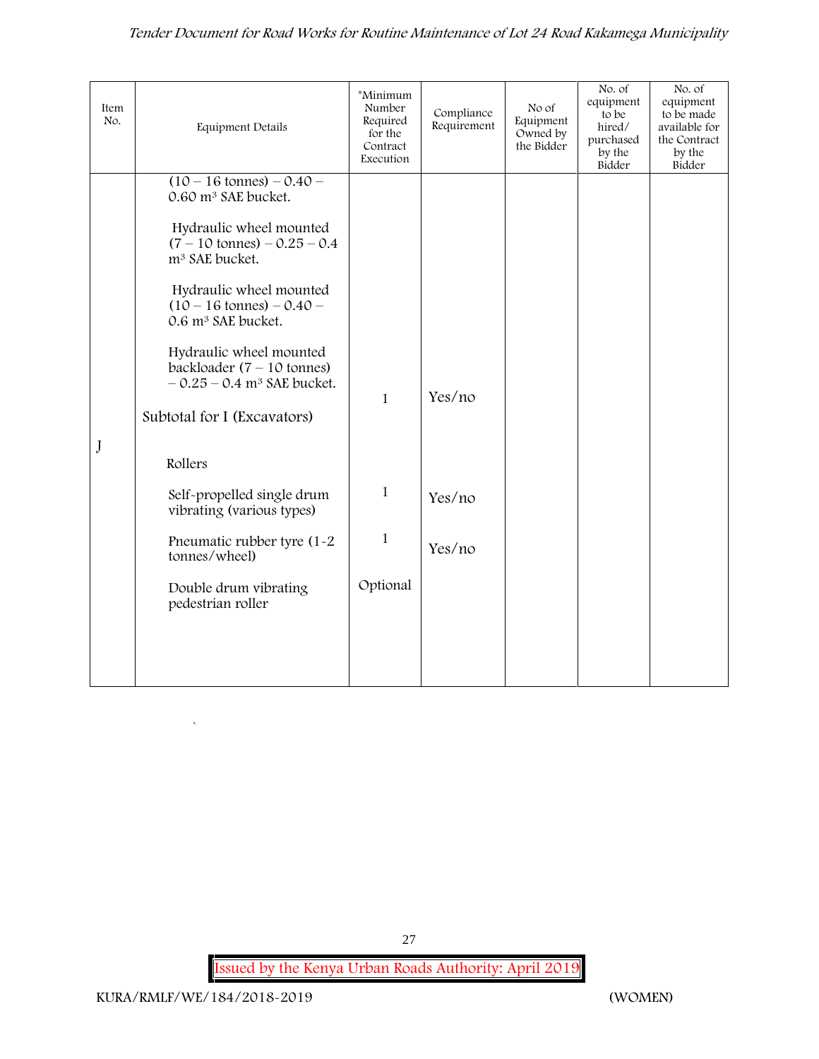| Item No. | Equipment Details | *Minimum Number Required for the Contract Execution | Compliance Requirement | No of Equipment Owned by the Bidder | No. of equipment to be hired/ purchased by the Bidder | No. of equipment to be made available for the Contract by the Bidder |
|---|---|---|---|---|---|---|
| | (10 – 16 tonnes) – 0.40 – 0.60 $m^3$ SAE bucket. | | | | | |
| | Hydraulic wheel mounted (7 – 10 tonnes) – 0.25 – 0.4 $m^3$ SAE bucket. | | | | | |
| | Hydraulic wheel mounted (10 – 16 tonnes) – 0.40 – 0.6 $m^3$ SAE bucket. | | | | | |
| | Hydraulic wheel mounted backloader (7 – 10 tonnes) – 0.25 – 0.4 $m^3$ SAE bucket. | 1 | Yes/no | | | |
| | Subtotal for I (Excavators) | | | | | |
| J | Rollers | | | | | |
| | Self-propelled single drum vibrating (various types) | 1 | Yes/no | | | |
| | Pneumatic rubber tyre (1-2 tonnes/wheel) | 1 | Yes/no | | | |
| | Double drum vibrating pedestrian roller | Optional | | | | |

KURA/RMLF/WE/184/2018-2019 (WOMEN)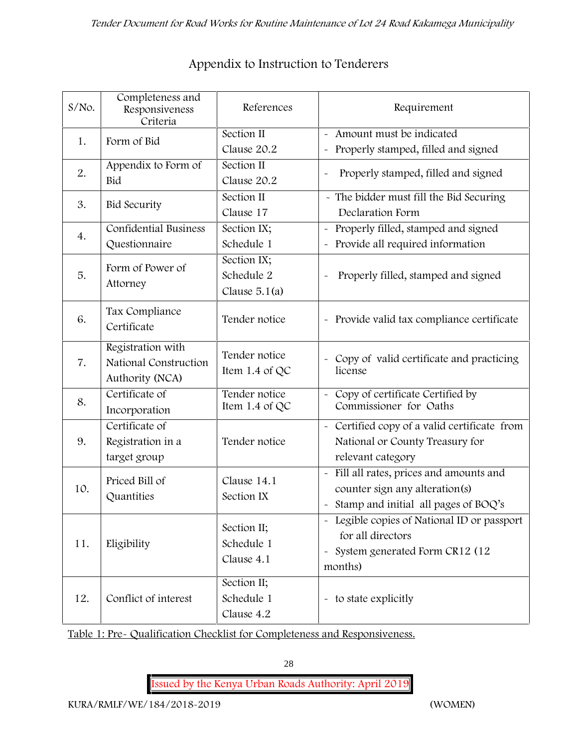# Appendix to Instruction to Tenderers

| S/No. | Completeness and Responsiveness Criteria | References | Requirement |
|---|---|---|---|
| 1. | Form of Bid | Section II Clause 20.2 | - Amount must be indicated<br>- Properly stamped, filled and signed |
| 2. | Appendix to Form of Bid | Section II Clause 20.2 | - Properly stamped, filled and signed |
| 3. | Bid Security | Section II Clause 17 | - The bidder must fill the Bid Securing Declaration Form |
| 4. | Confidential Business Questionnaire | Section IX; Schedule 1 | - Properly filled, stamped and signed<br>- Provide all required information |
| 5. | Form of Power of Attorney | Section IX; Schedule 2 Clause 5.1(a) | - Properly filled, stamped and signed |
| 6. | Tax Compliance Certificate | Tender notice | - Provide valid tax compliance certificate |
| 7. | Registration with National Construction Authority (NCA) | Tender notice Item 1.4 of QC | - Copy of valid certificate and practicing license |
| 8. | Certificate of Incorporation | Tender notice Item 1.4 of QC | - Copy of certificate Certified by Commissioner for Oaths |
| 9. | Certificate of Registration in a target group | Tender notice | - Certified copy of a valid certificate from National or County Treasury for relevant category |
| 10. | Priced Bill of Quantities | Clause 14.1 Section IX | - Fill all rates, prices and amounts and counter sign any alteration(s)<br>- Stamp and initial all pages of BOQ's |
| 11. | Eligibility | Section II; Schedule 1 Clause 4.1 | - Legible copies of National ID or passport for all directors<br>- System generated Form CR12 (12 months) |
| 12. | Conflict of interest | Section II; Schedule 1 Clause 4.2 | - to state explicitly |

Table 1: Pre- Qualification Checklist for Completeness and Responsiveness.

KURA/RMLF/WE/184/2018-2019 (WOMEN)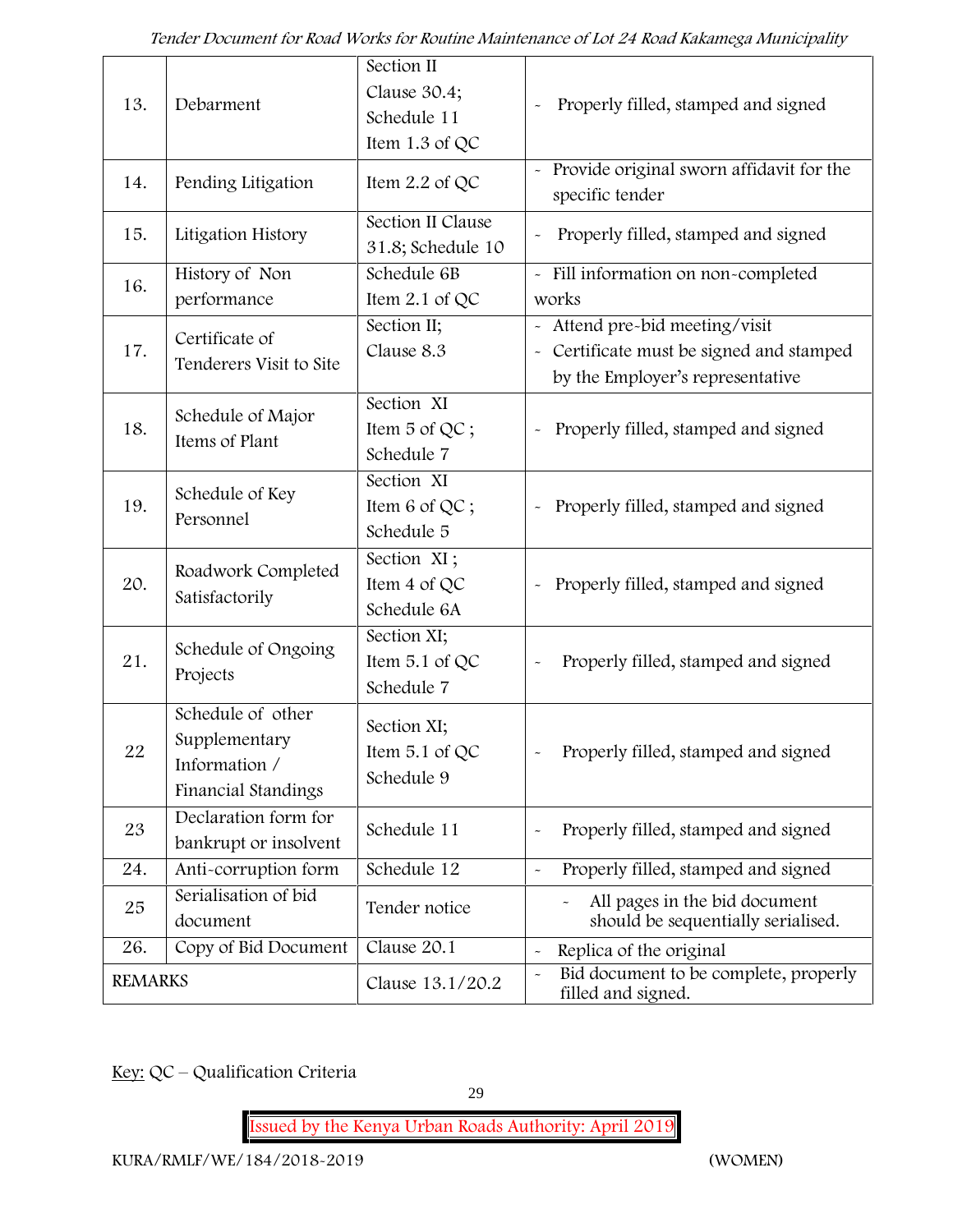| 13. | Debarment | Section II Clause 30.4; Schedule 11 Item 1.3 of QC | - Properly filled, stamped and signed |
|---|---|---|---|
| 14. | Pending Litigation | Item 2.2 of QC | - Provide original sworn affidavit for the specific tender |
| 15. | Litigation History | Section II Clause 31.8; Schedule 10 | - Properly filled, stamped and signed |
| 16. | History of Non performance | Schedule 6B Item 2.1 of QC | - Fill information on non-completed works |
| 17. | Certificate of Tenderers Visit to Site | Section II; Clause 8.3 | - Attend pre-bid meeting/visit<br>- Certificate must be signed and stamped by the Employer's representative |
| 18. | Schedule of Major Items of Plant | Section XI Item 5 of QC ; Schedule 7 | - Properly filled, stamped and signed |
| 19. | Schedule of Key Personnel | Section XI Item 6 of QC ; Schedule 5 | - Properly filled, stamped and signed |
| 20. | Roadwork Completed Satisfactorily | Section XI ; Item 4 of QC Schedule 6A | - Properly filled, stamped and signed |
| 21. | Schedule of Ongoing Projects | Section XI; Item 5.1 of QC Schedule 7 | - Properly filled, stamped and signed |
| 22 | Schedule of other Supplementary Information / Financial Standings | Section XI; Item 5.1 of QC Schedule 9 | - Properly filled, stamped and signed |
| 23 | Declaration form for bankrupt or insolvent | Schedule 11 | - Properly filled, stamped and signed |
| 24. | Anti-corruption form | Schedule 12 | - Properly filled, stamped and signed |
| 25 | Serialisation of bid document | Tender notice | - All pages in the bid document should be sequentially serialised. |
| 26. | Copy of Bid Document | Clause 20.1 | - Replica of the original |
| REMARKS | | Clause 13.1/20.2 | - Bid document to be complete, properly filled and signed. |

Key: QC – Qualification Criteria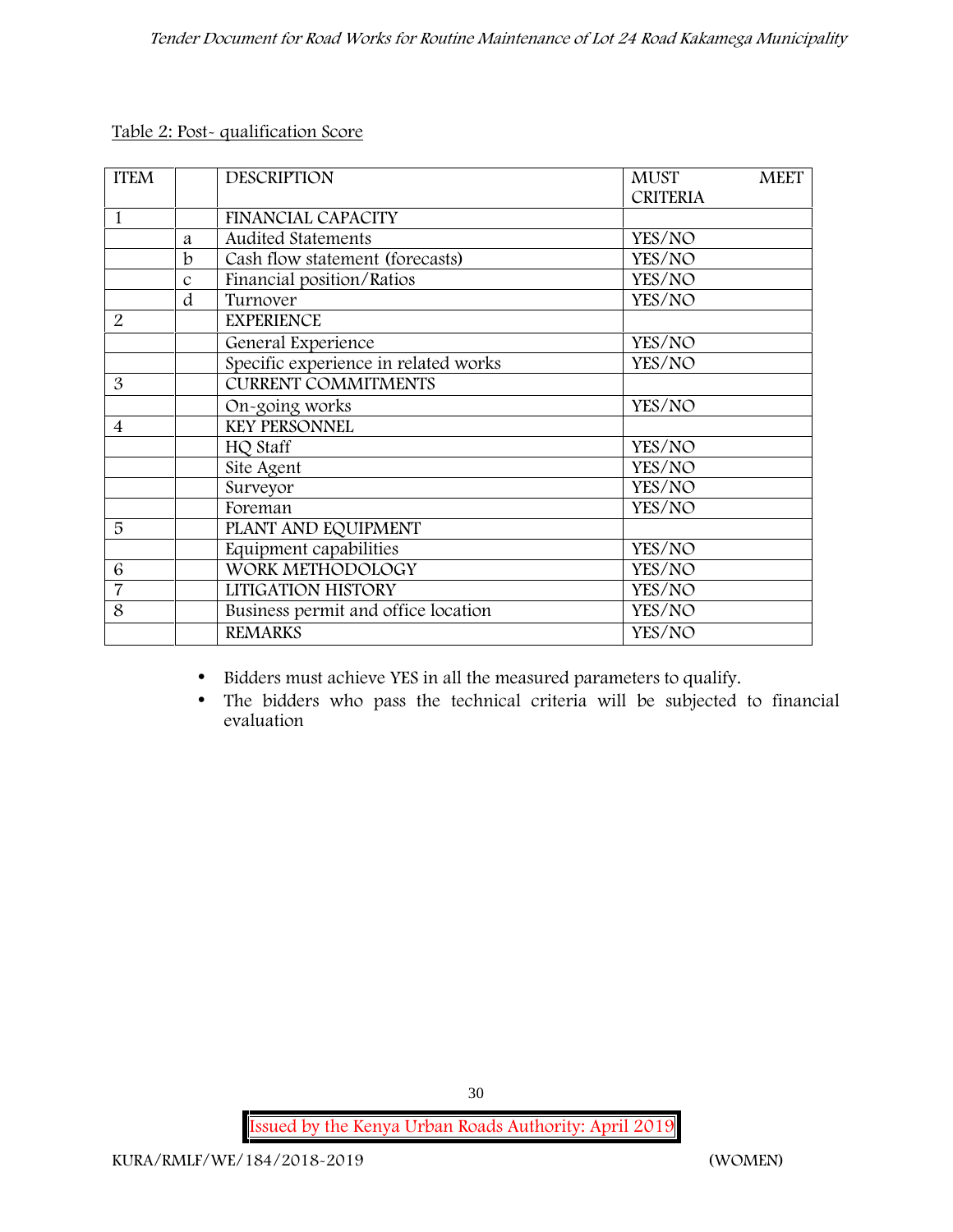Table 2: Post- qualification Score

| ITEM | | DESCRIPTION | MUST MEET CRITERIA |
|---|---|---|---|
| 1 | | FINANCIAL CAPACITY | |
| | a | Audited Statements | YES/NO |
| | b | Cash flow statement (forecasts) | YES/NO |
| | c | Financial position/Ratios | YES/NO |
| | d | Turnover | YES/NO |
| 2 | | EXPERIENCE | |
| | | General Experience | YES/NO |
| | | Specific experience in related works | YES/NO |
| 3 | | CURRENT COMMITMENTS | |
| | | On-going works | YES/NO |
| 4 | | KEY PERSONNEL | |
| | | HQ Staff | YES/NO |
| | | Site Agent | YES/NO |
| | | Surveyor | YES/NO |
| | | Foreman | YES/NO |
| 5 | | PLANT AND EQUIPMENT | |
| | | Equipment capabilities | YES/NO |
| 6 | | WORK METHODOLOGY | YES/NO |
| 7 | | LITIGATION HISTORY | YES/NO |
| 8 | | Business permit and office location | YES/NO |
| | | REMARKS | YES/NO |

- Bidders must achieve YES in all the measured parameters to qualify.
- The bidders who pass the technical criteria will be subjected to financial evaluation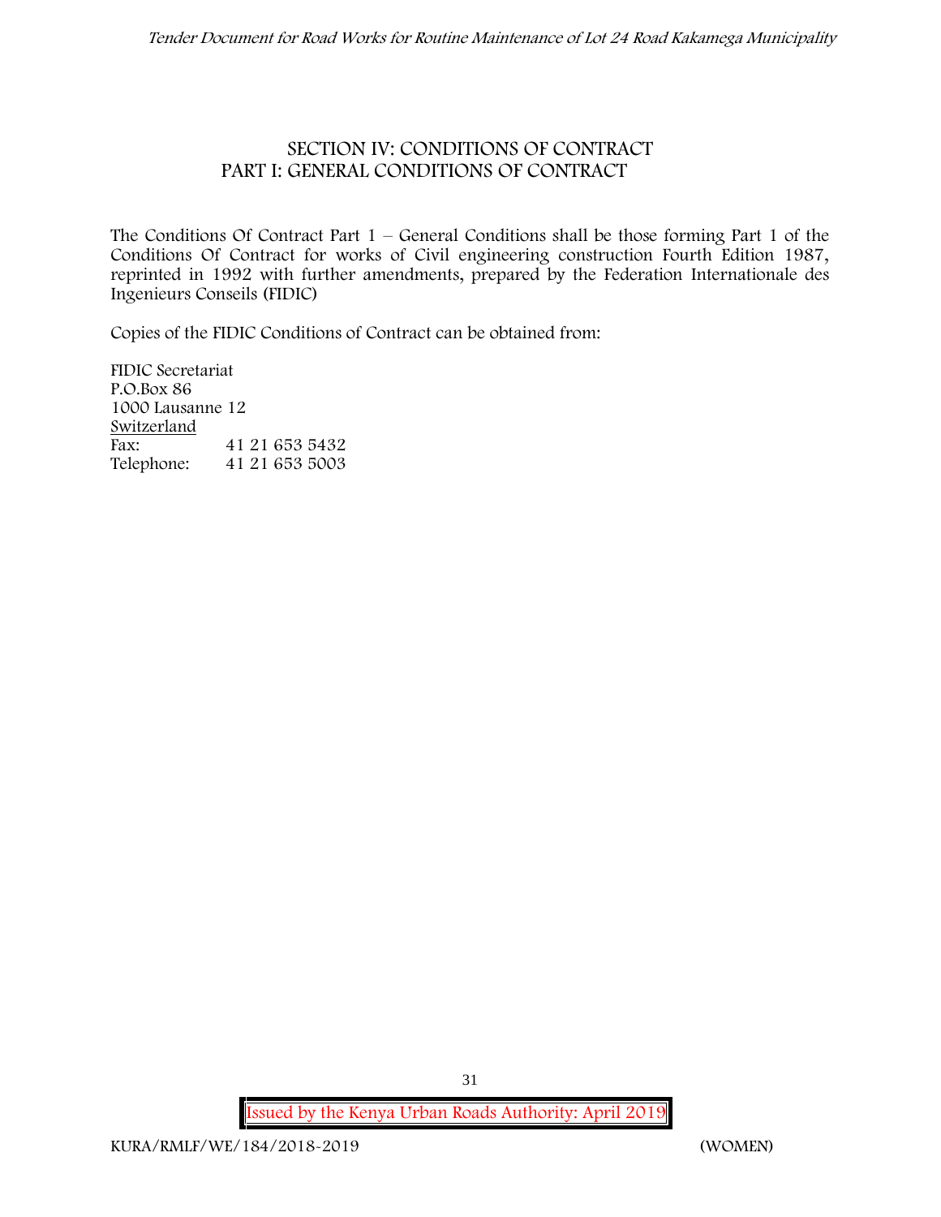# SECTION IV: CONDITIONS OF CONTRACT
## PART I: GENERAL CONDITIONS OF CONTRACT

The Conditions Of Contract Part 1 – General Conditions shall be those forming Part 1 of the Conditions Of Contract for works of Civil engineering construction Fourth Edition 1987, reprinted in 1992 with further amendments, prepared by the Federation Internationale des Ingenieurs Conseils (FIDIC)

Copies of the FIDIC Conditions of Contract can be obtained from:

FIDIC Secretariat
P.O.Box 86
1000 Lausanne 12
Switzerland

| | |
|---|---|
| Fax: | 41 21 653 5432 |
| Telephone: | 41 21 653 5003 |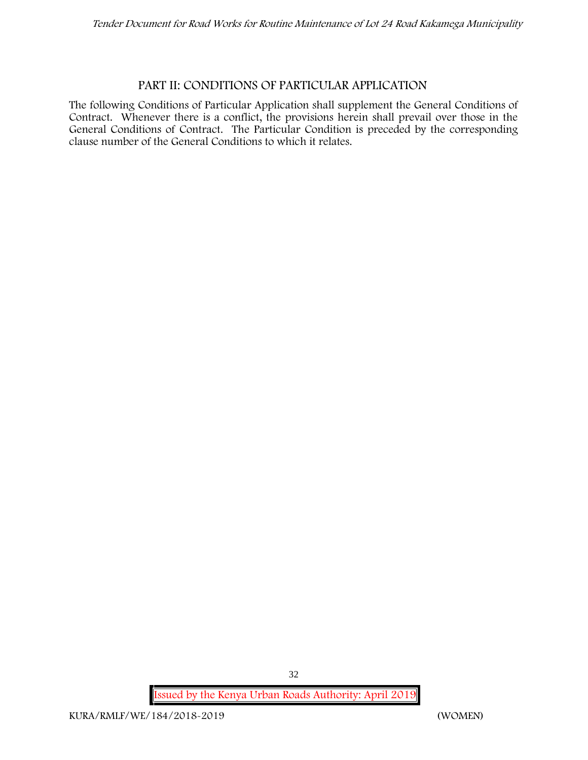## PART II: CONDITIONS OF PARTICULAR APPLICATION

The following Conditions of Particular Application shall supplement the General Conditions of Contract. Whenever there is a conflict, the provisions herein shall prevail over those in the General Conditions of Contract. The Particular Condition is preceded by the corresponding clause number of the General Conditions to which it relates.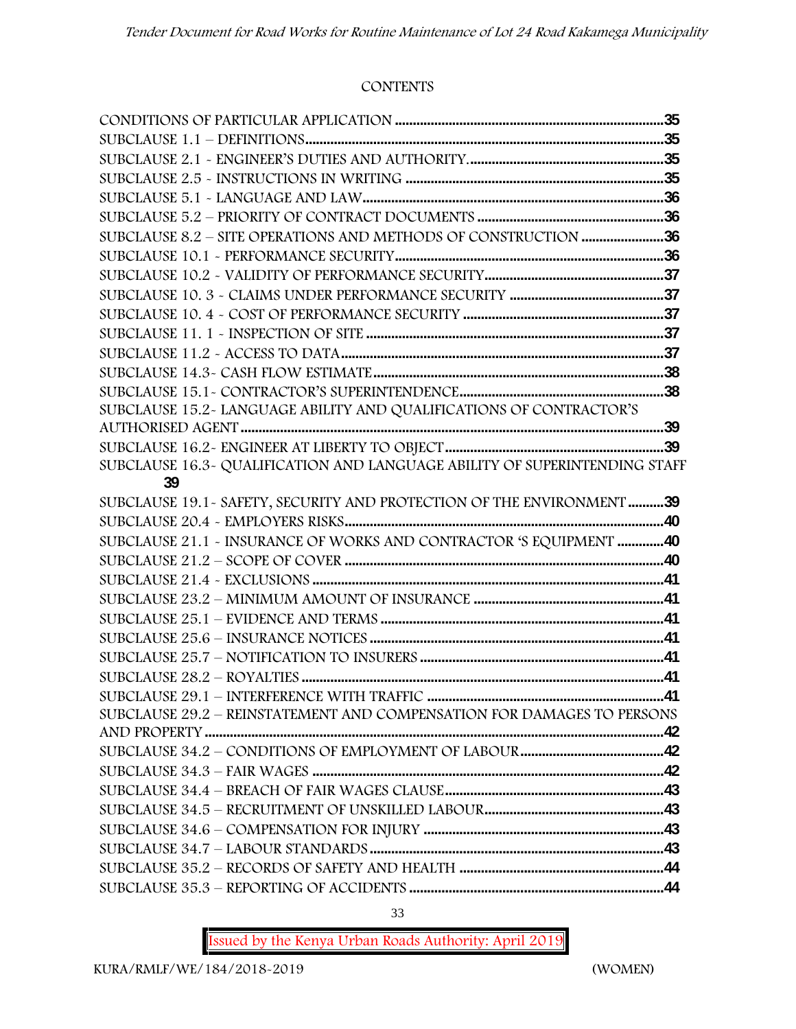CONTENTS

CONDITIONS OF PARTICULAR APPLICATION ....................................................................35
SUBCLAUSE 1.1 – DEFINITIONS....................................................................................35
SUBCLAUSE 2.1 - ENGINEER'S DUTIES AND AUTHORITY........................................................35
SUBCLAUSE 2.5 - INSTRUCTIONS IN WRITING ..........................................................................35
SUBCLAUSE 5.1 - LANGUAGE AND LAW....................................................................................36
SUBCLAUSE 5.2 – PRIORITY OF CONTRACT DOCUMENTS .....................................................36
SUBCLAUSE 8.2 – SITE OPERATIONS AND METHODS OF CONSTRUCTION ........................36
SUBCLAUSE 10.1 - PERFORMANCE SECURITY...........................................................................36
SUBCLAUSE 10.2 - VALIDITY OF PERFORMANCE SECURITY..................................................37
SUBCLAUSE 10. 3 - CLAIMS UNDER PERFORMANCE SECURITY ...........................................37
SUBCLAUSE 10. 4 - COST OF PERFORMANCE SECURITY ........................................................37
SUBCLAUSE 11. 1 - INSPECTION OF SITE ...................................................................................37
SUBCLAUSE 11.2 - ACCESS TO DATA..........................................................................................37
SUBCLAUSE 14.3- CASH FLOW ESTIMATE.................................................................................38
SUBCLAUSE 15.1- CONTRACTOR'S SUPERINTENDENCE.........................................................38
SUBCLAUSE 15.2- LANGUAGE ABILITY AND QUALIFICATIONS OF CONTRACTOR'S AUTHORISED AGENT.......................................................................................................39
SUBCLAUSE 16.2- ENGINEER AT LIBERTY TO OBJECT.............................................................39
SUBCLAUSE 16.3- QUALIFICATION AND LANGUAGE ABILITY OF SUPERINTENDING STAFF 39
SUBCLAUSE 19.1- SAFETY, SECURITY AND PROTECTION OF THE ENVIRONMENT ..........39
SUBCLAUSE 20.4 - EMPLOYERS RISKS..........................................................................................40
SUBCLAUSE 21.1 - INSURANCE OF WORKS AND CONTRACTOR 'S EQUIPMENT .............40
SUBCLAUSE 21.2 – SCOPE OF COVER .........................................................................................40
SUBCLAUSE 21.4 - EXCLUSIONS ...................................................................................................41
SUBCLAUSE 23.2 – MINIMUM AMOUNT OF INSURANCE .....................................................41
SUBCLAUSE 25.1 – EVIDENCE AND TERMS ...............................................................................41
SUBCLAUSE 25.6 – INSURANCE NOTICES ..................................................................................41
SUBCLAUSE 25.7 – NOTIFICATION TO INSURERS ....................................................................41
SUBCLAUSE 28.2 – ROYALTIES .....................................................................................................41
SUBCLAUSE 29.1 – INTERFERENCE WITH TRAFFIC ..................................................................41
SUBCLAUSE 29.2 – REINSTATEMENT AND COMPENSATION FOR DAMAGES TO PERSONS AND PROPERTY ...............................................................................................................42
SUBCLAUSE 34.2 – CONDITIONS OF EMPLOYMENT OF LABOUR........................................42
SUBCLAUSE 34.3 – FAIR WAGES ..................................................................................................42
SUBCLAUSE 34.4 – BREACH OF FAIR WAGES CLAUSE.............................................................43
SUBCLAUSE 34.5 – RECRUITMENT OF UNSKILLED LABOUR..................................................43
SUBCLAUSE 34.6 – COMPENSATION FOR INJURY ....................................................................43
SUBCLAUSE 34.7 – LABOUR STANDARDS ..................................................................................43
SUBCLAUSE 35.2 – RECORDS OF SAFETY AND HEALTH .........................................................44
SUBCLAUSE 35.3 – REPORTING OF ACCIDENTS .......................................................................44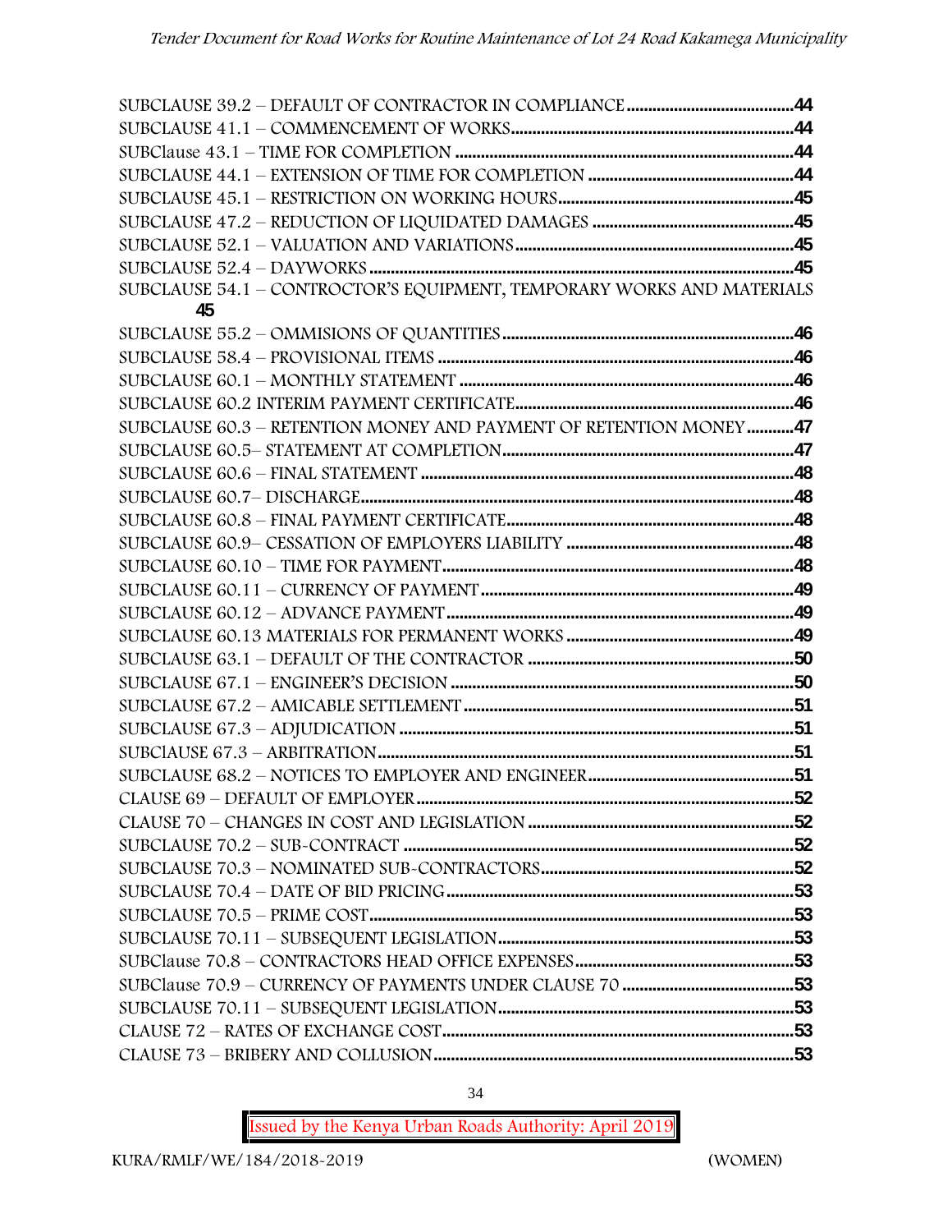SUBCLAUSE 39.2 – DEFAULT OF CONTRACTOR IN COMPLIANCE ....................................44
SUBCLAUSE 41.1 – COMMENCEMENT OF WORKS.................................................................44
SUBClause 43.1 – TIME FOR COMPLETION .............................................................................44
SUBCLAUSE 44.1 – EXTENSION OF TIME FOR COMPLETION ...............................................44
SUBCLAUSE 45.1 – RESTRICTION ON WORKING HOURS.......................................................45
SUBCLAUSE 47.2 – REDUCTION OF LIQUIDATED DAMAGES ...............................................45
SUBCLAUSE 52.1 – VALUATION AND VARIATIONS................................................................45
SUBCLAUSE 52.4 – DAYWORKS ..................................................................................................45
SUBCLAUSE 54.1 – CONTROCTOR'S EQUIPMENT, TEMPORARY WORKS AND MATERIALS 45
SUBCLAUSE 55.2 – OMMISIONS OF QUANTITIES ...................................................................46
SUBCLAUSE 58.4 – PROVISIONAL ITEMS ..................................................................................46
SUBCLAUSE 60.1 – MONTHLY STATEMENT .............................................................................46
SUBCLAUSE 60.2 INTERIM PAYMENT CERTIFICATE................................................................46
SUBCLAUSE 60.3 – RETENTION MONEY AND PAYMENT OF RETENTION MONEY...........47
SUBCLAUSE 60.5– STATEMENT AT COMPLETION...................................................................47
SUBCLAUSE 60.6 – FINAL STATEMENT .......................................................................................48
SUBCLAUSE 60.7– DISCHARGE.....................................................................................................48
SUBCLAUSE 60.8 – FINAL PAYMENT CERTIFICATE...................................................................48
SUBCLAUSE 60.9– CESSATION OF EMPLOYERS LIABILITY .....................................................48
SUBCLAUSE 60.10 – TIME FOR PAYMENT..................................................................................48
SUBCLAUSE 60.11 – CURRENCY OF PAYMENT.........................................................................49
SUBCLAUSE 60.12 – ADVANCE PAYMENT.................................................................................49
SUBCLAUSE 60.13 MATERIALS FOR PERMANENT WORKS .....................................................49
SUBCLAUSE 63.1 – DEFAULT OF THE CONTRACTOR ..............................................................50
SUBCLAUSE 67.1 – ENGINEER'S DECISION ................................................................................50
SUBCLAUSE 67.2 – AMICABLE SETTLEMENT.............................................................................51
SUBCLAUSE 67.3 – ADJUDICATION ............................................................................................51
SUBClAUSE 67.3 – ARBITRATION.................................................................................................51
SUBCLAUSE 68.2 – NOTICES TO EMPLOYER AND ENGINEER................................................51
CLAUSE 69 – DEFAULT OF EMPLOYER........................................................................................52
CLAUSE 70 – CHANGES IN COST AND LEGISLATION ..............................................................52
SUBCLAUSE 70.2 – SUB-CONTRACT ...........................................................................................52
SUBCLAUSE 70.3 – NOMINATED SUB-CONTRACTORS............................................................52
SUBCLAUSE 70.4 – DATE OF BID PRICING.................................................................................53
SUBCLAUSE 70.5 – PRIME COST...................................................................................................53
SUBCLAUSE 70.11 – SUBSEQUENT LEGISLATION.....................................................................53
SUBClause 70.8 – CONTRACTORS HEAD OFFICE EXPENSES....................................................53
SUBClause 70.9 – CURRENCY OF PAYMENTS UNDER CLAUSE 70 .........................................53
SUBCLAUSE 70.11 – SUBSEQUENT LEGISLATION.....................................................................53
CLAUSE 72 – RATES OF EXCHANGE COST..................................................................................53
CLAUSE 73 – BRIBERY AND COLLUSION....................................................................................53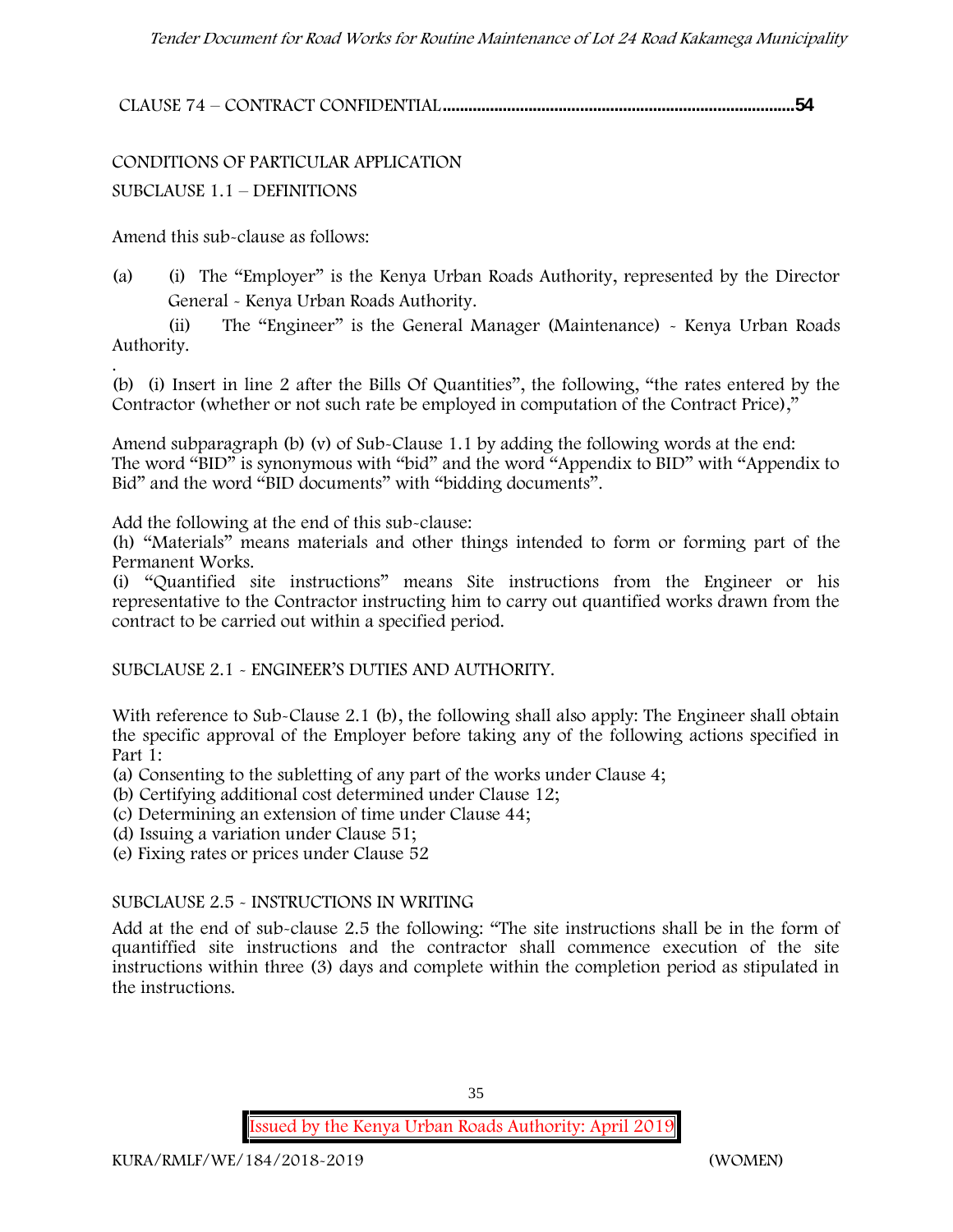CLAUSE 74 – CONTRACT CONFIDENTIAL................................................................................**54**

CONDITIONS OF PARTICULAR APPLICATION

SUBCLAUSE 1.1 – DEFINITIONS

Amend this sub-clause as follows:

(a) (i) The "Employer" is the Kenya Urban Roads Authority, represented by the Director General - Kenya Urban Roads Authority.

(ii) The "Engineer" is the General Manager (Maintenance) - Kenya Urban Roads Authority.

.

(b) (i) Insert in line 2 after the Bills Of Quantities", the following, "the rates entered by the Contractor (whether or not such rate be employed in computation of the Contract Price),"

Amend subparagraph (b) (v) of Sub-Clause 1.1 by adding the following words at the end: The word "BID" is synonymous with "bid" and the word "Appendix to BID" with "Appendix to Bid" and the word "BID documents" with "bidding documents".

Add the following at the end of this sub-clause:

(h) "Materials" means materials and other things intended to form or forming part of the Permanent Works.

(i) "Quantified site instructions" means Site instructions from the Engineer or his representative to the Contractor instructing him to carry out quantified works drawn from the contract to be carried out within a specified period.

SUBCLAUSE 2.1 - ENGINEER'S DUTIES AND AUTHORITY.

With reference to Sub-Clause 2.1 (b), the following shall also apply: The Engineer shall obtain the specific approval of the Employer before taking any of the following actions specified in Part 1:

(a) Consenting to the subletting of any part of the works under Clause 4;
(b) Certifying additional cost determined under Clause 12;
(c) Determining an extension of time under Clause 44;
(d) Issuing a variation under Clause 51;
(e) Fixing rates or prices under Clause 52

SUBCLAUSE 2.5 - INSTRUCTIONS IN WRITING

Add at the end of sub-clause 2.5 the following: "The site instructions shall be in the form of quantiffied site instructions and the contractor shall commence execution of the site instructions within three (3) days and complete within the completion period as stipulated in the instructions.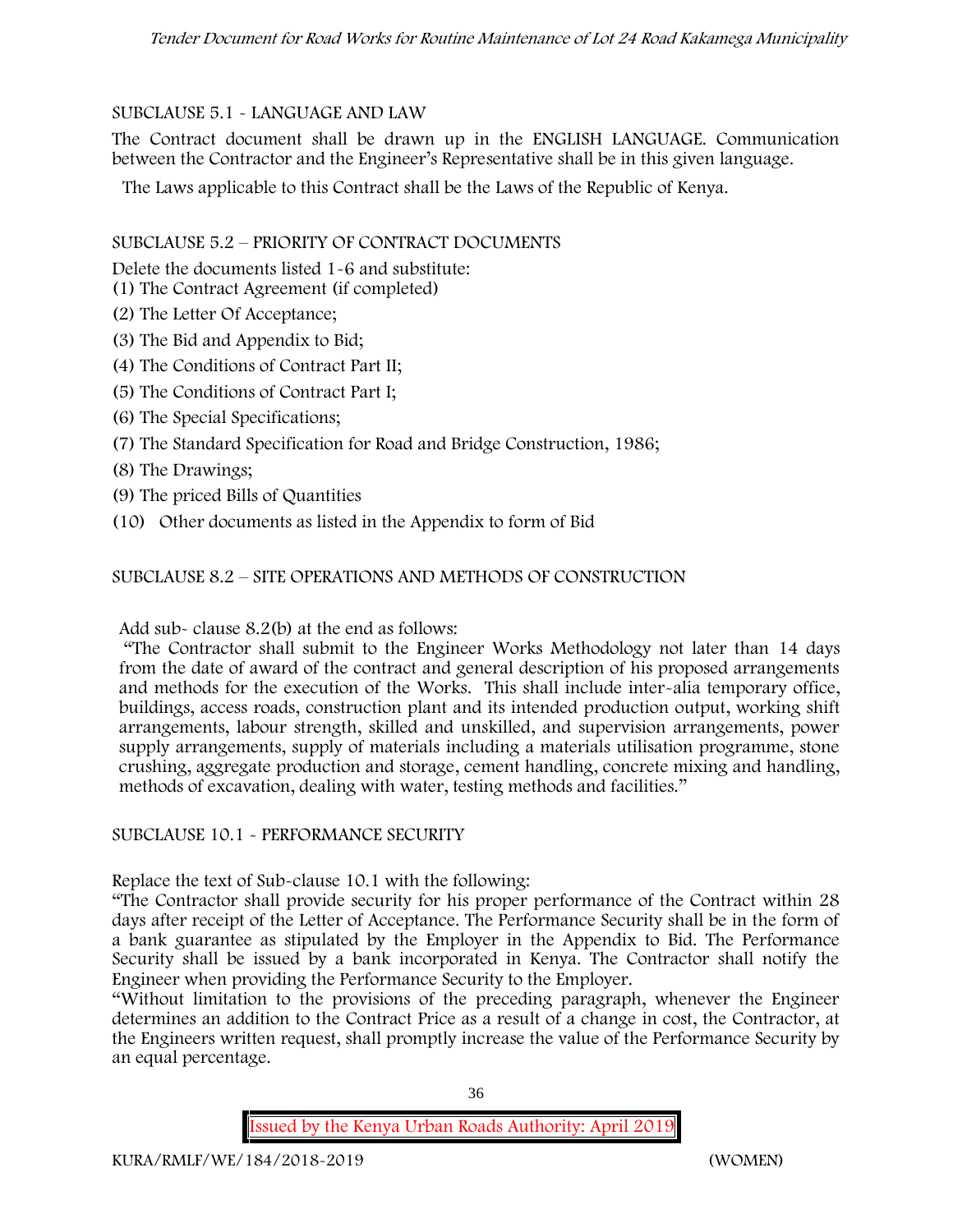SUBCLAUSE 5.1 - LANGUAGE AND LAW

The Contract document shall be drawn up in the ENGLISH LANGUAGE. Communication between the Contractor and the Engineer's Representative shall be in this given language.

The Laws applicable to this Contract shall be the Laws of the Republic of Kenya.

SUBCLAUSE 5.2 – PRIORITY OF CONTRACT DOCUMENTS

Delete the documents listed 1-6 and substitute:

(1) The Contract Agreement (if completed)

(2) The Letter Of Acceptance;

(3) The Bid and Appendix to Bid;

(4) The Conditions of Contract Part II;

(5) The Conditions of Contract Part I;

(6) The Special Specifications;

(7) The Standard Specification for Road and Bridge Construction, 1986;

(8) The Drawings;

(9) The priced Bills of Quantities

(10) Other documents as listed in the Appendix to form of Bid

SUBCLAUSE 8.2 – SITE OPERATIONS AND METHODS OF CONSTRUCTION

Add sub- clause 8.2(b) at the end as follows:

"The Contractor shall submit to the Engineer Works Methodology not later than 14 days from the date of award of the contract and general description of his proposed arrangements and methods for the execution of the Works. This shall include inter-alia temporary office, buildings, access roads, construction plant and its intended production output, working shift arrangements, labour strength, skilled and unskilled, and supervision arrangements, power supply arrangements, supply of materials including a materials utilisation programme, stone crushing, aggregate production and storage, cement handling, concrete mixing and handling, methods of excavation, dealing with water, testing methods and facilities."

SUBCLAUSE 10.1 - PERFORMANCE SECURITY

Replace the text of Sub-clause 10.1 with the following:

"The Contractor shall provide security for his proper performance of the Contract within 28 days after receipt of the Letter of Acceptance. The Performance Security shall be in the form of a bank guarantee as stipulated by the Employer in the Appendix to Bid. The Performance Security shall be issued by a bank incorporated in Kenya. The Contractor shall notify the Engineer when providing the Performance Security to the Employer.

"Without limitation to the provisions of the preceding paragraph, whenever the Engineer determines an addition to the Contract Price as a result of a change in cost, the Contractor, at the Engineers written request, shall promptly increase the value of the Performance Security by an equal percentage.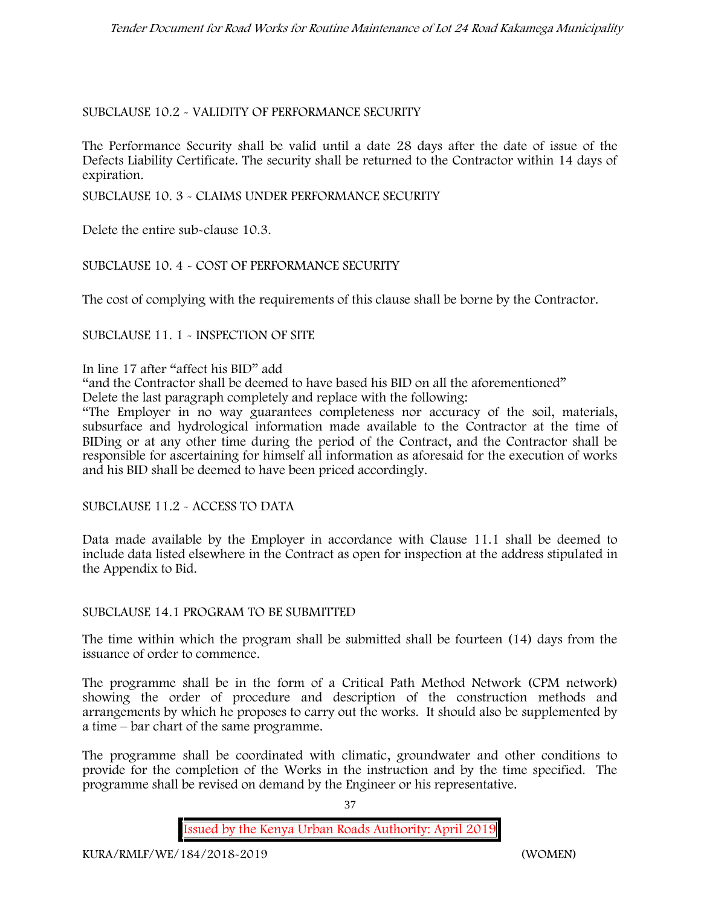SUBCLAUSE 10.2 - VALIDITY OF PERFORMANCE SECURITY

The Performance Security shall be valid until a date 28 days after the date of issue of the Defects Liability Certificate. The security shall be returned to the Contractor within 14 days of expiration.

SUBCLAUSE 10. 3 - CLAIMS UNDER PERFORMANCE SECURITY

Delete the entire sub-clause 10.3.

SUBCLAUSE 10. 4 - COST OF PERFORMANCE SECURITY

The cost of complying with the requirements of this clause shall be borne by the Contractor.

SUBCLAUSE 11. 1 - INSPECTION OF SITE

In line 17 after "affect his BID" add

"and the Contractor shall be deemed to have based his BID on all the aforementioned"

Delete the last paragraph completely and replace with the following:

"The Employer in no way guarantees completeness nor accuracy of the soil, materials, subsurface and hydrological information made available to the Contractor at the time of BIDing or at any other time during the period of the Contract, and the Contractor shall be responsible for ascertaining for himself all information as aforesaid for the execution of works and his BID shall be deemed to have been priced accordingly.

SUBCLAUSE 11.2 - ACCESS TO DATA

Data made available by the Employer in accordance with Clause 11.1 shall be deemed to include data listed elsewhere in the Contract as open for inspection at the address stipulated in the Appendix to Bid.

SUBCLAUSE 14.1 PROGRAM TO BE SUBMITTED

The time within which the program shall be submitted shall be fourteen (14) days from the issuance of order to commence.

The programme shall be in the form of a Critical Path Method Network (CPM network) showing the order of procedure and description of the construction methods and arrangements by which he proposes to carry out the works. It should also be supplemented by a time – bar chart of the same programme.

The programme shall be coordinated with climatic, groundwater and other conditions to provide for the completion of the Works in the instruction and by the time specified. The programme shall be revised on demand by the Engineer or his representative.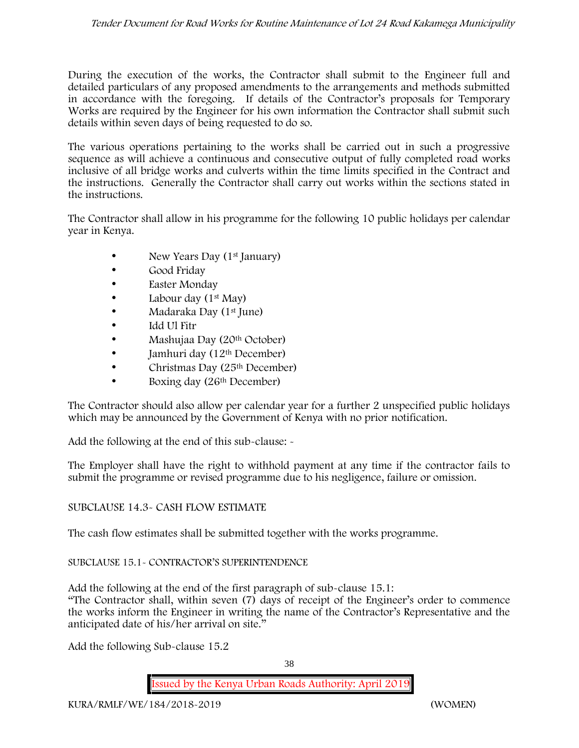During the execution of the works, the Contractor shall submit to the Engineer full and detailed particulars of any proposed amendments to the arrangements and methods submitted in accordance with the foregoing. If details of the Contractor's proposals for Temporary Works are required by the Engineer for his own information the Contractor shall submit such details within seven days of being requested to do so.

The various operations pertaining to the works shall be carried out in such a progressive sequence as will achieve a continuous and consecutive output of fully completed road works inclusive of all bridge works and culverts within the time limits specified in the Contract and the instructions. Generally the Contractor shall carry out works within the sections stated in the instructions.

The Contractor shall allow in his programme for the following 10 public holidays per calendar year in Kenya.

- New Years Day (1st January)
- Good Friday
- Easter Monday
- Labour day (1st May)
- Madaraka Day (1st June)
- Idd Ul Fitr
- Mashujaa Day (20th October)
- Jamhuri day (12th December)
- Christmas Day (25th December)
- Boxing day (26th December)

The Contractor should also allow per calendar year for a further 2 unspecified public holidays which may be announced by the Government of Kenya with no prior notification.

Add the following at the end of this sub-clause: -

The Employer shall have the right to withhold payment at any time if the contractor fails to submit the programme or revised programme due to his negligence, failure or omission.

SUBCLAUSE 14.3- CASH FLOW ESTIMATE

The cash flow estimates shall be submitted together with the works programme.

SUBCLAUSE 15.1- CONTRACTOR'S SUPERINTENDENCE

Add the following at the end of the first paragraph of sub-clause 15.1:
"The Contractor shall, within seven (7) days of receipt of the Engineer's order to commence the works inform the Engineer in writing the name of the Contractor's Representative and the anticipated date of his/her arrival on site."

Add the following Sub-clause 15.2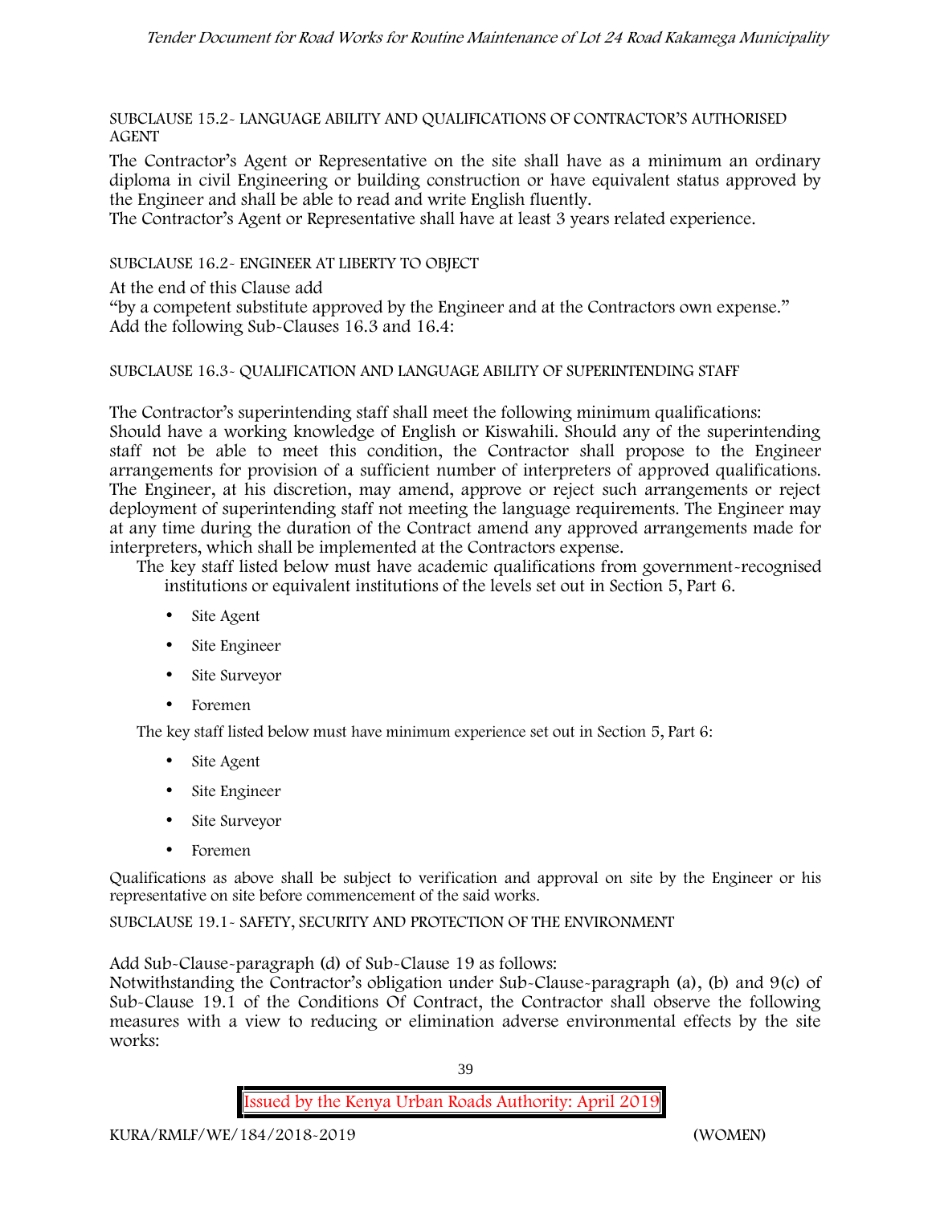SUBCLAUSE 15.2- LANGUAGE ABILITY AND QUALIFICATIONS OF CONTRACTOR'S AUTHORISED AGENT

The Contractor's Agent or Representative on the site shall have as a minimum an ordinary diploma in civil Engineering or building construction or have equivalent status approved by the Engineer and shall be able to read and write English fluently.

The Contractor's Agent or Representative shall have at least 3 years related experience.

SUBCLAUSE 16.2- ENGINEER AT LIBERTY TO OBJECT

At the end of this Clause add

"by a competent substitute approved by the Engineer and at the Contractors own expense."

Add the following Sub-Clauses 16.3 and 16.4:

SUBCLAUSE 16.3- QUALIFICATION AND LANGUAGE ABILITY OF SUPERINTENDING STAFF

The Contractor's superintending staff shall meet the following minimum qualifications:

Should have a working knowledge of English or Kiswahili. Should any of the superintending staff not be able to meet this condition, the Contractor shall propose to the Engineer arrangements for provision of a sufficient number of interpreters of approved qualifications. The Engineer, at his discretion, may amend, approve or reject such arrangements or reject deployment of superintending staff not meeting the language requirements. The Engineer may at any time during the duration of the Contract amend any approved arrangements made for interpreters, which shall be implemented at the Contractors expense.

The key staff listed below must have academic qualifications from government-recognised institutions or equivalent institutions of the levels set out in Section 5, Part 6.

- Site Agent
- Site Engineer
- Site Surveyor
- Foremen

The key staff listed below must have minimum experience set out in Section 5, Part 6:

- Site Agent
- Site Engineer
- Site Surveyor
- Foremen

Qualifications as above shall be subject to verification and approval on site by the Engineer or his representative on site before commencement of the said works.

SUBCLAUSE 19.1- SAFETY, SECURITY AND PROTECTION OF THE ENVIRONMENT

Add Sub-Clause-paragraph (d) of Sub-Clause 19 as follows:

Notwithstanding the Contractor's obligation under Sub-Clause-paragraph (a), (b) and 9(c) of Sub-Clause 19.1 of the Conditions Of Contract, the Contractor shall observe the following measures with a view to reducing or elimination adverse environmental effects by the site works: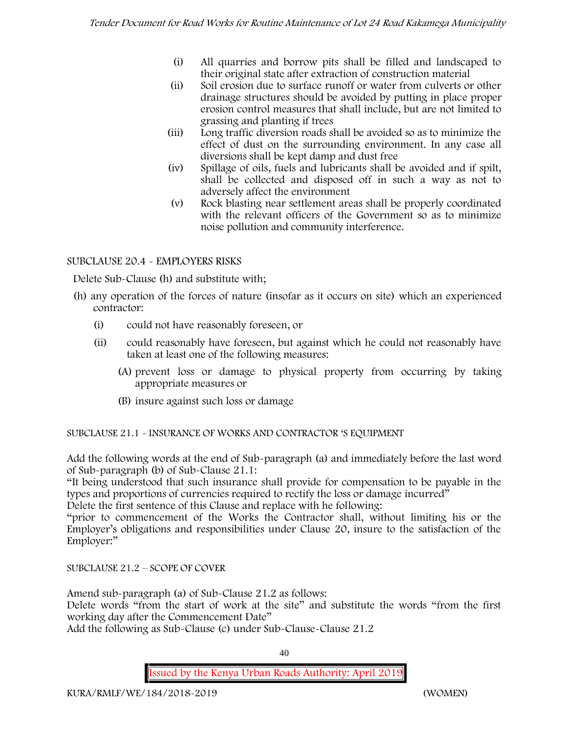(i) All quarries and borrow pits shall be filled and landscaped to their original state after extraction of construction material
(ii) Soil erosion due to surface runoff or water from culverts or other drainage structures should be avoided by putting in place proper erosion control measures that shall include, but are not limited to grassing and planting if trees
(iii) Long traffic diversion roads shall be avoided so as to minimize the effect of dust on the surrounding environment. In any case all diversions shall be kept damp and dust free
(iv) Spillage of oils, fuels and lubricants shall be avoided and if spilt, shall be collected and disposed off in such a way as not to adversely affect the environment
(v) Rock blasting near settlement areas shall be properly coordinated with the relevant officers of the Government so as to minimize noise pollution and community interference.

SUBCLAUSE 20.4 - EMPLOYERS RISKS

Delete Sub-Clause (h) and substitute with;

(h) any operation of the forces of nature (insofar as it occurs on site) which an experienced contractor:
   (i) could not have reasonably foreseen, or
   (ii) could reasonably have foreseen, but against which he could not reasonably have taken at least one of the following measures:
      (A) prevent loss or damage to physical property from occurring by taking appropriate measures or
      (B) insure against such loss or damage

SUBCLAUSE 21.1 - INSURANCE OF WORKS AND CONTRACTOR 'S EQUIPMENT

Add the following words at the end of Sub-paragraph (a) and immediately before the last word of Sub-paragraph (b) of Sub-Clause 21.1:

"It being understood that such insurance shall provide for compensation to be payable in the types and proportions of currencies required to rectify the loss or damage incurred"

Delete the first sentence of this Clause and replace with he following:

"prior to commencement of the Works the Contractor shall, without limiting his or the Employer's obligations and responsibilities under Clause 20, insure to the satisfaction of the Employer:"

SUBCLAUSE 21.2 – SCOPE OF COVER

Amend sub-paragraph (a) of Sub-Clause 21.2 as follows:

Delete words "from the start of work at the site" and substitute the words "from the first working day after the Commencement Date"

Add the following as Sub-Clause (c) under Sub-Clause-Clause 21.2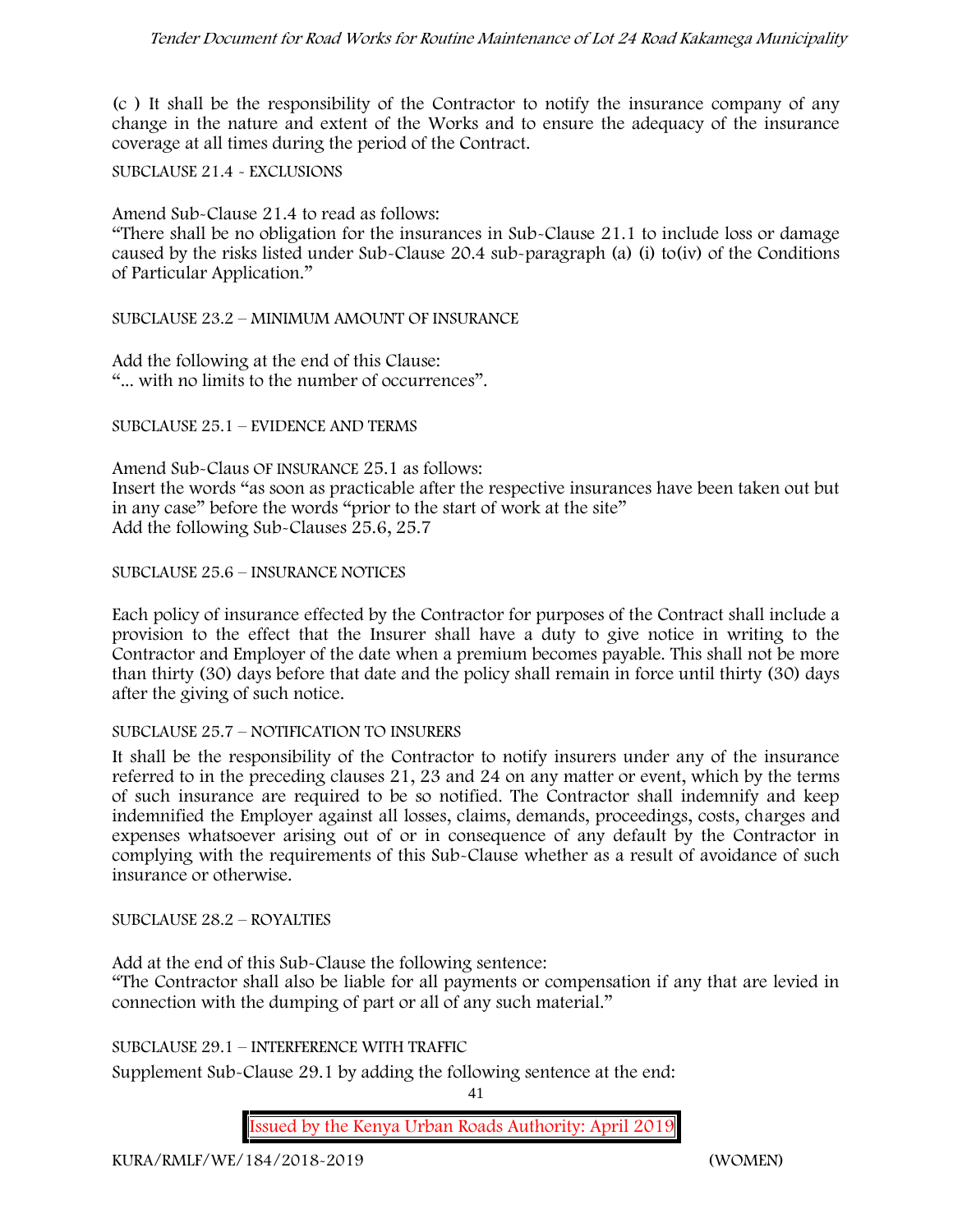(c ) It shall be the responsibility of the Contractor to notify the insurance company of any change in the nature and extent of the Works and to ensure the adequacy of the insurance coverage at all times during the period of the Contract.

SUBCLAUSE 21.4 - EXCLUSIONS

Amend Sub-Clause 21.4 to read as follows:
"There shall be no obligation for the insurances in Sub-Clause 21.1 to include loss or damage caused by the risks listed under Sub-Clause 20.4 sub-paragraph (a) (i) to(iv) of the Conditions of Particular Application."

SUBCLAUSE 23.2 – MINIMUM AMOUNT OF INSURANCE

Add the following at the end of this Clause:
"... with no limits to the number of occurrences".

SUBCLAUSE 25.1 – EVIDENCE AND TERMS

Amend Sub-Claus OF INSURANCE 25.1 as follows:
Insert the words "as soon as practicable after the respective insurances have been taken out but in any case" before the words "prior to the start of work at the site"
Add the following Sub-Clauses 25.6, 25.7

SUBCLAUSE 25.6 – INSURANCE NOTICES

Each policy of insurance effected by the Contractor for purposes of the Contract shall include a provision to the effect that the Insurer shall have a duty to give notice in writing to the Contractor and Employer of the date when a premium becomes payable. This shall not be more than thirty (30) days before that date and the policy shall remain in force until thirty (30) days after the giving of such notice.

SUBCLAUSE 25.7 – NOTIFICATION TO INSURERS

It shall be the responsibility of the Contractor to notify insurers under any of the insurance referred to in the preceding clauses 21, 23 and 24 on any matter or event, which by the terms of such insurance are required to be so notified. The Contractor shall indemnify and keep indemnified the Employer against all losses, claims, demands, proceedings, costs, charges and expenses whatsoever arising out of or in consequence of any default by the Contractor in complying with the requirements of this Sub-Clause whether as a result of avoidance of such insurance or otherwise.

SUBCLAUSE 28.2 – ROYALTIES

Add at the end of this Sub-Clause the following sentence:
"The Contractor shall also be liable for all payments or compensation if any that are levied in connection with the dumping of part or all of any such material."

SUBCLAUSE 29.1 – INTERFERENCE WITH TRAFFIC

Supplement Sub-Clause 29.1 by adding the following sentence at the end: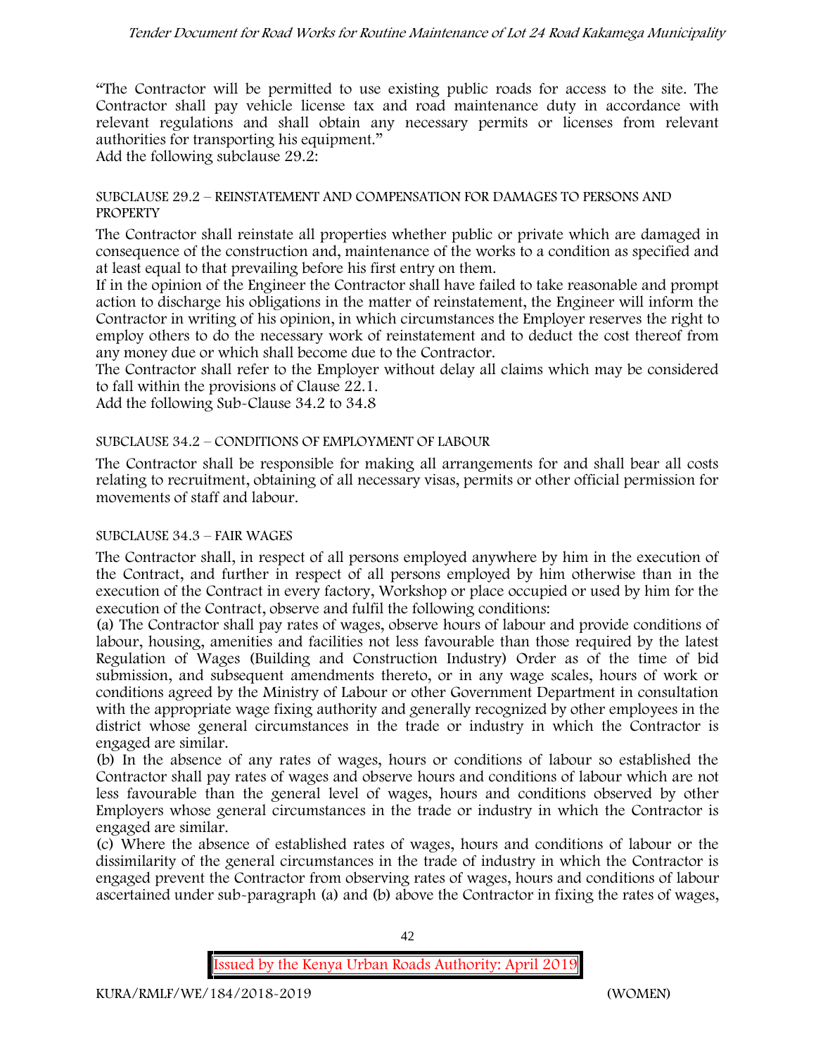"The Contractor will be permitted to use existing public roads for access to the site. The Contractor shall pay vehicle license tax and road maintenance duty in accordance with relevant regulations and shall obtain any necessary permits or licenses from relevant authorities for transporting his equipment."

Add the following subclause 29.2:

SUBCLAUSE 29.2 – REINSTATEMENT AND COMPENSATION FOR DAMAGES TO PERSONS AND PROPERTY

The Contractor shall reinstate all properties whether public or private which are damaged in consequence of the construction and, maintenance of the works to a condition as specified and at least equal to that prevailing before his first entry on them.

If in the opinion of the Engineer the Contractor shall have failed to take reasonable and prompt action to discharge his obligations in the matter of reinstatement, the Engineer will inform the Contractor in writing of his opinion, in which circumstances the Employer reserves the right to employ others to do the necessary work of reinstatement and to deduct the cost thereof from any money due or which shall become due to the Contractor.

The Contractor shall refer to the Employer without delay all claims which may be considered to fall within the provisions of Clause 22.1.

Add the following Sub-Clause 34.2 to 34.8

SUBCLAUSE 34.2 – CONDITIONS OF EMPLOYMENT OF LABOUR

The Contractor shall be responsible for making all arrangements for and shall bear all costs relating to recruitment, obtaining of all necessary visas, permits or other official permission for movements of staff and labour.

SUBCLAUSE 34.3 – FAIR WAGES

The Contractor shall, in respect of all persons employed anywhere by him in the execution of the Contract, and further in respect of all persons employed by him otherwise than in the execution of the Contract in every factory, Workshop or place occupied or used by him for the execution of the Contract, observe and fulfil the following conditions:

(a) The Contractor shall pay rates of wages, observe hours of labour and provide conditions of labour, housing, amenities and facilities not less favourable than those required by the latest Regulation of Wages (Building and Construction Industry) Order as of the time of bid submission, and subsequent amendments thereto, or in any wage scales, hours of work or conditions agreed by the Ministry of Labour or other Government Department in consultation with the appropriate wage fixing authority and generally recognized by other employees in the district whose general circumstances in the trade or industry in which the Contractor is engaged are similar.

(b) In the absence of any rates of wages, hours or conditions of labour so established the Contractor shall pay rates of wages and observe hours and conditions of labour which are not less favourable than the general level of wages, hours and conditions observed by other Employers whose general circumstances in the trade or industry in which the Contractor is engaged are similar.

(c) Where the absence of established rates of wages, hours and conditions of labour or the dissimilarity of the general circumstances in the trade of industry in which the Contractor is engaged prevent the Contractor from observing rates of wages, hours and conditions of labour ascertained under sub-paragraph (a) and (b) above the Contractor in fixing the rates of wages,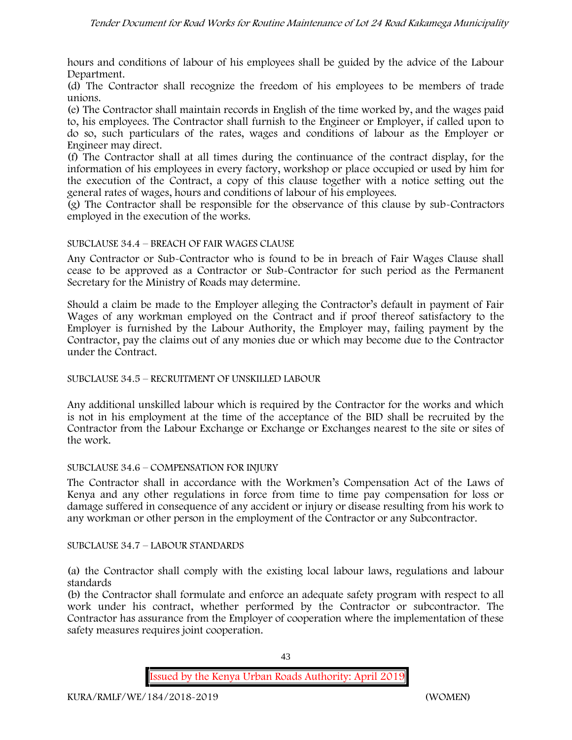hours and conditions of labour of his employees shall be guided by the advice of the Labour Department.

(d) The Contractor shall recognize the freedom of his employees to be members of trade unions.

(e) The Contractor shall maintain records in English of the time worked by, and the wages paid to, his employees. The Contractor shall furnish to the Engineer or Employer, if called upon to do so, such particulars of the rates, wages and conditions of labour as the Employer or Engineer may direct.

(f) The Contractor shall at all times during the continuance of the contract display, for the information of his employees in every factory, workshop or place occupied or used by him for the execution of the Contract, a copy of this clause together with a notice setting out the general rates of wages, hours and conditions of labour of his employees.

(g) The Contractor shall be responsible for the observance of this clause by sub-Contractors employed in the execution of the works.

SUBCLAUSE 34.4 – BREACH OF FAIR WAGES CLAUSE

Any Contractor or Sub-Contractor who is found to be in breach of Fair Wages Clause shall cease to be approved as a Contractor or Sub-Contractor for such period as the Permanent Secretary for the Ministry of Roads may determine.

Should a claim be made to the Employer alleging the Contractor's default in payment of Fair Wages of any workman employed on the Contract and if proof thereof satisfactory to the Employer is furnished by the Labour Authority, the Employer may, failing payment by the Contractor, pay the claims out of any monies due or which may become due to the Contractor under the Contract.

SUBCLAUSE 34.5 – RECRUITMENT OF UNSKILLED LABOUR

Any additional unskilled labour which is required by the Contractor for the works and which is not in his employment at the time of the acceptance of the BID shall be recruited by the Contractor from the Labour Exchange or Exchange or Exchanges nearest to the site or sites of the work.

SUBCLAUSE 34.6 – COMPENSATION FOR INJURY

The Contractor shall in accordance with the Workmen's Compensation Act of the Laws of Kenya and any other regulations in force from time to time pay compensation for loss or damage suffered in consequence of any accident or injury or disease resulting from his work to any workman or other person in the employment of the Contractor or any Subcontractor.

SUBCLAUSE 34.7 – LABOUR STANDARDS

(a) the Contractor shall comply with the existing local labour laws, regulations and labour standards

(b) the Contractor shall formulate and enforce an adequate safety program with respect to all work under his contract, whether performed by the Contractor or subcontractor. The Contractor has assurance from the Employer of cooperation where the implementation of these safety measures requires joint cooperation.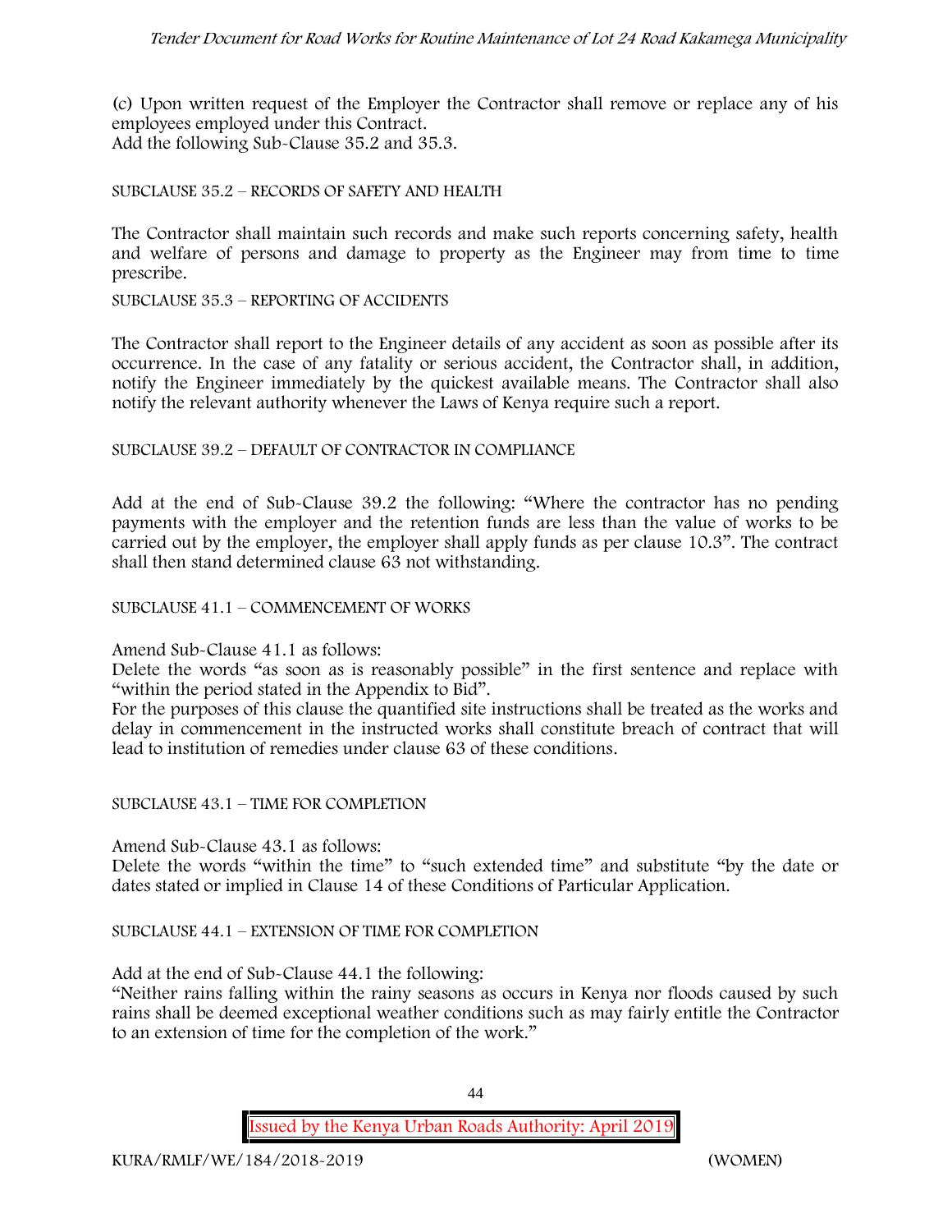(c) Upon written request of the Employer the Contractor shall remove or replace any of his employees employed under this Contract.
Add the following Sub-Clause 35.2 and 35.3.

SUBCLAUSE 35.2 – RECORDS OF SAFETY AND HEALTH

The Contractor shall maintain such records and make such reports concerning safety, health and welfare of persons and damage to property as the Engineer may from time to time prescribe.

SUBCLAUSE 35.3 – REPORTING OF ACCIDENTS

The Contractor shall report to the Engineer details of any accident as soon as possible after its occurrence. In the case of any fatality or serious accident, the Contractor shall, in addition, notify the Engineer immediately by the quickest available means. The Contractor shall also notify the relevant authority whenever the Laws of Kenya require such a report.

SUBCLAUSE 39.2 – DEFAULT OF CONTRACTOR IN COMPLIANCE

Add at the end of Sub-Clause 39.2 the following: "Where the contractor has no pending payments with the employer and the retention funds are less than the value of works to be carried out by the employer, the employer shall apply funds as per clause 10.3". The contract shall then stand determined clause 63 not withstanding.

SUBCLAUSE 41.1 – COMMENCEMENT OF WORKS

Amend Sub-Clause 41.1 as follows:
Delete the words "as soon as is reasonably possible" in the first sentence and replace with "within the period stated in the Appendix to Bid".
For the purposes of this clause the quantified site instructions shall be treated as the works and delay in commencement in the instructed works shall constitute breach of contract that will lead to institution of remedies under clause 63 of these conditions.

SUBCLAUSE 43.1 – TIME FOR COMPLETION

Amend Sub-Clause 43.1 as follows:
Delete the words "within the time" to "such extended time" and substitute "by the date or dates stated or implied in Clause 14 of these Conditions of Particular Application.

SUBCLAUSE 44.1 – EXTENSION OF TIME FOR COMPLETION

Add at the end of Sub-Clause 44.1 the following:
"Neither rains falling within the rainy seasons as occurs in Kenya nor floods caused by such rains shall be deemed exceptional weather conditions such as may fairly entitle the Contractor to an extension of time for the completion of the work."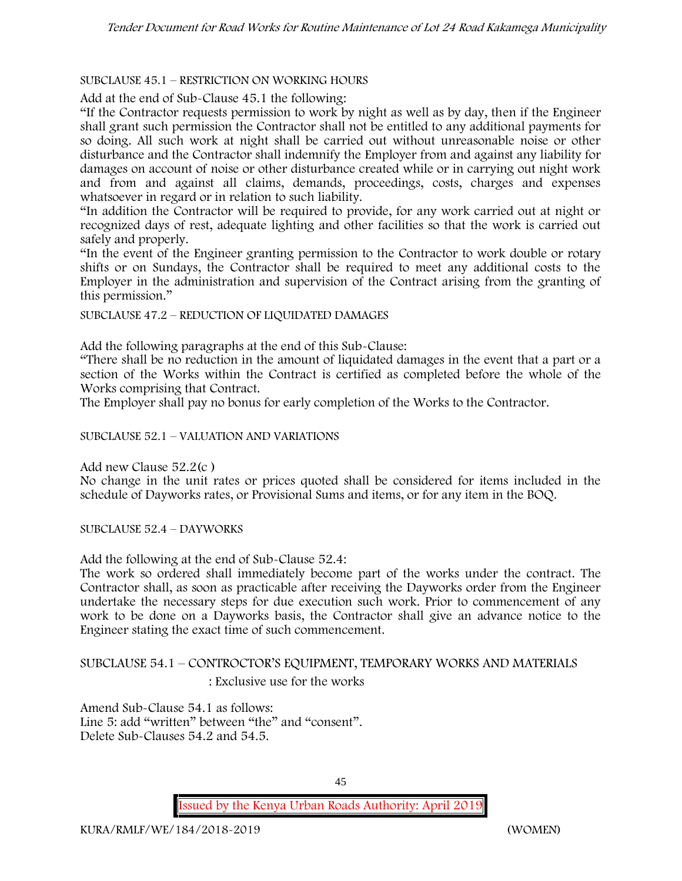SUBCLAUSE 45.1 – RESTRICTION ON WORKING HOURS

Add at the end of Sub-Clause 45.1 the following:

"If the Contractor requests permission to work by night as well as by day, then if the Engineer shall grant such permission the Contractor shall not be entitled to any additional payments for so doing. All such work at night shall be carried out without unreasonable noise or other disturbance and the Contractor shall indemnify the Employer from and against any liability for damages on account of noise or other disturbance created while or in carrying out night work and from and against all claims, demands, proceedings, costs, charges and expenses whatsoever in regard or in relation to such liability.

"In addition the Contractor will be required to provide, for any work carried out at night or recognized days of rest, adequate lighting and other facilities so that the work is carried out safely and properly.

"In the event of the Engineer granting permission to the Contractor to work double or rotary shifts or on Sundays, the Contractor shall be required to meet any additional costs to the Employer in the administration and supervision of the Contract arising from the granting of this permission."

SUBCLAUSE 47.2 – REDUCTION OF LIQUIDATED DAMAGES

Add the following paragraphs at the end of this Sub-Clause:

"There shall be no reduction in the amount of liquidated damages in the event that a part or a section of the Works within the Contract is certified as completed before the whole of the Works comprising that Contract.

The Employer shall pay no bonus for early completion of the Works to the Contractor.

SUBCLAUSE 52.1 – VALUATION AND VARIATIONS

Add new Clause 52.2(c )

No change in the unit rates or prices quoted shall be considered for items included in the schedule of Dayworks rates, or Provisional Sums and items, or for any item in the BOQ.

SUBCLAUSE 52.4 – DAYWORKS

Add the following at the end of Sub-Clause 52.4:

The work so ordered shall immediately become part of the works under the contract. The Contractor shall, as soon as practicable after receiving the Dayworks order from the Engineer undertake the necessary steps for due execution such work. Prior to commencement of any work to be done on a Dayworks basis, the Contractor shall give an advance notice to the Engineer stating the exact time of such commencement.

SUBCLAUSE 54.1 – CONTROCTOR'S EQUIPMENT, TEMPORARY WORKS AND MATERIALS

: Exclusive use for the works

Amend Sub-Clause 54.1 as follows:

Line 5: add "written" between "the" and "consent".

Delete Sub-Clauses 54.2 and 54.5.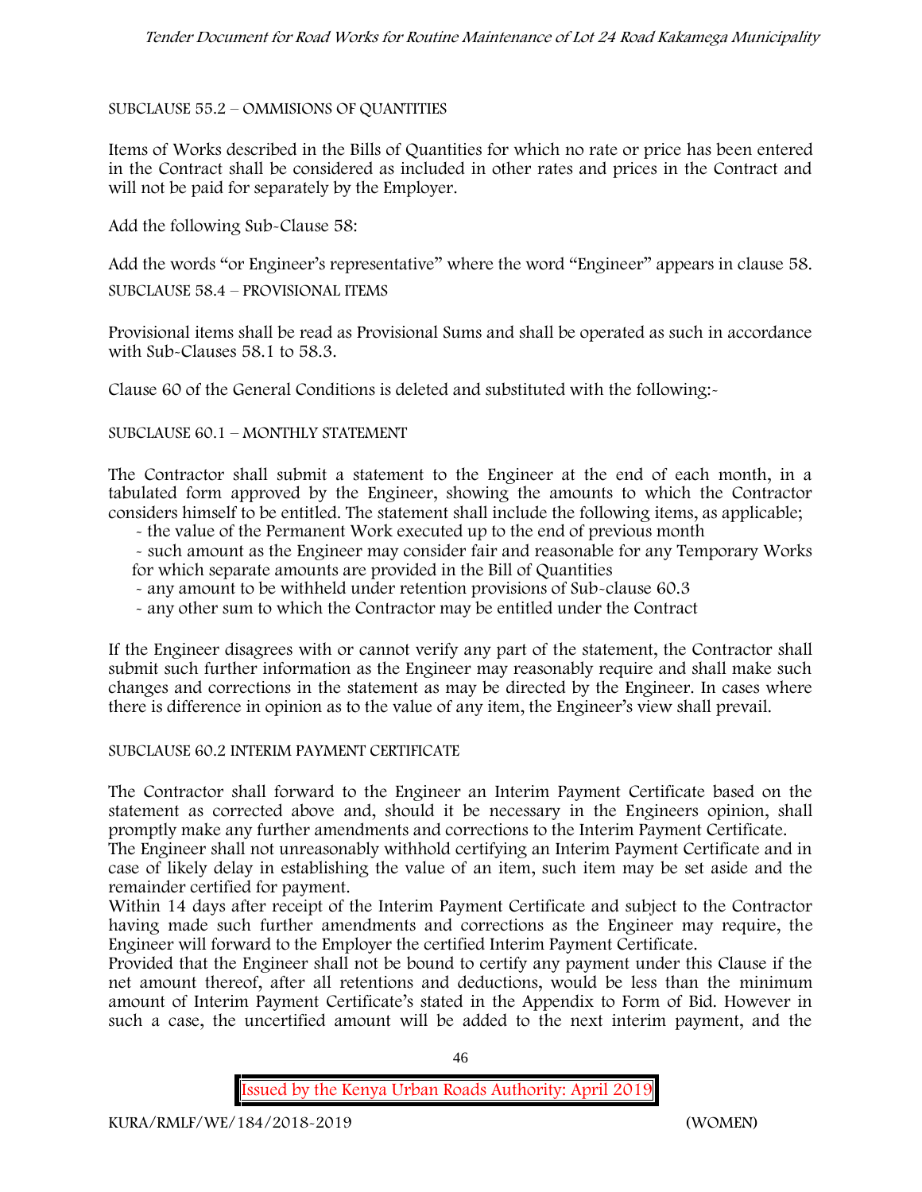SUBCLAUSE 55.2 – OMMISIONS OF QUANTITIES

Items of Works described in the Bills of Quantities for which no rate or price has been entered in the Contract shall be considered as included in other rates and prices in the Contract and will not be paid for separately by the Employer.

Add the following Sub-Clause 58:

Add the words "or Engineer's representative" where the word "Engineer" appears in clause 58.

SUBCLAUSE 58.4 – PROVISIONAL ITEMS

Provisional items shall be read as Provisional Sums and shall be operated as such in accordance with Sub-Clauses 58.1 to 58.3.

Clause 60 of the General Conditions is deleted and substituted with the following:-

SUBCLAUSE 60.1 – MONTHLY STATEMENT

The Contractor shall submit a statement to the Engineer at the end of each month, in a tabulated form approved by the Engineer, showing the amounts to which the Contractor considers himself to be entitled. The statement shall include the following items, as applicable;

- the value of the Permanent Work executed up to the end of previous month
- such amount as the Engineer may consider fair and reasonable for any Temporary Works for which separate amounts are provided in the Bill of Quantities
- any amount to be withheld under retention provisions of Sub-clause 60.3
- any other sum to which the Contractor may be entitled under the Contract

If the Engineer disagrees with or cannot verify any part of the statement, the Contractor shall submit such further information as the Engineer may reasonably require and shall make such changes and corrections in the statement as may be directed by the Engineer. In cases where there is difference in opinion as to the value of any item, the Engineer's view shall prevail.

SUBCLAUSE 60.2 INTERIM PAYMENT CERTIFICATE

The Contractor shall forward to the Engineer an Interim Payment Certificate based on the statement as corrected above and, should it be necessary in the Engineers opinion, shall promptly make any further amendments and corrections to the Interim Payment Certificate.

The Engineer shall not unreasonably withhold certifying an Interim Payment Certificate and in case of likely delay in establishing the value of an item, such item may be set aside and the remainder certified for payment.

Within 14 days after receipt of the Interim Payment Certificate and subject to the Contractor having made such further amendments and corrections as the Engineer may require, the Engineer will forward to the Employer the certified Interim Payment Certificate.

Provided that the Engineer shall not be bound to certify any payment under this Clause if the net amount thereof, after all retentions and deductions, would be less than the minimum amount of Interim Payment Certificate's stated in the Appendix to Form of Bid. However in such a case, the uncertified amount will be added to the next interim payment, and the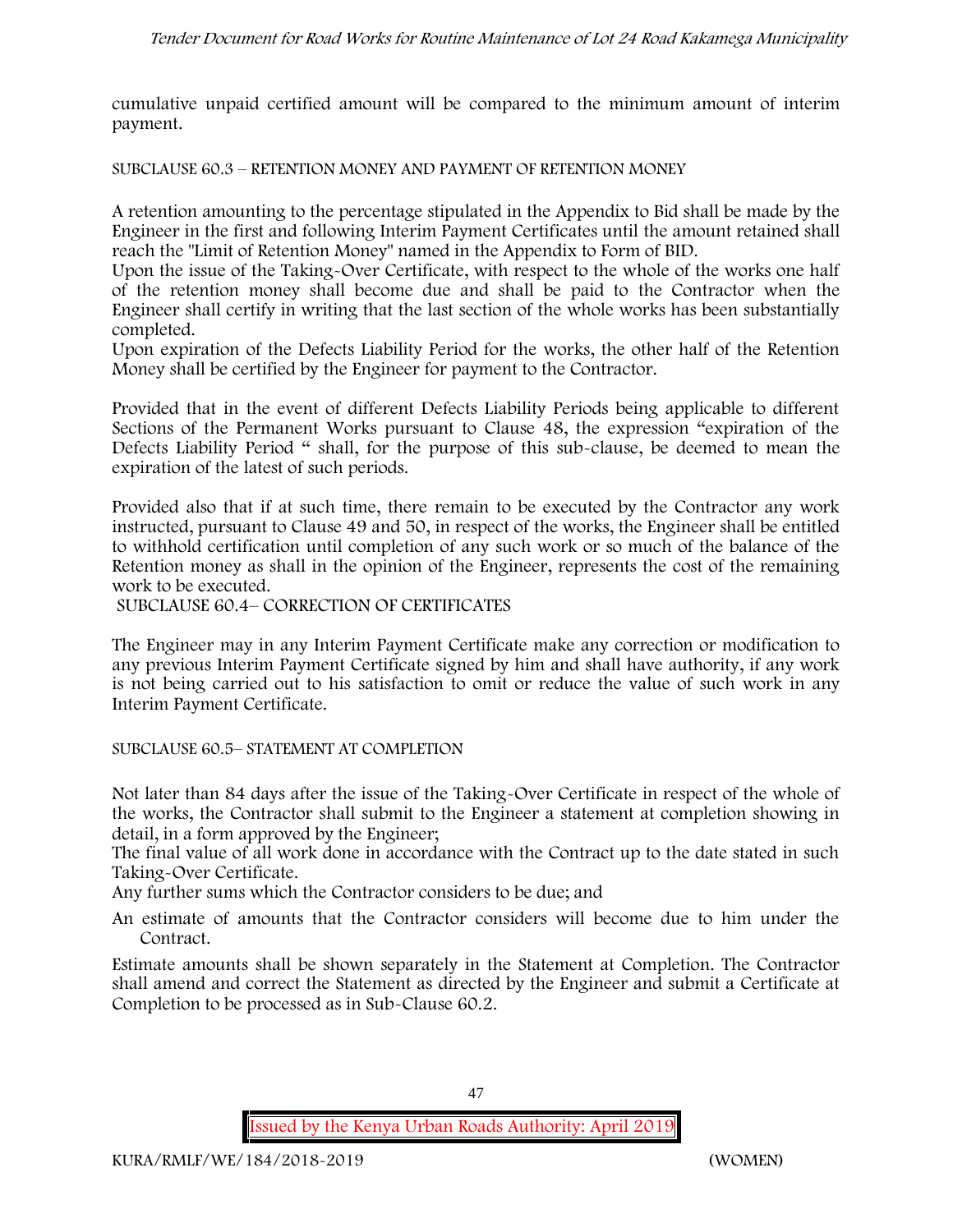cumulative unpaid certified amount will be compared to the minimum amount of interim payment.

SUBCLAUSE 60.3 – RETENTION MONEY AND PAYMENT OF RETENTION MONEY

A retention amounting to the percentage stipulated in the Appendix to Bid shall be made by the Engineer in the first and following Interim Payment Certificates until the amount retained shall reach the "Limit of Retention Money" named in the Appendix to Form of BID.

Upon the issue of the Taking-Over Certificate, with respect to the whole of the works one half of the retention money shall become due and shall be paid to the Contractor when the Engineer shall certify in writing that the last section of the whole works has been substantially completed.

Upon expiration of the Defects Liability Period for the works, the other half of the Retention Money shall be certified by the Engineer for payment to the Contractor.

Provided that in the event of different Defects Liability Periods being applicable to different Sections of the Permanent Works pursuant to Clause 48, the expression "expiration of the Defects Liability Period " shall, for the purpose of this sub-clause, be deemed to mean the expiration of the latest of such periods.

Provided also that if at such time, there remain to be executed by the Contractor any work instructed, pursuant to Clause 49 and 50, in respect of the works, the Engineer shall be entitled to withhold certification until completion of any such work or so much of the balance of the Retention money as shall in the opinion of the Engineer, represents the cost of the remaining work to be executed.

SUBCLAUSE 60.4– CORRECTION OF CERTIFICATES

The Engineer may in any Interim Payment Certificate make any correction or modification to any previous Interim Payment Certificate signed by him and shall have authority, if any work is not being carried out to his satisfaction to omit or reduce the value of such work in any Interim Payment Certificate.

SUBCLAUSE 60.5– STATEMENT AT COMPLETION

Not later than 84 days after the issue of the Taking-Over Certificate in respect of the whole of the works, the Contractor shall submit to the Engineer a statement at completion showing in detail, in a form approved by the Engineer;

The final value of all work done in accordance with the Contract up to the date stated in such Taking-Over Certificate.

Any further sums which the Contractor considers to be due; and

An estimate of amounts that the Contractor considers will become due to him under the Contract.

Estimate amounts shall be shown separately in the Statement at Completion. The Contractor shall amend and correct the Statement as directed by the Engineer and submit a Certificate at Completion to be processed as in Sub-Clause 60.2.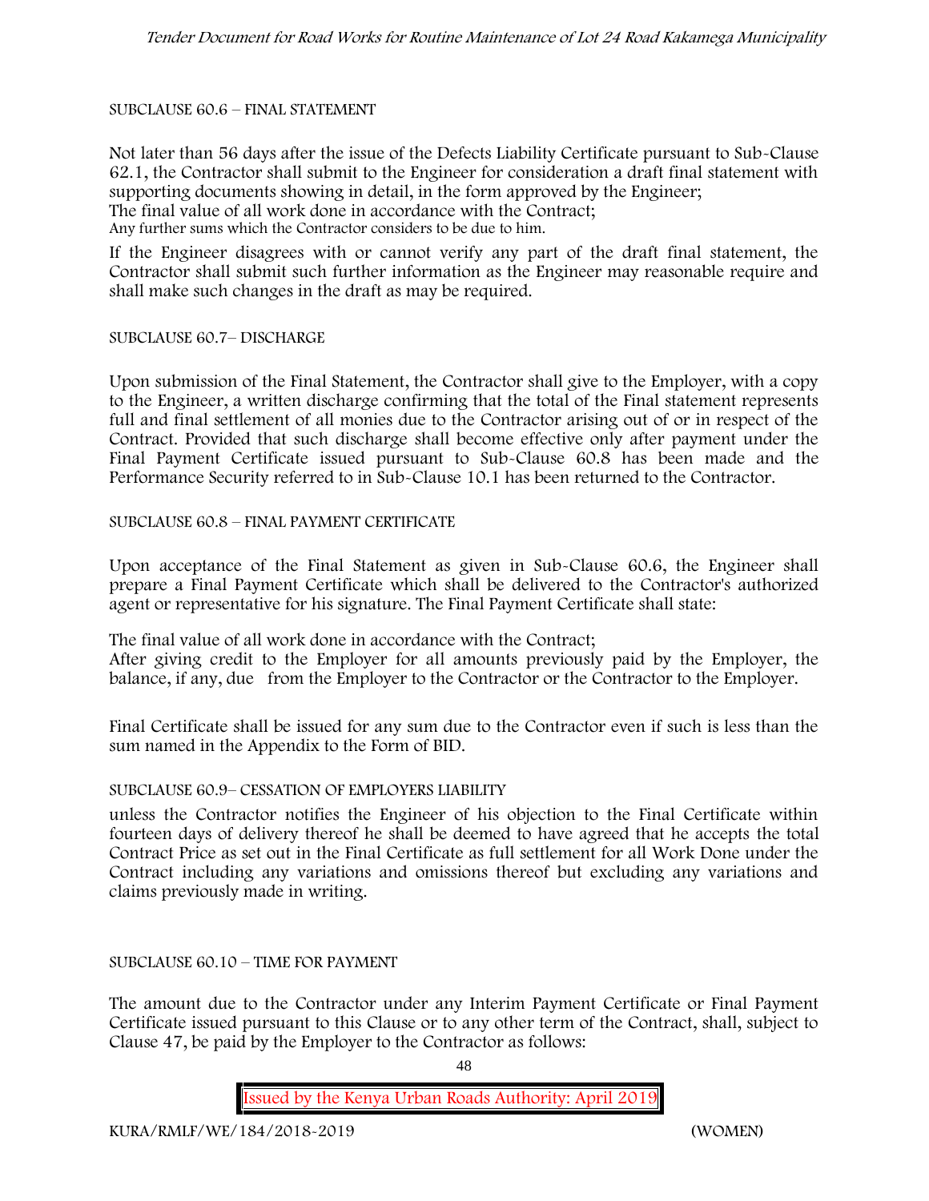SUBCLAUSE 60.6 – FINAL STATEMENT

Not later than 56 days after the issue of the Defects Liability Certificate pursuant to Sub-Clause 62.1, the Contractor shall submit to the Engineer for consideration a draft final statement with supporting documents showing in detail, in the form approved by the Engineer;
The final value of all work done in accordance with the Contract;
Any further sums which the Contractor considers to be due to him.

If the Engineer disagrees with or cannot verify any part of the draft final statement, the Contractor shall submit such further information as the Engineer may reasonable require and shall make such changes in the draft as may be required.

SUBCLAUSE 60.7– DISCHARGE

Upon submission of the Final Statement, the Contractor shall give to the Employer, with a copy to the Engineer, a written discharge confirming that the total of the Final statement represents full and final settlement of all monies due to the Contractor arising out of or in respect of the Contract. Provided that such discharge shall become effective only after payment under the Final Payment Certificate issued pursuant to Sub-Clause 60.8 has been made and the Performance Security referred to in Sub-Clause 10.1 has been returned to the Contractor.

SUBCLAUSE 60.8 – FINAL PAYMENT CERTIFICATE

Upon acceptance of the Final Statement as given in Sub-Clause 60.6, the Engineer shall prepare a Final Payment Certificate which shall be delivered to the Contractor's authorized agent or representative for his signature. The Final Payment Certificate shall state:

The final value of all work done in accordance with the Contract;
After giving credit to the Employer for all amounts previously paid by the Employer, the balance, if any, due from the Employer to the Contractor or the Contractor to the Employer.

Final Certificate shall be issued for any sum due to the Contractor even if such is less than the sum named in the Appendix to the Form of BID.

SUBCLAUSE 60.9– CESSATION OF EMPLOYERS LIABILITY

unless the Contractor notifies the Engineer of his objection to the Final Certificate within fourteen days of delivery thereof he shall be deemed to have agreed that he accepts the total Contract Price as set out in the Final Certificate as full settlement for all Work Done under the Contract including any variations and omissions thereof but excluding any variations and claims previously made in writing.

SUBCLAUSE 60.10 – TIME FOR PAYMENT

The amount due to the Contractor under any Interim Payment Certificate or Final Payment Certificate issued pursuant to this Clause or to any other term of the Contract, shall, subject to Clause 47, be paid by the Employer to the Contractor as follows: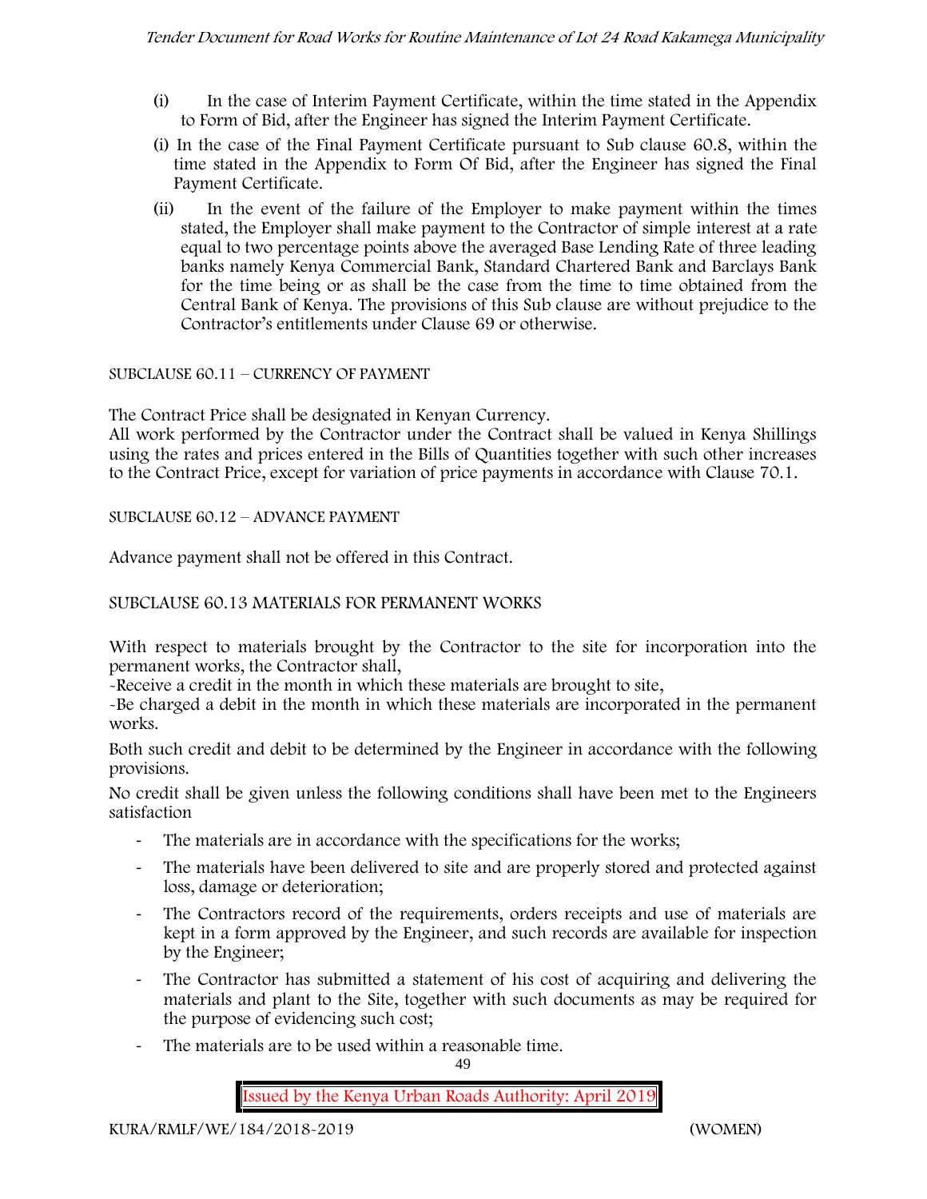(i) In the case of Interim Payment Certificate, within the time stated in the Appendix to Form of Bid, after the Engineer has signed the Interim Payment Certificate.

(i) In the case of the Final Payment Certificate pursuant to Sub clause 60.8, within the time stated in the Appendix to Form Of Bid, after the Engineer has signed the Final Payment Certificate.

(ii) In the event of the failure of the Employer to make payment within the times stated, the Employer shall make payment to the Contractor of simple interest at a rate equal to two percentage points above the averaged Base Lending Rate of three leading banks namely Kenya Commercial Bank, Standard Chartered Bank and Barclays Bank for the time being or as shall be the case from the time to time obtained from the Central Bank of Kenya. The provisions of this Sub clause are without prejudice to the Contractor's entitlements under Clause 69 or otherwise.

SUBCLAUSE 60.11 – CURRENCY OF PAYMENT

The Contract Price shall be designated in Kenyan Currency.

All work performed by the Contractor under the Contract shall be valued in Kenya Shillings using the rates and prices entered in the Bills of Quantities together with such other increases to the Contract Price, except for variation of price payments in accordance with Clause 70.1.

SUBCLAUSE 60.12 – ADVANCE PAYMENT

Advance payment shall not be offered in this Contract.

SUBCLAUSE 60.13 MATERIALS FOR PERMANENT WORKS

With respect to materials brought by the Contractor to the site for incorporation into the permanent works, the Contractor shall,

-Receive a credit in the month in which these materials are brought to site,

-Be charged a debit in the month in which these materials are incorporated in the permanent works.

Both such credit and debit to be determined by the Engineer in accordance with the following provisions.

No credit shall be given unless the following conditions shall have been met to the Engineers satisfaction

- The materials are in accordance with the specifications for the works;
- The materials have been delivered to site and are properly stored and protected against loss, damage or deterioration;
- The Contractors record of the requirements, orders receipts and use of materials are kept in a form approved by the Engineer, and such records are available for inspection by the Engineer;
- The Contractor has submitted a statement of his cost of acquiring and delivering the materials and plant to the Site, together with such documents as may be required for the purpose of evidencing such cost;
- The materials are to be used within a reasonable time.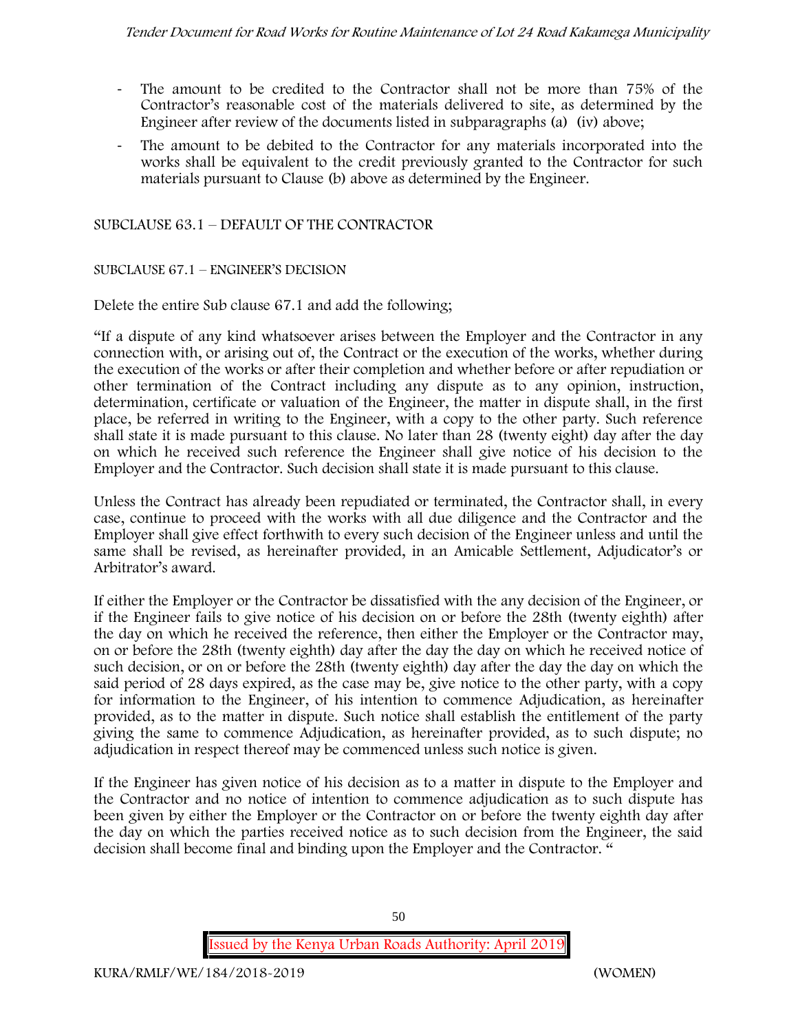- The amount to be credited to the Contractor shall not be more than 75% of the Contractor's reasonable cost of the materials delivered to site, as determined by the Engineer after review of the documents listed in subparagraphs (a) (iv) above;
- The amount to be debited to the Contractor for any materials incorporated into the works shall be equivalent to the credit previously granted to the Contractor for such materials pursuant to Clause (b) above as determined by the Engineer.

SUBCLAUSE 63.1 – DEFAULT OF THE CONTRACTOR

SUBCLAUSE 67.1 – ENGINEER'S DECISION

Delete the entire Sub clause 67.1 and add the following;

"If a dispute of any kind whatsoever arises between the Employer and the Contractor in any connection with, or arising out of, the Contract or the execution of the works, whether during the execution of the works or after their completion and whether before or after repudiation or other termination of the Contract including any dispute as to any opinion, instruction, determination, certificate or valuation of the Engineer, the matter in dispute shall, in the first place, be referred in writing to the Engineer, with a copy to the other party. Such reference shall state it is made pursuant to this clause. No later than 28 (twenty eight) day after the day on which he received such reference the Engineer shall give notice of his decision to the Employer and the Contractor. Such decision shall state it is made pursuant to this clause.

Unless the Contract has already been repudiated or terminated, the Contractor shall, in every case, continue to proceed with the works with all due diligence and the Contractor and the Employer shall give effect forthwith to every such decision of the Engineer unless and until the same shall be revised, as hereinafter provided, in an Amicable Settlement, Adjudicator's or Arbitrator's award.

If either the Employer or the Contractor be dissatisfied with the any decision of the Engineer, or if the Engineer fails to give notice of his decision on or before the 28th (twenty eighth) after the day on which he received the reference, then either the Employer or the Contractor may, on or before the 28th (twenty eighth) day after the day the day on which he received notice of such decision, or on or before the 28th (twenty eighth) day after the day the day on which the said period of 28 days expired, as the case may be, give notice to the other party, with a copy for information to the Engineer, of his intention to commence Adjudication, as hereinafter provided, as to the matter in dispute. Such notice shall establish the entitlement of the party giving the same to commence Adjudication, as hereinafter provided, as to such dispute; no adjudication in respect thereof may be commenced unless such notice is given.

If the Engineer has given notice of his decision as to a matter in dispute to the Employer and the Contractor and no notice of intention to commence adjudication as to such dispute has been given by either the Employer or the Contractor on or before the twenty eighth day after the day on which the parties received notice as to such decision from the Engineer, the said decision shall become final and binding upon the Employer and the Contractor. "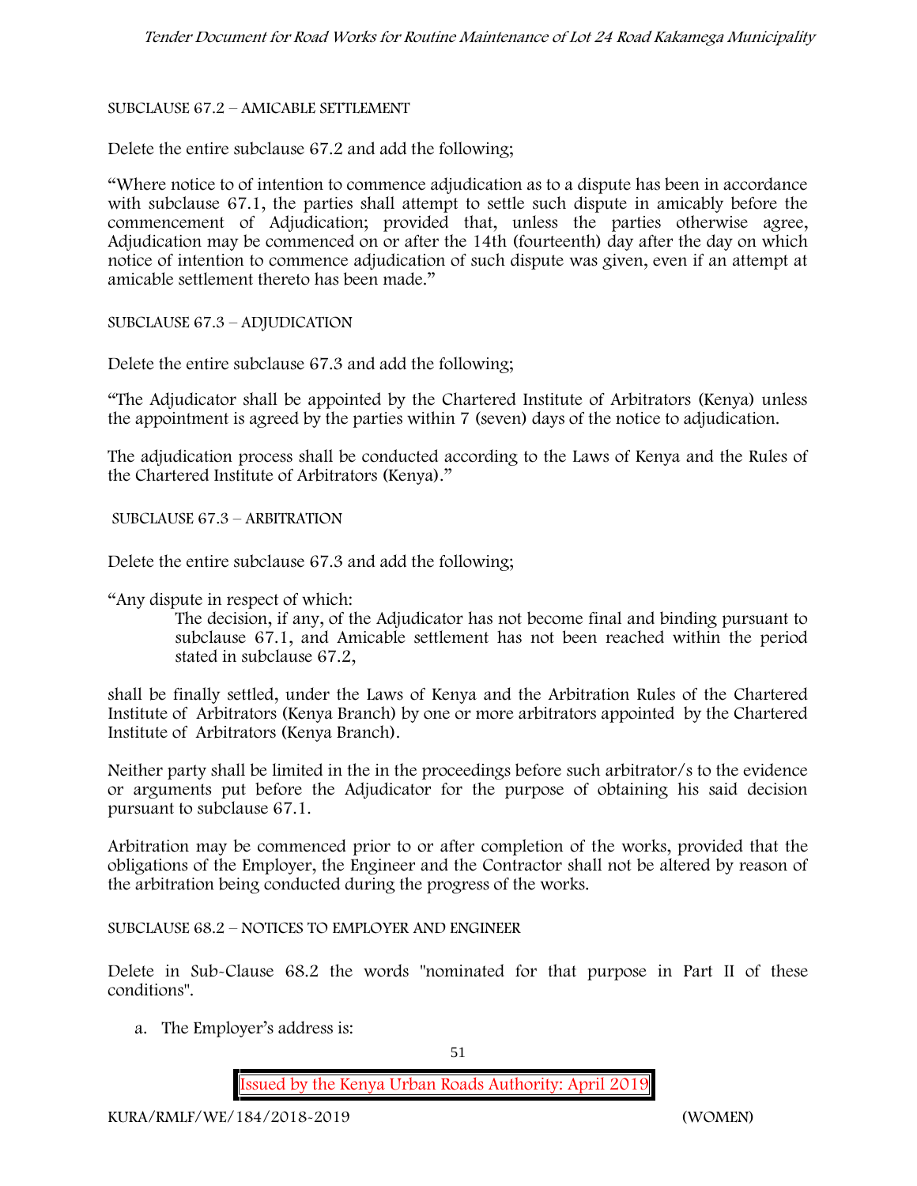SUBCLAUSE 67.2 – AMICABLE SETTLEMENT

Delete the entire subclause 67.2 and add the following;

"Where notice to of intention to commence adjudication as to a dispute has been in accordance with subclause 67.1, the parties shall attempt to settle such dispute in amicably before the commencement of Adjudication; provided that, unless the parties otherwise agree, Adjudication may be commenced on or after the 14th (fourteenth) day after the day on which notice of intention to commence adjudication of such dispute was given, even if an attempt at amicable settlement thereto has been made."

SUBCLAUSE 67.3 – ADJUDICATION

Delete the entire subclause 67.3 and add the following;

"The Adjudicator shall be appointed by the Chartered Institute of Arbitrators (Kenya) unless the appointment is agreed by the parties within 7 (seven) days of the notice to adjudication.

The adjudication process shall be conducted according to the Laws of Kenya and the Rules of the Chartered Institute of Arbitrators (Kenya)."

SUBCLAUSE 67.3 – ARBITRATION

Delete the entire subclause 67.3 and add the following;

"Any dispute in respect of which:

> The decision, if any, of the Adjudicator has not become final and binding pursuant to subclause 67.1, and Amicable settlement has not been reached within the period stated in subclause 67.2,

shall be finally settled, under the Laws of Kenya and the Arbitration Rules of the Chartered Institute of Arbitrators (Kenya Branch) by one or more arbitrators appointed by the Chartered Institute of Arbitrators (Kenya Branch).

Neither party shall be limited in the in the proceedings before such arbitrator/s to the evidence or arguments put before the Adjudicator for the purpose of obtaining his said decision pursuant to subclause 67.1.

Arbitration may be commenced prior to or after completion of the works, provided that the obligations of the Employer, the Engineer and the Contractor shall not be altered by reason of the arbitration being conducted during the progress of the works.

SUBCLAUSE 68.2 – NOTICES TO EMPLOYER AND ENGINEER

Delete in Sub-Clause 68.2 the words "nominated for that purpose in Part II of these conditions".

a. The Employer's address is: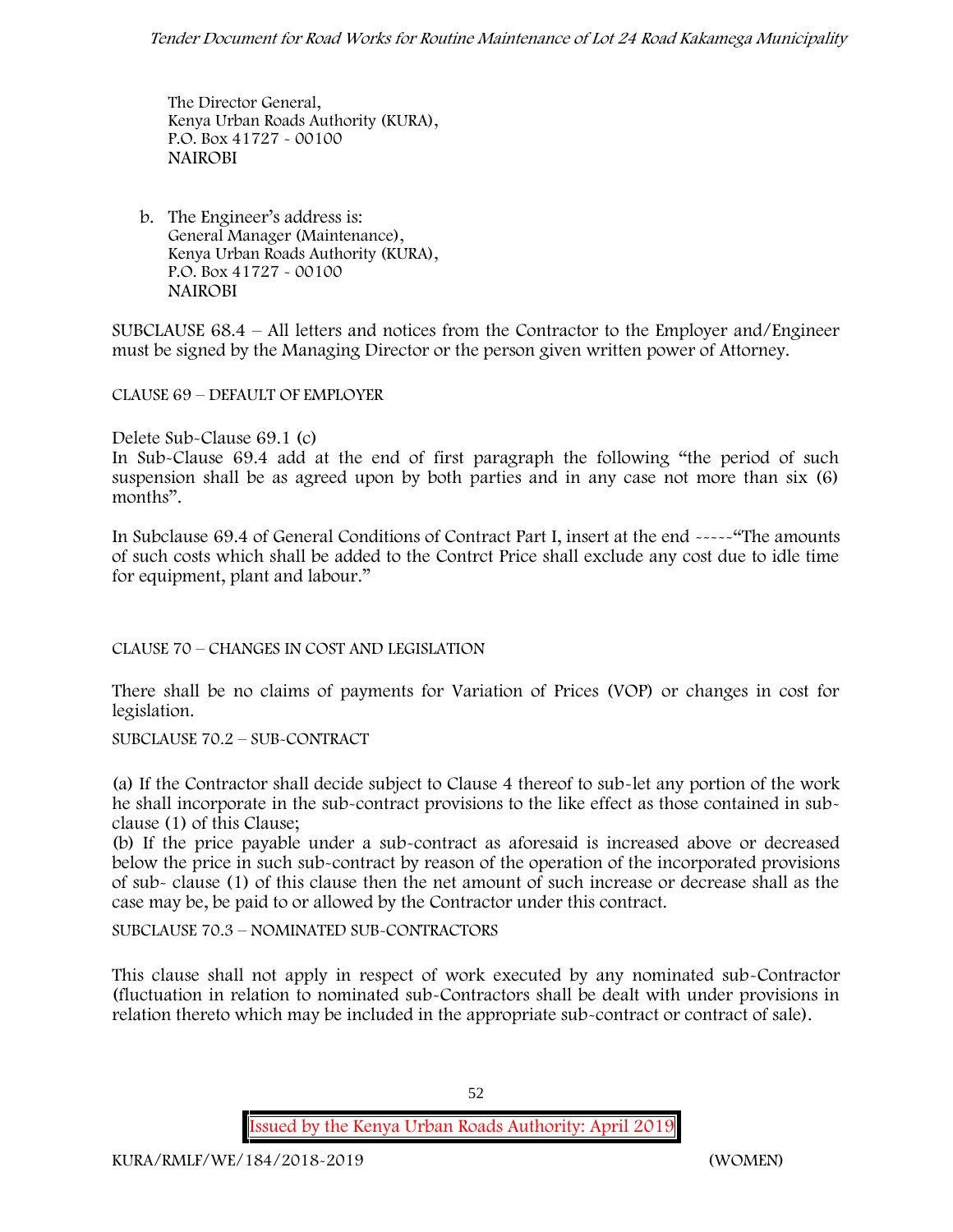The Director General,
Kenya Urban Roads Authority (KURA),
P.O. Box 41727 - 00100
NAIROBI

b. The Engineer's address is:
General Manager (Maintenance),
Kenya Urban Roads Authority (KURA),
P.O. Box 41727 - 00100
NAIROBI

SUBCLAUSE 68.4 – All letters and notices from the Contractor to the Employer and/Engineer must be signed by the Managing Director or the person given written power of Attorney.

CLAUSE 69 – DEFAULT OF EMPLOYER

Delete Sub-Clause 69.1 (c)

In Sub-Clause 69.4 add at the end of first paragraph the following "the period of such suspension shall be as agreed upon by both parties and in any case not more than six (6) months".

In Subclause 69.4 of General Conditions of Contract Part I, insert at the end -----"The amounts of such costs which shall be added to the Contrct Price shall exclude any cost due to idle time for equipment, plant and labour."

CLAUSE 70 – CHANGES IN COST AND LEGISLATION

There shall be no claims of payments for Variation of Prices (VOP) or changes in cost for legislation.

SUBCLAUSE 70.2 – SUB-CONTRACT

(a) If the Contractor shall decide subject to Clause 4 thereof to sub-let any portion of the work he shall incorporate in the sub-contract provisions to the like effect as those contained in sub-clause (1) of this Clause;

(b) If the price payable under a sub-contract as aforesaid is increased above or decreased below the price in such sub-contract by reason of the operation of the incorporated provisions of sub- clause (1) of this clause then the net amount of such increase or decrease shall as the case may be, be paid to or allowed by the Contractor under this contract.

SUBCLAUSE 70.3 – NOMINATED SUB-CONTRACTORS

This clause shall not apply in respect of work executed by any nominated sub-Contractor (fluctuation in relation to nominated sub-Contractors shall be dealt with under provisions in relation thereto which may be included in the appropriate sub-contract or contract of sale).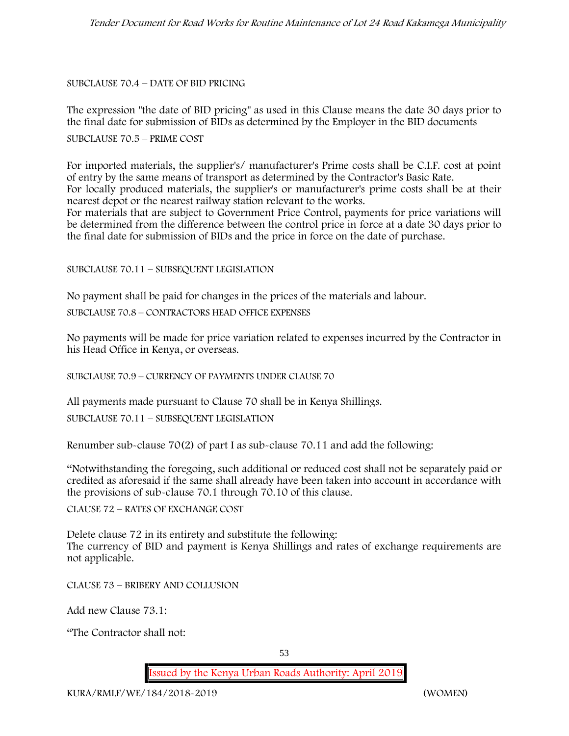SUBCLAUSE 70.4 – DATE OF BID PRICING

The expression "the date of BID pricing" as used in this Clause means the date 30 days prior to the final date for submission of BIDs as determined by the Employer in the BID documents

SUBCLAUSE 70.5 – PRIME COST

For imported materials, the supplier's/ manufacturer's Prime costs shall be C.I.F. cost at point of entry by the same means of transport as determined by the Contractor's Basic Rate.
For locally produced materials, the supplier's or manufacturer's prime costs shall be at their nearest depot or the nearest railway station relevant to the works.
For materials that are subject to Government Price Control, payments for price variations will be determined from the difference between the control price in force at a date 30 days prior to the final date for submission of BIDs and the price in force on the date of purchase.

SUBCLAUSE 70.11 – SUBSEQUENT LEGISLATION

No payment shall be paid for changes in the prices of the materials and labour.

SUBCLAUSE 70.8 – CONTRACTORS HEAD OFFICE EXPENSES

No payments will be made for price variation related to expenses incurred by the Contractor in his Head Office in Kenya, or overseas.

SUBCLAUSE 70.9 – CURRENCY OF PAYMENTS UNDER CLAUSE 70

All payments made pursuant to Clause 70 shall be in Kenya Shillings.

SUBCLAUSE 70.11 – SUBSEQUENT LEGISLATION

Renumber sub-clause 70(2) of part I as sub-clause 70.11 and add the following:

"Notwithstanding the foregoing, such additional or reduced cost shall not be separately paid or credited as aforesaid if the same shall already have been taken into account in accordance with the provisions of sub-clause 70.1 through 70.10 of this clause.

CLAUSE 72 – RATES OF EXCHANGE COST

Delete clause 72 in its entirety and substitute the following:
The currency of BID and payment is Kenya Shillings and rates of exchange requirements are not applicable.

CLAUSE 73 – BRIBERY AND COLLUSION

Add new Clause 73.1:

"The Contractor shall not: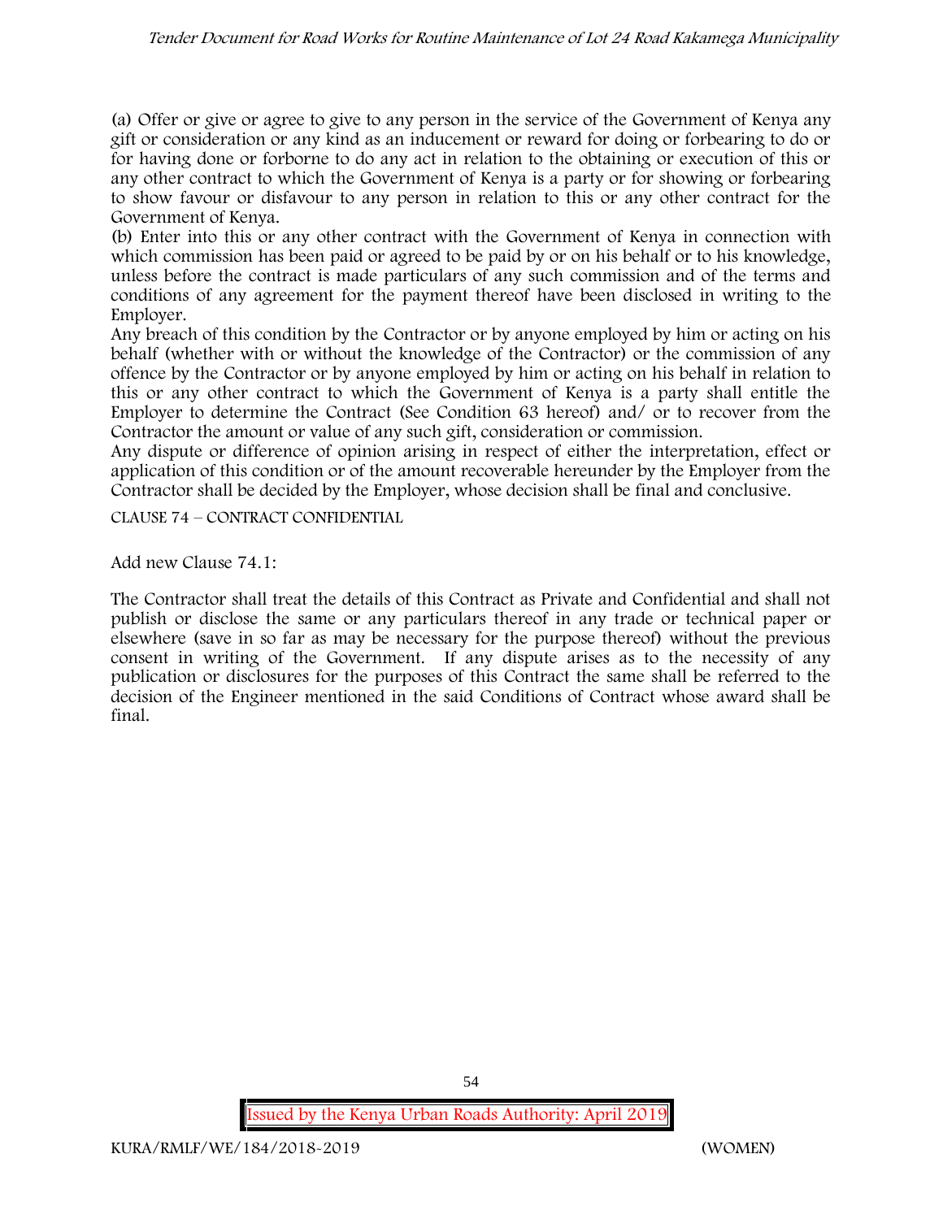(a) Offer or give or agree to give to any person in the service of the Government of Kenya any gift or consideration or any kind as an inducement or reward for doing or forbearing to do or for having done or forborne to do any act in relation to the obtaining or execution of this or any other contract to which the Government of Kenya is a party or for showing or forbearing to show favour or disfavour to any person in relation to this or any other contract for the Government of Kenya.

(b) Enter into this or any other contract with the Government of Kenya in connection with which commission has been paid or agreed to be paid by or on his behalf or to his knowledge, unless before the contract is made particulars of any such commission and of the terms and conditions of any agreement for the payment thereof have been disclosed in writing to the Employer.

Any breach of this condition by the Contractor or by anyone employed by him or acting on his behalf (whether with or without the knowledge of the Contractor) or the commission of any offence by the Contractor or by anyone employed by him or acting on his behalf in relation to this or any other contract to which the Government of Kenya is a party shall entitle the Employer to determine the Contract (See Condition 63 hereof) and/ or to recover from the Contractor the amount or value of any such gift, consideration or commission.

Any dispute or difference of opinion arising in respect of either the interpretation, effect or application of this condition or of the amount recoverable hereunder by the Employer from the Contractor shall be decided by the Employer, whose decision shall be final and conclusive.

CLAUSE 74 – CONTRACT CONFIDENTIAL

Add new Clause 74.1:

The Contractor shall treat the details of this Contract as Private and Confidential and shall not publish or disclose the same or any particulars thereof in any trade or technical paper or elsewhere (save in so far as may be necessary for the purpose thereof) without the previous consent in writing of the Government. If any dispute arises as to the necessity of any publication or disclosures for the purposes of this Contract the same shall be referred to the decision of the Engineer mentioned in the said Conditions of Contract whose award shall be final.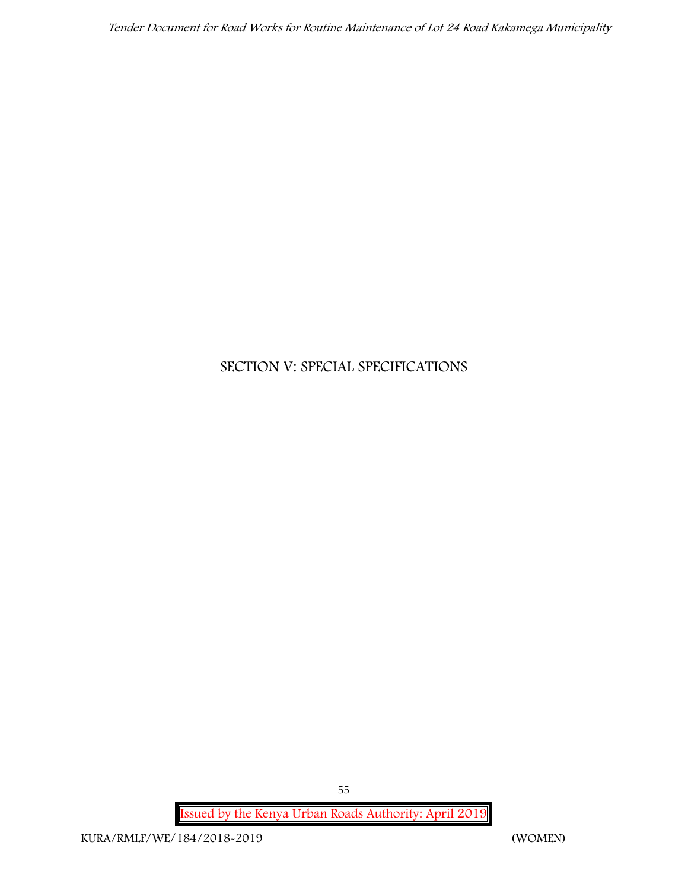# SECTION V: SPECIAL SPECIFICATIONS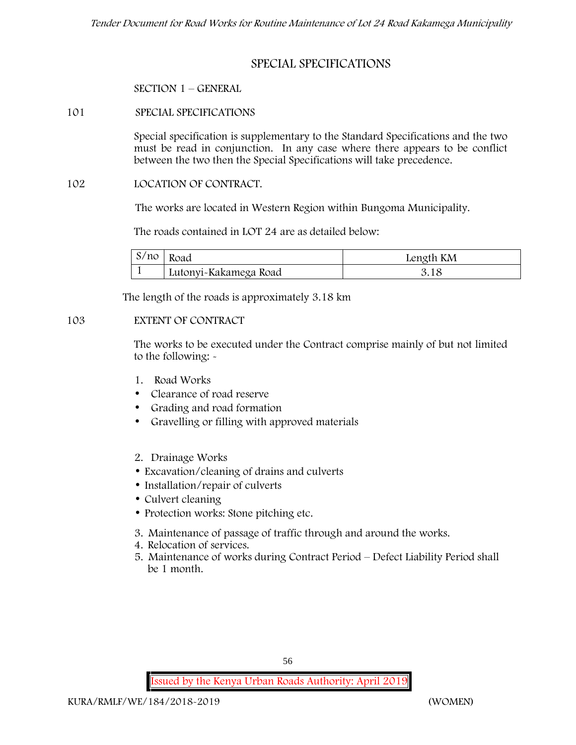# SPECIAL SPECIFICATIONS

## SECTION 1 – GENERAL

### 101 SPECIAL SPECIFICATIONS

Special specification is supplementary to the Standard Specifications and the two must be read in conjunction. In any case where there appears to be conflict between the two then the Special Specifications will take precedence.

### 102 LOCATION OF CONTRACT.

The works are located in Western Region within Bungoma Municipality.

The roads contained in LOT 24 are as detailed below:

| S/no | Road | Length KM |
|---|---|---|
| 1 | Lutonyi-Kakamega Road | 3.18 |

The length of the roads is approximately 3.18 km

### 103 EXTENT OF CONTRACT

The works to be executed under the Contract comprise mainly of but not limited to the following: -

1. Road Works
   - Clearance of road reserve
   - Grading and road formation
   - Gravelling or filling with approved materials

2. Drainage Works
   - Excavation/cleaning of drains and culverts
   - Installation/repair of culverts
   - Culvert cleaning
   - Protection works: Stone pitching etc.

3. Maintenance of passage of traffic through and around the works.
4. Relocation of services.
5. Maintenance of works during Contract Period – Defect Liability Period shall be 1 month.

Issued by the Kenya Urban Roads Authority: April 2019

KURA/RMLF/WE/184/2018-2019 (WOMEN)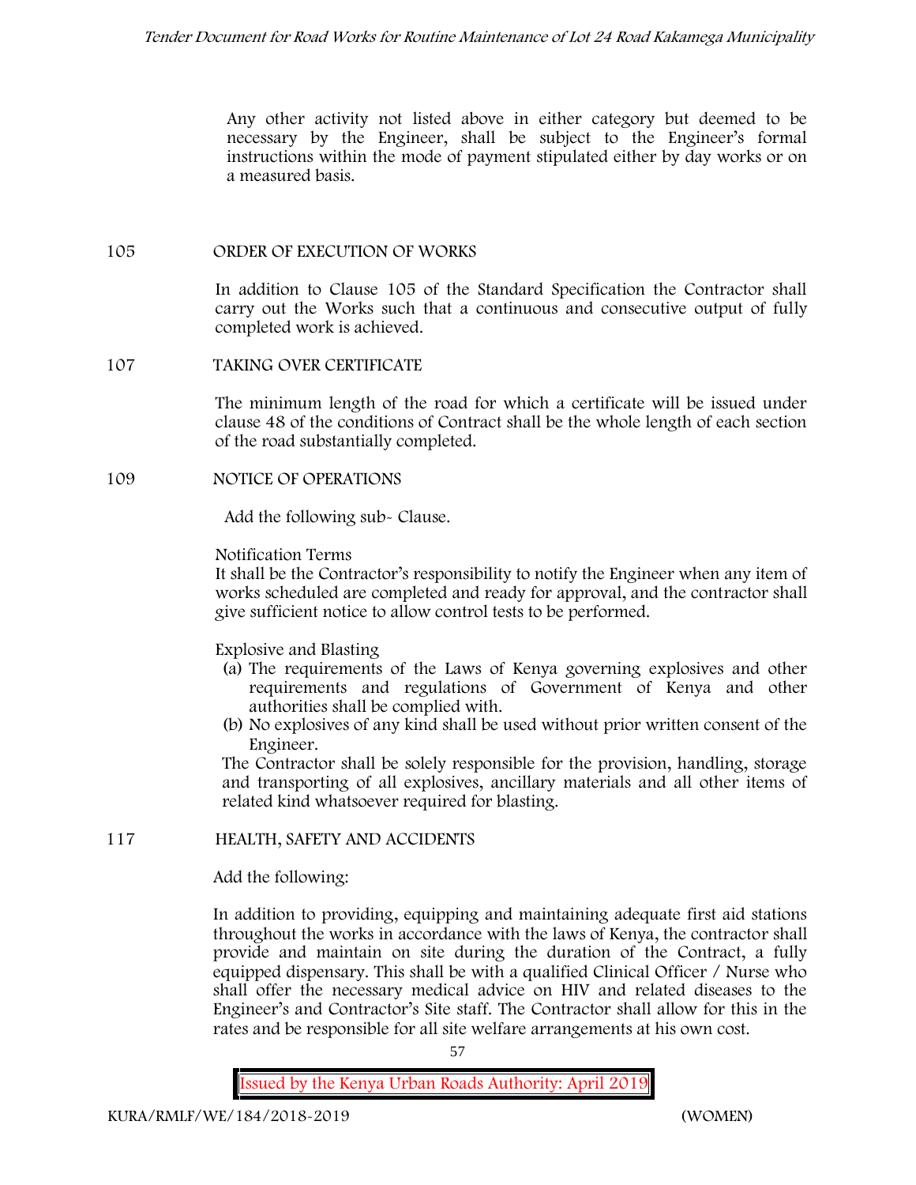Any other activity not listed above in either category but deemed to be necessary by the Engineer, shall be subject to the Engineer's formal instructions within the mode of payment stipulated either by day works or on a measured basis.

## 105 ORDER OF EXECUTION OF WORKS

In addition to Clause 105 of the Standard Specification the Contractor shall carry out the Works such that a continuous and consecutive output of fully completed work is achieved.

## 107 TAKING OVER CERTIFICATE

The minimum length of the road for which a certificate will be issued under clause 48 of the conditions of Contract shall be the whole length of each section of the road substantially completed.

## 109 NOTICE OF OPERATIONS

Add the following sub- Clause.

Notification Terms

It shall be the Contractor's responsibility to notify the Engineer when any item of works scheduled are completed and ready for approval, and the contractor shall give sufficient notice to allow control tests to be performed.

Explosive and Blasting

(a) The requirements of the Laws of Kenya governing explosives and other requirements and regulations of Government of Kenya and other authorities shall be complied with.
(b) No explosives of any kind shall be used without prior written consent of the Engineer.

The Contractor shall be solely responsible for the provision, handling, storage and transporting of all explosives, ancillary materials and all other items of related kind whatsoever required for blasting.

## 117 HEALTH, SAFETY AND ACCIDENTS

Add the following:

In addition to providing, equipping and maintaining adequate first aid stations throughout the works in accordance with the laws of Kenya, the contractor shall provide and maintain on site during the duration of the Contract, a fully equipped dispensary. This shall be with a qualified Clinical Officer / Nurse who shall offer the necessary medical advice on HIV and related diseases to the Engineer's and Contractor's Site staff. The Contractor shall allow for this in the rates and be responsible for all site welfare arrangements at his own cost.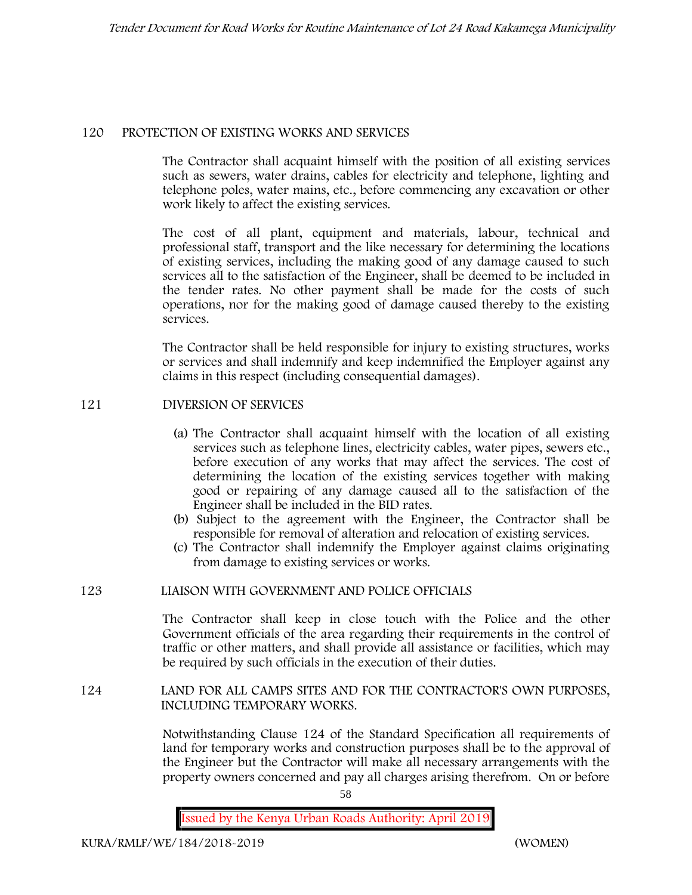## 120 PROTECTION OF EXISTING WORKS AND SERVICES

The Contractor shall acquaint himself with the position of all existing services such as sewers, water drains, cables for electricity and telephone, lighting and telephone poles, water mains, etc., before commencing any excavation or other work likely to affect the existing services.

The cost of all plant, equipment and materials, labour, technical and professional staff, transport and the like necessary for determining the locations of existing services, including the making good of any damage caused to such services all to the satisfaction of the Engineer, shall be deemed to be included in the tender rates. No other payment shall be made for the costs of such operations, nor for the making good of damage caused thereby to the existing services.

The Contractor shall be held responsible for injury to existing structures, works or services and shall indemnify and keep indemnified the Employer against any claims in this respect (including consequential damages).

## 121 DIVERSION OF SERVICES

(a) The Contractor shall acquaint himself with the location of all existing services such as telephone lines, electricity cables, water pipes, sewers etc., before execution of any works that may affect the services. The cost of determining the location of the existing services together with making good or repairing of any damage caused all to the satisfaction of the Engineer shall be included in the BID rates.

(b) Subject to the agreement with the Engineer, the Contractor shall be responsible for removal of alteration and relocation of existing services.

(c) The Contractor shall indemnify the Employer against claims originating from damage to existing services or works.

## 123 LIAISON WITH GOVERNMENT AND POLICE OFFICIALS

The Contractor shall keep in close touch with the Police and the other Government officials of the area regarding their requirements in the control of traffic or other matters, and shall provide all assistance or facilities, which may be required by such officials in the execution of their duties.

## 124 LAND FOR ALL CAMPS SITES AND FOR THE CONTRACTOR'S OWN PURPOSES, INCLUDING TEMPORARY WORKS.

Notwithstanding Clause 124 of the Standard Specification all requirements of land for temporary works and construction purposes shall be to the approval of the Engineer but the Contractor will make all necessary arrangements with the property owners concerned and pay all charges arising therefrom. On or before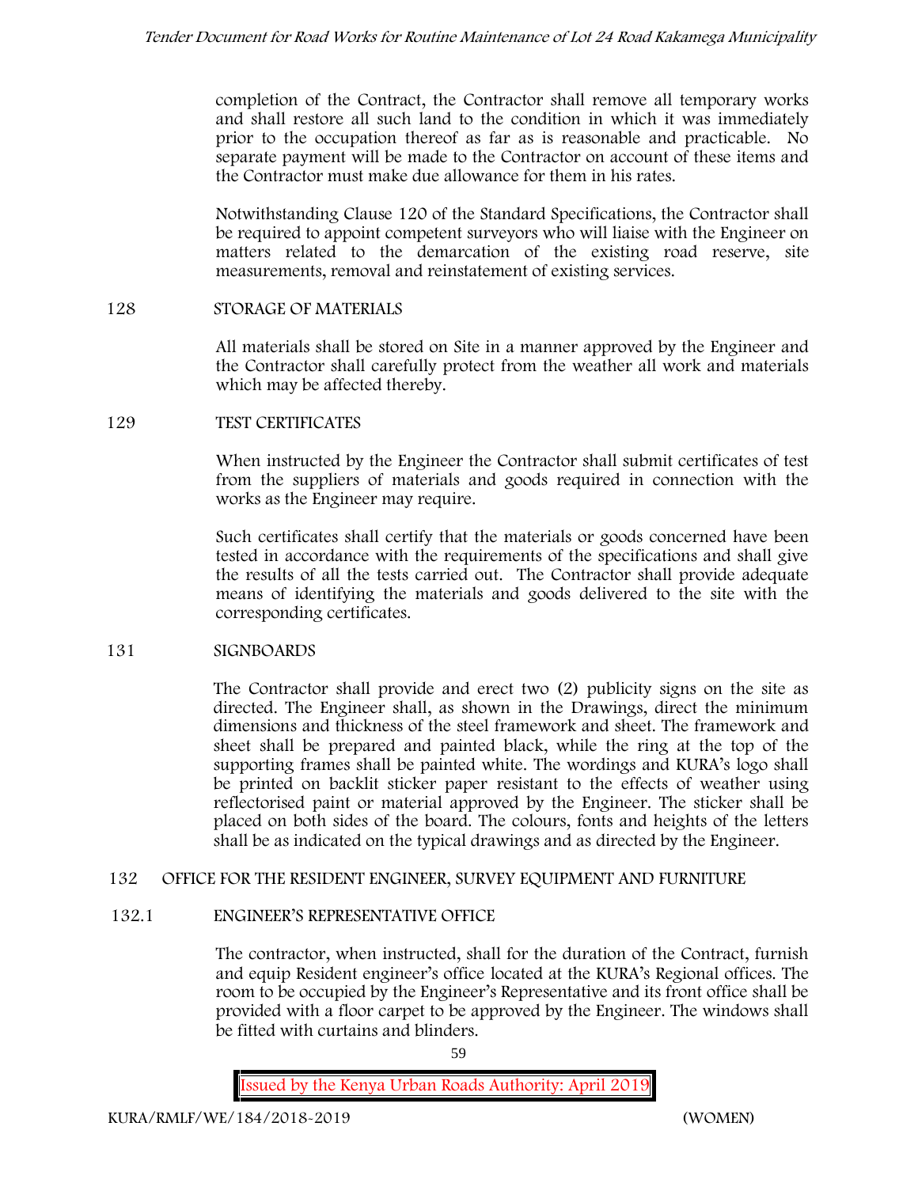completion of the Contract, the Contractor shall remove all temporary works and shall restore all such land to the condition in which it was immediately prior to the occupation thereof as far as is reasonable and practicable. No separate payment will be made to the Contractor on account of these items and the Contractor must make due allowance for them in his rates.

Notwithstanding Clause 120 of the Standard Specifications, the Contractor shall be required to appoint competent surveyors who will liaise with the Engineer on matters related to the demarcation of the existing road reserve, site measurements, removal and reinstatement of existing services.

## 128 STORAGE OF MATERIALS

All materials shall be stored on Site in a manner approved by the Engineer and the Contractor shall carefully protect from the weather all work and materials which may be affected thereby.

## 129 TEST CERTIFICATES

When instructed by the Engineer the Contractor shall submit certificates of test from the suppliers of materials and goods required in connection with the works as the Engineer may require.

Such certificates shall certify that the materials or goods concerned have been tested in accordance with the requirements of the specifications and shall give the results of all the tests carried out. The Contractor shall provide adequate means of identifying the materials and goods delivered to the site with the corresponding certificates.

## 131 SIGNBOARDS

The Contractor shall provide and erect two (2) publicity signs on the site as directed. The Engineer shall, as shown in the Drawings, direct the minimum dimensions and thickness of the steel framework and sheet. The framework and sheet shall be prepared and painted black, while the ring at the top of the supporting frames shall be painted white. The wordings and KURA's logo shall be printed on backlit sticker paper resistant to the effects of weather using reflectorised paint or material approved by the Engineer. The sticker shall be placed on both sides of the board. The colours, fonts and heights of the letters shall be as indicated on the typical drawings and as directed by the Engineer.

## 132 OFFICE FOR THE RESIDENT ENGINEER, SURVEY EQUIPMENT AND FURNITURE

### 132.1 ENGINEER'S REPRESENTATIVE OFFICE

The contractor, when instructed, shall for the duration of the Contract, furnish and equip Resident engineer's office located at the KURA's Regional offices. The room to be occupied by the Engineer's Representative and its front office shall be provided with a floor carpet to be approved by the Engineer. The windows shall be fitted with curtains and blinders.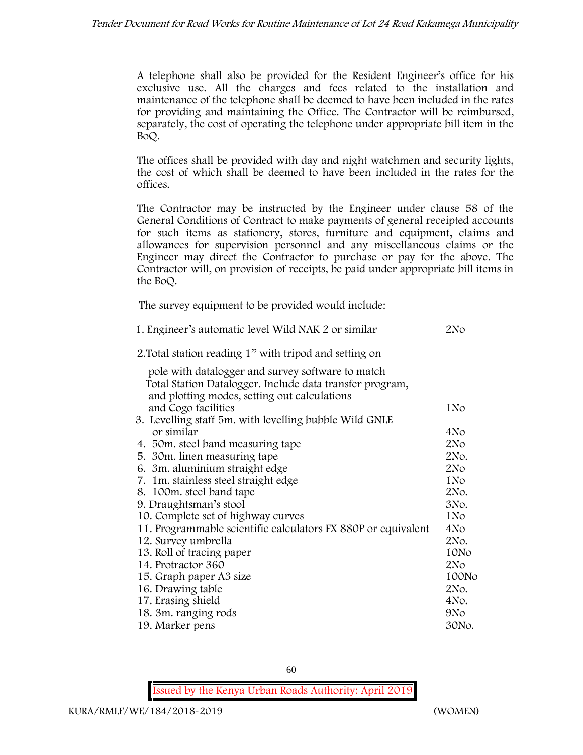A telephone shall also be provided for the Resident Engineer's office for his exclusive use. All the charges and fees related to the installation and maintenance of the telephone shall be deemed to have been included in the rates for providing and maintaining the Office. The Contractor will be reimbursed, separately, the cost of operating the telephone under appropriate bill item in the BoQ.

The offices shall be provided with day and night watchmen and security lights, the cost of which shall be deemed to have been included in the rates for the offices.

The Contractor may be instructed by the Engineer under clause 58 of the General Conditions of Contract to make payments of general receipted accounts for such items as stationery, stores, furniture and equipment, claims and allowances for supervision personnel and any miscellaneous claims or the Engineer may direct the Contractor to purchase or pay for the above. The Contractor will, on provision of receipts, be paid under appropriate bill items in the BoQ.

The survey equipment to be provided would include:

| Item | Quantity |
|---|---|
| 1. Engineer's automatic level Wild NAK 2 or similar | 2No |
| 2. Total station reading 1" with tripod and setting on pole with datalogger and survey software to match Total Station Datalogger. Include data transfer program, and plotting modes, setting out calculations and Cogo facilities | 1No |
| 3. Levelling staff 5m. with levelling bubble Wild GNLE or similar | 4No |
| 4. 50m. steel band measuring tape | 2No |
| 5. 30m. linen measuring tape | 2No. |
| 6. 3m. aluminium straight edge | 2No |
| 7. 1m. stainless steel straight edge | 1No |
| 8. 100m. steel band tape | 2No. |
| 9. Draughtsman's stool | 3No. |
| 10. Complete set of highway curves | 1No |
| 11. Programmable scientific calculators FX 880P or equivalent | 4No |
| 12. Survey umbrella | 2No. |
| 13. Roll of tracing paper | 10No |
| 14. Protractor 360 | 2No |
| 15. Graph paper A3 size | 100No |
| 16. Drawing table | 2No. |
| 17. Erasing shield | 4No. |
| 18. 3m. ranging rods | 9No |
| 19. Marker pens | 30No. |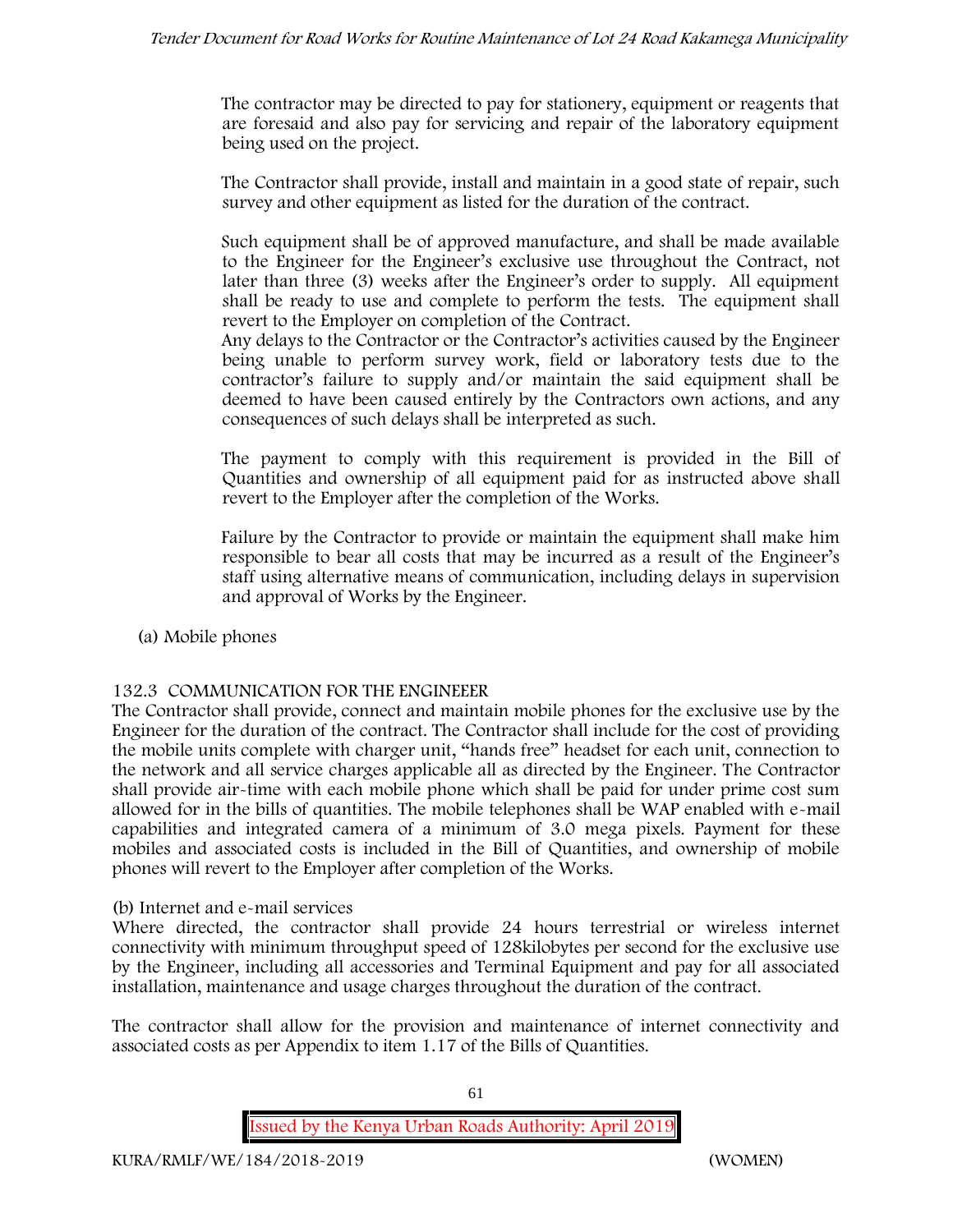The contractor may be directed to pay for stationery, equipment or reagents that are foresaid and also pay for servicing and repair of the laboratory equipment being used on the project.

The Contractor shall provide, install and maintain in a good state of repair, such survey and other equipment as listed for the duration of the contract.

Such equipment shall be of approved manufacture, and shall be made available to the Engineer for the Engineer's exclusive use throughout the Contract, not later than three (3) weeks after the Engineer's order to supply. All equipment shall be ready to use and complete to perform the tests. The equipment shall revert to the Employer on completion of the Contract.
Any delays to the Contractor or the Contractor's activities caused by the Engineer being unable to perform survey work, field or laboratory tests due to the contractor's failure to supply and/or maintain the said equipment shall be deemed to have been caused entirely by the Contractors own actions, and any consequences of such delays shall be interpreted as such.

The payment to comply with this requirement is provided in the Bill of Quantities and ownership of all equipment paid for as instructed above shall revert to the Employer after the completion of the Works.

Failure by the Contractor to provide or maintain the equipment shall make him responsible to bear all costs that may be incurred as a result of the Engineer's staff using alternative means of communication, including delays in supervision and approval of Works by the Engineer.

(a) Mobile phones

### 132.3 COMMUNICATION FOR THE ENGINEEER

The Contractor shall provide, connect and maintain mobile phones for the exclusive use by the Engineer for the duration of the contract. The Contractor shall include for the cost of providing the mobile units complete with charger unit, "hands free" headset for each unit, connection to the network and all service charges applicable all as directed by the Engineer. The Contractor shall provide air-time with each mobile phone which shall be paid for under prime cost sum allowed for in the bills of quantities. The mobile telephones shall be WAP enabled with e-mail capabilities and integrated camera of a minimum of 3.0 mega pixels. Payment for these mobiles and associated costs is included in the Bill of Quantities, and ownership of mobile phones will revert to the Employer after completion of the Works.

(b) Internet and e-mail services

Where directed, the contractor shall provide 24 hours terrestrial or wireless internet connectivity with minimum throughput speed of 128kilobytes per second for the exclusive use by the Engineer, including all accessories and Terminal Equipment and pay for all associated installation, maintenance and usage charges throughout the duration of the contract.

The contractor shall allow for the provision and maintenance of internet connectivity and associated costs as per Appendix to item 1.17 of the Bills of Quantities.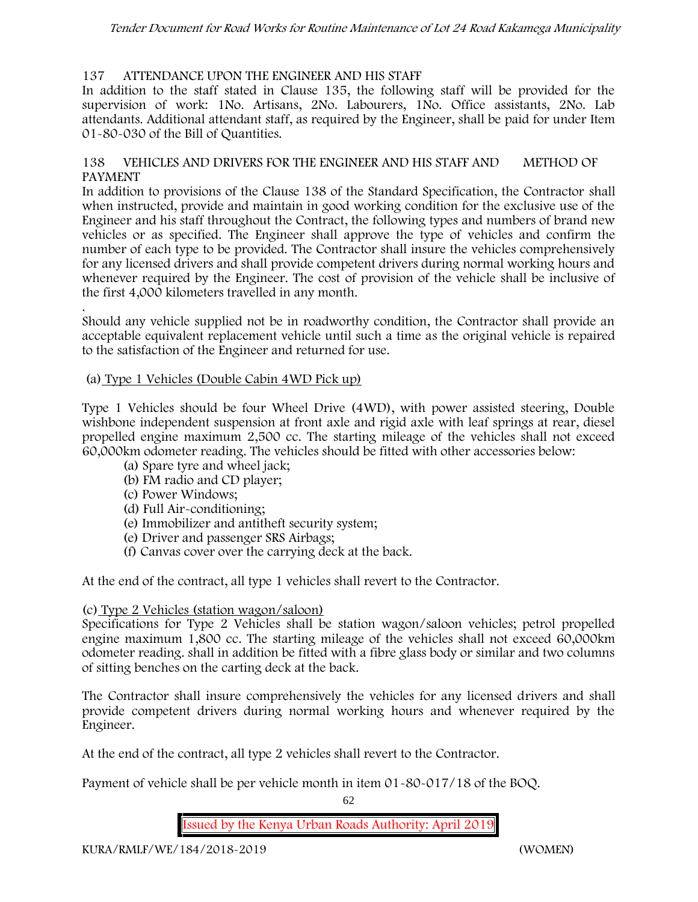## 137 ATTENDANCE UPON THE ENGINEER AND HIS STAFF

In addition to the staff stated in Clause 135, the following staff will be provided for the supervision of work: 1No. Artisans, 2No. Labourers, 1No. Office assistants, 2No. Lab attendants. Additional attendant staff, as required by the Engineer, shall be paid for under Item 01-80-030 of the Bill of Quantities.

## 138 VEHICLES AND DRIVERS FOR THE ENGINEER AND HIS STAFF AND METHOD OF PAYMENT

In addition to provisions of the Clause 138 of the Standard Specification, the Contractor shall when instructed, provide and maintain in good working condition for the exclusive use of the Engineer and his staff throughout the Contract, the following types and numbers of brand new vehicles or as specified. The Engineer shall approve the type of vehicles and confirm the number of each type to be provided. The Contractor shall insure the vehicles comprehensively for any licensed drivers and shall provide competent drivers during normal working hours and whenever required by the Engineer. The cost of provision of the vehicle shall be inclusive of the first 4,000 kilometers travelled in any month.

.

Should any vehicle supplied not be in roadworthy condition, the Contractor shall provide an acceptable equivalent replacement vehicle until such a time as the original vehicle is repaired to the satisfaction of the Engineer and returned for use.

(a) Type 1 Vehicles (Double Cabin 4WD Pick up)

Type 1 Vehicles should be four Wheel Drive (4WD), with power assisted steering, Double wishbone independent suspension at front axle and rigid axle with leaf springs at rear, diesel propelled engine maximum 2,500 cc. The starting mileage of the vehicles shall not exceed 60,000km odometer reading. The vehicles should be fitted with other accessories below:

- (a) Spare tyre and wheel jack;
- (b) FM radio and CD player;
- (c) Power Windows;
- (d) Full Air-conditioning;
- (e) Immobilizer and antitheft security system;
- (e) Driver and passenger SRS Airbags;
- (f) Canvas cover over the carrying deck at the back.

At the end of the contract, all type 1 vehicles shall revert to the Contractor.

(c) Type 2 Vehicles (station wagon/saloon)

Specifications for Type 2 Vehicles shall be station wagon/saloon vehicles; petrol propelled engine maximum 1,800 cc. The starting mileage of the vehicles shall not exceed 60,000km odometer reading. shall in addition be fitted with a fibre glass body or similar and two columns of sitting benches on the carting deck at the back.

The Contractor shall insure comprehensively the vehicles for any licensed drivers and shall provide competent drivers during normal working hours and whenever required by the Engineer.

At the end of the contract, all type 2 vehicles shall revert to the Contractor.

Payment of vehicle shall be per vehicle month in item 01-80-017/18 of the BOQ.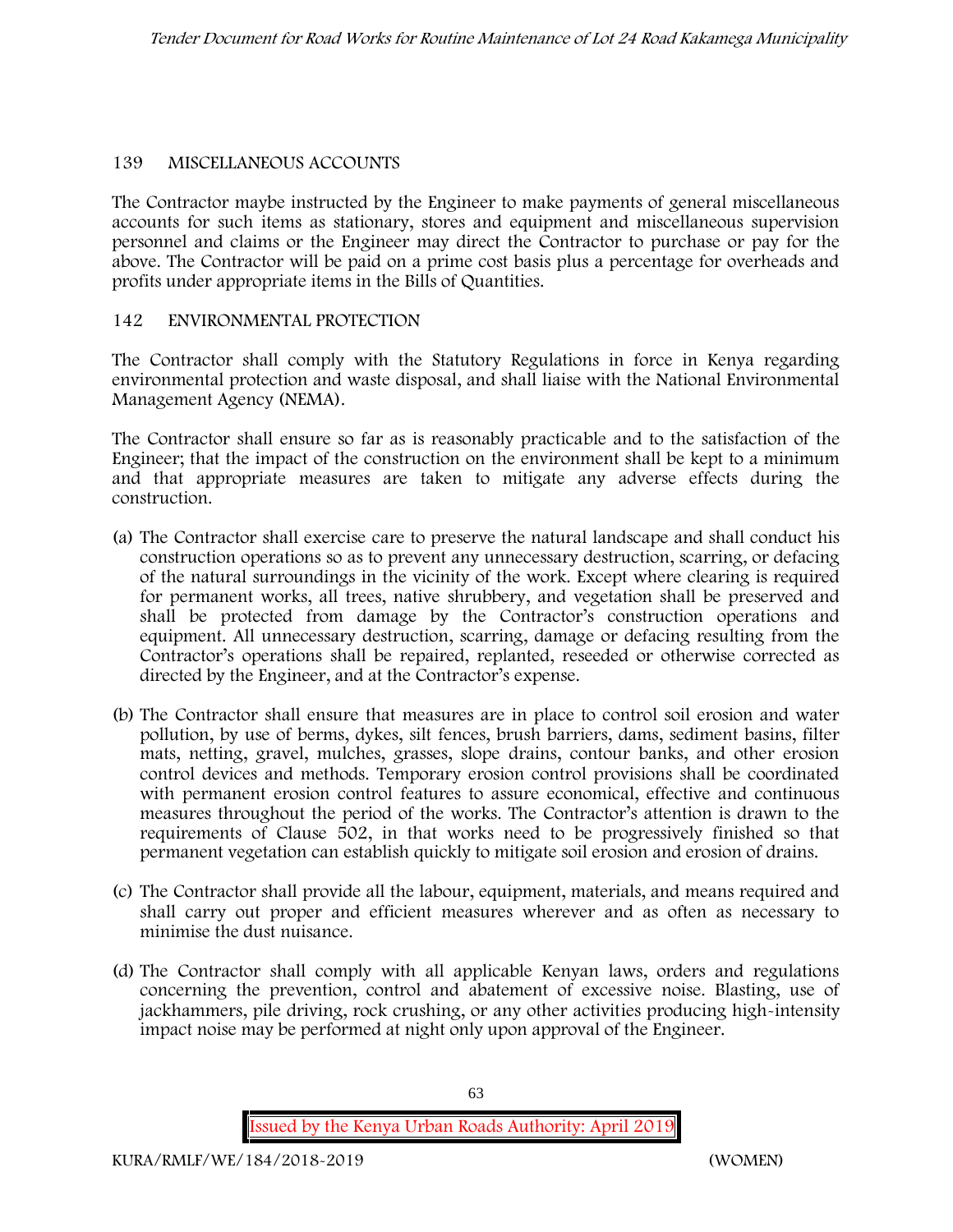## 139 MISCELLANEOUS ACCOUNTS

The Contractor maybe instructed by the Engineer to make payments of general miscellaneous accounts for such items as stationary, stores and equipment and miscellaneous supervision personnel and claims or the Engineer may direct the Contractor to purchase or pay for the above. The Contractor will be paid on a prime cost basis plus a percentage for overheads and profits under appropriate items in the Bills of Quantities.

## 142 ENVIRONMENTAL PROTECTION

The Contractor shall comply with the Statutory Regulations in force in Kenya regarding environmental protection and waste disposal, and shall liaise with the National Environmental Management Agency (NEMA).

The Contractor shall ensure so far as is reasonably practicable and to the satisfaction of the Engineer; that the impact of the construction on the environment shall be kept to a minimum and that appropriate measures are taken to mitigate any adverse effects during the construction.

(a) The Contractor shall exercise care to preserve the natural landscape and shall conduct his construction operations so as to prevent any unnecessary destruction, scarring, or defacing of the natural surroundings in the vicinity of the work. Except where clearing is required for permanent works, all trees, native shrubbery, and vegetation shall be preserved and shall be protected from damage by the Contractor's construction operations and equipment. All unnecessary destruction, scarring, damage or defacing resulting from the Contractor's operations shall be repaired, replanted, reseeded or otherwise corrected as directed by the Engineer, and at the Contractor's expense.

(b) The Contractor shall ensure that measures are in place to control soil erosion and water pollution, by use of berms, dykes, silt fences, brush barriers, dams, sediment basins, filter mats, netting, gravel, mulches, grasses, slope drains, contour banks, and other erosion control devices and methods. Temporary erosion control provisions shall be coordinated with permanent erosion control features to assure economical, effective and continuous measures throughout the period of the works. The Contractor's attention is drawn to the requirements of Clause 502, in that works need to be progressively finished so that permanent vegetation can establish quickly to mitigate soil erosion and erosion of drains.

(c) The Contractor shall provide all the labour, equipment, materials, and means required and shall carry out proper and efficient measures wherever and as often as necessary to minimise the dust nuisance.

(d) The Contractor shall comply with all applicable Kenyan laws, orders and regulations concerning the prevention, control and abatement of excessive noise. Blasting, use of jackhammers, pile driving, rock crushing, or any other activities producing high-intensity impact noise may be performed at night only upon approval of the Engineer.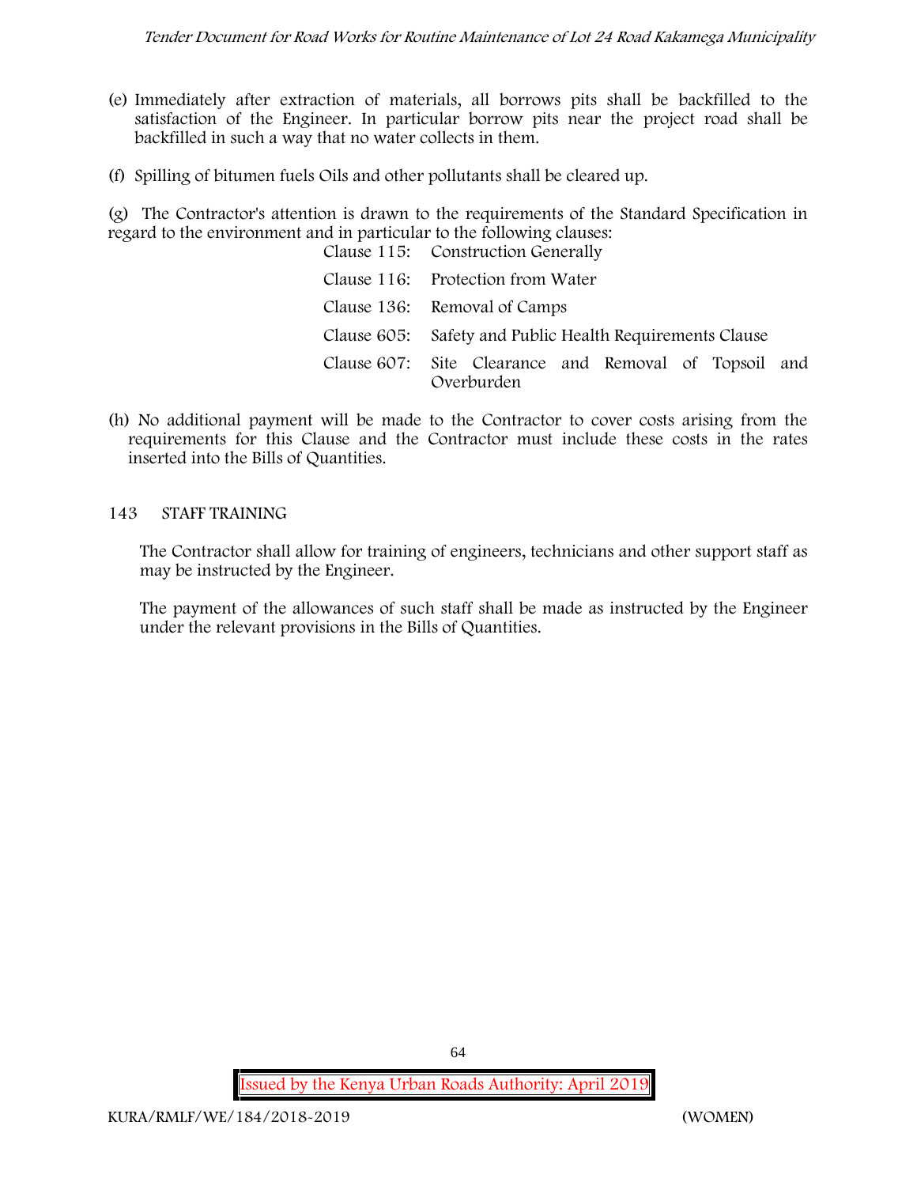(e) Immediately after extraction of materials, all borrows pits shall be backfilled to the satisfaction of the Engineer. In particular borrow pits near the project road shall be backfilled in such a way that no water collects in them.

(f) Spilling of bitumen fuels Oils and other pollutants shall be cleared up.

(g) The Contractor's attention is drawn to the requirements of the Standard Specification in regard to the environment and in particular to the following clauses:

| | |
|---|---|
| Clause 115: | Construction Generally |
| Clause 116: | Protection from Water |
| Clause 136: | Removal of Camps |
| Clause 605: | Safety and Public Health Requirements Clause |
| Clause 607: | Site Clearance and Removal of Topsoil and Overburden |

(h) No additional payment will be made to the Contractor to cover costs arising from the requirements for this Clause and the Contractor must include these costs in the rates inserted into the Bills of Quantities.

## 143 STAFF TRAINING

The Contractor shall allow for training of engineers, technicians and other support staff as may be instructed by the Engineer.

The payment of the allowances of such staff shall be made as instructed by the Engineer under the relevant provisions in the Bills of Quantities.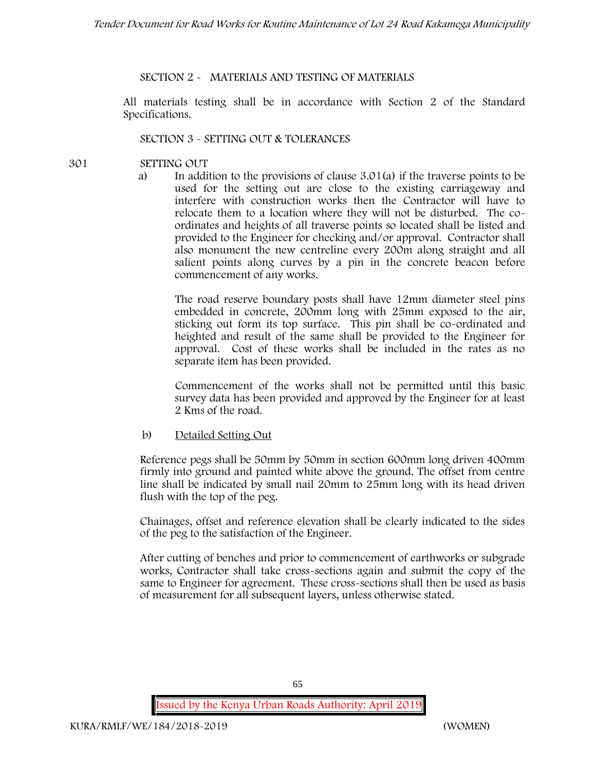## SECTION 2 - MATERIALS AND TESTING OF MATERIALS

All materials testing shall be in accordance with Section 2 of the Standard Specifications.

## SECTION 3 - SETTING OUT & TOLERANCES

### 301 SETTING OUT

a) In addition to the provisions of clause 3.01(a) if the traverse points to be used for the setting out are close to the existing carriageway and interfere with construction works then the Contractor will have to relocate them to a location where they will not be disturbed. The co-ordinates and heights of all traverse points so located shall be listed and provided to the Engineer for checking and/or approval. Contractor shall also monument the new centreline every 200m along straight and all salient points along curves by a pin in the concrete beacon before commencement of any works.

The road reserve boundary posts shall have 12mm diameter steel pins embedded in concrete, 200mm long with 25mm exposed to the air, sticking out form its top surface. This pin shall be co-ordinated and heighted and result of the same shall be provided to the Engineer for approval. Cost of these works shall be included in the rates as no separate item has been provided.

Commencement of the works shall not be permitted until this basic survey data has been provided and approved by the Engineer for at least 2 Kms of the road.

b) Detailed Setting Out

Reference pegs shall be 50mm by 50mm in section 600mm long driven 400mm firmly into ground and painted white above the ground. The offset from centre line shall be indicated by small nail 20mm to 25mm long with its head driven flush with the top of the peg.

Chainages, offset and reference elevation shall be clearly indicated to the sides of the peg to the satisfaction of the Engineer.

After cutting of benches and prior to commencement of earthworks or subgrade works, Contractor shall take cross-sections again and submit the copy of the same to Engineer for agreement. These cross-sections shall then be used as basis of measurement for all subsequent layers, unless otherwise stated.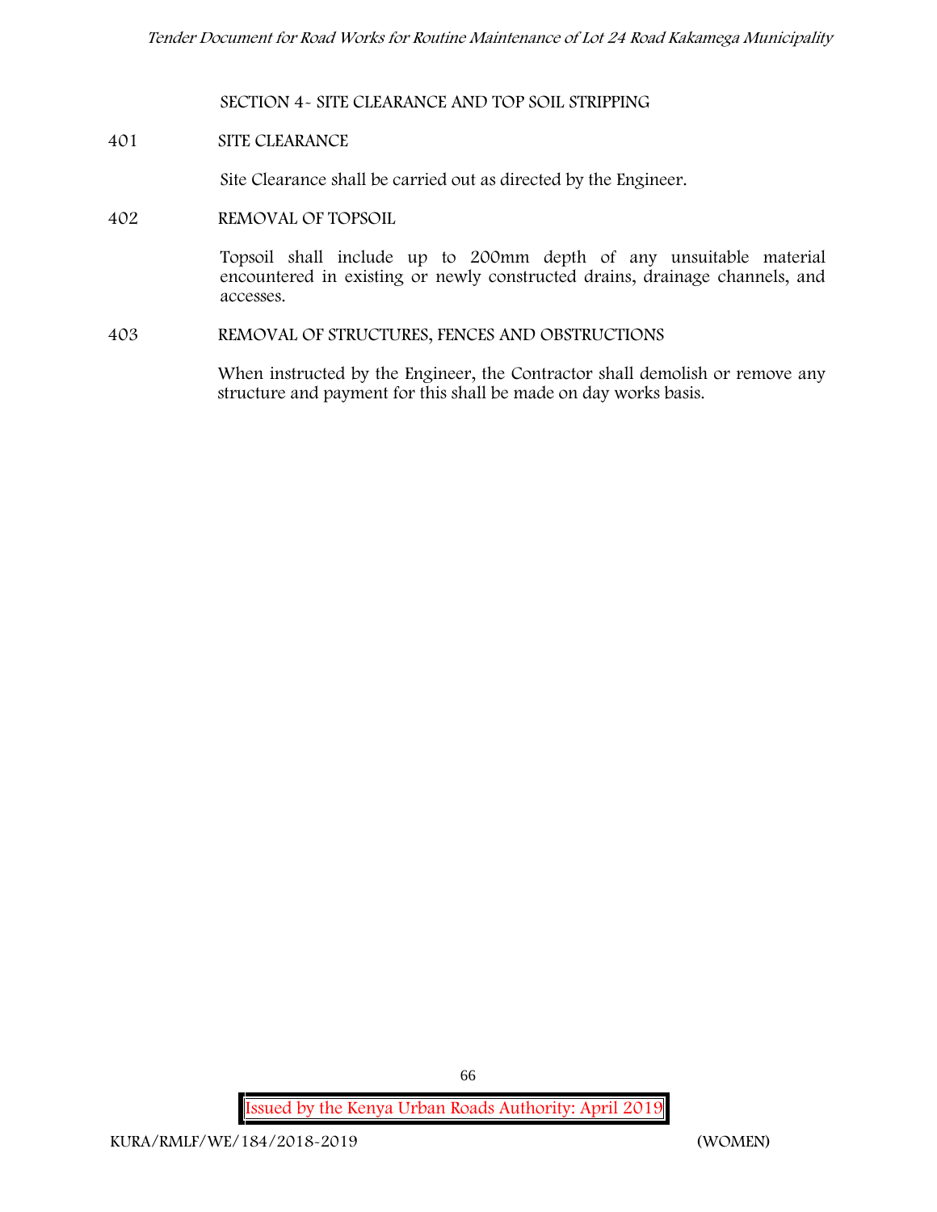## SECTION 4- SITE CLEARANCE AND TOP SOIL STRIPPING

### 401 SITE CLEARANCE

Site Clearance shall be carried out as directed by the Engineer.

### 402 REMOVAL OF TOPSOIL

Topsoil shall include up to 200mm depth of any unsuitable material encountered in existing or newly constructed drains, drainage channels, and accesses.

### 403 REMOVAL OF STRUCTURES, FENCES AND OBSTRUCTIONS

When instructed by the Engineer, the Contractor shall demolish or remove any structure and payment for this shall be made on day works basis.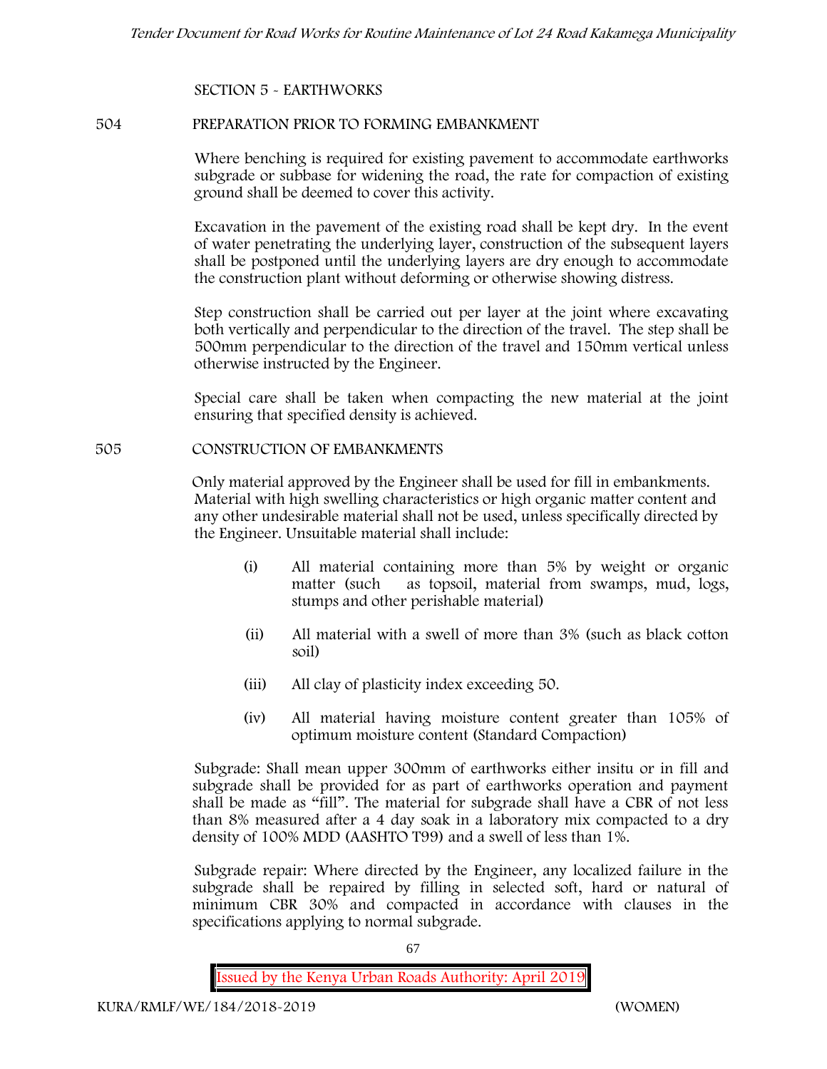SECTION 5 - EARTHWORKS

## 504 PREPARATION PRIOR TO FORMING EMBANKMENT

Where benching is required for existing pavement to accommodate earthworks subgrade or subbase for widening the road, the rate for compaction of existing ground shall be deemed to cover this activity.

Excavation in the pavement of the existing road shall be kept dry. In the event of water penetrating the underlying layer, construction of the subsequent layers shall be postponed until the underlying layers are dry enough to accommodate the construction plant without deforming or otherwise showing distress.

Step construction shall be carried out per layer at the joint where excavating both vertically and perpendicular to the direction of the travel. The step shall be 500mm perpendicular to the direction of the travel and 150mm vertical unless otherwise instructed by the Engineer.

Special care shall be taken when compacting the new material at the joint ensuring that specified density is achieved.

## 505 CONSTRUCTION OF EMBANKMENTS

Only material approved by the Engineer shall be used for fill in embankments. Material with high swelling characteristics or high organic matter content and any other undesirable material shall not be used, unless specifically directed by the Engineer. Unsuitable material shall include:

(i) All material containing more than 5% by weight or organic matter (such as topsoil, material from swamps, mud, logs, stumps and other perishable material)

(ii) All material with a swell of more than 3% (such as black cotton soil)

(iii) All clay of plasticity index exceeding 50.

(iv) All material having moisture content greater than 105% of optimum moisture content (Standard Compaction)

Subgrade: Shall mean upper 300mm of earthworks either insitu or in fill and subgrade shall be provided for as part of earthworks operation and payment shall be made as "fill". The material for subgrade shall have a CBR of not less than 8% measured after a 4 day soak in a laboratory mix compacted to a dry density of 100% MDD (AASHTO T99) and a swell of less than 1%.

Subgrade repair: Where directed by the Engineer, any localized failure in the subgrade shall be repaired by filling in selected soft, hard or natural of minimum CBR 30% and compacted in accordance with clauses in the specifications applying to normal subgrade.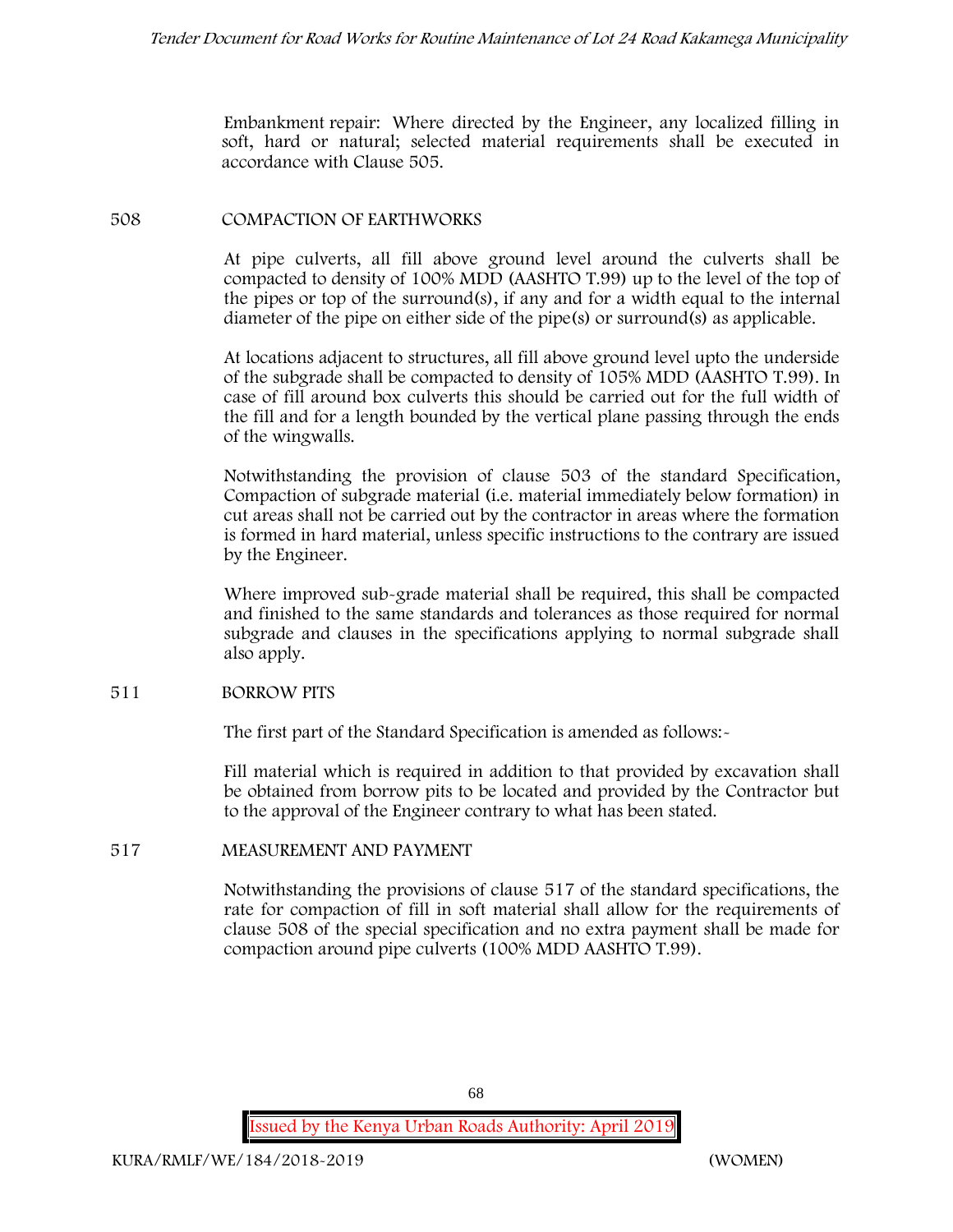Embankment repair: Where directed by the Engineer, any localized filling in soft, hard or natural; selected material requirements shall be executed in accordance with Clause 505.

## 508 COMPACTION OF EARTHWORKS

At pipe culverts, all fill above ground level around the culverts shall be compacted to density of 100% MDD (AASHTO T.99) up to the level of the top of the pipes or top of the surround(s), if any and for a width equal to the internal diameter of the pipe on either side of the pipe(s) or surround(s) as applicable.

At locations adjacent to structures, all fill above ground level upto the underside of the subgrade shall be compacted to density of 105% MDD (AASHTO T.99). In case of fill around box culverts this should be carried out for the full width of the fill and for a length bounded by the vertical plane passing through the ends of the wingwalls.

Notwithstanding the provision of clause 503 of the standard Specification, Compaction of subgrade material (i.e. material immediately below formation) in cut areas shall not be carried out by the contractor in areas where the formation is formed in hard material, unless specific instructions to the contrary are issued by the Engineer.

Where improved sub-grade material shall be required, this shall be compacted and finished to the same standards and tolerances as those required for normal subgrade and clauses in the specifications applying to normal subgrade shall also apply.

## 511 BORROW PITS

The first part of the Standard Specification is amended as follows:-

Fill material which is required in addition to that provided by excavation shall be obtained from borrow pits to be located and provided by the Contractor but to the approval of the Engineer contrary to what has been stated.

## 517 MEASUREMENT AND PAYMENT

Notwithstanding the provisions of clause 517 of the standard specifications, the rate for compaction of fill in soft material shall allow for the requirements of clause 508 of the special specification and no extra payment shall be made for compaction around pipe culverts (100% MDD AASHTO T.99).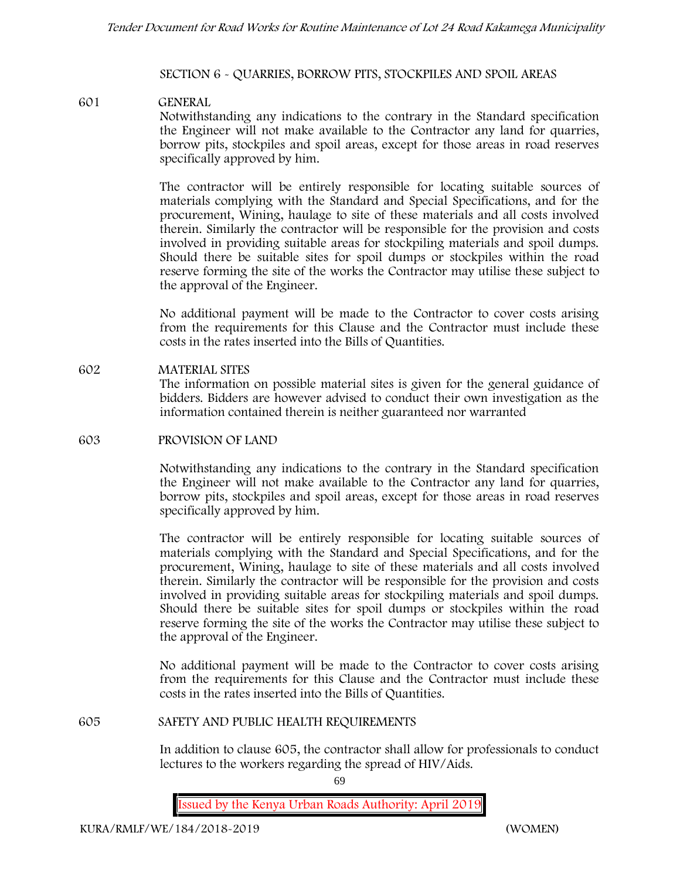## SECTION 6 - QUARRIES, BORROW PITS, STOCKPILES AND SPOIL AREAS

### 601 GENERAL

Notwithstanding any indications to the contrary in the Standard specification the Engineer will not make available to the Contractor any land for quarries, borrow pits, stockpiles and spoil areas, except for those areas in road reserves specifically approved by him.

The contractor will be entirely responsible for locating suitable sources of materials complying with the Standard and Special Specifications, and for the procurement, Wining, haulage to site of these materials and all costs involved therein. Similarly the contractor will be responsible for the provision and costs involved in providing suitable areas for stockpiling materials and spoil dumps. Should there be suitable sites for spoil dumps or stockpiles within the road reserve forming the site of the works the Contractor may utilise these subject to the approval of the Engineer.

No additional payment will be made to the Contractor to cover costs arising from the requirements for this Clause and the Contractor must include these costs in the rates inserted into the Bills of Quantities.

### 602 MATERIAL SITES

The information on possible material sites is given for the general guidance of bidders. Bidders are however advised to conduct their own investigation as the information contained therein is neither guaranteed nor warranted

### 603 PROVISION OF LAND

Notwithstanding any indications to the contrary in the Standard specification the Engineer will not make available to the Contractor any land for quarries, borrow pits, stockpiles and spoil areas, except for those areas in road reserves specifically approved by him.

The contractor will be entirely responsible for locating suitable sources of materials complying with the Standard and Special Specifications, and for the procurement, Wining, haulage to site of these materials and all costs involved therein. Similarly the contractor will be responsible for the provision and costs involved in providing suitable areas for stockpiling materials and spoil dumps. Should there be suitable sites for spoil dumps or stockpiles within the road reserve forming the site of the works the Contractor may utilise these subject to the approval of the Engineer.

No additional payment will be made to the Contractor to cover costs arising from the requirements for this Clause and the Contractor must include these costs in the rates inserted into the Bills of Quantities.

### 605 SAFETY AND PUBLIC HEALTH REQUIREMENTS

In addition to clause 605, the contractor shall allow for professionals to conduct lectures to the workers regarding the spread of HIV/Aids.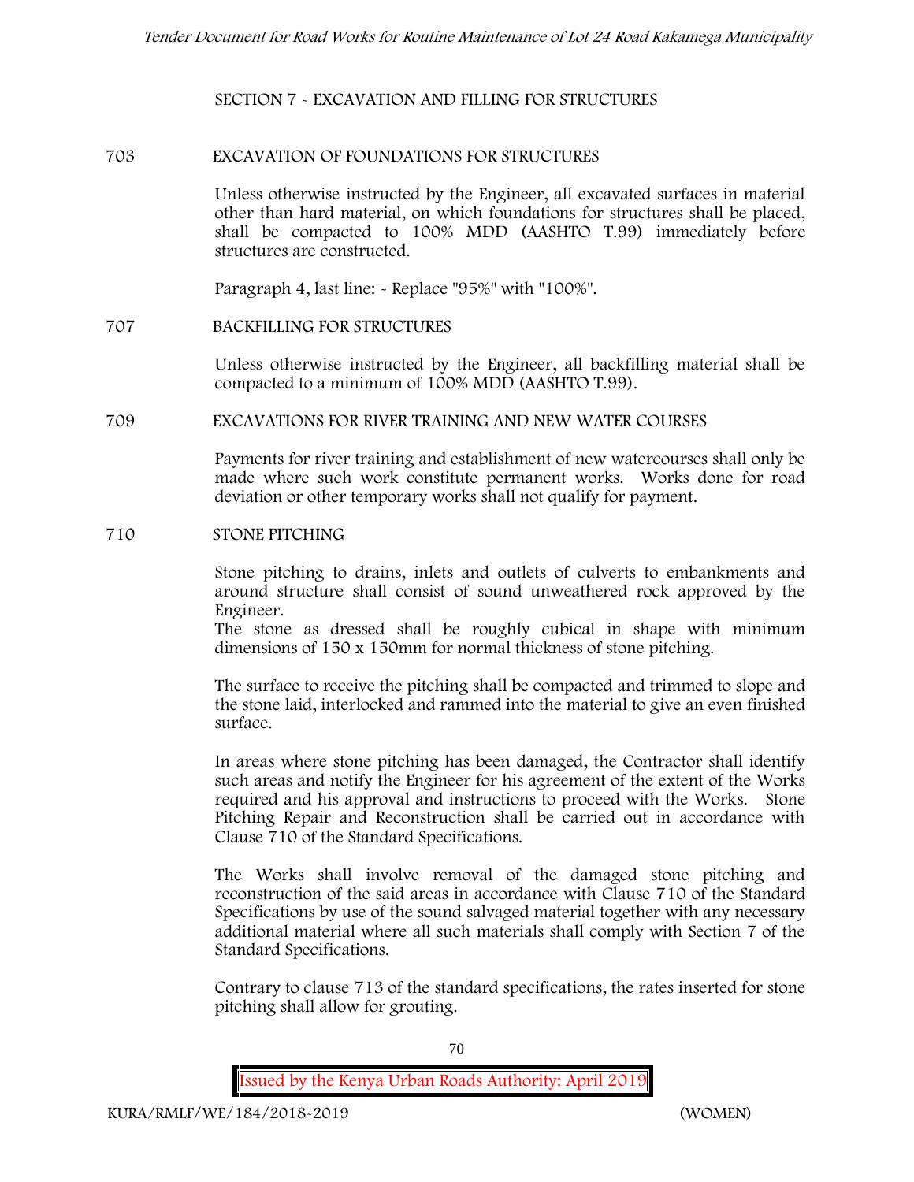## SECTION 7 - EXCAVATION AND FILLING FOR STRUCTURES

### 703 EXCAVATION OF FOUNDATIONS FOR STRUCTURES

Unless otherwise instructed by the Engineer, all excavated surfaces in material other than hard material, on which foundations for structures shall be placed, shall be compacted to 100% MDD (AASHTO T.99) immediately before structures are constructed.

Paragraph 4, last line: - Replace "95%" with "100%".

### 707 BACKFILLING FOR STRUCTURES

Unless otherwise instructed by the Engineer, all backfilling material shall be compacted to a minimum of 100% MDD (AASHTO T.99).

### 709 EXCAVATIONS FOR RIVER TRAINING AND NEW WATER COURSES

Payments for river training and establishment of new watercourses shall only be made where such work constitute permanent works. Works done for road deviation or other temporary works shall not qualify for payment.

### 710 STONE PITCHING

Stone pitching to drains, inlets and outlets of culverts to embankments and around structure shall consist of sound unweathered rock approved by the Engineer.

The stone as dressed shall be roughly cubical in shape with minimum dimensions of 150 x 150mm for normal thickness of stone pitching.

The surface to receive the pitching shall be compacted and trimmed to slope and the stone laid, interlocked and rammed into the material to give an even finished surface.

In areas where stone pitching has been damaged, the Contractor shall identify such areas and notify the Engineer for his agreement of the extent of the Works required and his approval and instructions to proceed with the Works. Stone Pitching Repair and Reconstruction shall be carried out in accordance with Clause 710 of the Standard Specifications.

The Works shall involve removal of the damaged stone pitching and reconstruction of the said areas in accordance with Clause 710 of the Standard Specifications by use of the sound salvaged material together with any necessary additional material where all such materials shall comply with Section 7 of the Standard Specifications.

Contrary to clause 713 of the standard specifications, the rates inserted for stone pitching shall allow for grouting.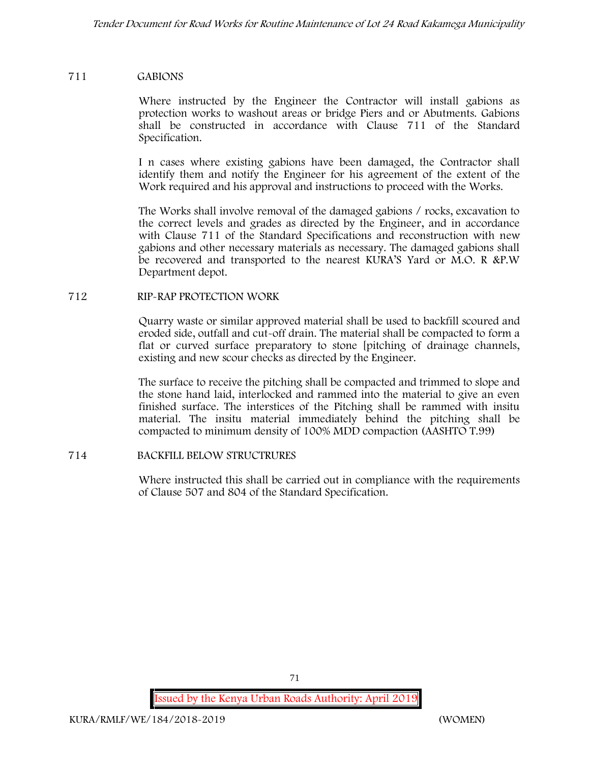## 711 GABIONS

Where instructed by the Engineer the Contractor will install gabions as protection works to washout areas or bridge Piers and or Abutments. Gabions shall be constructed in accordance with Clause 711 of the Standard Specification.

I n cases where existing gabions have been damaged, the Contractor shall identify them and notify the Engineer for his agreement of the extent of the Work required and his approval and instructions to proceed with the Works.

The Works shall involve removal of the damaged gabions / rocks, excavation to the correct levels and grades as directed by the Engineer, and in accordance with Clause 711 of the Standard Specifications and reconstruction with new gabions and other necessary materials as necessary. The damaged gabions shall be recovered and transported to the nearest KURA'S Yard or M.O. R &P.W Department depot.

## 712 RIP-RAP PROTECTION WORK

Quarry waste or similar approved material shall be used to backfill scoured and eroded side, outfall and cut-off drain. The material shall be compacted to form a flat or curved surface preparatory to stone [pitching of drainage channels, existing and new scour checks as directed by the Engineer.

The surface to receive the pitching shall be compacted and trimmed to slope and the stone hand laid, interlocked and rammed into the material to give an even finished surface. The interstices of the Pitching shall be rammed with insitu material. The insitu material immediately behind the pitching shall be compacted to minimum density of 100% MDD compaction (AASHTO T.99)

## 714 BACKFILL BELOW STRUCTRURES

Where instructed this shall be carried out in compliance with the requirements of Clause 507 and 804 of the Standard Specification.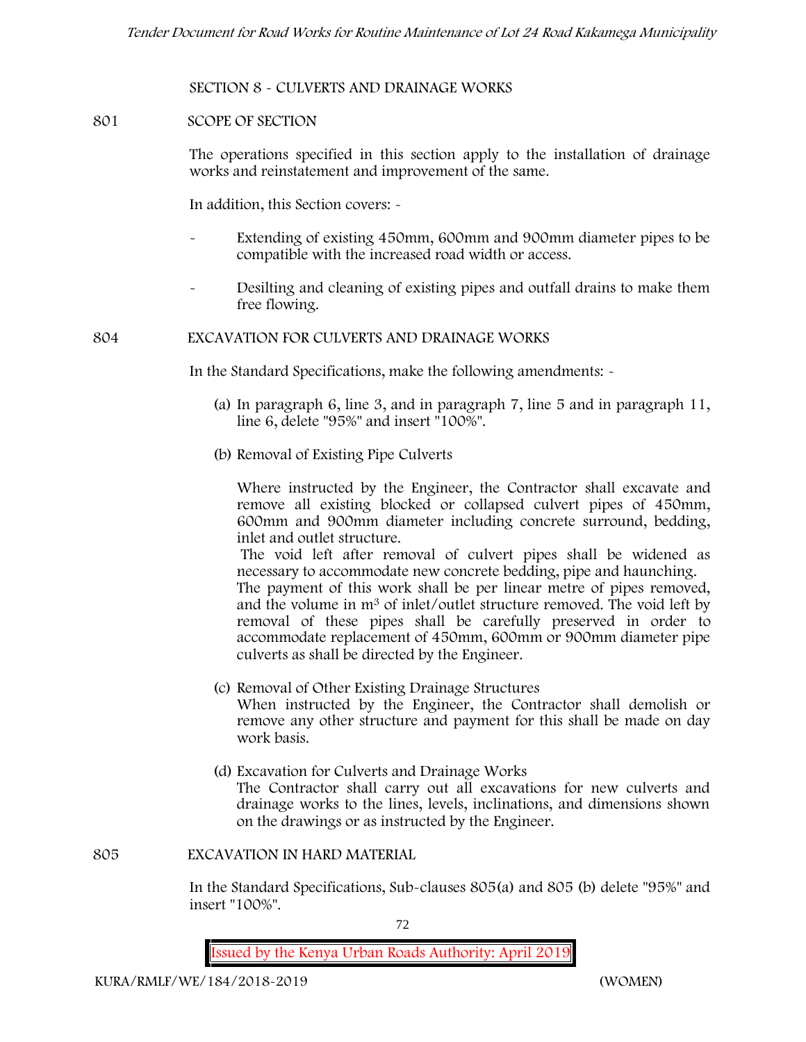## SECTION 8 - CULVERTS AND DRAINAGE WORKS

### 801 SCOPE OF SECTION

The operations specified in this section apply to the installation of drainage works and reinstatement and improvement of the same.

In addition, this Section covers: -

- Extending of existing 450mm, 600mm and 900mm diameter pipes to be compatible with the increased road width or access.
- Desilting and cleaning of existing pipes and outfall drains to make them free flowing.

### 804 EXCAVATION FOR CULVERTS AND DRAINAGE WORKS

In the Standard Specifications, make the following amendments: -

(a) In paragraph 6, line 3, and in paragraph 7, line 5 and in paragraph 11, line 6, delete "95%" and insert "100%".

(b) Removal of Existing Pipe Culverts

Where instructed by the Engineer, the Contractor shall excavate and remove all existing blocked or collapsed culvert pipes of 450mm, 600mm and 900mm diameter including concrete surround, bedding, inlet and outlet structure.

The void left after removal of culvert pipes shall be widened as necessary to accommodate new concrete bedding, pipe and haunching. The payment of this work shall be per linear metre of pipes removed, and the volume in $m^3$ of inlet/outlet structure removed. The void left by removal of these pipes shall be carefully preserved in order to accommodate replacement of 450mm, 600mm or 900mm diameter pipe culverts as shall be directed by the Engineer.

(c) Removal of Other Existing Drainage Structures

When instructed by the Engineer, the Contractor shall demolish or remove any other structure and payment for this shall be made on day work basis.

(d) Excavation for Culverts and Drainage Works

The Contractor shall carry out all excavations for new culverts and drainage works to the lines, levels, inclinations, and dimensions shown on the drawings or as instructed by the Engineer.

### 805 EXCAVATION IN HARD MATERIAL

In the Standard Specifications, Sub-clauses 805(a) and 805 (b) delete "95%" and insert "100%".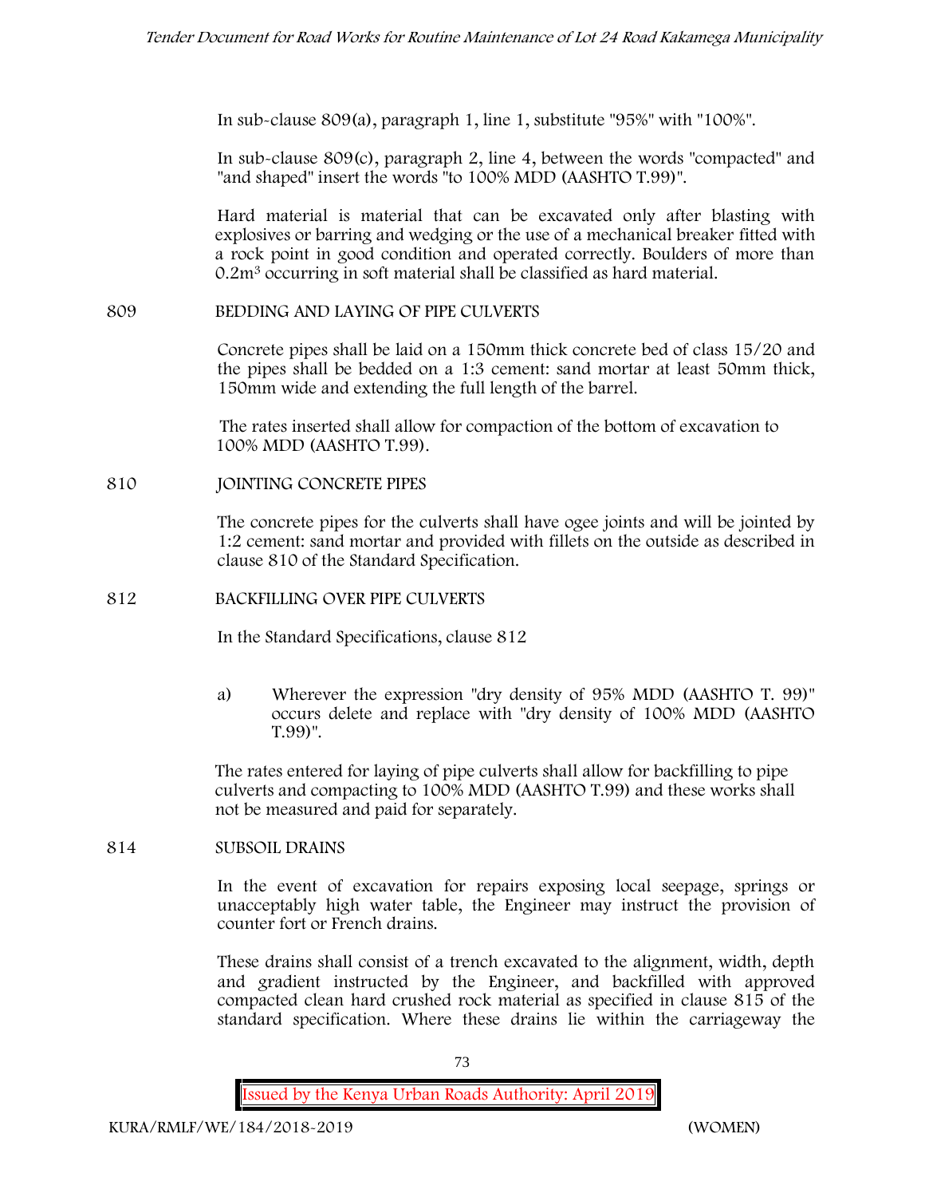In sub-clause 809(a), paragraph 1, line 1, substitute "95%" with "100%".

In sub-clause 809(c), paragraph 2, line 4, between the words "compacted" and "and shaped" insert the words "to 100% MDD (AASHTO T.99)".

Hard material is material that can be excavated only after blasting with explosives or barring and wedging or the use of a mechanical breaker fitted with a rock point in good condition and operated correctly. Boulders of more than $0.2m^3$ occurring in soft material shall be classified as hard material.

## 809 BEDDING AND LAYING OF PIPE CULVERTS

Concrete pipes shall be laid on a 150mm thick concrete bed of class 15/20 and the pipes shall be bedded on a 1:3 cement: sand mortar at least 50mm thick, 150mm wide and extending the full length of the barrel.

The rates inserted shall allow for compaction of the bottom of excavation to 100% MDD (AASHTO T.99).

## 810 JOINTING CONCRETE PIPES

The concrete pipes for the culverts shall have ogee joints and will be jointed by 1:2 cement: sand mortar and provided with fillets on the outside as described in clause 810 of the Standard Specification.

## 812 BACKFILLING OVER PIPE CULVERTS

In the Standard Specifications, clause 812

a) Wherever the expression "dry density of 95% MDD (AASHTO T. 99)" occurs delete and replace with "dry density of 100% MDD (AASHTO T.99)".

The rates entered for laying of pipe culverts shall allow for backfilling to pipe culverts and compacting to 100% MDD (AASHTO T.99) and these works shall not be measured and paid for separately.

## 814 SUBSOIL DRAINS

In the event of excavation for repairs exposing local seepage, springs or unacceptably high water table, the Engineer may instruct the provision of counter fort or French drains.

These drains shall consist of a trench excavated to the alignment, width, depth and gradient instructed by the Engineer, and backfilled with approved compacted clean hard crushed rock material as specified in clause 815 of the standard specification. Where these drains lie within the carriageway the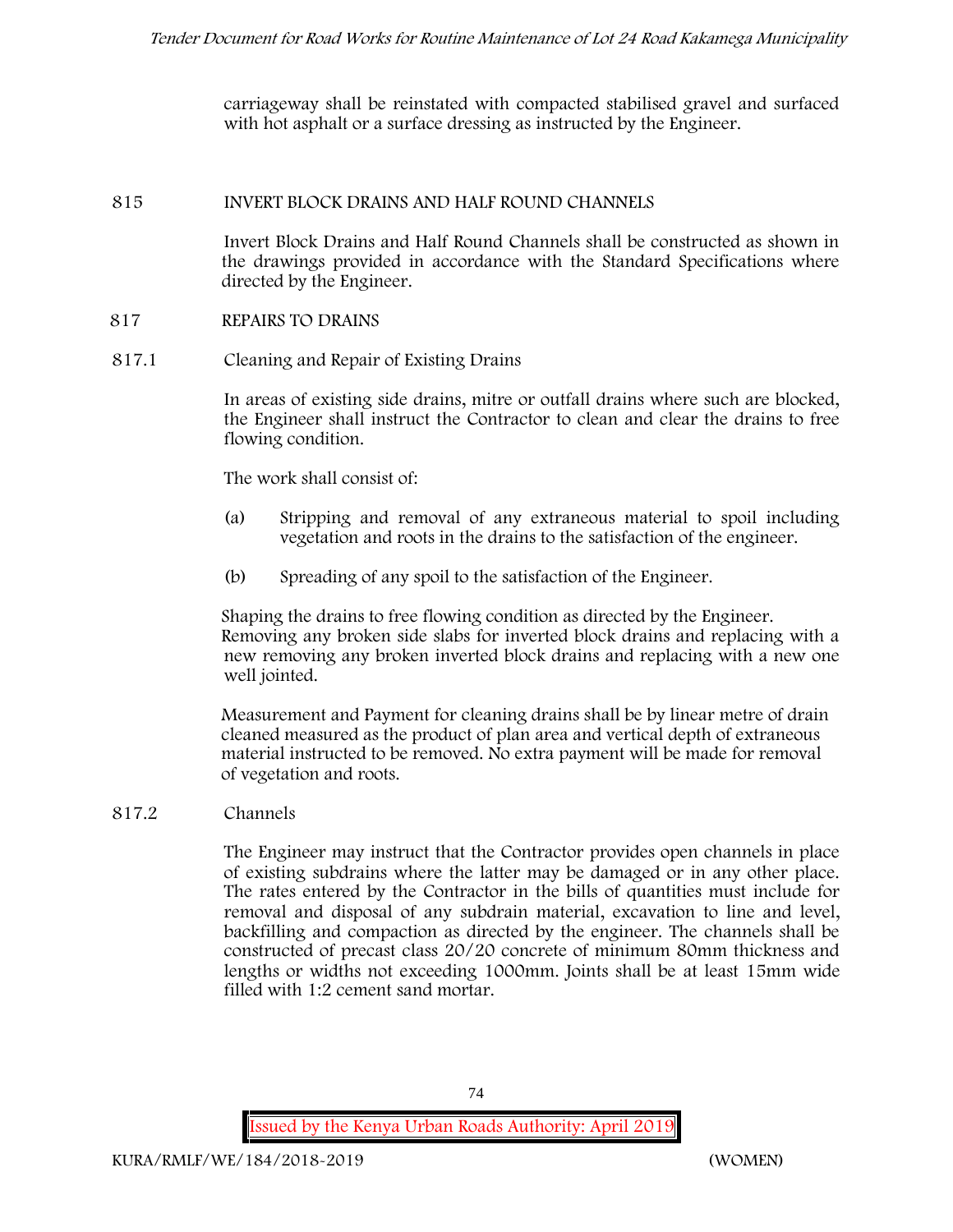carriageway shall be reinstated with compacted stabilised gravel and surfaced with hot asphalt or a surface dressing as instructed by the Engineer.

## 815 INVERT BLOCK DRAINS AND HALF ROUND CHANNELS

Invert Block Drains and Half Round Channels shall be constructed as shown in the drawings provided in accordance with the Standard Specifications where directed by the Engineer.

## 817 REPAIRS TO DRAINS

### 817.1 Cleaning and Repair of Existing Drains

In areas of existing side drains, mitre or outfall drains where such are blocked, the Engineer shall instruct the Contractor to clean and clear the drains to free flowing condition.

The work shall consist of:

(a) Stripping and removal of any extraneous material to spoil including vegetation and roots in the drains to the satisfaction of the engineer.

(b) Spreading of any spoil to the satisfaction of the Engineer.

Shaping the drains to free flowing condition as directed by the Engineer. Removing any broken side slabs for inverted block drains and replacing with a new removing any broken inverted block drains and replacing with a new one well jointed.

Measurement and Payment for cleaning drains shall be by linear metre of drain cleaned measured as the product of plan area and vertical depth of extraneous material instructed to be removed. No extra payment will be made for removal of vegetation and roots.

### 817.2 Channels

The Engineer may instruct that the Contractor provides open channels in place of existing subdrains where the latter may be damaged or in any other place. The rates entered by the Contractor in the bills of quantities must include for removal and disposal of any subdrain material, excavation to line and level, backfilling and compaction as directed by the engineer. The channels shall be constructed of precast class 20/20 concrete of minimum 80mm thickness and lengths or widths not exceeding 1000mm. Joints shall be at least 15mm wide filled with 1:2 cement sand mortar.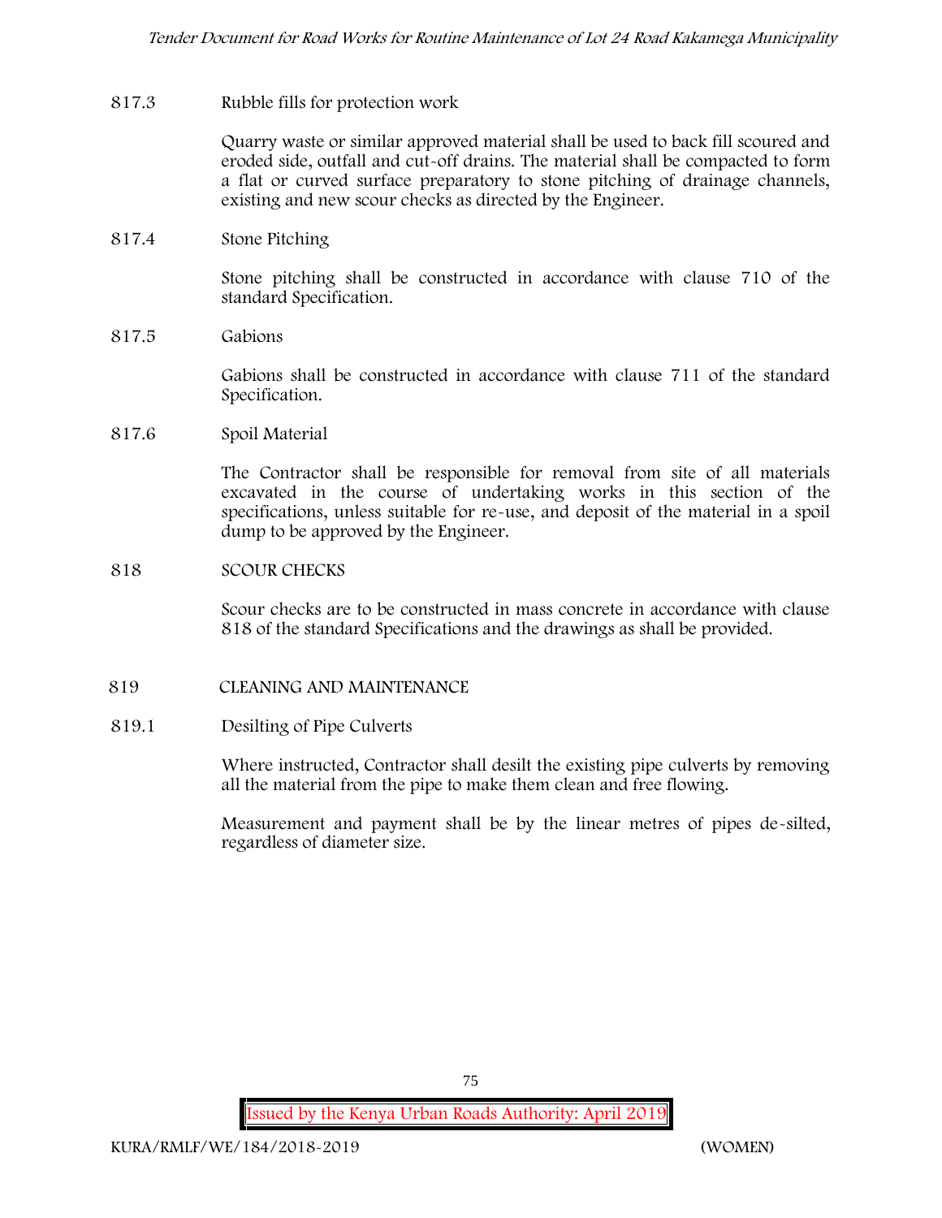817.3 Rubble fills for protection work

Quarry waste or similar approved material shall be used to back fill scoured and eroded side, outfall and cut-off drains. The material shall be compacted to form a flat or curved surface preparatory to stone pitching of drainage channels, existing and new scour checks as directed by the Engineer.

817.4 Stone Pitching

Stone pitching shall be constructed in accordance with clause 710 of the standard Specification.

817.5 Gabions

Gabions shall be constructed in accordance with clause 711 of the standard Specification.

817.6 Spoil Material

The Contractor shall be responsible for removal from site of all materials excavated in the course of undertaking works in this section of the specifications, unless suitable for re-use, and deposit of the material in a spoil dump to be approved by the Engineer.

818 SCOUR CHECKS

Scour checks are to be constructed in mass concrete in accordance with clause 818 of the standard Specifications and the drawings as shall be provided.

819 CLEANING AND MAINTENANCE

819.1 Desilting of Pipe Culverts

Where instructed, Contractor shall desilt the existing pipe culverts by removing all the material from the pipe to make them clean and free flowing.

Measurement and payment shall be by the linear metres of pipes de-silted, regardless of diameter size.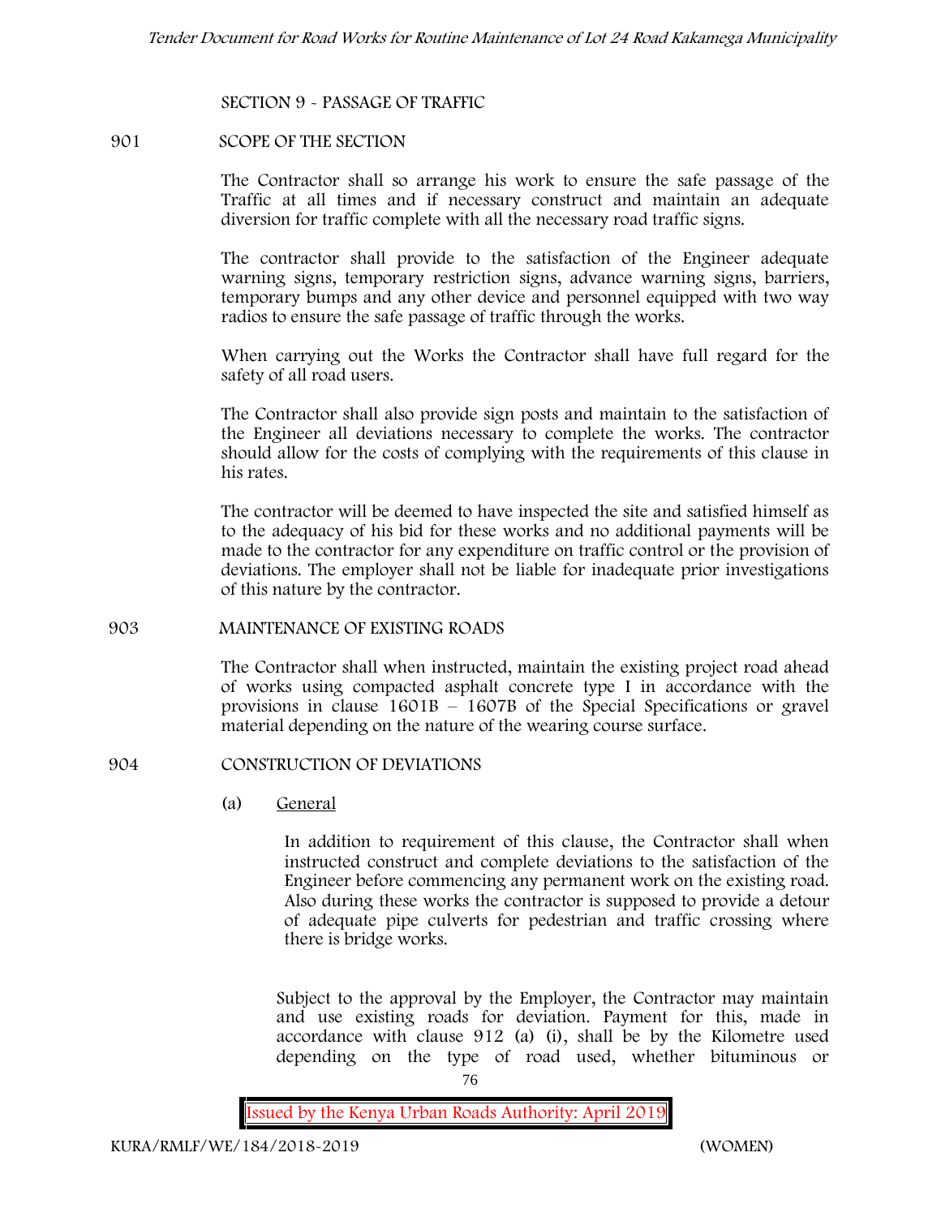## SECTION 9 - PASSAGE OF TRAFFIC

### 901 SCOPE OF THE SECTION

The Contractor shall so arrange his work to ensure the safe passage of the Traffic at all times and if necessary construct and maintain an adequate diversion for traffic complete with all the necessary road traffic signs.

The contractor shall provide to the satisfaction of the Engineer adequate warning signs, temporary restriction signs, advance warning signs, barriers, temporary bumps and any other device and personnel equipped with two way radios to ensure the safe passage of traffic through the works.

When carrying out the Works the Contractor shall have full regard for the safety of all road users.

The Contractor shall also provide sign posts and maintain to the satisfaction of the Engineer all deviations necessary to complete the works. The contractor should allow for the costs of complying with the requirements of this clause in his rates.

The contractor will be deemed to have inspected the site and satisfied himself as to the adequacy of his bid for these works and no additional payments will be made to the contractor for any expenditure on traffic control or the provision of deviations. The employer shall not be liable for inadequate prior investigations of this nature by the contractor.

### 903 MAINTENANCE OF EXISTING ROADS

The Contractor shall when instructed, maintain the existing project road ahead of works using compacted asphalt concrete type I in accordance with the provisions in clause 1601B – 1607B of the Special Specifications or gravel material depending on the nature of the wearing course surface.

### 904 CONSTRUCTION OF DEVIATIONS

(a) General

In addition to requirement of this clause, the Contractor shall when instructed construct and complete deviations to the satisfaction of the Engineer before commencing any permanent work on the existing road. Also during these works the contractor is supposed to provide a detour of adequate pipe culverts for pedestrian and traffic crossing where there is bridge works.

Subject to the approval by the Employer, the Contractor may maintain and use existing roads for deviation. Payment for this, made in accordance with clause 912 (a) (i), shall be by the Kilometre used depending on the type of road used, whether bituminous or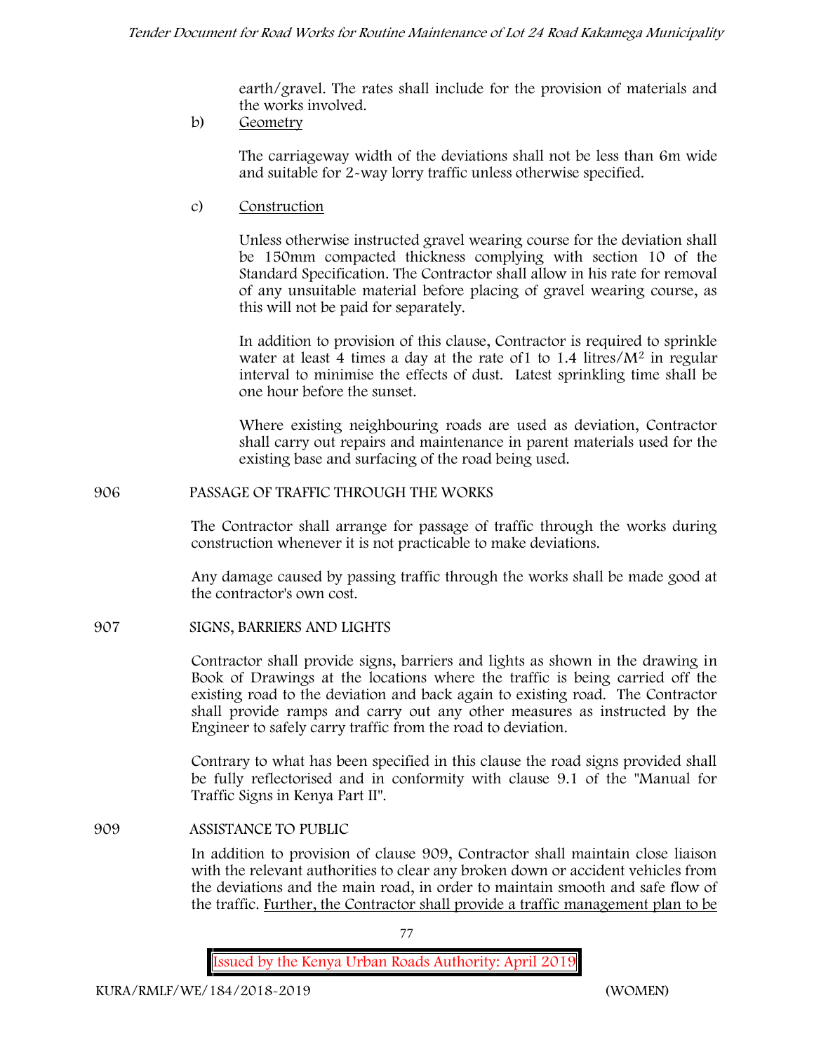earth/gravel. The rates shall include for the provision of materials and the works involved.

b) Geometry

The carriageway width of the deviations shall not be less than 6m wide and suitable for 2-way lorry traffic unless otherwise specified.

c) Construction

Unless otherwise instructed gravel wearing course for the deviation shall be 150mm compacted thickness complying with section 10 of the Standard Specification. The Contractor shall allow in his rate for removal of any unsuitable material before placing of gravel wearing course, as this will not be paid for separately.

In addition to provision of this clause, Contractor is required to sprinkle water at least 4 times a day at the rate of1 to 1.4 litres/$M^2$ in regular interval to minimise the effects of dust. Latest sprinkling time shall be one hour before the sunset.

Where existing neighbouring roads are used as deviation, Contractor shall carry out repairs and maintenance in parent materials used for the existing base and surfacing of the road being used.

## 906 PASSAGE OF TRAFFIC THROUGH THE WORKS

The Contractor shall arrange for passage of traffic through the works during construction whenever it is not practicable to make deviations.

Any damage caused by passing traffic through the works shall be made good at the contractor's own cost.

## 907 SIGNS, BARRIERS AND LIGHTS

Contractor shall provide signs, barriers and lights as shown in the drawing in Book of Drawings at the locations where the traffic is being carried off the existing road to the deviation and back again to existing road. The Contractor shall provide ramps and carry out any other measures as instructed by the Engineer to safely carry traffic from the road to deviation.

Contrary to what has been specified in this clause the road signs provided shall be fully reflectorised and in conformity with clause 9.1 of the "Manual for Traffic Signs in Kenya Part II".

## 909 ASSISTANCE TO PUBLIC

In addition to provision of clause 909, Contractor shall maintain close liaison with the relevant authorities to clear any broken down or accident vehicles from the deviations and the main road, in order to maintain smooth and safe flow of the traffic. Further, the Contractor shall provide a traffic management plan to be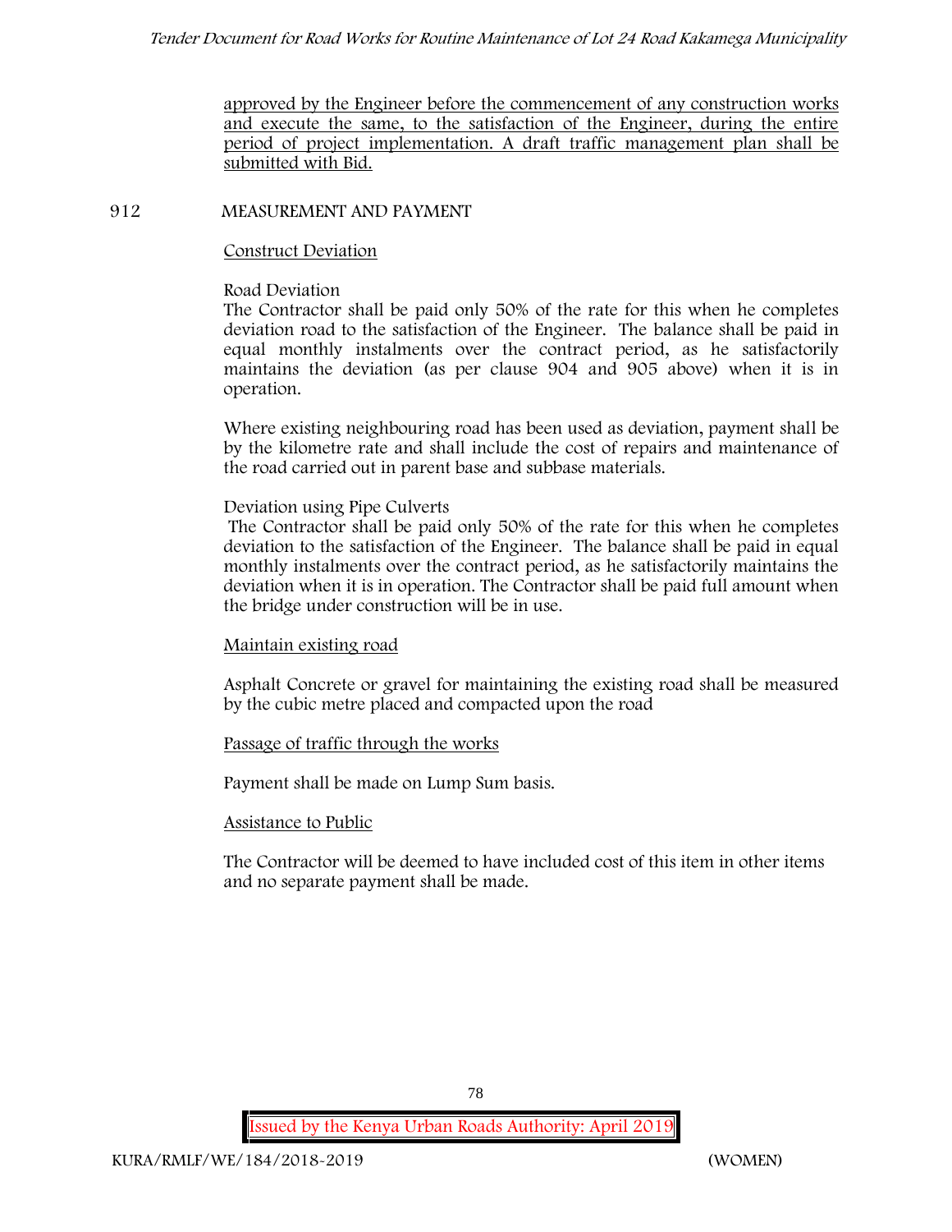approved by the Engineer before the commencement of any construction works and execute the same, to the satisfaction of the Engineer, during the entire period of project implementation. A draft traffic management plan shall be submitted with Bid.

## 912 MEASUREMENT AND PAYMENT

Construct Deviation

Road Deviation

The Contractor shall be paid only 50% of the rate for this when he completes deviation road to the satisfaction of the Engineer. The balance shall be paid in equal monthly instalments over the contract period, as he satisfactorily maintains the deviation (as per clause 904 and 905 above) when it is in operation.

Where existing neighbouring road has been used as deviation, payment shall be by the kilometre rate and shall include the cost of repairs and maintenance of the road carried out in parent base and subbase materials.

Deviation using Pipe Culverts

The Contractor shall be paid only 50% of the rate for this when he completes deviation to the satisfaction of the Engineer. The balance shall be paid in equal monthly instalments over the contract period, as he satisfactorily maintains the deviation when it is in operation. The Contractor shall be paid full amount when the bridge under construction will be in use.

Maintain existing road

Asphalt Concrete or gravel for maintaining the existing road shall be measured by the cubic metre placed and compacted upon the road

Passage of traffic through the works

Payment shall be made on Lump Sum basis.

Assistance to Public

The Contractor will be deemed to have included cost of this item in other items and no separate payment shall be made.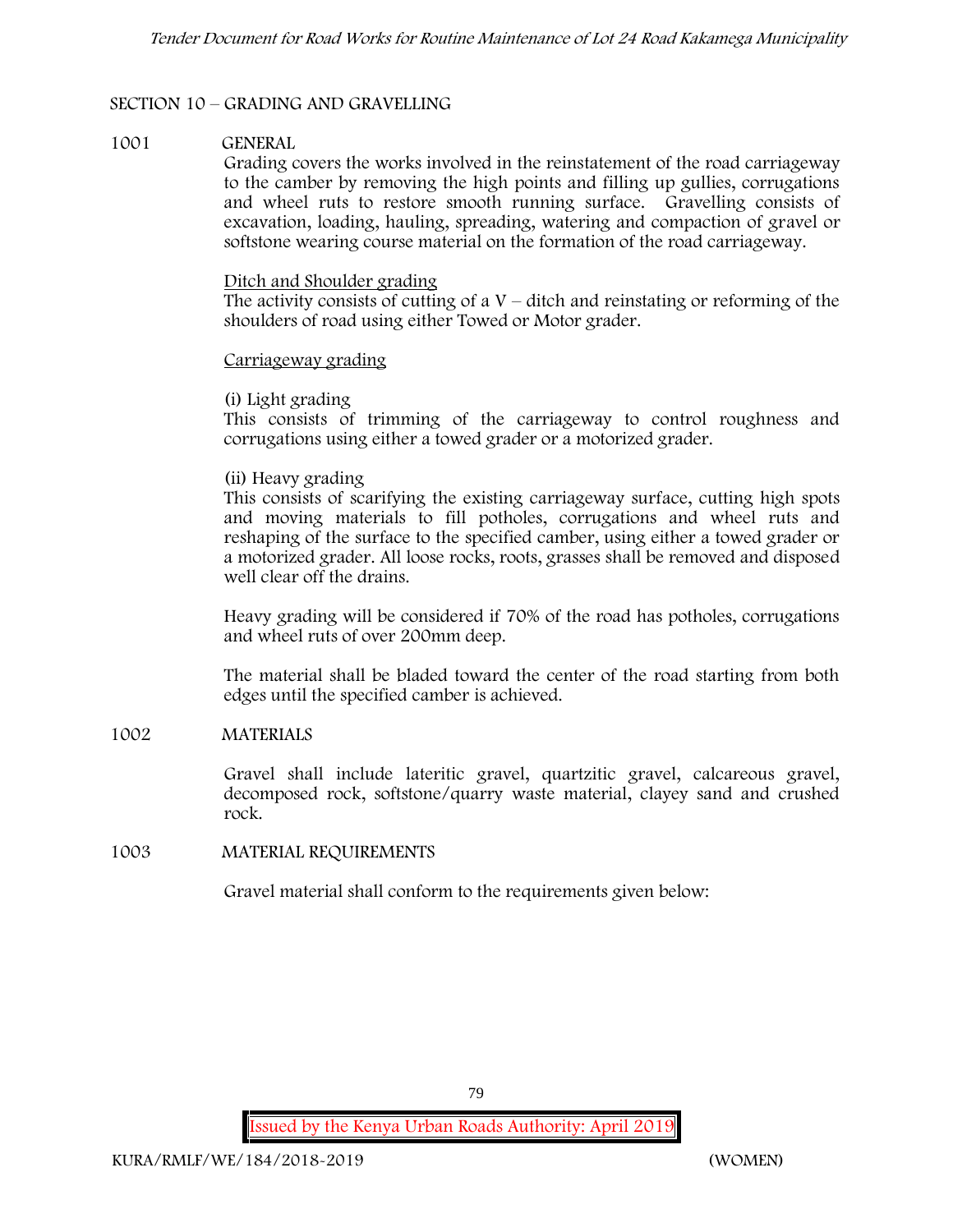## SECTION 10 – GRADING AND GRAVELLING

### 1001 GENERAL

Grading covers the works involved in the reinstatement of the road carriageway to the camber by removing the high points and filling up gullies, corrugations and wheel ruts to restore smooth running surface. Gravelling consists of excavation, loading, hauling, spreading, watering and compaction of gravel or softstone wearing course material on the formation of the road carriageway.

Ditch and Shoulder grading

The activity consists of cutting of a V – ditch and reinstating or reforming of the shoulders of road using either Towed or Motor grader.

Carriageway grading

(i) Light grading

This consists of trimming of the carriageway to control roughness and corrugations using either a towed grader or a motorized grader.

(ii) Heavy grading

This consists of scarifying the existing carriageway surface, cutting high spots and moving materials to fill potholes, corrugations and wheel ruts and reshaping of the surface to the specified camber, using either a towed grader or a motorized grader. All loose rocks, roots, grasses shall be removed and disposed well clear off the drains.

Heavy grading will be considered if 70% of the road has potholes, corrugations and wheel ruts of over 200mm deep.

The material shall be bladed toward the center of the road starting from both edges until the specified camber is achieved.

### 1002 MATERIALS

Gravel shall include lateritic gravel, quartzitic gravel, calcareous gravel, decomposed rock, softstone/quarry waste material, clayey sand and crushed rock.

### 1003 MATERIAL REQUIREMENTS

Gravel material shall conform to the requirements given below: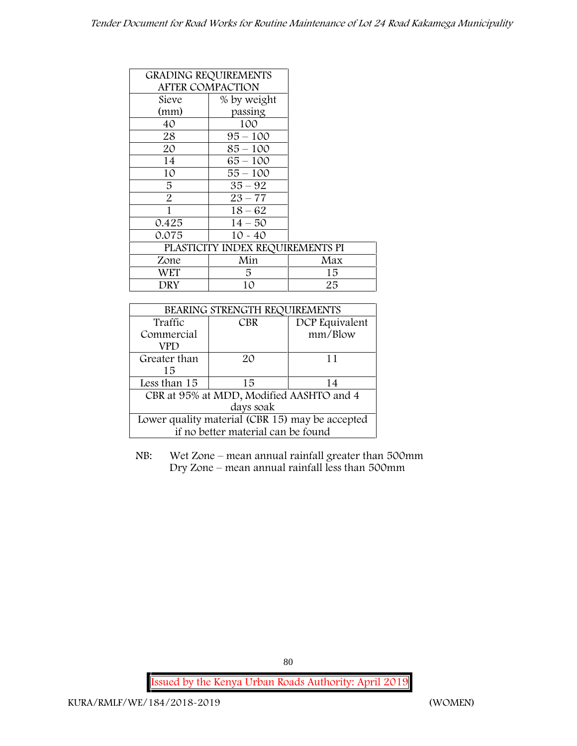| GRADING REQUIREMENTS AFTER COMPACTION | |
|---|---|
| Sieve (mm) | % by weight passing |
| 40 | 100 |
| 28 | 95 – 100 |
| 20 | 85 – 100 |
| 14 | 65 – 100 |
| 10 | 55 – 100 |
| 5 | 35 – 92 |
| 2 | 23 – 77 |
| 1 | 18 – 62 |
| 0.425 | 14 – 50 |
| 0.075 | 10 - 40 |

| PLASTICITY INDEX REQUIREMENTS PI | | |
|---|---|---|
| Zone | Min | Max |
| WET | 5 | 15 |
| DRY | 10 | 25 |

| BEARING STRENGTH REQUIREMENTS | | |
|---|---|---|
| Traffic Commercial VPD | CBR | DCP Equivalent mm/Blow |
| Greater than 15 | 20 | 11 |
| Less than 15 | 15 | 14 |
| CBR at 95% at MDD, Modified AASHTO and 4 days soak | | |
| Lower quality material (CBR 15) may be accepted if no better material can be found | | |

NB: Wet Zone – mean annual rainfall greater than 500mm
Dry Zone – mean annual rainfall less than 500mm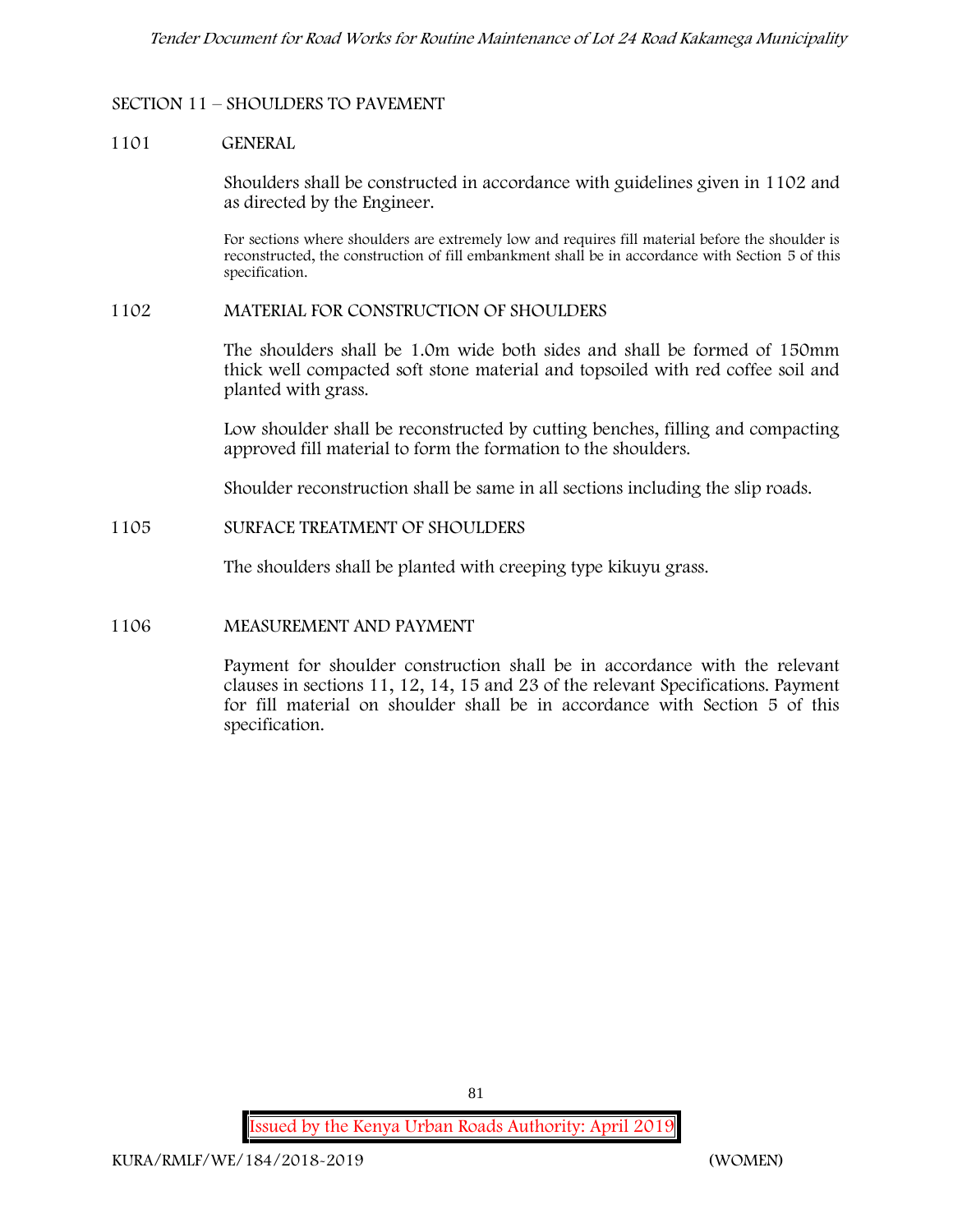## SECTION 11 – SHOULDERS TO PAVEMENT

### 1101 GENERAL

Shoulders shall be constructed in accordance with guidelines given in 1102 and as directed by the Engineer.

For sections where shoulders are extremely low and requires fill material before the shoulder is reconstructed, the construction of fill embankment shall be in accordance with Section 5 of this specification.

### 1102 MATERIAL FOR CONSTRUCTION OF SHOULDERS

The shoulders shall be 1.0m wide both sides and shall be formed of 150mm thick well compacted soft stone material and topsoiled with red coffee soil and planted with grass.

Low shoulder shall be reconstructed by cutting benches, filling and compacting approved fill material to form the formation to the shoulders.

Shoulder reconstruction shall be same in all sections including the slip roads.

### 1105 SURFACE TREATMENT OF SHOULDERS

The shoulders shall be planted with creeping type kikuyu grass.

### 1106 MEASUREMENT AND PAYMENT

Payment for shoulder construction shall be in accordance with the relevant clauses in sections 11, 12, 14, 15 and 23 of the relevant Specifications. Payment for fill material on shoulder shall be in accordance with Section 5 of this specification.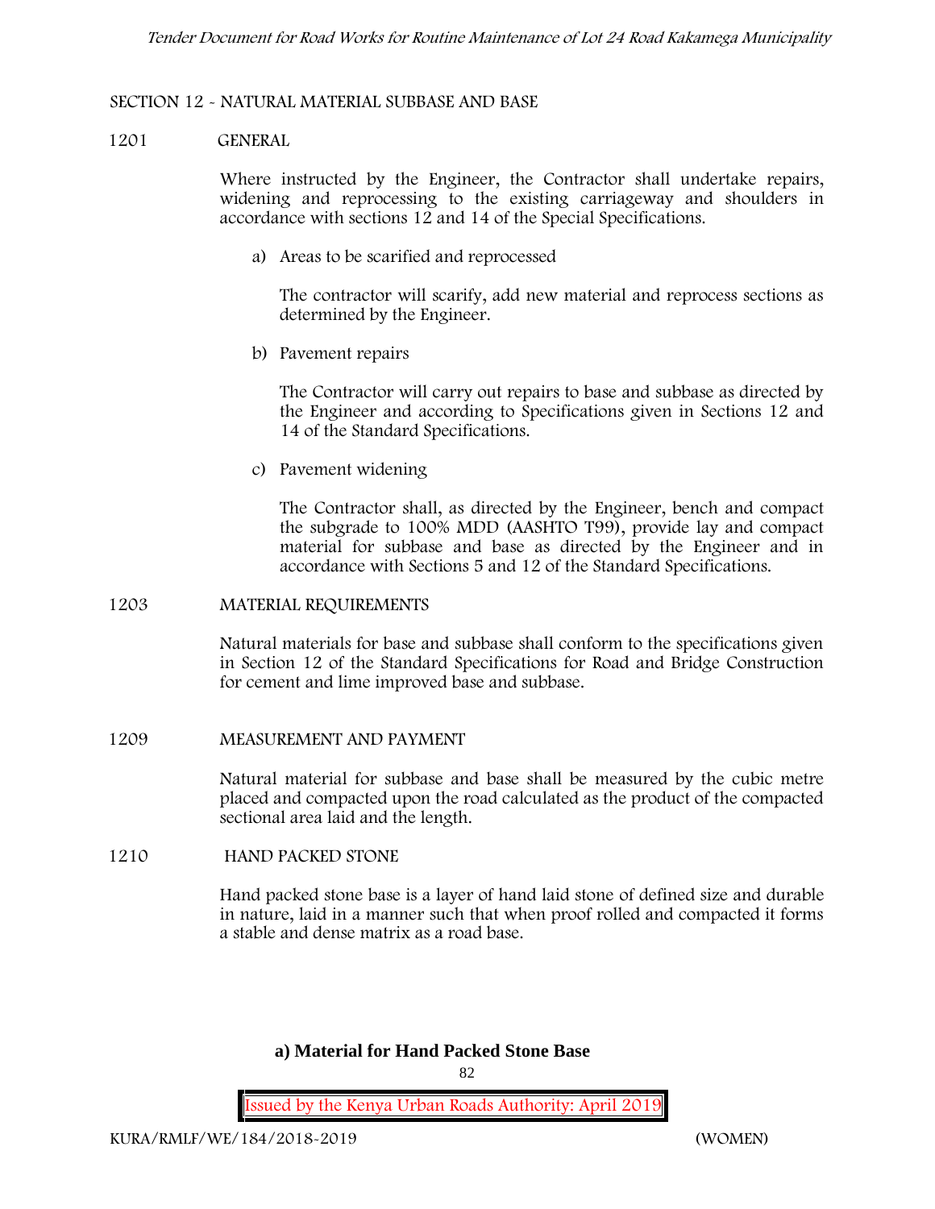SECTION 12 - NATURAL MATERIAL SUBBASE AND BASE

1201 GENERAL

Where instructed by the Engineer, the Contractor shall undertake repairs, widening and reprocessing to the existing carriageway and shoulders in accordance with sections 12 and 14 of the Special Specifications.

a) Areas to be scarified and reprocessed

The contractor will scarify, add new material and reprocess sections as determined by the Engineer.

b) Pavement repairs

The Contractor will carry out repairs to base and subbase as directed by the Engineer and according to Specifications given in Sections 12 and 14 of the Standard Specifications.

c) Pavement widening

The Contractor shall, as directed by the Engineer, bench and compact the subgrade to 100% MDD (AASHTO T99), provide lay and compact material for subbase and base as directed by the Engineer and in accordance with Sections 5 and 12 of the Standard Specifications.

1203 MATERIAL REQUIREMENTS

Natural materials for base and subbase shall conform to the specifications given in Section 12 of the Standard Specifications for Road and Bridge Construction for cement and lime improved base and subbase.

1209 MEASUREMENT AND PAYMENT

Natural material for subbase and base shall be measured by the cubic metre placed and compacted upon the road calculated as the product of the compacted sectional area laid and the length.

1210 HAND PACKED STONE

Hand packed stone base is a layer of hand laid stone of defined size and durable in nature, laid in a manner such that when proof rolled and compacted it forms a stable and dense matrix as a road base.

**a) Material for Hand Packed Stone Base**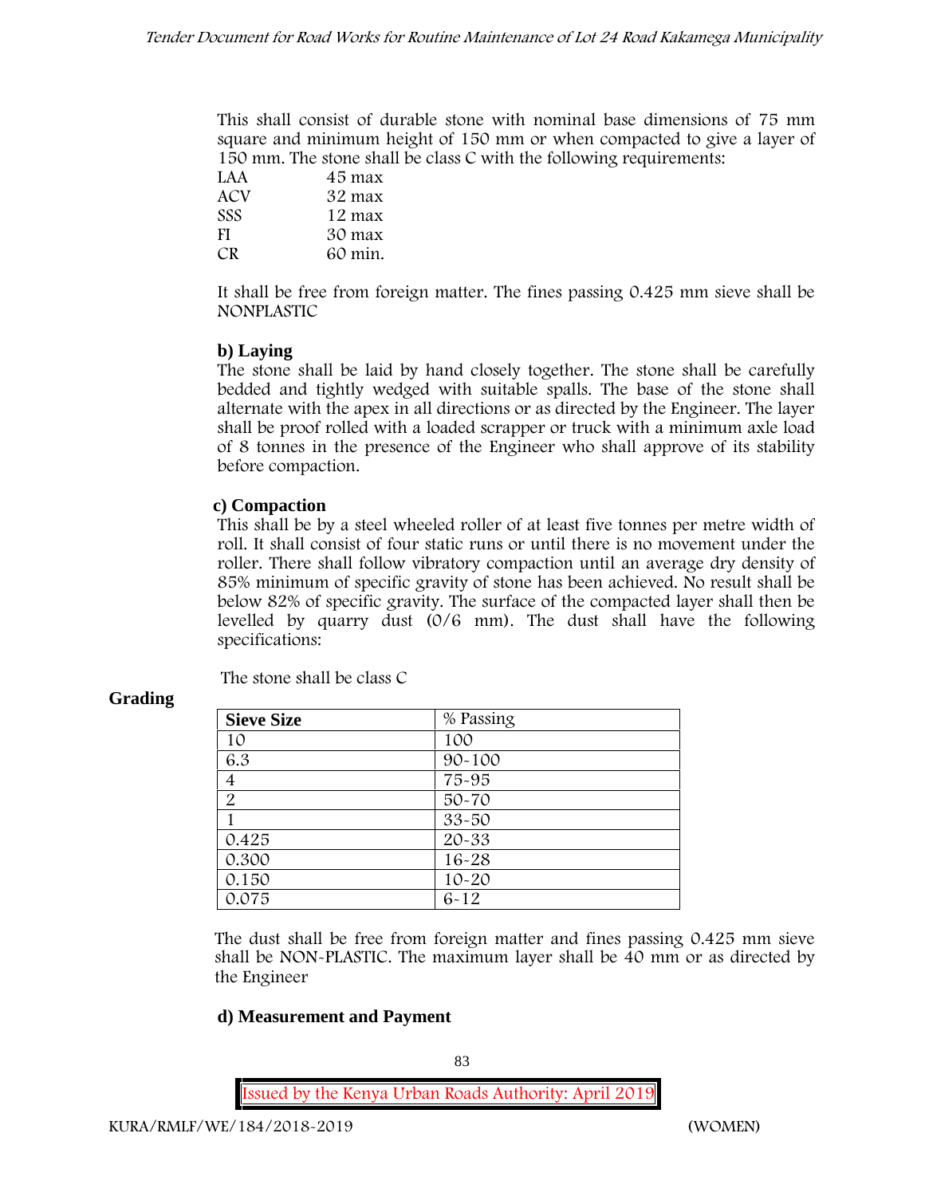This shall consist of durable stone with nominal base dimensions of 75 mm square and minimum height of 150 mm or when compacted to give a layer of 150 mm. The stone shall be class C with the following requirements:

| | |
|---|---|
| LAA | 45 max |
| ACV | 32 max |
| SSS | 12 max |
| FI | 30 max |
| CR | 60 min. |

It shall be free from foreign matter. The fines passing 0.425 mm sieve shall be NONPLASTIC

**b) Laying**

The stone shall be laid by hand closely together. The stone shall be carefully bedded and tightly wedged with suitable spalls. The base of the stone shall alternate with the apex in all directions or as directed by the Engineer. The layer shall be proof rolled with a loaded scrapper or truck with a minimum axle load of 8 tonnes in the presence of the Engineer who shall approve of its stability before compaction.

**c) Compaction**

This shall be by a steel wheeled roller of at least five tonnes per metre width of roll. It shall consist of four static runs or until there is no movement under the roller. There shall follow vibratory compaction until an average dry density of 85% minimum of specific gravity of stone has been achieved. No result shall be below 82% of specific gravity. The surface of the compacted layer shall then be levelled by quarry dust (0/6 mm). The dust shall have the following specifications:

The stone shall be class C

**Grading**

| Sieve Size | % Passing |
|---|---|
| 10 | 100 |
| 6.3 | 90-100 |
| 4 | 75-95 |
| 2 | 50-70 |
| 1 | 33-50 |
| 0.425 | 20-33 |
| 0.300 | 16-28 |
| 0.150 | 10-20 |
| 0.075 | 6-12 |

The dust shall be free from foreign matter and fines passing 0.425 mm sieve shall be NON-PLASTIC. The maximum layer shall be 40 mm or as directed by the Engineer

**d) Measurement and Payment**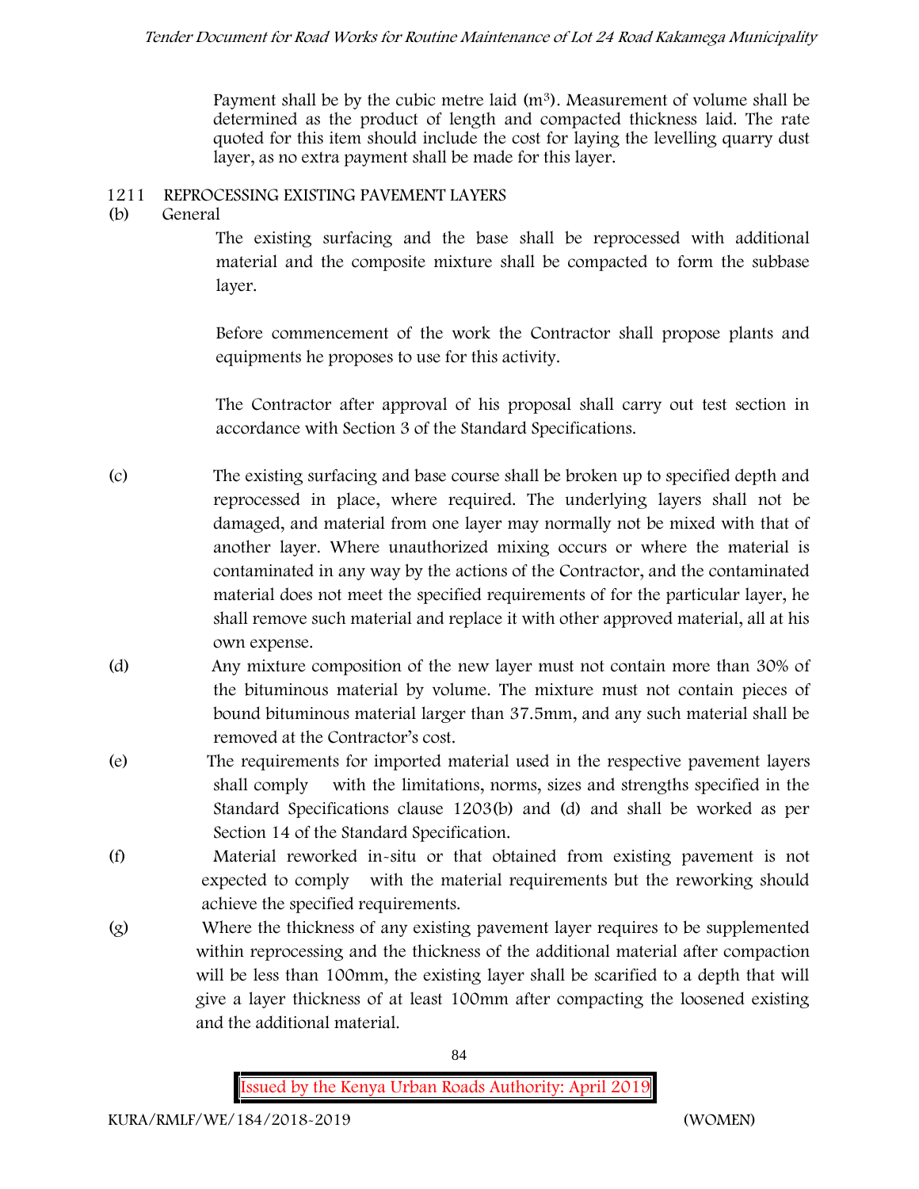Payment shall be by the cubic metre laid ($m^3$). Measurement of volume shall be determined as the product of length and compacted thickness laid. The rate quoted for this item should include the cost for laying the levelling quarry dust layer, as no extra payment shall be made for this layer.

## 1211 REPROCESSING EXISTING PAVEMENT LAYERS

(b) General

The existing surfacing and the base shall be reprocessed with additional material and the composite mixture shall be compacted to form the subbase layer.

Before commencement of the work the Contractor shall propose plants and equipments he proposes to use for this activity.

The Contractor after approval of his proposal shall carry out test section in accordance with Section 3 of the Standard Specifications.

(c) The existing surfacing and base course shall be broken up to specified depth and reprocessed in place, where required. The underlying layers shall not be damaged, and material from one layer may normally not be mixed with that of another layer. Where unauthorized mixing occurs or where the material is contaminated in any way by the actions of the Contractor, and the contaminated material does not meet the specified requirements of for the particular layer, he shall remove such material and replace it with other approved material, all at his own expense.

(d) Any mixture composition of the new layer must not contain more than 30% of the bituminous material by volume. The mixture must not contain pieces of bound bituminous material larger than 37.5mm, and any such material shall be removed at the Contractor's cost.

(e) The requirements for imported material used in the respective pavement layers shall comply with the limitations, norms, sizes and strengths specified in the Standard Specifications clause 1203(b) and (d) and shall be worked as per Section 14 of the Standard Specification.

(f) Material reworked in-situ or that obtained from existing pavement is not expected to comply with the material requirements but the reworking should achieve the specified requirements.

(g) Where the thickness of any existing pavement layer requires to be supplemented within reprocessing and the thickness of the additional material after compaction will be less than 100mm, the existing layer shall be scarified to a depth that will give a layer thickness of at least 100mm after compacting the loosened existing and the additional material.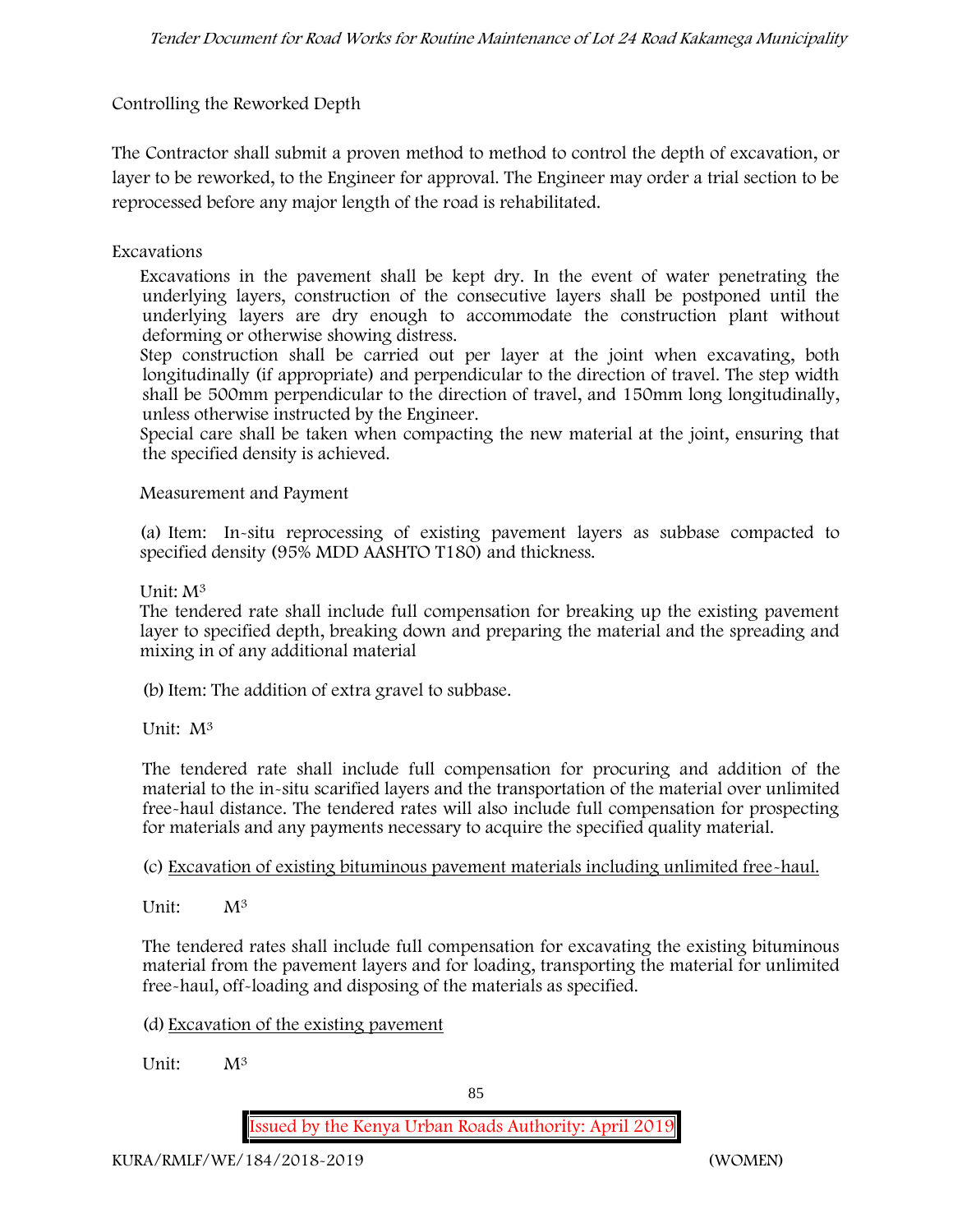Controlling the Reworked Depth

The Contractor shall submit a proven method to method to control the depth of excavation, or layer to be reworked, to the Engineer for approval. The Engineer may order a trial section to be reprocessed before any major length of the road is rehabilitated.

Excavations

Excavations in the pavement shall be kept dry. In the event of water penetrating the underlying layers, construction of the consecutive layers shall be postponed until the underlying layers are dry enough to accommodate the construction plant without deforming or otherwise showing distress.

Step construction shall be carried out per layer at the joint when excavating, both longitudinally (if appropriate) and perpendicular to the direction of travel. The step width shall be 500mm perpendicular to the direction of travel, and 150mm long longitudinally, unless otherwise instructed by the Engineer.

Special care shall be taken when compacting the new material at the joint, ensuring that the specified density is achieved.

Measurement and Payment

(a) Item: In-situ reprocessing of existing pavement layers as subbase compacted to specified density (95% MDD AASHTO T180) and thickness.

Unit: $M^3$

The tendered rate shall include full compensation for breaking up the existing pavement layer to specified depth, breaking down and preparing the material and the spreading and mixing in of any additional material

(b) Item: The addition of extra gravel to subbase.

Unit: $M^3$

The tendered rate shall include full compensation for procuring and addition of the material to the in-situ scarified layers and the transportation of the material over unlimited free-haul distance. The tendered rates will also include full compensation for prospecting for materials and any payments necessary to acquire the specified quality material.

(c) <u>Excavation of existing bituminous pavement materials including unlimited free-haul.</u>

Unit: $M^3$

The tendered rates shall include full compensation for excavating the existing bituminous material from the pavement layers and for loading, transporting the material for unlimited free-haul, off-loading and disposing of the materials as specified.

(d) <u>Excavation of the existing pavement</u>

Unit: $M^3$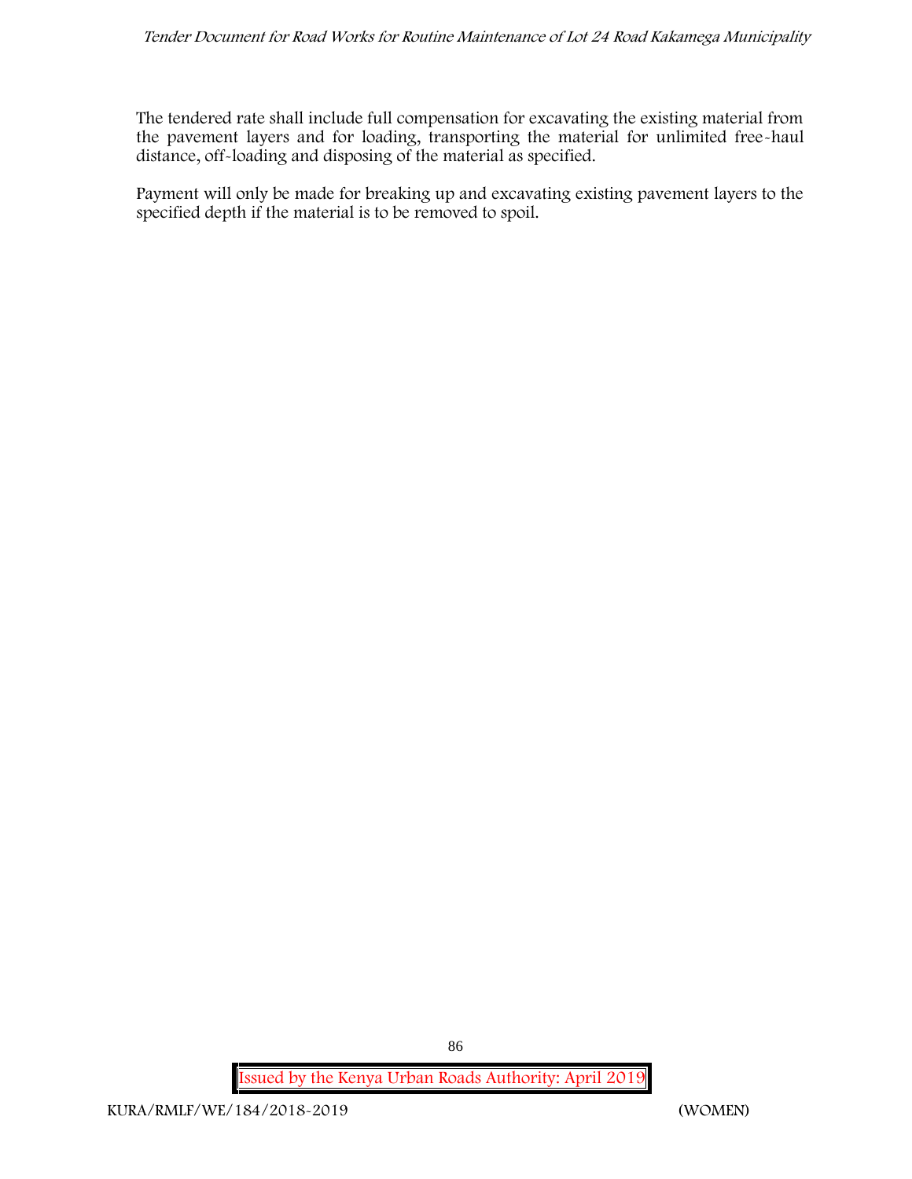The tendered rate shall include full compensation for excavating the existing material from the pavement layers and for loading, transporting the material for unlimited free-haul distance, off-loading and disposing of the material as specified.

Payment will only be made for breaking up and excavating existing pavement layers to the specified depth if the material is to be removed to spoil.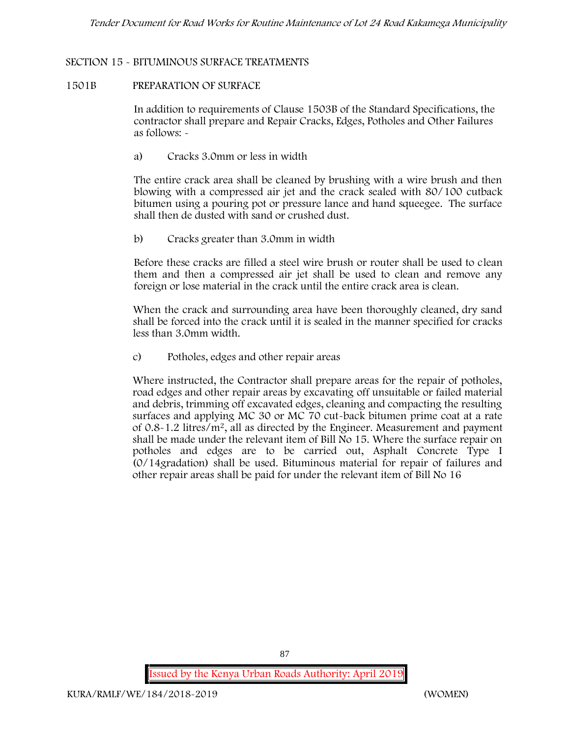## SECTION 15 - BITUMINOUS SURFACE TREATMENTS

### 1501B PREPARATION OF SURFACE

In addition to requirements of Clause 1503B of the Standard Specifications, the contractor shall prepare and Repair Cracks, Edges, Potholes and Other Failures as follows: -

a) Cracks 3.0mm or less in width

The entire crack area shall be cleaned by brushing with a wire brush and then blowing with a compressed air jet and the crack sealed with 80/100 cutback bitumen using a pouring pot or pressure lance and hand squeegee. The surface shall then de dusted with sand or crushed dust.

b) Cracks greater than 3.0mm in width

Before these cracks are filled a steel wire brush or router shall be used to clean them and then a compressed air jet shall be used to clean and remove any foreign or lose material in the crack until the entire crack area is clean.

When the crack and surrounding area have been thoroughly cleaned, dry sand shall be forced into the crack until it is sealed in the manner specified for cracks less than 3.0mm width.

c) Potholes, edges and other repair areas

Where instructed, the Contractor shall prepare areas for the repair of potholes, road edges and other repair areas by excavating off unsuitable or failed material and debris, trimming off excavated edges, cleaning and compacting the resulting surfaces and applying MC 30 or MC 70 cut-back bitumen prime coat at a rate of 0.8-1.2 litres/$m^2$, all as directed by the Engineer. Measurement and payment shall be made under the relevant item of Bill No 15. Where the surface repair on potholes and edges are to be carried out, Asphalt Concrete Type I (0/14gradation) shall be used. Bituminous material for repair of failures and other repair areas shall be paid for under the relevant item of Bill No 16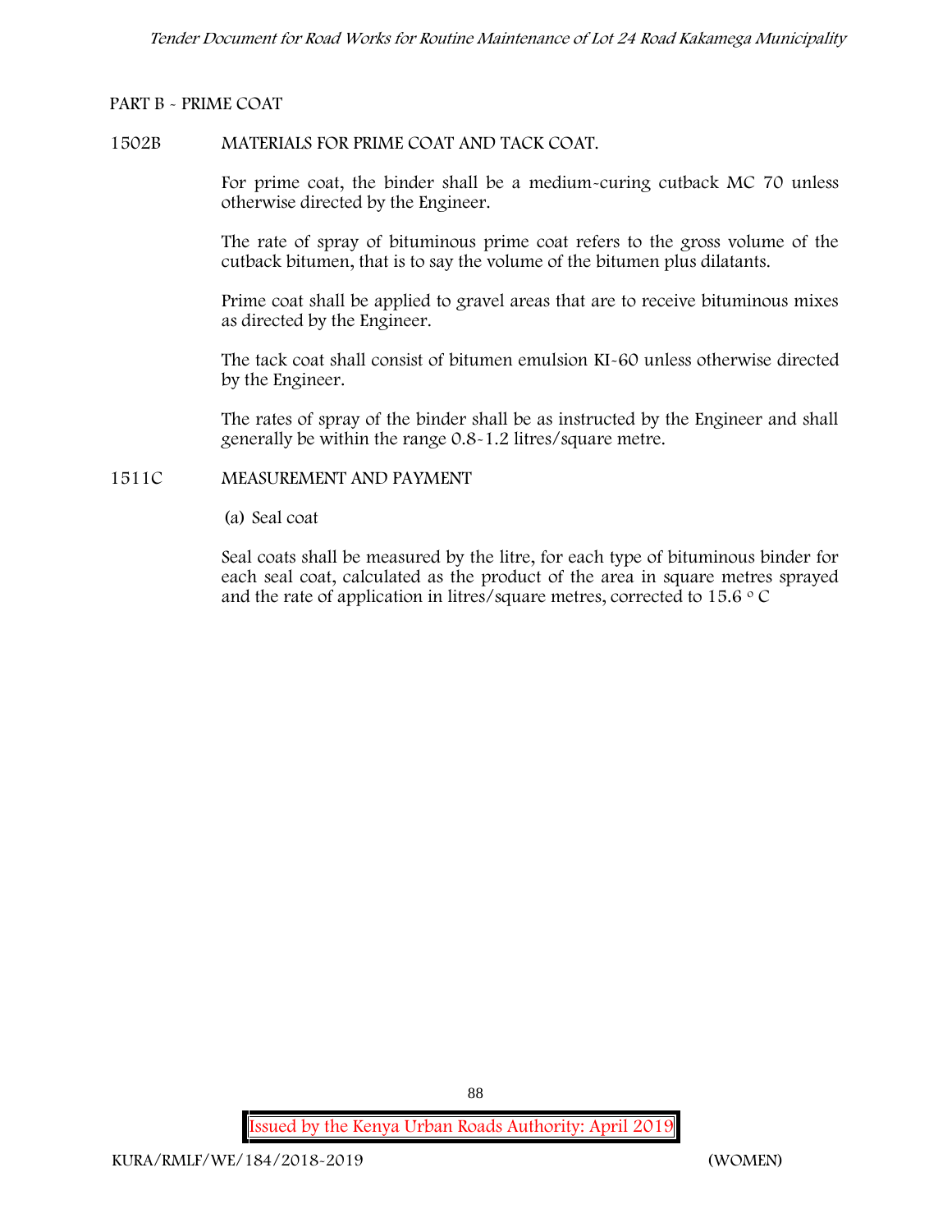PART B - PRIME COAT

1502B MATERIALS FOR PRIME COAT AND TACK COAT.

For prime coat, the binder shall be a medium-curing cutback MC 70 unless otherwise directed by the Engineer.

The rate of spray of bituminous prime coat refers to the gross volume of the cutback bitumen, that is to say the volume of the bitumen plus dilatants.

Prime coat shall be applied to gravel areas that are to receive bituminous mixes as directed by the Engineer.

The tack coat shall consist of bitumen emulsion KI-60 unless otherwise directed by the Engineer.

The rates of spray of the binder shall be as instructed by the Engineer and shall generally be within the range 0.8-1.2 litres/square metre.

1511C MEASUREMENT AND PAYMENT

(a) Seal coat

Seal coats shall be measured by the litre, for each type of bituminous binder for each seal coat, calculated as the product of the area in square metres sprayed and the rate of application in litres/square metres, corrected to 15.6 $^{\circ}$C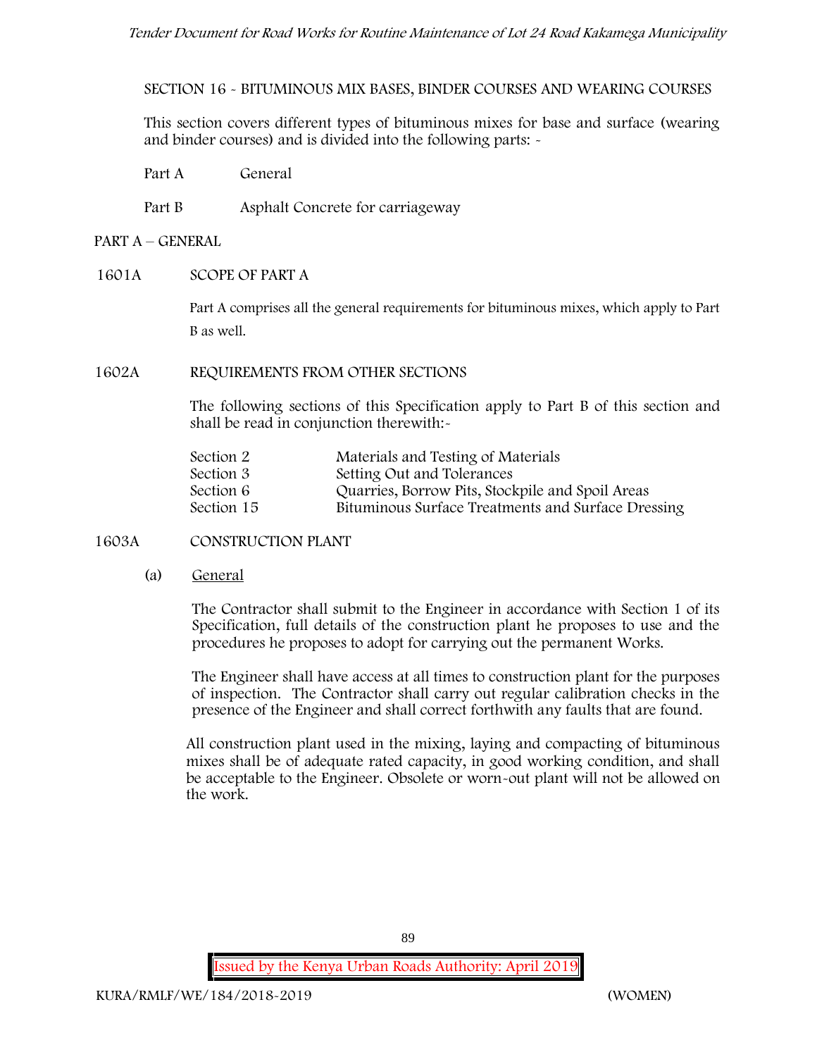SECTION 16 - BITUMINOUS MIX BASES, BINDER COURSES AND WEARING COURSES

This section covers different types of bituminous mixes for base and surface (wearing and binder courses) and is divided into the following parts: -

Part A General

Part B Asphalt Concrete for carriageway

## PART A – GENERAL

### 1601A SCOPE OF PART A

Part A comprises all the general requirements for bituminous mixes, which apply to Part B as well.

### 1602A REQUIREMENTS FROM OTHER SECTIONS

The following sections of this Specification apply to Part B of this section and shall be read in conjunction therewith:-

| | |
|---|---|
| Section 2 | Materials and Testing of Materials |
| Section 3 | Setting Out and Tolerances |
| Section 6 | Quarries, Borrow Pits, Stockpile and Spoil Areas |
| Section 15 | Bituminous Surface Treatments and Surface Dressing |

### 1603A CONSTRUCTION PLANT

(a) General

The Contractor shall submit to the Engineer in accordance with Section 1 of its Specification, full details of the construction plant he proposes to use and the procedures he proposes to adopt for carrying out the permanent Works.

The Engineer shall have access at all times to construction plant for the purposes of inspection. The Contractor shall carry out regular calibration checks in the presence of the Engineer and shall correct forthwith any faults that are found.

All construction plant used in the mixing, laying and compacting of bituminous mixes shall be of adequate rated capacity, in good working condition, and shall be acceptable to the Engineer. Obsolete or worn-out plant will not be allowed on the work.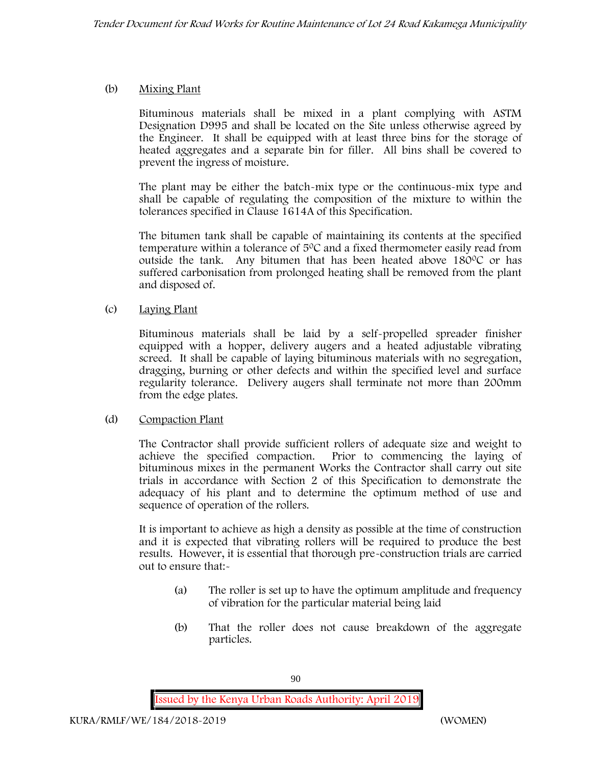(b) Mixing Plant

Bituminous materials shall be mixed in a plant complying with ASTM Designation D995 and shall be located on the Site unless otherwise agreed by the Engineer. It shall be equipped with at least three bins for the storage of heated aggregates and a separate bin for filler. All bins shall be covered to prevent the ingress of moisture.

The plant may be either the batch-mix type or the continuous-mix type and shall be capable of regulating the composition of the mixture to within the tolerances specified in Clause 1614A of this Specification.

The bitumen tank shall be capable of maintaining its contents at the specified temperature within a tolerance of $5^0$C and a fixed thermometer easily read from outside the tank. Any bitumen that has been heated above $180^0$C or has suffered carbonisation from prolonged heating shall be removed from the plant and disposed of.

(c) Laying Plant

Bituminous materials shall be laid by a self-propelled spreader finisher equipped with a hopper, delivery augers and a heated adjustable vibrating screed. It shall be capable of laying bituminous materials with no segregation, dragging, burning or other defects and within the specified level and surface regularity tolerance. Delivery augers shall terminate not more than 200mm from the edge plates.

(d) Compaction Plant

The Contractor shall provide sufficient rollers of adequate size and weight to achieve the specified compaction. Prior to commencing the laying of bituminous mixes in the permanent Works the Contractor shall carry out site trials in accordance with Section 2 of this Specification to demonstrate the adequacy of his plant and to determine the optimum method of use and sequence of operation of the rollers.

It is important to achieve as high a density as possible at the time of construction and it is expected that vibrating rollers will be required to produce the best results. However, it is essential that thorough pre-construction trials are carried out to ensure that:-

(a) The roller is set up to have the optimum amplitude and frequency of vibration for the particular material being laid

(b) That the roller does not cause breakdown of the aggregate particles.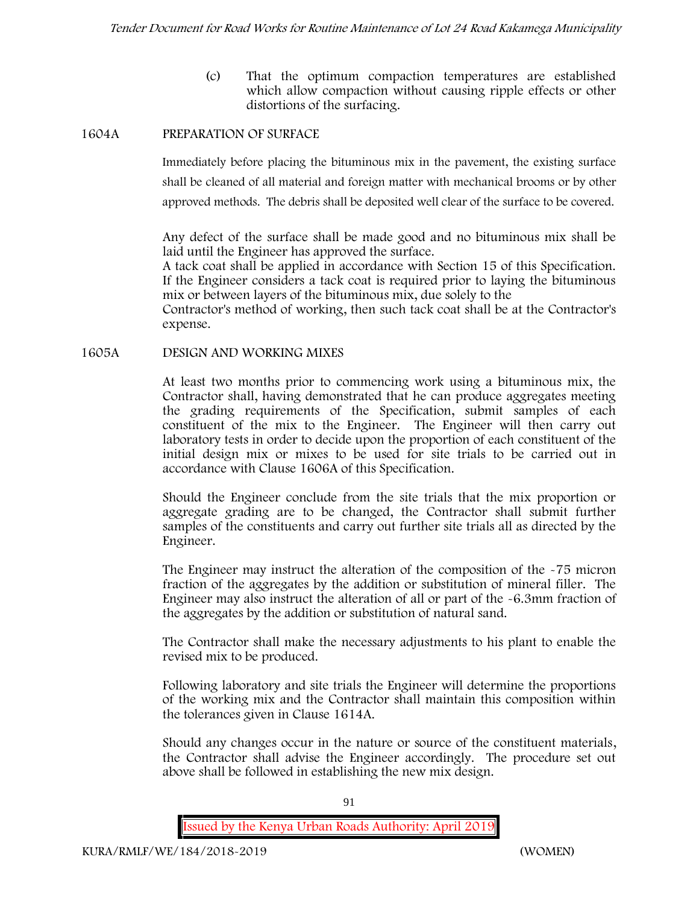(c) That the optimum compaction temperatures are established which allow compaction without causing ripple effects or other distortions of the surfacing.

## 1604A PREPARATION OF SURFACE

Immediately before placing the bituminous mix in the pavement, the existing surface shall be cleaned of all material and foreign matter with mechanical brooms or by other approved methods. The debris shall be deposited well clear of the surface to be covered.

Any defect of the surface shall be made good and no bituminous mix shall be laid until the Engineer has approved the surface.

A tack coat shall be applied in accordance with Section 15 of this Specification. If the Engineer considers a tack coat is required prior to laying the bituminous mix or between layers of the bituminous mix, due solely to the Contractor's method of working, then such tack coat shall be at the Contractor's expense.

## 1605A DESIGN AND WORKING MIXES

At least two months prior to commencing work using a bituminous mix, the Contractor shall, having demonstrated that he can produce aggregates meeting the grading requirements of the Specification, submit samples of each constituent of the mix to the Engineer. The Engineer will then carry out laboratory tests in order to decide upon the proportion of each constituent of the initial design mix or mixes to be used for site trials to be carried out in accordance with Clause 1606A of this Specification.

Should the Engineer conclude from the site trials that the mix proportion or aggregate grading are to be changed, the Contractor shall submit further samples of the constituents and carry out further site trials all as directed by the Engineer.

The Engineer may instruct the alteration of the composition of the -75 micron fraction of the aggregates by the addition or substitution of mineral filler. The Engineer may also instruct the alteration of all or part of the -6.3mm fraction of the aggregates by the addition or substitution of natural sand.

The Contractor shall make the necessary adjustments to his plant to enable the revised mix to be produced.

Following laboratory and site trials the Engineer will determine the proportions of the working mix and the Contractor shall maintain this composition within the tolerances given in Clause 1614A.

Should any changes occur in the nature or source of the constituent materials, the Contractor shall advise the Engineer accordingly. The procedure set out above shall be followed in establishing the new mix design.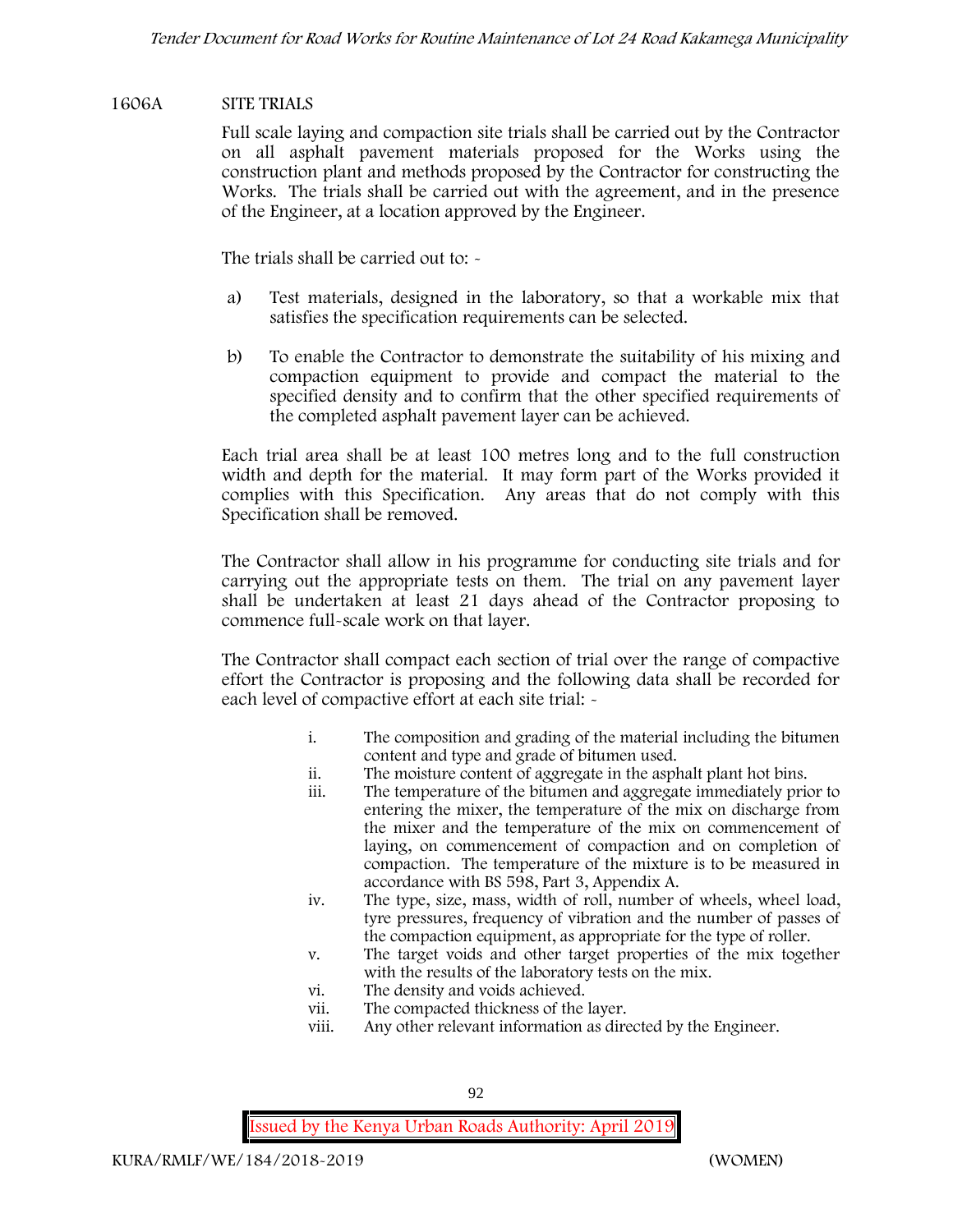## 1606A SITE TRIALS

Full scale laying and compaction site trials shall be carried out by the Contractor on all asphalt pavement materials proposed for the Works using the construction plant and methods proposed by the Contractor for constructing the Works. The trials shall be carried out with the agreement, and in the presence of the Engineer, at a location approved by the Engineer.

The trials shall be carried out to: -

a) Test materials, designed in the laboratory, so that a workable mix that satisfies the specification requirements can be selected.

b) To enable the Contractor to demonstrate the suitability of his mixing and compaction equipment to provide and compact the material to the specified density and to confirm that the other specified requirements of the completed asphalt pavement layer can be achieved.

Each trial area shall be at least 100 metres long and to the full construction width and depth for the material. It may form part of the Works provided it complies with this Specification. Any areas that do not comply with this Specification shall be removed.

The Contractor shall allow in his programme for conducting site trials and for carrying out the appropriate tests on them. The trial on any pavement layer shall be undertaken at least 21 days ahead of the Contractor proposing to commence full-scale work on that layer.

The Contractor shall compact each section of trial over the range of compactive effort the Contractor is proposing and the following data shall be recorded for each level of compactive effort at each site trial: -

i. The composition and grading of the material including the bitumen content and type and grade of bitumen used.
ii. The moisture content of aggregate in the asphalt plant hot bins.
iii. The temperature of the bitumen and aggregate immediately prior to entering the mixer, the temperature of the mix on discharge from the mixer and the temperature of the mix on commencement of laying, on commencement of compaction and on completion of compaction. The temperature of the mixture is to be measured in accordance with BS 598, Part 3, Appendix A.
iv. The type, size, mass, width of roll, number of wheels, wheel load, tyre pressures, frequency of vibration and the number of passes of the compaction equipment, as appropriate for the type of roller.
v. The target voids and other target properties of the mix together with the results of the laboratory tests on the mix.
vi. The density and voids achieved.
vii. The compacted thickness of the layer.
viii. Any other relevant information as directed by the Engineer.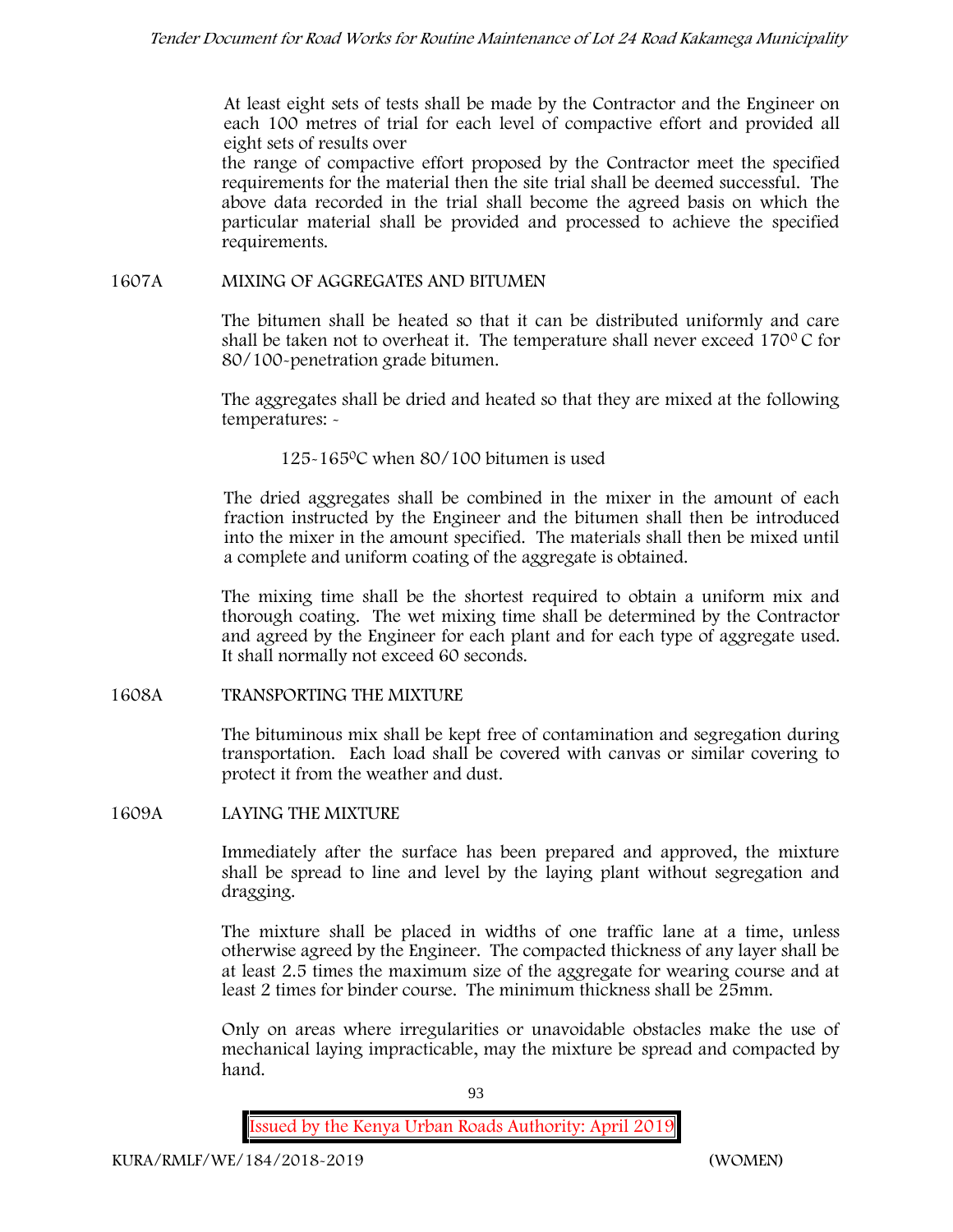At least eight sets of tests shall be made by the Contractor and the Engineer on each 100 metres of trial for each level of compactive effort and provided all eight sets of results over
the range of compactive effort proposed by the Contractor meet the specified requirements for the material then the site trial shall be deemed successful. The above data recorded in the trial shall become the agreed basis on which the particular material shall be provided and processed to achieve the specified requirements.

## 1607A MIXING OF AGGREGATES AND BITUMEN

The bitumen shall be heated so that it can be distributed uniformly and care shall be taken not to overheat it. The temperature shall never exceed 170$^{0}$ C for 80/100-penetration grade bitumen.

The aggregates shall be dried and heated so that they are mixed at the following temperatures: -

125-165$^{0}$C when 80/100 bitumen is used

The dried aggregates shall be combined in the mixer in the amount of each fraction instructed by the Engineer and the bitumen shall then be introduced into the mixer in the amount specified. The materials shall then be mixed until a complete and uniform coating of the aggregate is obtained.

The mixing time shall be the shortest required to obtain a uniform mix and thorough coating. The wet mixing time shall be determined by the Contractor and agreed by the Engineer for each plant and for each type of aggregate used. It shall normally not exceed 60 seconds.

## 1608A TRANSPORTING THE MIXTURE

The bituminous mix shall be kept free of contamination and segregation during transportation. Each load shall be covered with canvas or similar covering to protect it from the weather and dust.

## 1609A LAYING THE MIXTURE

Immediately after the surface has been prepared and approved, the mixture shall be spread to line and level by the laying plant without segregation and dragging.

The mixture shall be placed in widths of one traffic lane at a time, unless otherwise agreed by the Engineer. The compacted thickness of any layer shall be at least 2.5 times the maximum size of the aggregate for wearing course and at least 2 times for binder course. The minimum thickness shall be 25mm.

Only on areas where irregularities or unavoidable obstacles make the use of mechanical laying impracticable, may the mixture be spread and compacted by hand.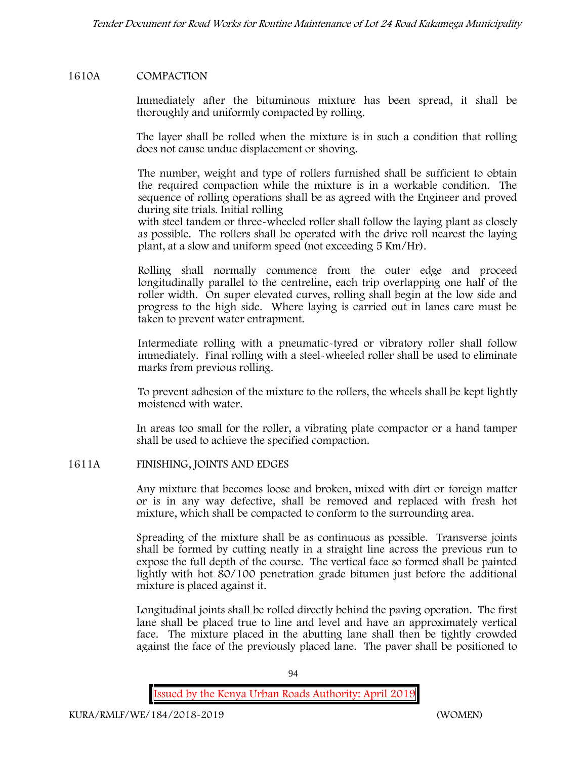## 1610A COMPACTION

Immediately after the bituminous mixture has been spread, it shall be thoroughly and uniformly compacted by rolling.

The layer shall be rolled when the mixture is in such a condition that rolling does not cause undue displacement or shoving.

The number, weight and type of rollers furnished shall be sufficient to obtain the required compaction while the mixture is in a workable condition. The sequence of rolling operations shall be as agreed with the Engineer and proved during site trials. Initial rolling with steel tandem or three-wheeled roller shall follow the laying plant as closely as possible. The rollers shall be operated with the drive roll nearest the laying plant, at a slow and uniform speed (not exceeding 5 Km/Hr).

Rolling shall normally commence from the outer edge and proceed longitudinally parallel to the centreline, each trip overlapping one half of the roller width. On super elevated curves, rolling shall begin at the low side and progress to the high side. Where laying is carried out in lanes care must be taken to prevent water entrapment.

Intermediate rolling with a pneumatic-tyred or vibratory roller shall follow immediately. Final rolling with a steel-wheeled roller shall be used to eliminate marks from previous rolling.

To prevent adhesion of the mixture to the rollers, the wheels shall be kept lightly moistened with water.

In areas too small for the roller, a vibrating plate compactor or a hand tamper shall be used to achieve the specified compaction.

## 1611A FINISHING, JOINTS AND EDGES

Any mixture that becomes loose and broken, mixed with dirt or foreign matter or is in any way defective, shall be removed and replaced with fresh hot mixture, which shall be compacted to conform to the surrounding area.

Spreading of the mixture shall be as continuous as possible. Transverse joints shall be formed by cutting neatly in a straight line across the previous run to expose the full depth of the course. The vertical face so formed shall be painted lightly with hot 80/100 penetration grade bitumen just before the additional mixture is placed against it.

Longitudinal joints shall be rolled directly behind the paving operation. The first lane shall be placed true to line and level and have an approximately vertical face. The mixture placed in the abutting lane shall then be tightly crowded against the face of the previously placed lane. The paver shall be positioned to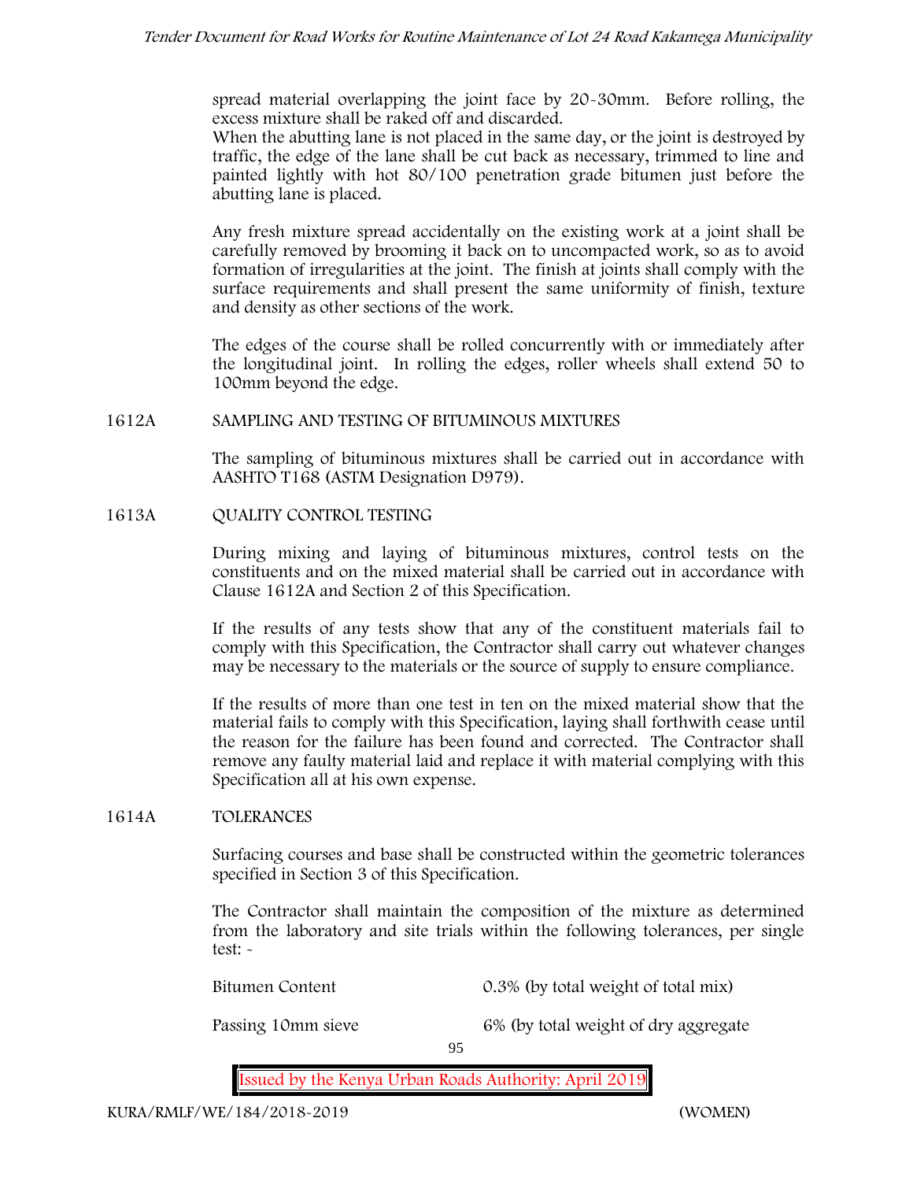spread material overlapping the joint face by 20-30mm. Before rolling, the excess mixture shall be raked off and discarded.
When the abutting lane is not placed in the same day, or the joint is destroyed by traffic, the edge of the lane shall be cut back as necessary, trimmed to line and painted lightly with hot 80/100 penetration grade bitumen just before the abutting lane is placed.

Any fresh mixture spread accidentally on the existing work at a joint shall be carefully removed by brooming it back on to uncompacted work, so as to avoid formation of irregularities at the joint. The finish at joints shall comply with the surface requirements and shall present the same uniformity of finish, texture and density as other sections of the work.

The edges of the course shall be rolled concurrently with or immediately after the longitudinal joint. In rolling the edges, roller wheels shall extend 50 to 100mm beyond the edge.

## 1612A SAMPLING AND TESTING OF BITUMINOUS MIXTURES

The sampling of bituminous mixtures shall be carried out in accordance with AASHTO T168 (ASTM Designation D979).

## 1613A QUALITY CONTROL TESTING

During mixing and laying of bituminous mixtures, control tests on the constituents and on the mixed material shall be carried out in accordance with Clause 1612A and Section 2 of this Specification.

If the results of any tests show that any of the constituent materials fail to comply with this Specification, the Contractor shall carry out whatever changes may be necessary to the materials or the source of supply to ensure compliance.

If the results of more than one test in ten on the mixed material show that the material fails to comply with this Specification, laying shall forthwith cease until the reason for the failure has been found and corrected. The Contractor shall remove any faulty material laid and replace it with material complying with this Specification all at his own expense.

## 1614A TOLERANCES

Surfacing courses and base shall be constructed within the geometric tolerances specified in Section 3 of this Specification.

The Contractor shall maintain the composition of the mixture as determined from the laboratory and site trials within the following tolerances, per single test: -

| | |
|---|---|
| Bitumen Content | 0.3% (by total weight of total mix) |
| Passing 10mm sieve | 6% (by total weight of dry aggregate |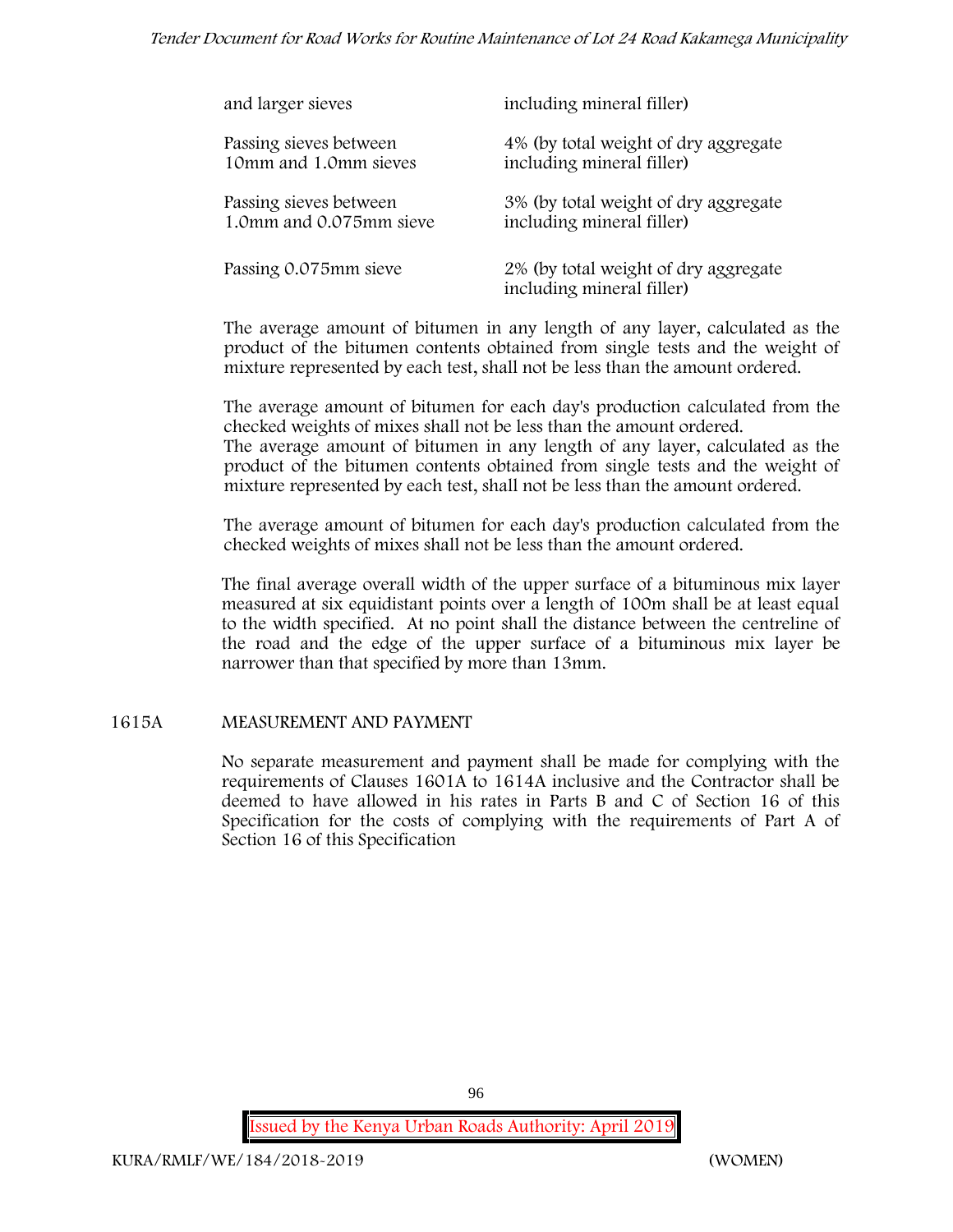| | |
|---|---|
| and larger sieves | including mineral filler) |
| Passing sieves between 10mm and 1.0mm sieves | 4% (by total weight of dry aggregate including mineral filler) |
| Passing sieves between 1.0mm and 0.075mm sieve | 3% (by total weight of dry aggregate including mineral filler) |
| Passing 0.075mm sieve | 2% (by total weight of dry aggregate including mineral filler) |

The average amount of bitumen in any length of any layer, calculated as the product of the bitumen contents obtained from single tests and the weight of mixture represented by each test, shall not be less than the amount ordered.

The average amount of bitumen for each day's production calculated from the checked weights of mixes shall not be less than the amount ordered.
The average amount of bitumen in any length of any layer, calculated as the product of the bitumen contents obtained from single tests and the weight of mixture represented by each test, shall not be less than the amount ordered.

The average amount of bitumen for each day's production calculated from the checked weights of mixes shall not be less than the amount ordered.

The final average overall width of the upper surface of a bituminous mix layer measured at six equidistant points over a length of 100m shall be at least equal to the width specified. At no point shall the distance between the centreline of the road and the edge of the upper surface of a bituminous mix layer be narrower than that specified by more than 13mm.

## 1615A MEASUREMENT AND PAYMENT

No separate measurement and payment shall be made for complying with the requirements of Clauses 1601A to 1614A inclusive and the Contractor shall be deemed to have allowed in his rates in Parts B and C of Section 16 of this Specification for the costs of complying with the requirements of Part A of Section 16 of this Specification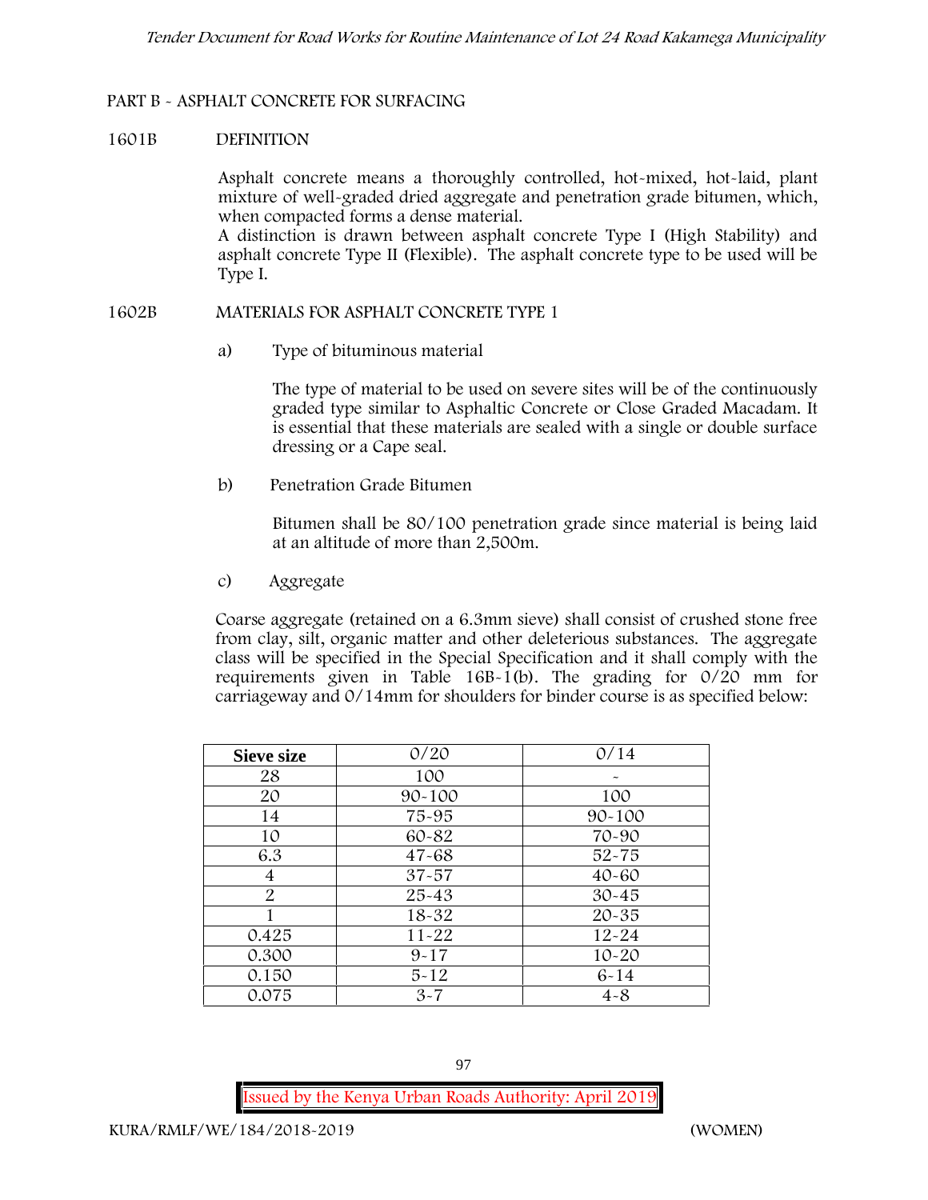## PART B - ASPHALT CONCRETE FOR SURFACING

### 1601B DEFINITION

Asphalt concrete means a thoroughly controlled, hot-mixed, hot-laid, plant mixture of well-graded dried aggregate and penetration grade bitumen, which, when compacted forms a dense material.

A distinction is drawn between asphalt concrete Type I (High Stability) and asphalt concrete Type II (Flexible). The asphalt concrete type to be used will be Type I.

### 1602B MATERIALS FOR ASPHALT CONCRETE TYPE 1

a) Type of bituminous material

The type of material to be used on severe sites will be of the continuously graded type similar to Asphaltic Concrete or Close Graded Macadam. It is essential that these materials are sealed with a single or double surface dressing or a Cape seal.

b) Penetration Grade Bitumen

Bitumen shall be 80/100 penetration grade since material is being laid at an altitude of more than 2,500m.

c) Aggregate

Coarse aggregate (retained on a 6.3mm sieve) shall consist of crushed stone free from clay, silt, organic matter and other deleterious substances. The aggregate class will be specified in the Special Specification and it shall comply with the requirements given in Table 16B-1(b). The grading for 0/20 mm for carriageway and 0/14mm for shoulders for binder course is as specified below:

| Sieve size | 0/20 | 0/14 |
|---|---|---|
| 28 | 100 | - |
| 20 | 90-100 | 100 |
| 14 | 75-95 | 90-100 |
| 10 | 60-82 | 70-90 |
| 6.3 | 47-68 | 52-75 |
| 4 | 37-57 | 40-60 |
| 2 | 25-43 | 30-45 |
| 1 | 18-32 | 20-35 |
| 0.425 | 11-22 | 12-24 |
| 0.300 | 9-17 | 10-20 |
| 0.150 | 5-12 | 6-14 |
| 0.075 | 3-7 | 4-8 |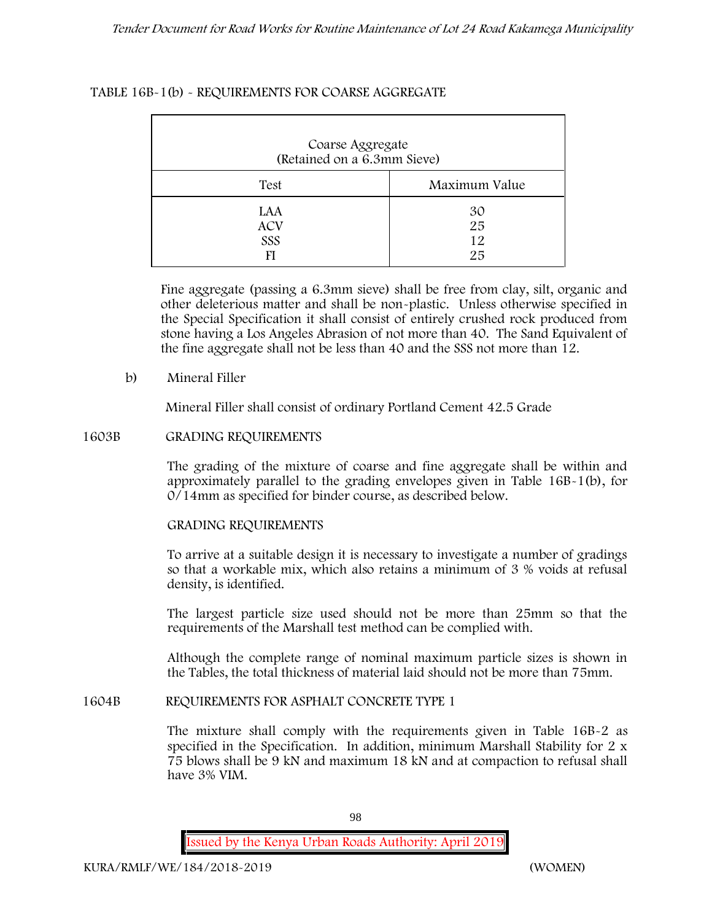TABLE 16B-1(b) - REQUIREMENTS FOR COARSE AGGREGATE

| Coarse Aggregate (Retained on a 6.3mm Sieve) | |
|---|---|
| Test | Maximum Value |
| LAA | 30 |
| ACV | 25 |
| SSS | 12 |
| FI | 25 |

Fine aggregate (passing a 6.3mm sieve) shall be free from clay, silt, organic and other deleterious matter and shall be non-plastic. Unless otherwise specified in the Special Specification it shall consist of entirely crushed rock produced from stone having a Los Angeles Abrasion of not more than 40. The Sand Equivalent of the fine aggregate shall not be less than 40 and the SSS not more than 12.

b) Mineral Filler

Mineral Filler shall consist of ordinary Portland Cement 42.5 Grade

## 1603B GRADING REQUIREMENTS

The grading of the mixture of coarse and fine aggregate shall be within and approximately parallel to the grading envelopes given in Table 16B-1(b), for 0/14mm as specified for binder course, as described below.

GRADING REQUIREMENTS

To arrive at a suitable design it is necessary to investigate a number of gradings so that a workable mix, which also retains a minimum of 3 % voids at refusal density, is identified.

The largest particle size used should not be more than 25mm so that the requirements of the Marshall test method can be complied with.

Although the complete range of nominal maximum particle sizes is shown in the Tables, the total thickness of material laid should not be more than 75mm.

## 1604B REQUIREMENTS FOR ASPHALT CONCRETE TYPE 1

The mixture shall comply with the requirements given in Table 16B-2 as specified in the Specification. In addition, minimum Marshall Stability for 2 x 75 blows shall be 9 kN and maximum 18 kN and at compaction to refusal shall have 3% VIM.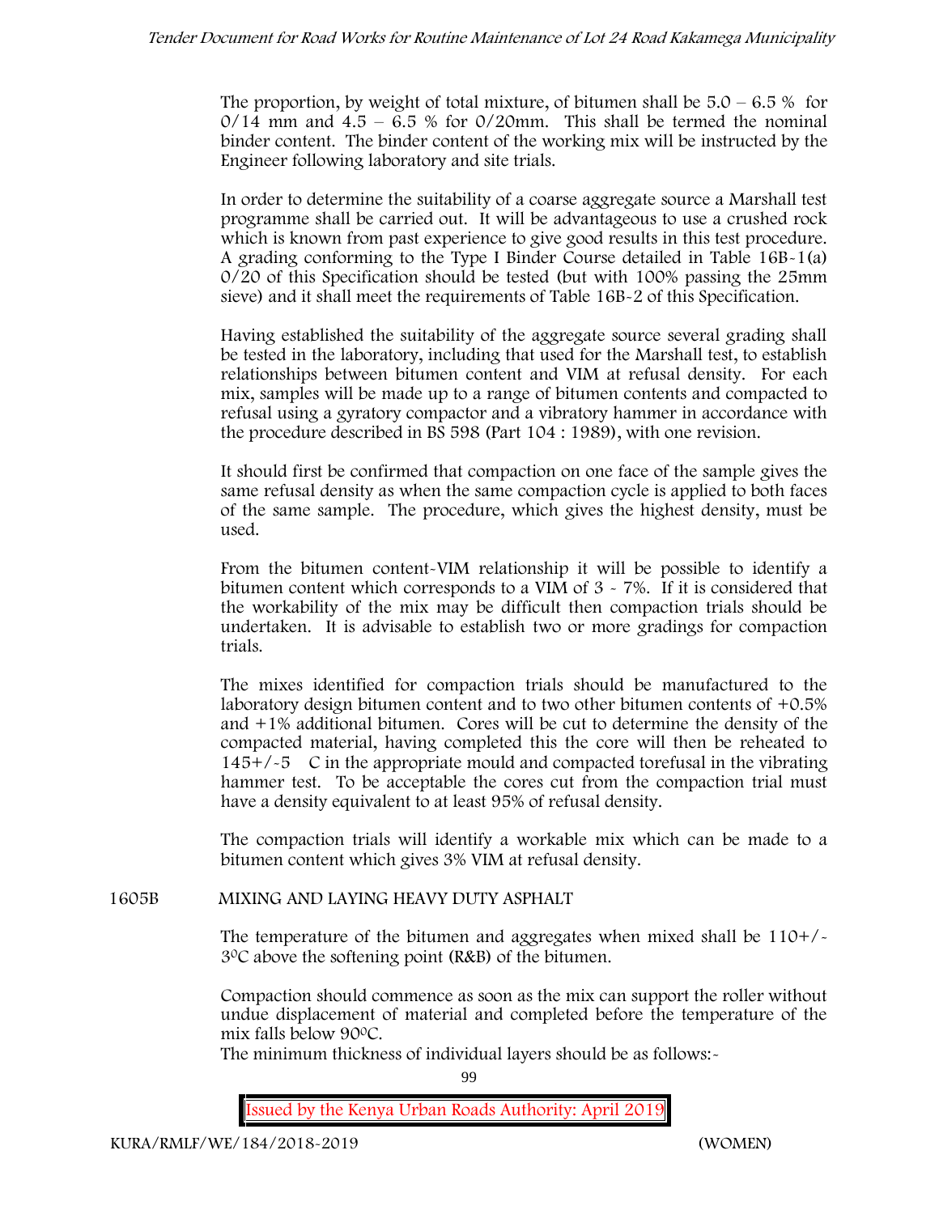The proportion, by weight of total mixture, of bitumen shall be 5.0 – 6.5 % for 0/14 mm and 4.5 – 6.5 % for 0/20mm. This shall be termed the nominal binder content. The binder content of the working mix will be instructed by the Engineer following laboratory and site trials.

In order to determine the suitability of a coarse aggregate source a Marshall test programme shall be carried out. It will be advantageous to use a crushed rock which is known from past experience to give good results in this test procedure. A grading conforming to the Type I Binder Course detailed in Table 16B-1(a) 0/20 of this Specification should be tested (but with 100% passing the 25mm sieve) and it shall meet the requirements of Table 16B-2 of this Specification.

Having established the suitability of the aggregate source several grading shall be tested in the laboratory, including that used for the Marshall test, to establish relationships between bitumen content and VIM at refusal density. For each mix, samples will be made up to a range of bitumen contents and compacted to refusal using a gyratory compactor and a vibratory hammer in accordance with the procedure described in BS 598 (Part 104 : 1989), with one revision.

It should first be confirmed that compaction on one face of the sample gives the same refusal density as when the same compaction cycle is applied to both faces of the same sample. The procedure, which gives the highest density, must be used.

From the bitumen content-VIM relationship it will be possible to identify a bitumen content which corresponds to a VIM of 3 - 7%. If it is considered that the workability of the mix may be difficult then compaction trials should be undertaken. It is advisable to establish two or more gradings for compaction trials.

The mixes identified for compaction trials should be manufactured to the laboratory design bitumen content and to two other bitumen contents of +0.5% and +1% additional bitumen. Cores will be cut to determine the density of the compacted material, having completed this the core will then be reheated to 145+/-5 C in the appropriate mould and compacted torefusal in the vibrating hammer test. To be acceptable the cores cut from the compaction trial must have a density equivalent to at least 95% of refusal density.

The compaction trials will identify a workable mix which can be made to a bitumen content which gives 3% VIM at refusal density.

## 1605B MIXING AND LAYING HEAVY DUTY ASPHALT

The temperature of the bitumen and aggregates when mixed shall be 110+/- 3⁰C above the softening point (R&B) of the bitumen.

Compaction should commence as soon as the mix can support the roller without undue displacement of material and completed before the temperature of the mix falls below 90⁰C.

The minimum thickness of individual layers should be as follows:-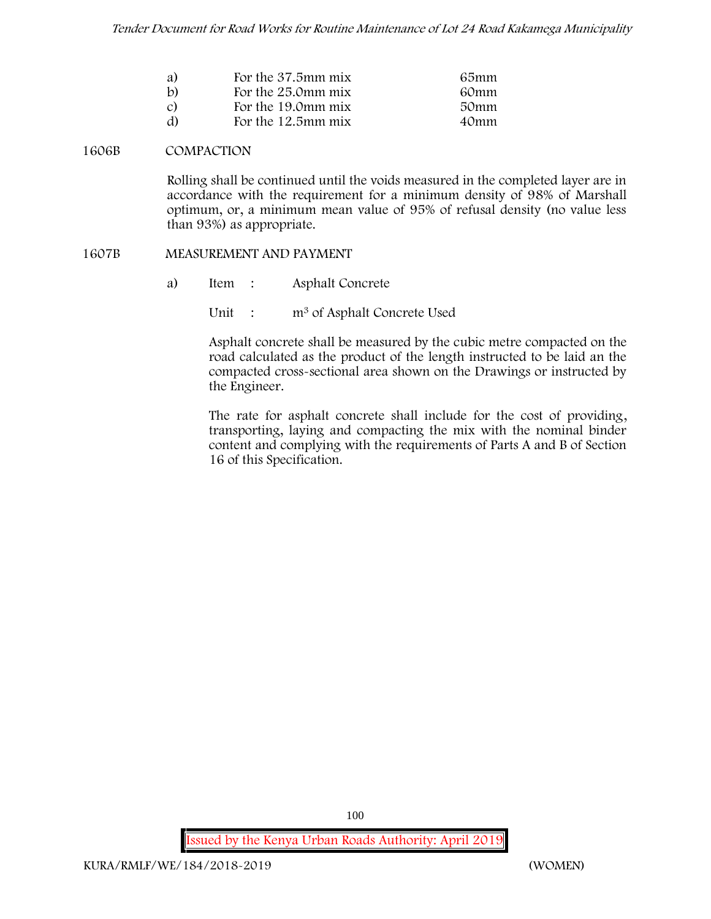| | | |
|---|---|---|
| a) | For the 37.5mm mix | 65mm |
| b) | For the 25.0mm mix | 60mm |
| c) | For the 19.0mm mix | 50mm |
| d) | For the 12.5mm mix | 40mm |

## 1606B COMPACTION

Rolling shall be continued until the voids measured in the completed layer are in accordance with the requirement for a minimum density of 98% of Marshall optimum, or, a minimum mean value of 95% of refusal density (no value less than 93%) as appropriate.

## 1607B MEASUREMENT AND PAYMENT

a) Item : Asphalt Concrete

Unit : $m^3$ of Asphalt Concrete Used

Asphalt concrete shall be measured by the cubic metre compacted on the road calculated as the product of the length instructed to be laid an the compacted cross-sectional area shown on the Drawings or instructed by the Engineer.

The rate for asphalt concrete shall include for the cost of providing, transporting, laying and compacting the mix with the nominal binder content and complying with the requirements of Parts A and B of Section 16 of this Specification.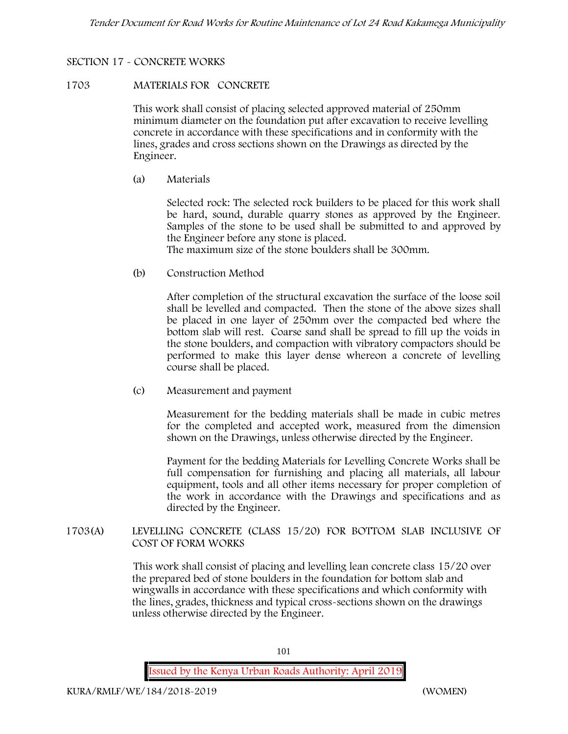## SECTION 17 - CONCRETE WORKS

### 1703 MATERIALS FOR CONCRETE

This work shall consist of placing selected approved material of 250mm minimum diameter on the foundation put after excavation to receive levelling concrete in accordance with these specifications and in conformity with the lines, grades and cross sections shown on the Drawings as directed by the Engineer.

(a) Materials

Selected rock: The selected rock builders to be placed for this work shall be hard, sound, durable quarry stones as approved by the Engineer. Samples of the stone to be used shall be submitted to and approved by the Engineer before any stone is placed.
The maximum size of the stone boulders shall be 300mm.

(b) Construction Method

After completion of the structural excavation the surface of the loose soil shall be levelled and compacted. Then the stone of the above sizes shall be placed in one layer of 250mm over the compacted bed where the bottom slab will rest. Coarse sand shall be spread to fill up the voids in the stone boulders, and compaction with vibratory compactors should be performed to make this layer dense whereon a concrete of levelling course shall be placed.

(c) Measurement and payment

Measurement for the bedding materials shall be made in cubic metres for the completed and accepted work, measured from the dimension shown on the Drawings, unless otherwise directed by the Engineer.

Payment for the bedding Materials for Levelling Concrete Works shall be full compensation for furnishing and placing all materials, all labour equipment, tools and all other items necessary for proper completion of the work in accordance with the Drawings and specifications and as directed by the Engineer.

### 1703(A) LEVELLING CONCRETE (CLASS 15/20) FOR BOTTOM SLAB INCLUSIVE OF COST OF FORM WORKS

This work shall consist of placing and levelling lean concrete class 15/20 over the prepared bed of stone boulders in the foundation for bottom slab and wingwalls in accordance with these specifications and which conformity with the lines, grades, thickness and typical cross-sections shown on the drawings unless otherwise directed by the Engineer.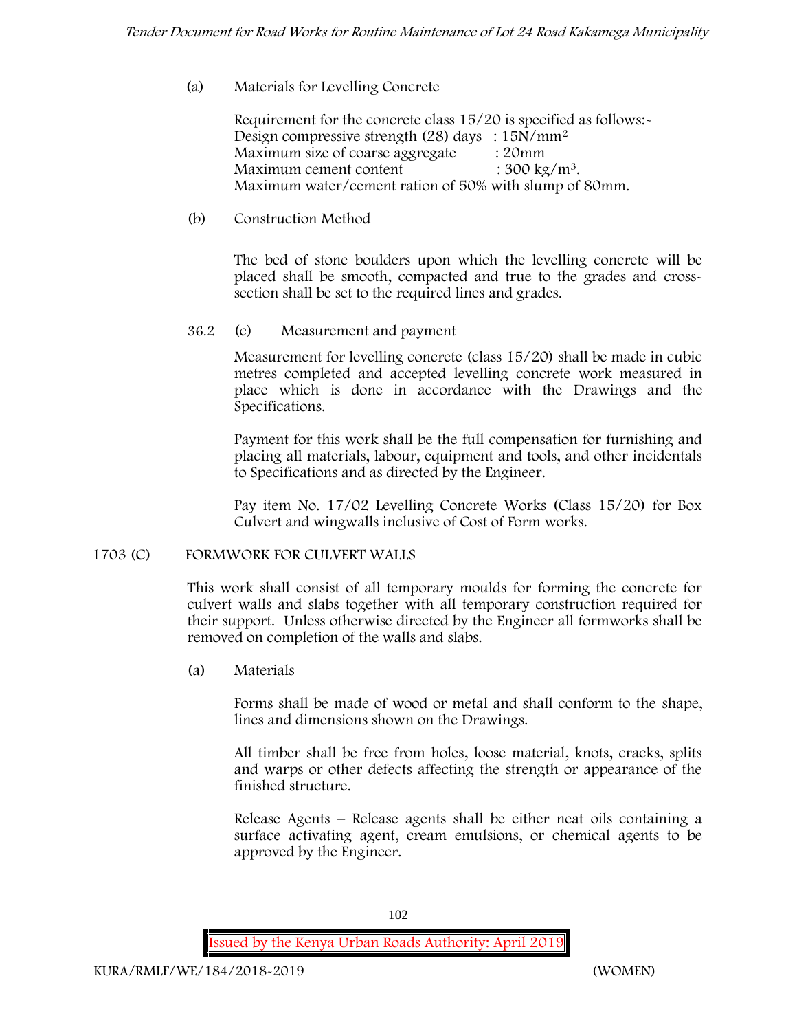(a) Materials for Levelling Concrete

Requirement for the concrete class 15/20 is specified as follows:-
Design compressive strength (28) days : $15N/mm^2$
Maximum size of coarse aggregate : 20mm
Maximum cement content : $300\ kg/m^3$.
Maximum water/cement ration of 50% with slump of 80mm.

(b) Construction Method

The bed of stone boulders upon which the levelling concrete will be placed shall be smooth, compacted and true to the grades and cross-section shall be set to the required lines and grades.

36.2 (c) Measurement and payment

Measurement for levelling concrete (class 15/20) shall be made in cubic metres completed and accepted levelling concrete work measured in place which is done in accordance with the Drawings and the Specifications.

Payment for this work shall be the full compensation for furnishing and placing all materials, labour, equipment and tools, and other incidentals to Specifications and as directed by the Engineer.

Pay item No. 17/02 Levelling Concrete Works (Class 15/20) for Box Culvert and wingwalls inclusive of Cost of Form works.

## 1703 (C) FORMWORK FOR CULVERT WALLS

This work shall consist of all temporary moulds for forming the concrete for culvert walls and slabs together with all temporary construction required for their support. Unless otherwise directed by the Engineer all formworks shall be removed on completion of the walls and slabs.

(a) Materials

Forms shall be made of wood or metal and shall conform to the shape, lines and dimensions shown on the Drawings.

All timber shall be free from holes, loose material, knots, cracks, splits and warps or other defects affecting the strength or appearance of the finished structure.

Release Agents – Release agents shall be either neat oils containing a surface activating agent, cream emulsions, or chemical agents to be approved by the Engineer.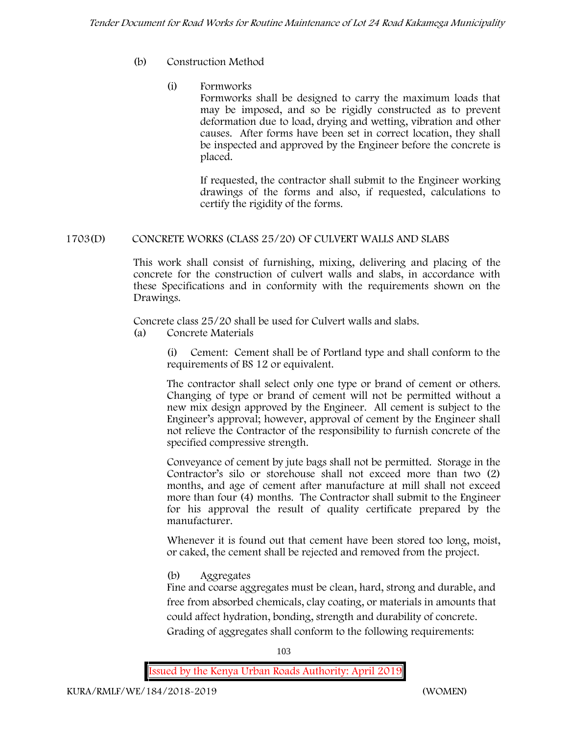(b) Construction Method

(i) Formworks

Formworks shall be designed to carry the maximum loads that may be imposed, and so be rigidly constructed as to prevent deformation due to load, drying and wetting, vibration and other causes. After forms have been set in correct location, they shall be inspected and approved by the Engineer before the concrete is placed.

If requested, the contractor shall submit to the Engineer working drawings of the forms and also, if requested, calculations to certify the rigidity of the forms.

## 1703(D) CONCRETE WORKS (CLASS 25/20) OF CULVERT WALLS AND SLABS

This work shall consist of furnishing, mixing, delivering and placing of the concrete for the construction of culvert walls and slabs, in accordance with these Specifications and in conformity with the requirements shown on the Drawings.

Concrete class 25/20 shall be used for Culvert walls and slabs.

(a) Concrete Materials

(i) Cement: Cement shall be of Portland type and shall conform to the requirements of BS 12 or equivalent.

The contractor shall select only one type or brand of cement or others. Changing of type or brand of cement will not be permitted without a new mix design approved by the Engineer. All cement is subject to the Engineer's approval; however, approval of cement by the Engineer shall not relieve the Contractor of the responsibility to furnish concrete of the specified compressive strength.

Conveyance of cement by jute bags shall not be permitted. Storage in the Contractor's silo or storehouse shall not exceed more than two (2) months, and age of cement after manufacture at mill shall not exceed more than four (4) months. The Contractor shall submit to the Engineer for his approval the result of quality certificate prepared by the manufacturer.

Whenever it is found out that cement have been stored too long, moist, or caked, the cement shall be rejected and removed from the project.

(b) Aggregates

Fine and coarse aggregates must be clean, hard, strong and durable, and free from absorbed chemicals, clay coating, or materials in amounts that could affect hydration, bonding, strength and durability of concrete.

Grading of aggregates shall conform to the following requirements: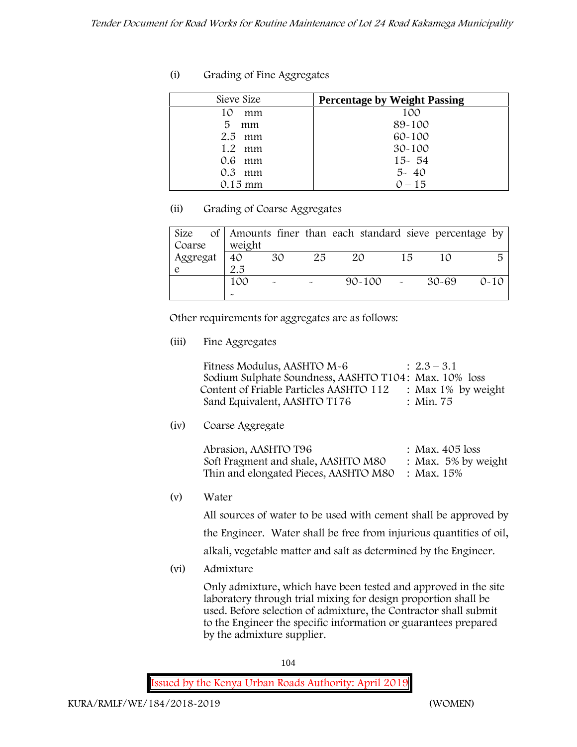(i) Grading of Fine Aggregates

| Sieve Size | **Percentage by Weight Passing** |
|---|---|
| 10 mm | 100 |
| 5 mm | 89-100 |
| 2.5 mm | 60-100 |
| 1.2 mm | 30-100 |
| 0.6 mm | 15- 54 |
| 0.3 mm | 5- 40 |
| 0.15 mm | 0 – 15 |

(ii) Grading of Coarse Aggregates

| Size of Coarse Aggregate | Amounts finer than each standard sieve percentage by weight | | | | | | |
|---|---|---|---|---|---|---|---|
| | 40 2.5 | 30 | 25 | 20 | 15 | 10 | 5 |
| | 100 - | - | - | 90-100 | - | 30-69 | 0-10 |

Other requirements for aggregates are as follows:

(iii) Fine Aggregates

Fitness Modulus, AASHTO M-6 : 2.3 – 3.1
Sodium Sulphate Soundness, AASHTO T104: Max. 10% loss
Content of Friable Particles AASHTO 112 : Max 1% by weight
Sand Equivalent, AASHTO T176 : Min. 75

(iv) Coarse Aggregate

Abrasion, AASHTO T96 : Max. 405 loss
Soft Fragment and shale, AASHTO M80 : Max. 5% by weight
Thin and elongated Pieces, AASHTO M80 : Max. 15%

(v) Water

All sources of water to be used with cement shall be approved by the Engineer. Water shall be free from injurious quantities of oil, alkali, vegetable matter and salt as determined by the Engineer.

(vi) Admixture

Only admixture, which have been tested and approved in the site laboratory through trial mixing for design proportion shall be used. Before selection of admixture, the Contractor shall submit to the Engineer the specific information or guarantees prepared by the admixture supplier.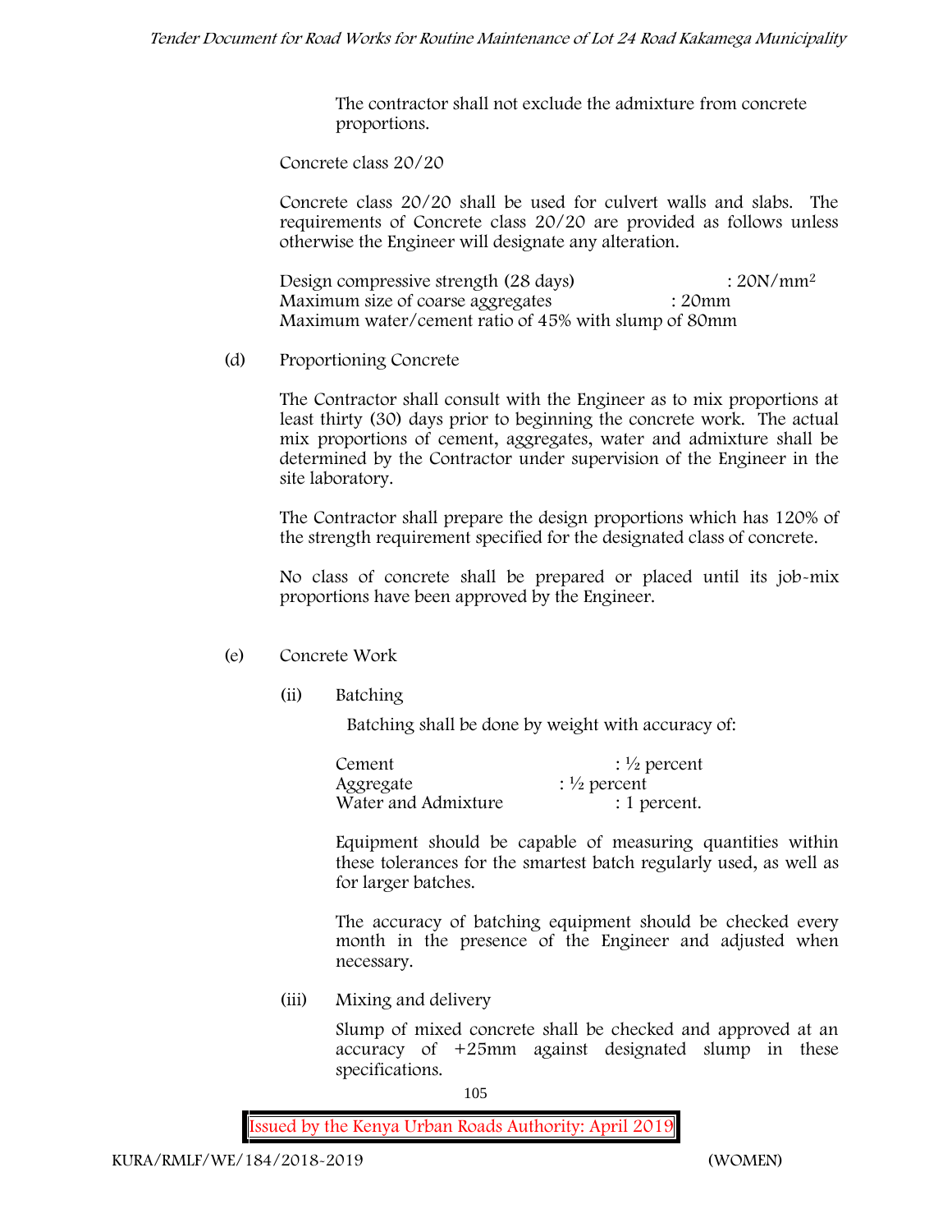The contractor shall not exclude the admixture from concrete proportions.

Concrete class 20/20

Concrete class 20/20 shall be used for culvert walls and slabs. The requirements of Concrete class 20/20 are provided as follows unless otherwise the Engineer will designate any alteration.

Design compressive strength (28 days) : 20N/mm$^2$
Maximum size of coarse aggregates : 20mm
Maximum water/cement ratio of 45% with slump of 80mm

(d) Proportioning Concrete

The Contractor shall consult with the Engineer as to mix proportions at least thirty (30) days prior to beginning the concrete work. The actual mix proportions of cement, aggregates, water and admixture shall be determined by the Contractor under supervision of the Engineer in the site laboratory.

The Contractor shall prepare the design proportions which has 120% of the strength requirement specified for the designated class of concrete.

No class of concrete shall be prepared or placed until its job-mix proportions have been approved by the Engineer.

(e) Concrete Work

(ii) Batching

Batching shall be done by weight with accuracy of:

Cement : ½ percent
Aggregate : ½ percent
Water and Admixture : 1 percent.

Equipment should be capable of measuring quantities within these tolerances for the smartest batch regularly used, as well as for larger batches.

The accuracy of batching equipment should be checked every month in the presence of the Engineer and adjusted when necessary.

(iii) Mixing and delivery

Slump of mixed concrete shall be checked and approved at an accuracy of +25mm against designated slump in these specifications.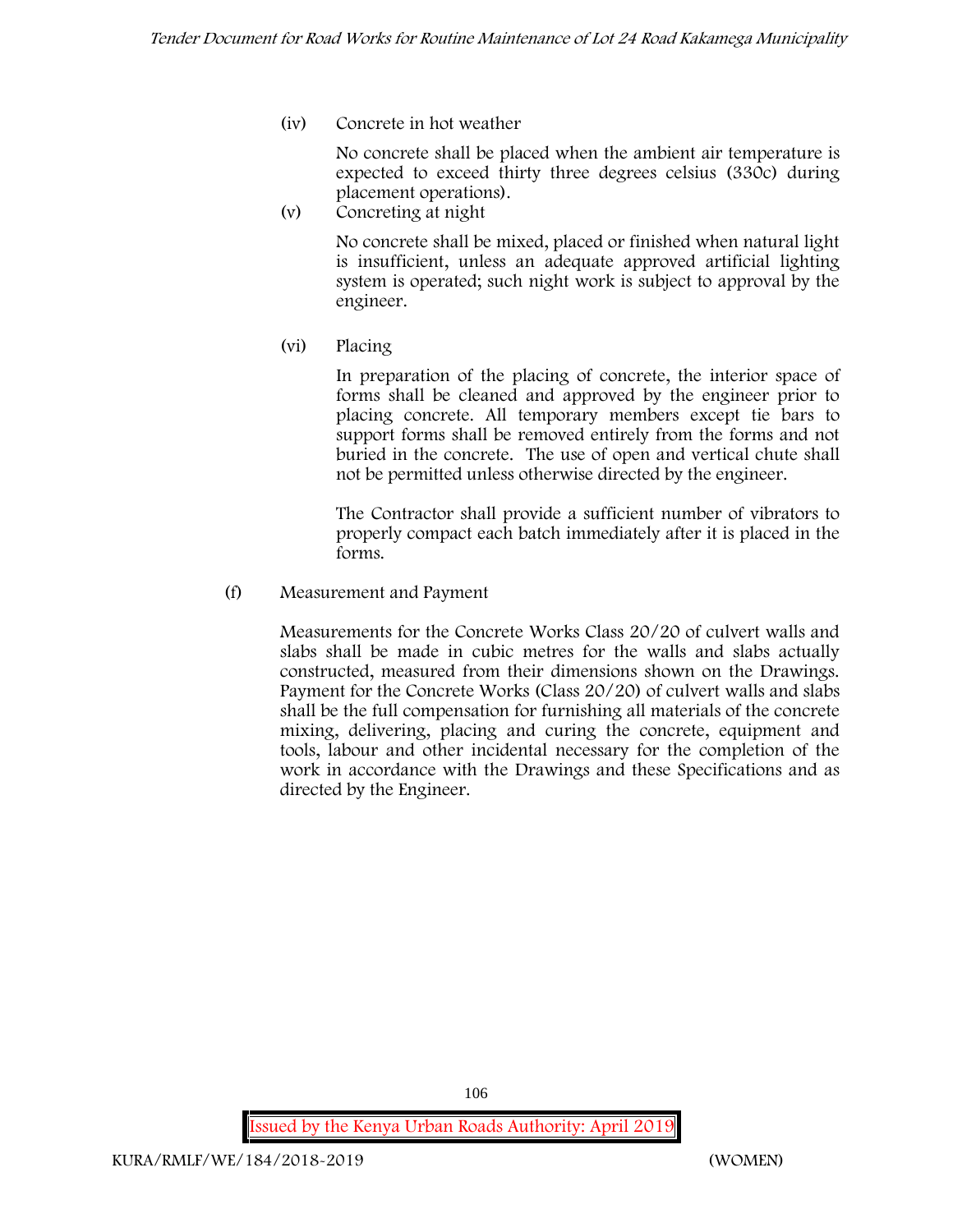(iv) Concrete in hot weather

No concrete shall be placed when the ambient air temperature is expected to exceed thirty three degrees celsius (330c) during placement operations).

(v) Concreting at night

No concrete shall be mixed, placed or finished when natural light is insufficient, unless an adequate approved artificial lighting system is operated; such night work is subject to approval by the engineer.

(vi) Placing

In preparation of the placing of concrete, the interior space of forms shall be cleaned and approved by the engineer prior to placing concrete. All temporary members except tie bars to support forms shall be removed entirely from the forms and not buried in the concrete. The use of open and vertical chute shall not be permitted unless otherwise directed by the engineer.

The Contractor shall provide a sufficient number of vibrators to properly compact each batch immediately after it is placed in the forms.

(f) Measurement and Payment

Measurements for the Concrete Works Class 20/20 of culvert walls and slabs shall be made in cubic metres for the walls and slabs actually constructed, measured from their dimensions shown on the Drawings. Payment for the Concrete Works (Class 20/20) of culvert walls and slabs shall be the full compensation for furnishing all materials of the concrete mixing, delivering, placing and curing the concrete, equipment and tools, labour and other incidental necessary for the completion of the work in accordance with the Drawings and these Specifications and as directed by the Engineer.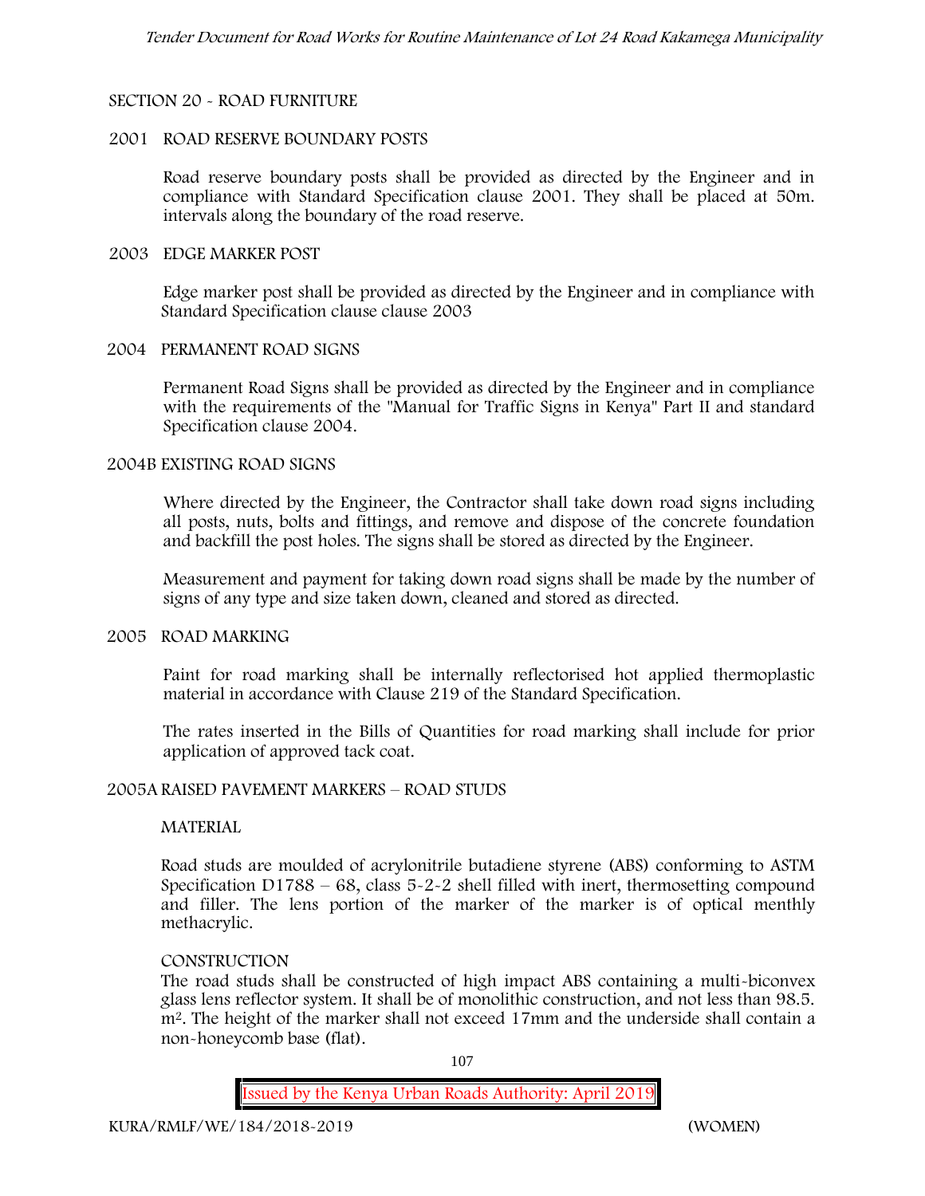## SECTION 20 - ROAD FURNITURE

### 2001 ROAD RESERVE BOUNDARY POSTS

Road reserve boundary posts shall be provided as directed by the Engineer and in compliance with Standard Specification clause 2001. They shall be placed at 50m. intervals along the boundary of the road reserve.

### 2003 EDGE MARKER POST

Edge marker post shall be provided as directed by the Engineer and in compliance with Standard Specification clause clause 2003

### 2004 PERMANENT ROAD SIGNS

Permanent Road Signs shall be provided as directed by the Engineer and in compliance with the requirements of the "Manual for Traffic Signs in Kenya" Part II and standard Specification clause 2004.

### 2004B EXISTING ROAD SIGNS

Where directed by the Engineer, the Contractor shall take down road signs including all posts, nuts, bolts and fittings, and remove and dispose of the concrete foundation and backfill the post holes. The signs shall be stored as directed by the Engineer.

Measurement and payment for taking down road signs shall be made by the number of signs of any type and size taken down, cleaned and stored as directed.

### 2005 ROAD MARKING

Paint for road marking shall be internally reflectorised hot applied thermoplastic material in accordance with Clause 219 of the Standard Specification.

The rates inserted in the Bills of Quantities for road marking shall include for prior application of approved tack coat.

### 2005A RAISED PAVEMENT MARKERS – ROAD STUDS

**MATERIAL**

Road studs are moulded of acrylonitrile butadiene styrene (ABS) conforming to ASTM Specification D1788 – 68, class 5-2-2 shell filled with inert, thermosetting compound and filler. The lens portion of the marker of the marker is of optical menthly methacrylic.

**CONSTRUCTION**

The road studs shall be constructed of high impact ABS containing a multi-biconvex glass lens reflector system. It shall be of monolithic construction, and not less than 98.5. $m^2$. The height of the marker shall not exceed 17mm and the underside shall contain a non-honeycomb base (flat).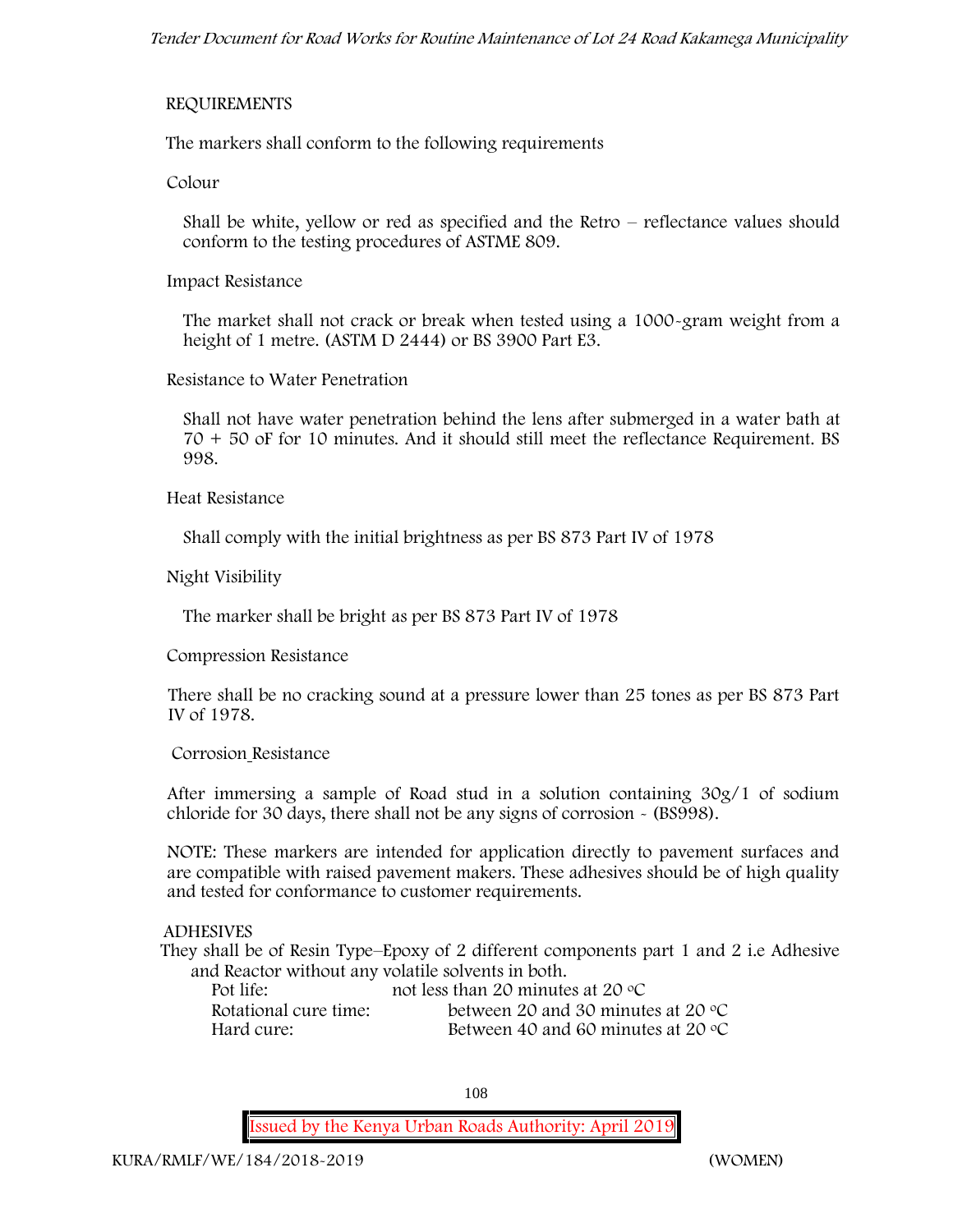REQUIREMENTS

The markers shall conform to the following requirements

Colour

Shall be white, yellow or red as specified and the Retro – reflectance values should conform to the testing procedures of ASTME 809.

Impact Resistance

The market shall not crack or break when tested using a 1000-gram weight from a height of 1 metre. (ASTM D 2444) or BS 3900 Part E3.

Resistance to Water Penetration

Shall not have water penetration behind the lens after submerged in a water bath at 70 + 50 oF for 10 minutes. And it should still meet the reflectance Requirement. BS 998.

Heat Resistance

Shall comply with the initial brightness as per BS 873 Part IV of 1978

Night Visibility

The marker shall be bright as per BS 873 Part IV of 1978

Compression Resistance

There shall be no cracking sound at a pressure lower than 25 tones as per BS 873 Part IV of 1978.

Corrosion Resistance

After immersing a sample of Road stud in a solution containing 30g/1 of sodium chloride for 30 days, there shall not be any signs of corrosion - (BS998).

NOTE: These markers are intended for application directly to pavement surfaces and are compatible with raised pavement makers. These adhesives should be of high quality and tested for conformance to customer requirements.

ADHESIVES

They shall be of Resin Type–Epoxy of 2 different components part 1 and 2 i.e Adhesive and Reactor without any volatile solvents in both.

| | |
|---|---|
| Pot life: | not less than 20 minutes at 20 °C |
| Rotational cure time: | between 20 and 30 minutes at 20 °C |
| Hard cure: | Between 40 and 60 minutes at 20 °C |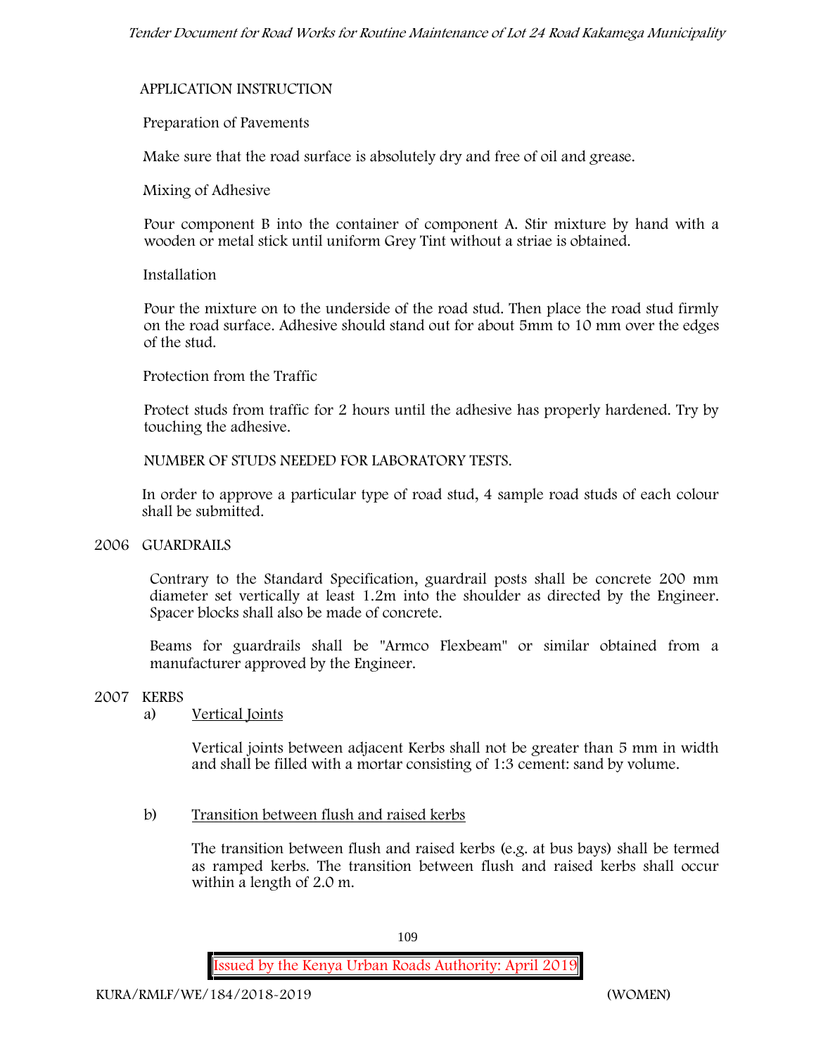APPLICATION INSTRUCTION

Preparation of Pavements

Make sure that the road surface is absolutely dry and free of oil and grease.

Mixing of Adhesive

Pour component B into the container of component A. Stir mixture by hand with a wooden or metal stick until uniform Grey Tint without a striae is obtained.

Installation

Pour the mixture on to the underside of the road stud. Then place the road stud firmly on the road surface. Adhesive should stand out for about 5mm to 10 mm over the edges of the stud.

Protection from the Traffic

Protect studs from traffic for 2 hours until the adhesive has properly hardened. Try by touching the adhesive.

NUMBER OF STUDS NEEDED FOR LABORATORY TESTS.

In order to approve a particular type of road stud, 4 sample road studs of each colour shall be submitted.

## 2006 GUARDRAILS

Contrary to the Standard Specification, guardrail posts shall be concrete 200 mm diameter set vertically at least 1.2m into the shoulder as directed by the Engineer. Spacer blocks shall also be made of concrete.

Beams for guardrails shall be "Armco Flexbeam" or similar obtained from a manufacturer approved by the Engineer.

## 2007 KERBS

a) Vertical Joints

Vertical joints between adjacent Kerbs shall not be greater than 5 mm in width and shall be filled with a mortar consisting of 1:3 cement: sand by volume.

b) Transition between flush and raised kerbs

The transition between flush and raised kerbs (e.g. at bus bays) shall be termed as ramped kerbs. The transition between flush and raised kerbs shall occur within a length of 2.0 m.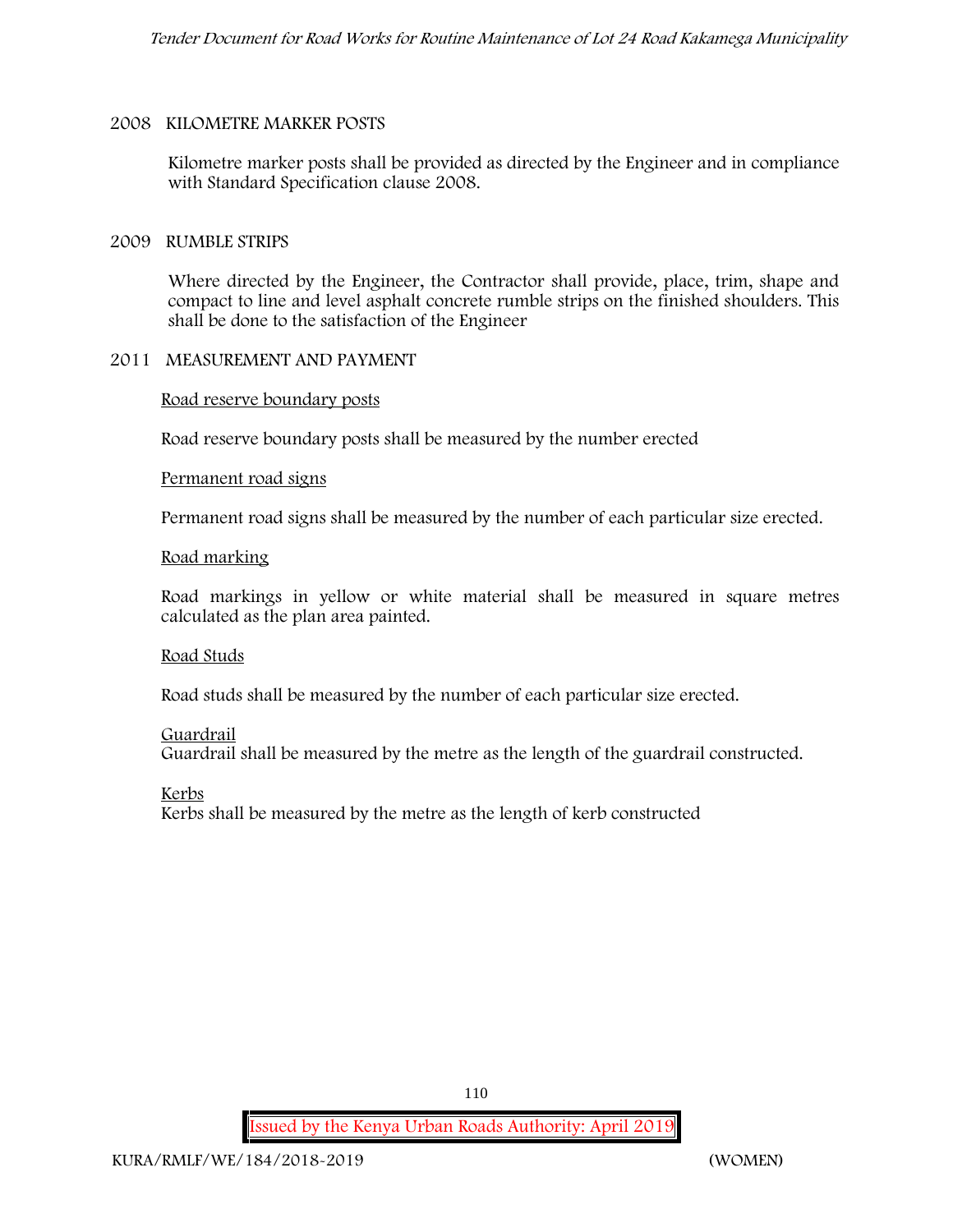## 2008 KILOMETRE MARKER POSTS

Kilometre marker posts shall be provided as directed by the Engineer and in compliance with Standard Specification clause 2008.

## 2009 RUMBLE STRIPS

Where directed by the Engineer, the Contractor shall provide, place, trim, shape and compact to line and level asphalt concrete rumble strips on the finished shoulders. This shall be done to the satisfaction of the Engineer

## 2011 MEASUREMENT AND PAYMENT

Road reserve boundary posts

Road reserve boundary posts shall be measured by the number erected

Permanent road signs

Permanent road signs shall be measured by the number of each particular size erected.

Road marking

Road markings in yellow or white material shall be measured in square metres calculated as the plan area painted.

Road Studs

Road studs shall be measured by the number of each particular size erected.

Guardrail

Guardrail shall be measured by the metre as the length of the guardrail constructed.

Kerbs

Kerbs shall be measured by the metre as the length of kerb constructed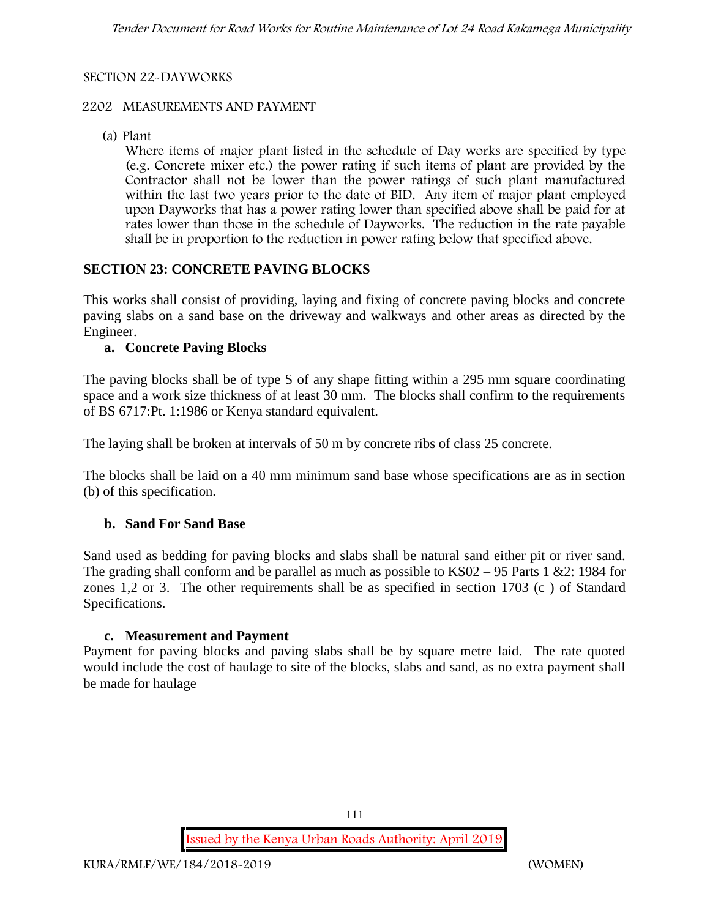SECTION 22-DAYWORKS

2202 MEASUREMENTS AND PAYMENT

(a) Plant

Where items of major plant listed in the schedule of Day works are specified by type (e.g. Concrete mixer etc.) the power rating if such items of plant are provided by the Contractor shall not be lower than the power ratings of such plant manufactured within the last two years prior to the date of BID. Any item of major plant employed upon Dayworks that has a power rating lower than specified above shall be paid for at rates lower than those in the schedule of Dayworks. The reduction in the rate payable shall be in proportion to the reduction in power rating below that specified above.

## SECTION 23: CONCRETE PAVING BLOCKS

This works shall consist of providing, laying and fixing of concrete paving blocks and concrete paving slabs on a sand base on the driveway and walkways and other areas as directed by the Engineer.

### a. Concrete Paving Blocks

The paving blocks shall be of type S of any shape fitting within a 295 mm square coordinating space and a work size thickness of at least 30 mm. The blocks shall confirm to the requirements of BS 6717:Pt. 1:1986 or Kenya standard equivalent.

The laying shall be broken at intervals of 50 m by concrete ribs of class 25 concrete.

The blocks shall be laid on a 40 mm minimum sand base whose specifications are as in section (b) of this specification.

### b. Sand For Sand Base

Sand used as bedding for paving blocks and slabs shall be natural sand either pit or river sand. The grading shall conform and be parallel as much as possible to KS02 – 95 Parts 1 &2: 1984 for zones 1,2 or 3. The other requirements shall be as specified in section 1703 (c ) of Standard Specifications.

### c. Measurement and Payment

Payment for paving blocks and paving slabs shall be by square metre laid. The rate quoted would include the cost of haulage to site of the blocks, slabs and sand, as no extra payment shall be made for haulage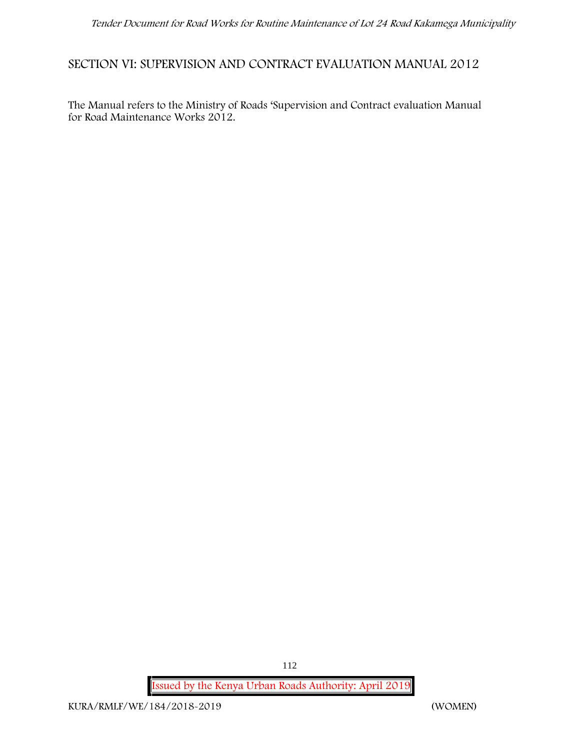# SECTION VI: SUPERVISION AND CONTRACT EVALUATION MANUAL 2012

The Manual refers to the Ministry of Roads 'Supervision and Contract evaluation Manual for Road Maintenance Works 2012.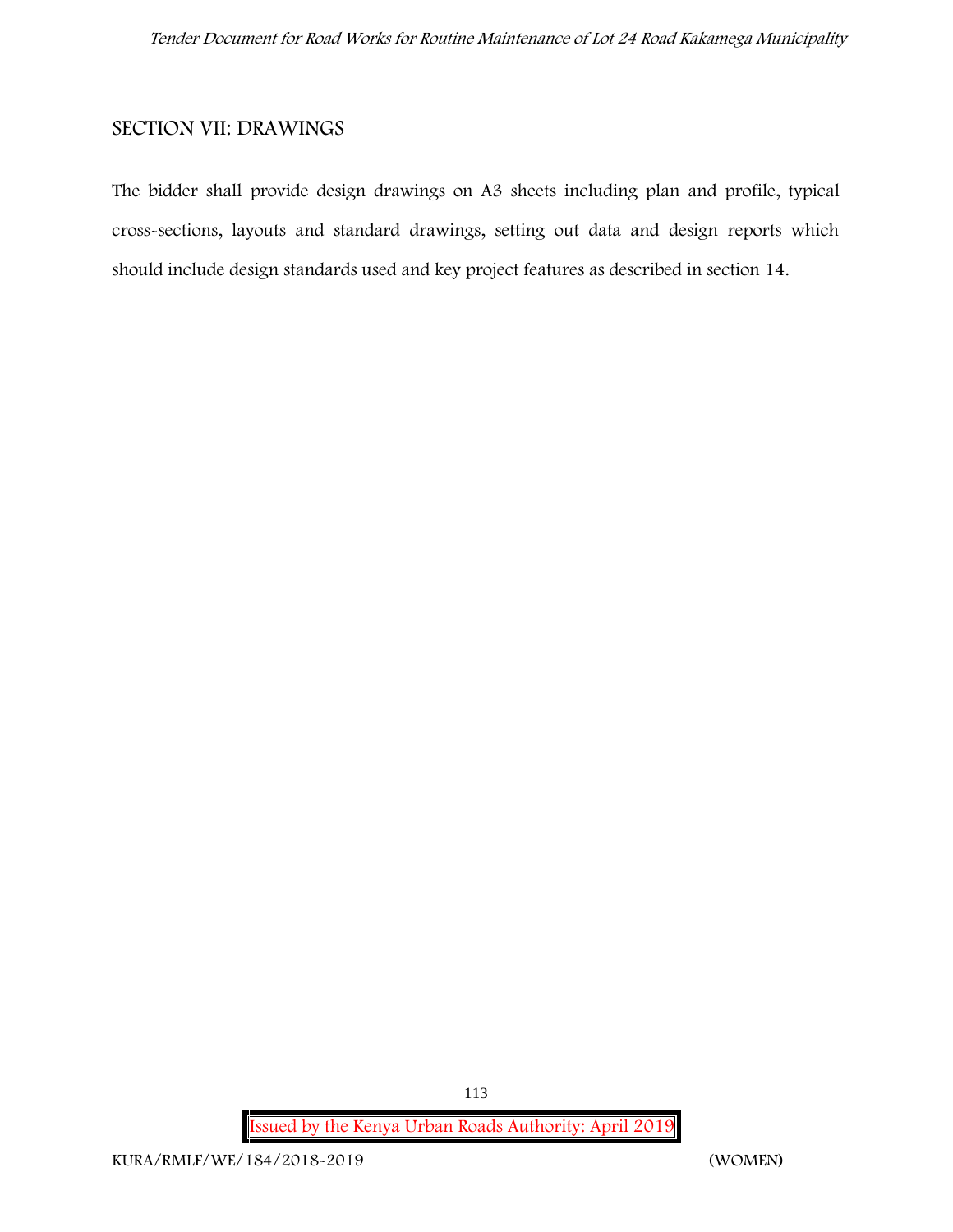## SECTION VII: DRAWINGS

The bidder shall provide design drawings on A3 sheets including plan and profile, typical cross-sections, layouts and standard drawings, setting out data and design reports which should include design standards used and key project features as described in section 14.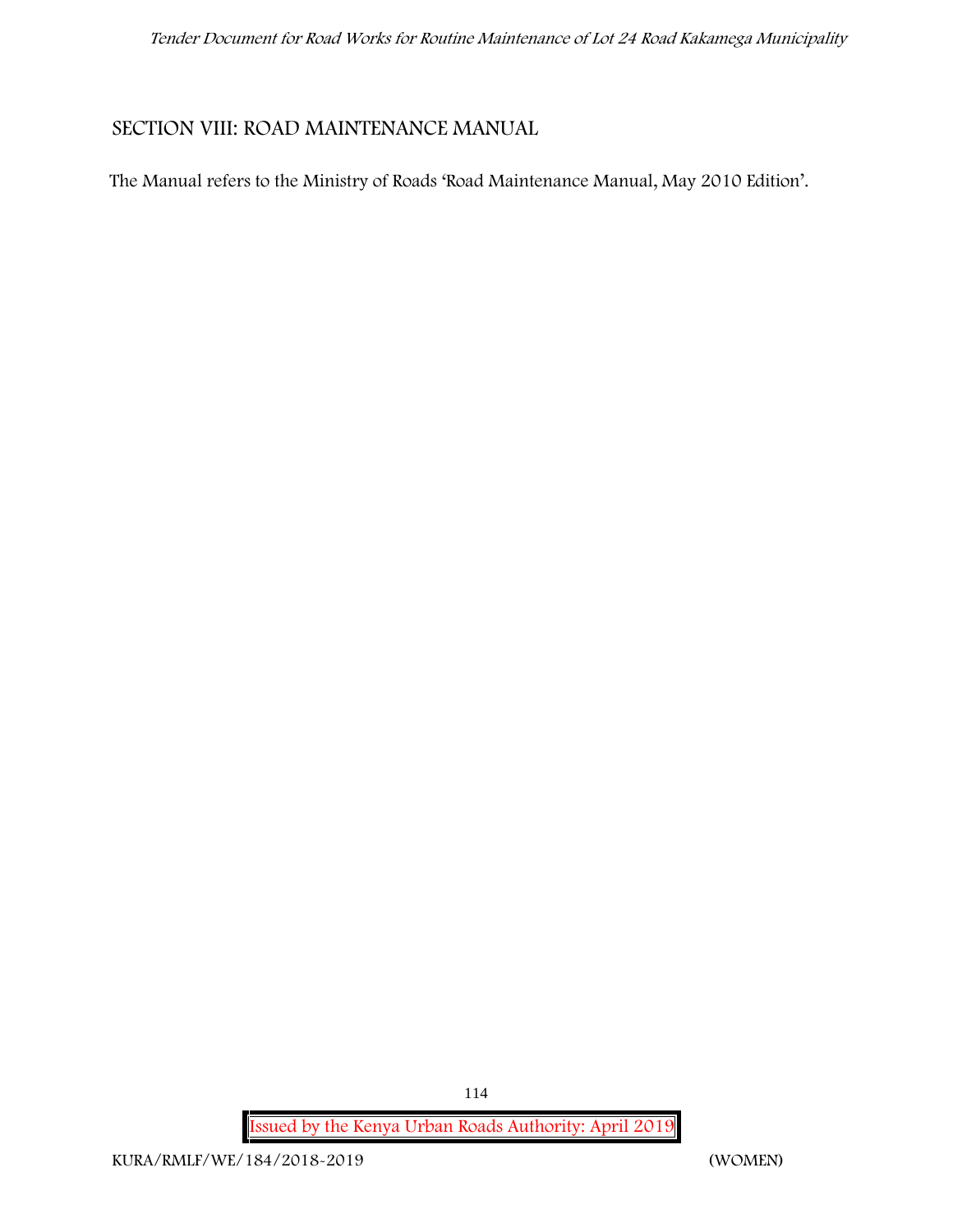## SECTION VIII: ROAD MAINTENANCE MANUAL

The Manual refers to the Ministry of Roads 'Road Maintenance Manual, May 2010 Edition'.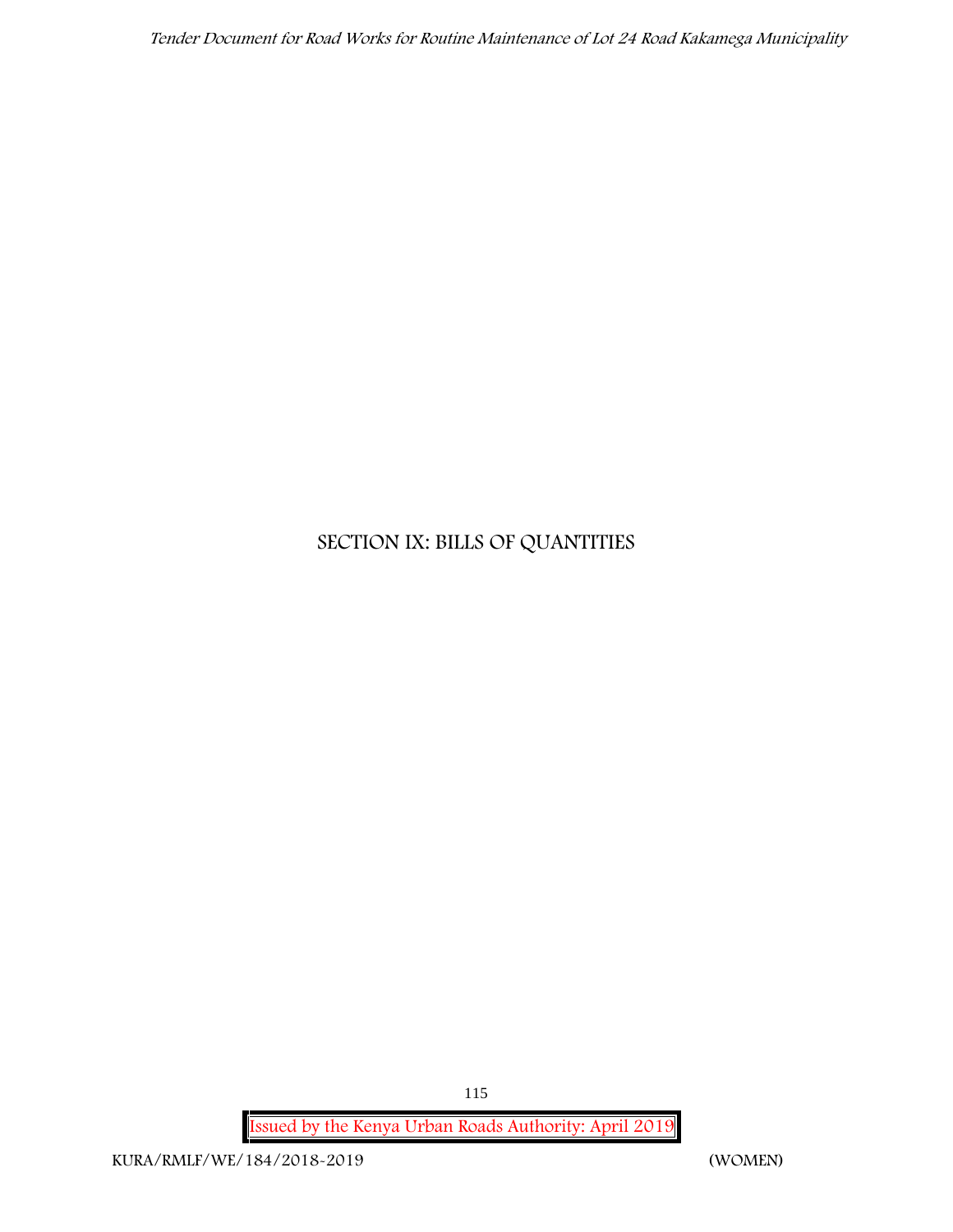# SECTION IX: BILLS OF QUANTITIES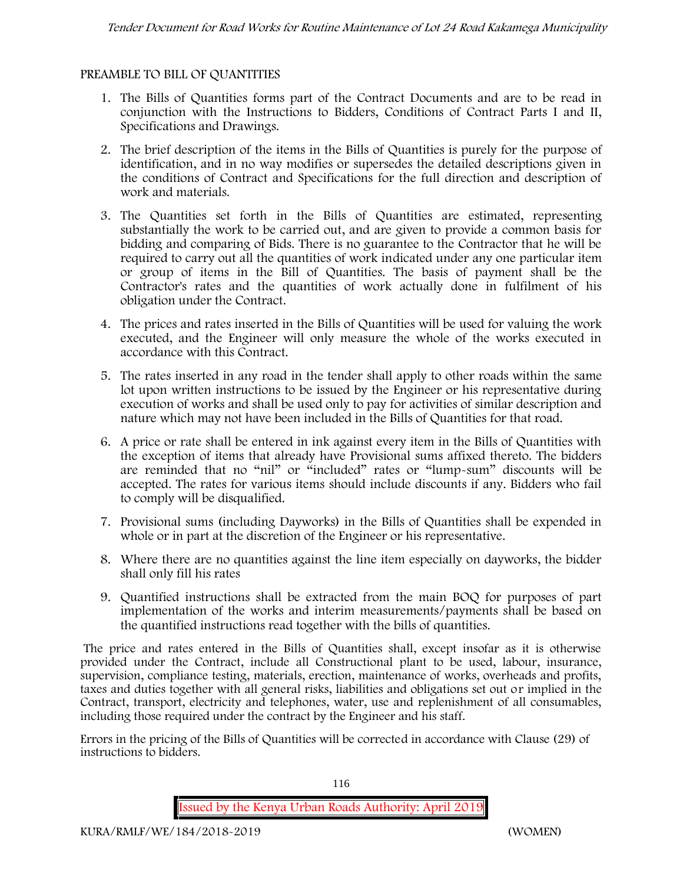PREAMBLE TO BILL OF QUANTITIES

1. The Bills of Quantities forms part of the Contract Documents and are to be read in conjunction with the Instructions to Bidders, Conditions of Contract Parts I and II, Specifications and Drawings.
2. The brief description of the items in the Bills of Quantities is purely for the purpose of identification, and in no way modifies or supersedes the detailed descriptions given in the conditions of Contract and Specifications for the full direction and description of work and materials.
3. The Quantities set forth in the Bills of Quantities are estimated, representing substantially the work to be carried out, and are given to provide a common basis for bidding and comparing of Bids. There is no guarantee to the Contractor that he will be required to carry out all the quantities of work indicated under any one particular item or group of items in the Bill of Quantities. The basis of payment shall be the Contractor's rates and the quantities of work actually done in fulfilment of his obligation under the Contract.
4. The prices and rates inserted in the Bills of Quantities will be used for valuing the work executed, and the Engineer will only measure the whole of the works executed in accordance with this Contract.
5. The rates inserted in any road in the tender shall apply to other roads within the same lot upon written instructions to be issued by the Engineer or his representative during execution of works and shall be used only to pay for activities of similar description and nature which may not have been included in the Bills of Quantities for that road.
6. A price or rate shall be entered in ink against every item in the Bills of Quantities with the exception of items that already have Provisional sums affixed thereto. The bidders are reminded that no "nil" or "included" rates or "lump-sum" discounts will be accepted. The rates for various items should include discounts if any. Bidders who fail to comply will be disqualified.
7. Provisional sums (including Dayworks) in the Bills of Quantities shall be expended in whole or in part at the discretion of the Engineer or his representative.
8. Where there are no quantities against the line item especially on dayworks, the bidder shall only fill his rates
9. Quantified instructions shall be extracted from the main BOQ for purposes of part implementation of the works and interim measurements/payments shall be based on the quantified instructions read together with the bills of quantities.

The price and rates entered in the Bills of Quantities shall, except insofar as it is otherwise provided under the Contract, include all Constructional plant to be used, labour, insurance, supervision, compliance testing, materials, erection, maintenance of works, overheads and profits, taxes and duties together with all general risks, liabilities and obligations set out or implied in the Contract, transport, electricity and telephones, water, use and replenishment of all consumables, including those required under the contract by the Engineer and his staff.

Errors in the pricing of the Bills of Quantities will be corrected in accordance with Clause (29) of instructions to bidders.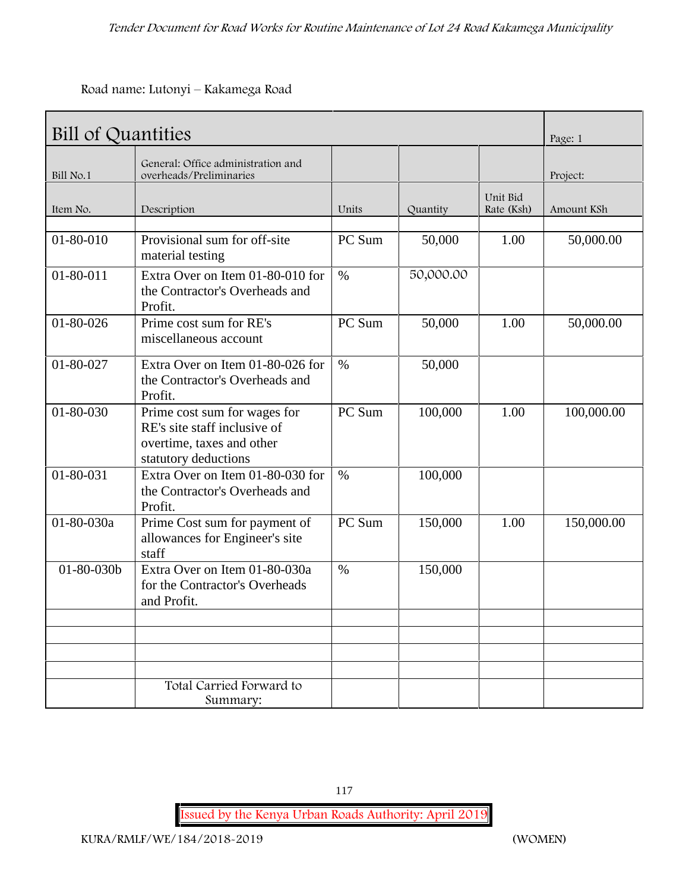Road name: Lutonyi – Kakamega Road

| Bill of Quantities | | | | | Page: 1 |
|---|---|---|---|---|---|
| Bill No.1 | General: Office administration and overheads/Preliminaries | | | | Project: |
| Item No. | Description | Units | Quantity | Unit Bid Rate (Ksh) | Amount KSh |
| | | | | | |
| 01-80-010 | Provisional sum for off-site material testing | PC Sum | 50,000 | 1.00 | 50,000.00 |
| 01-80-011 | Extra Over on Item 01-80-010 for the Contractor's Overheads and Profit. | % | 50,000.00 | | |
| 01-80-026 | Prime cost sum for RE's miscellaneous account | PC Sum | 50,000 | 1.00 | 50,000.00 |
| 01-80-027 | Extra Over on Item 01-80-026 for the Contractor's Overheads and Profit. | % | 50,000 | | |
| 01-80-030 | Prime cost sum for wages for RE's site staff inclusive of overtime, taxes and other statutory deductions | PC Sum | 100,000 | 1.00 | 100,000.00 |
| 01-80-031 | Extra Over on Item 01-80-030 for the Contractor's Overheads and Profit. | % | 100,000 | | |
| 01-80-030a | Prime Cost sum for payment of allowances for Engineer's site staff | PC Sum | 150,000 | 1.00 | 150,000.00 |
| 01-80-030b | Extra Over on Item 01-80-030a for the Contractor's Overheads and Profit. | % | 150,000 | | |
| | | | | | |
| | | | | | |
| | | | | | |
| | | | | | |
| | Total Carried Forward to Summary: | | | | |

Issued by the Kenya Urban Roads Authority: April 2019

KURA/RMLF/WE/184/2018-2019 (WOMEN)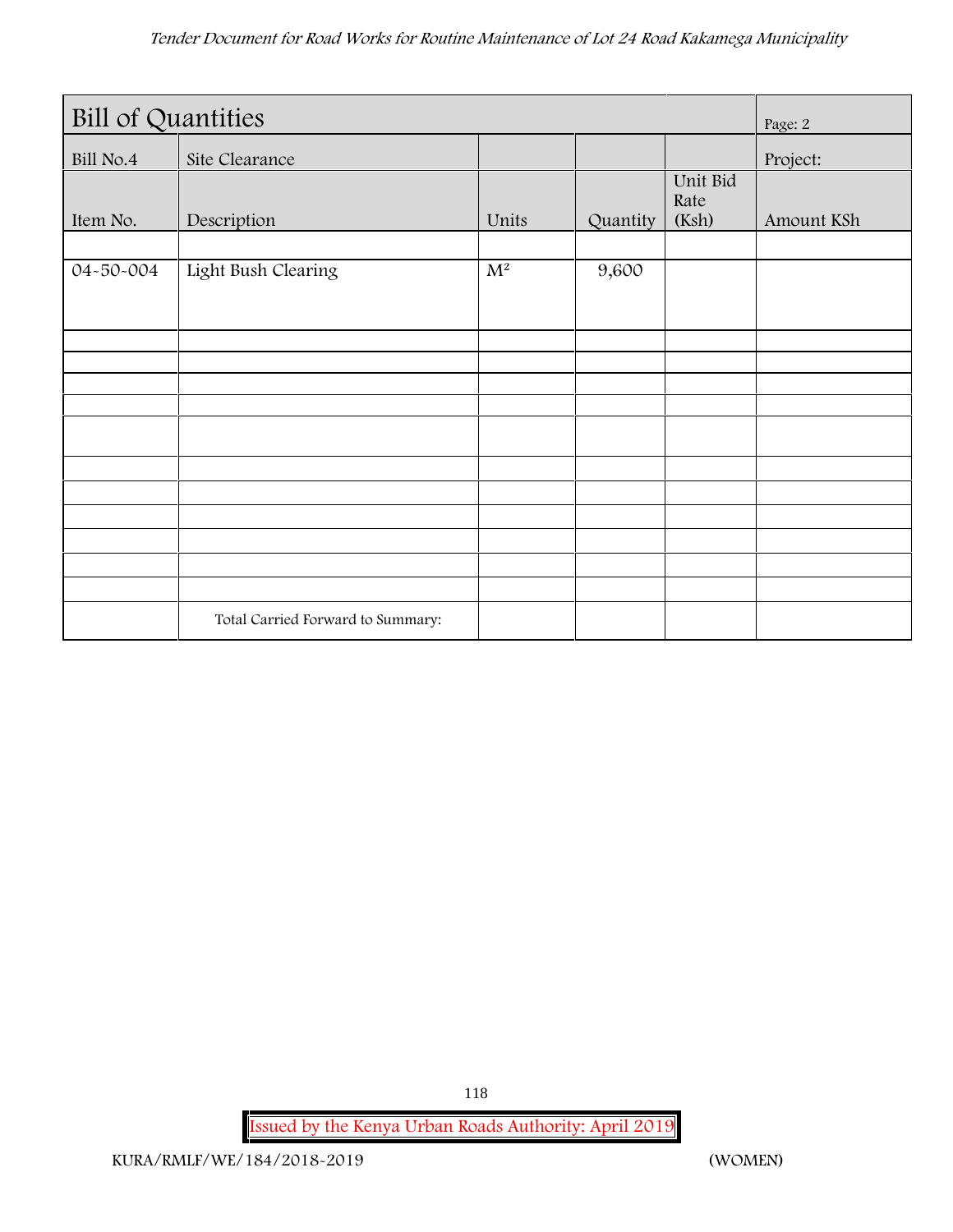| Bill of Quantities | | | | | Page: 2 |
|---|---|---|---|---|---|
| Bill No.4 | Site Clearance | | | | Project: |
| Item No. | Description | Units | Quantity | Unit Bid Rate (Ksh) | Amount KSh |
| | | | | | |
| 04-50-004 | Light Bush Clearing | $M^2$ | 9,600 | | |
| | | | | | |
| | | | | | |
| | | | | | |
| | | | | | |
| | | | | | |
| | | | | | |
| | | | | | |
| | | | | | |
| | | | | | |
| | | | | | |
| | | | | | |
| | Total Carried Forward to Summary: | | | | |

Issued by the Kenya Urban Roads Authority: April 2019

KURA/RMLF/WE/184/2018-2019 (WOMEN)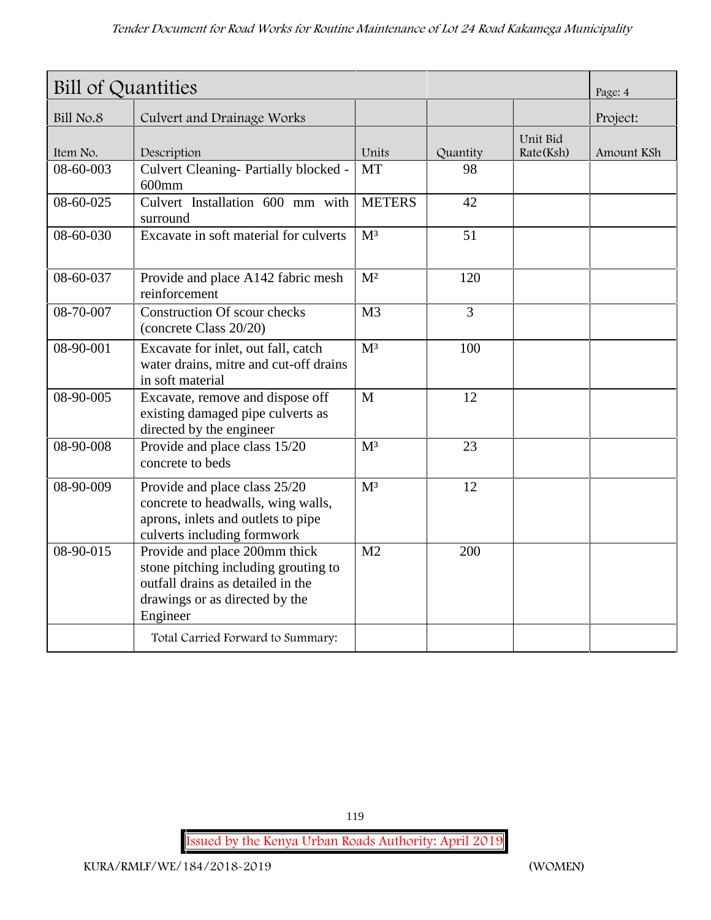| Bill of Quantities | | | | | Page: 4 |
|---|---|---|---|---|---|
| Bill No.8 | Culvert and Drainage Works | | | | Project: |
| Item No. | Description | Units | Quantity | Unit Bid Rate(Ksh) | Amount KSh |
| 08-60-003 | Culvert Cleaning- Partially blocked - 600mm | MT | 98 | | |
| 08-60-025 | Culvert Installation 600 mm with surround | METERS | 42 | | |
| 08-60-030 | Excavate in soft material for culverts | $M^3$ | 51 | | |
| 08-60-037 | Provide and place A142 fabric mesh reinforcement | $M^2$ | 120 | | |
| 08-70-007 | Construction Of scour checks (concrete Class 20/20) | M3 | 3 | | |
| 08-90-001 | Excavate for inlet, out fall, catch water drains, mitre and cut-off drains in soft material | $M^3$ | 100 | | |
| 08-90-005 | Excavate, remove and dispose off existing damaged pipe culverts as directed by the engineer | M | 12 | | |
| 08-90-008 | Provide and place class 15/20 concrete to beds | $M^3$ | 23 | | |
| 08-90-009 | Provide and place class 25/20 concrete to headwalls, wing walls, aprons, inlets and outlets to pipe culverts including formwork | $M^3$ | 12 | | |
| 08-90-015 | Provide and place 200mm thick stone pitching including grouting to outfall drains as detailed in the drawings or as directed by the Engineer | M2 | 200 | | |
| | Total Carried Forward to Summary: | | | | |

Issued by the Kenya Urban Roads Authority: April 2019

KURA/RMLF/WE/184/2018-2019 (WOMEN)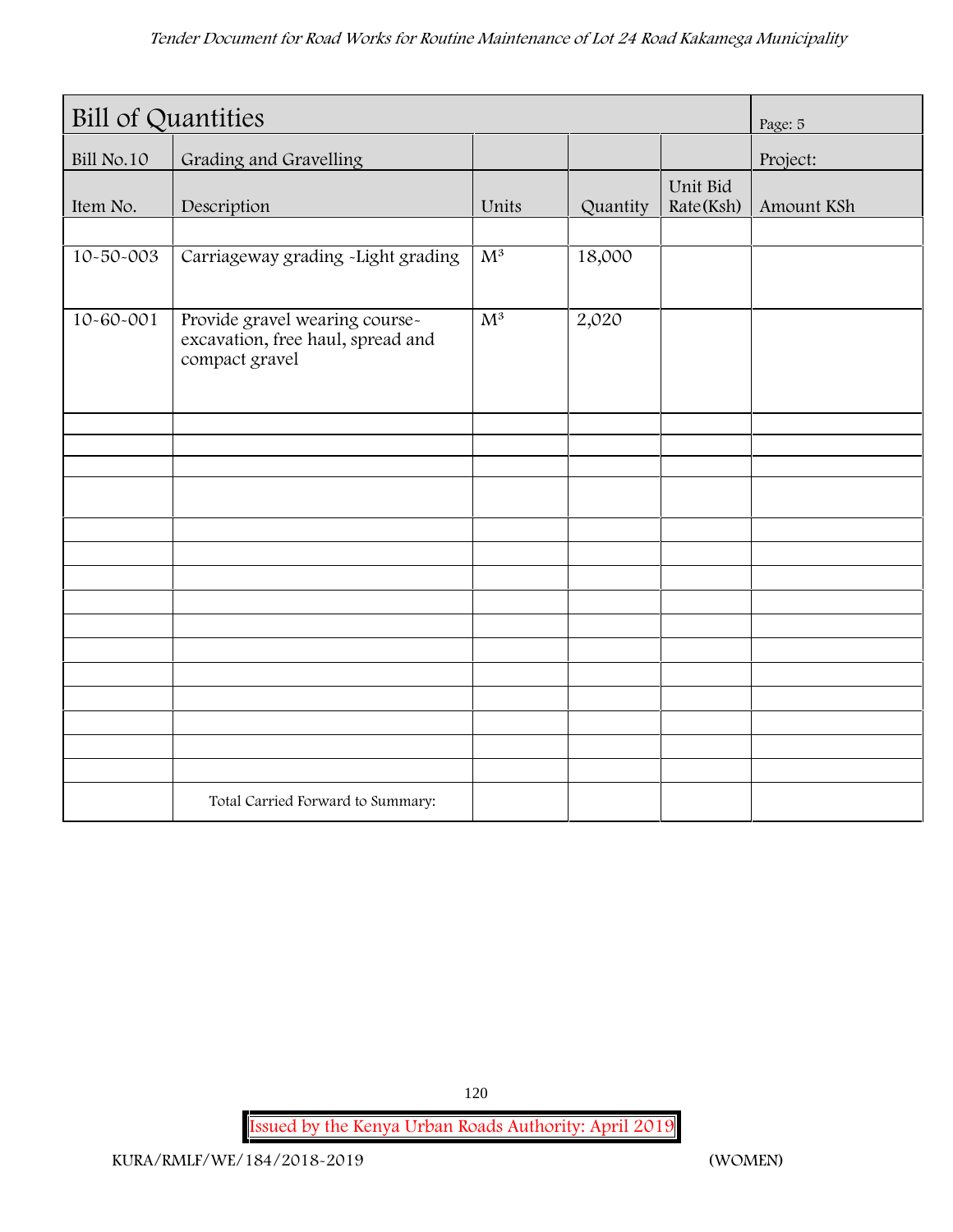| Bill of Quantities | | | | | Page: 5 |
|---|---|---|---|---|---|
| Bill No.10 | Grading and Gravelling | | | | Project: |
| Item No. | Description | Units | Quantity | Unit Bid Rate(Ksh) | Amount KSh |
| | | | | | |
| 10-50-003 | Carriageway grading -Light grading | $M^3$ | 18,000 | | |
| 10-60-001 | Provide gravel wearing course-excavation, free haul, spread and compact gravel | $M^3$ | 2,020 | | |
| | | | | | |
| | | | | | |
| | | | | | |
| | | | | | |
| | | | | | |
| | | | | | |
| | | | | | |
| | | | | | |
| | | | | | |
| | | | | | |
| | | | | | |
| | | | | | |
| | | | | | |
| | | | | | |
| | | | | | |
| | Total Carried Forward to Summary: | | | | |

Issued by the Kenya Urban Roads Authority: April 2019

KURA/RMLF/WE/184/2018-2019 (WOMEN)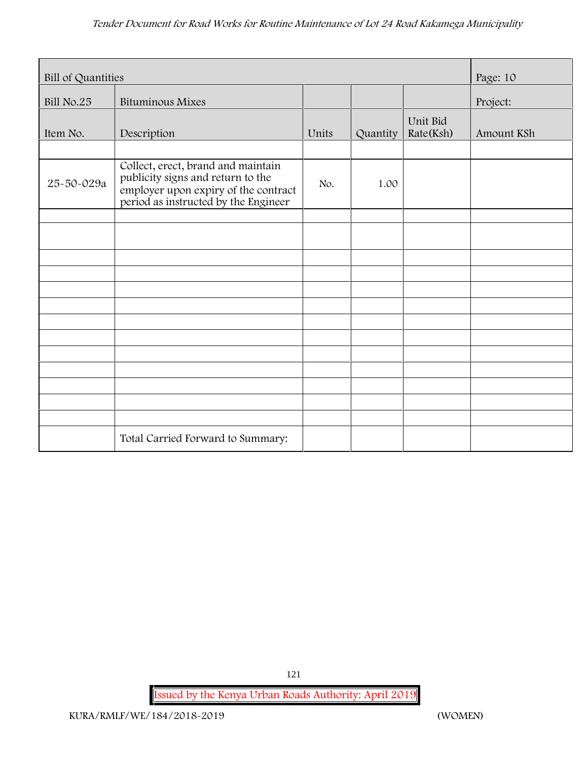| Bill of Quantities | | | | | Page: 10 |
|---|---|---|---|---|---|
| Bill No.25 | Bituminous Mixes | | | | Project: |
| Item No. | Description | Units | Quantity | Unit Bid Rate(Ksh) | Amount KSh |
| | | | | | |
| 25-50-029a | Collect, erect, brand and maintain publicity signs and return to the employer upon expiry of the contract period as instructed by the Engineer | No. | 1.00 | | |
| | | | | | |
| | | | | | |
| | | | | | |
| | | | | | |
| | | | | | |
| | | | | | |
| | | | | | |
| | | | | | |
| | | | | | |
| | | | | | |
| | | | | | |
| | | | | | |
| | | | | | |
| | Total Carried Forward to Summary: | | | | |

Issued by the Kenya Urban Roads Authority: April 2019

KURA/RMLF/WE/184/2018-2019 (WOMEN)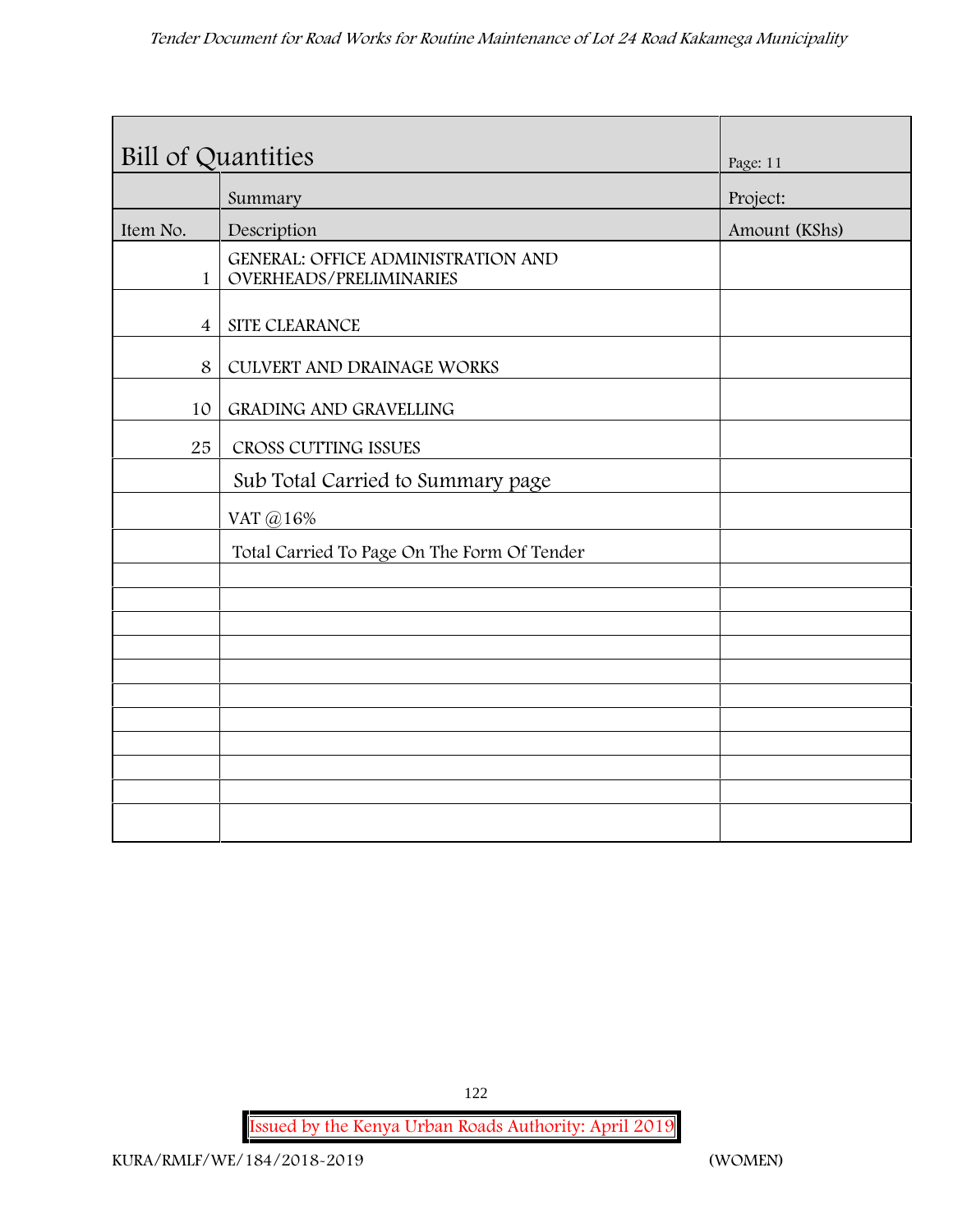| Bill of Quantities | | Page: 11 |
|---|---|---|
| | Summary | Project: |
| Item No. | Description | Amount (KShs) |
| 1 | GENERAL: OFFICE ADMINISTRATION AND OVERHEADS/PRELIMINARIES | |
| 4 | SITE CLEARANCE | |
| 8 | CULVERT AND DRAINAGE WORKS | |
| 10 | GRADING AND GRAVELLING | |
| 25 | CROSS CUTTING ISSUES | |
| | Sub Total Carried to Summary page | |
| | VAT @16% | |
| | Total Carried To Page On The Form Of Tender | |
| | | |
| | | |
| | | |
| | | |
| | | |
| | | |
| | | |
| | | |
| | | |
| | | |
| | | |

Issued by the Kenya Urban Roads Authority: April 2019

KURA/RMLF/WE/184/2018-2019 (WOMEN)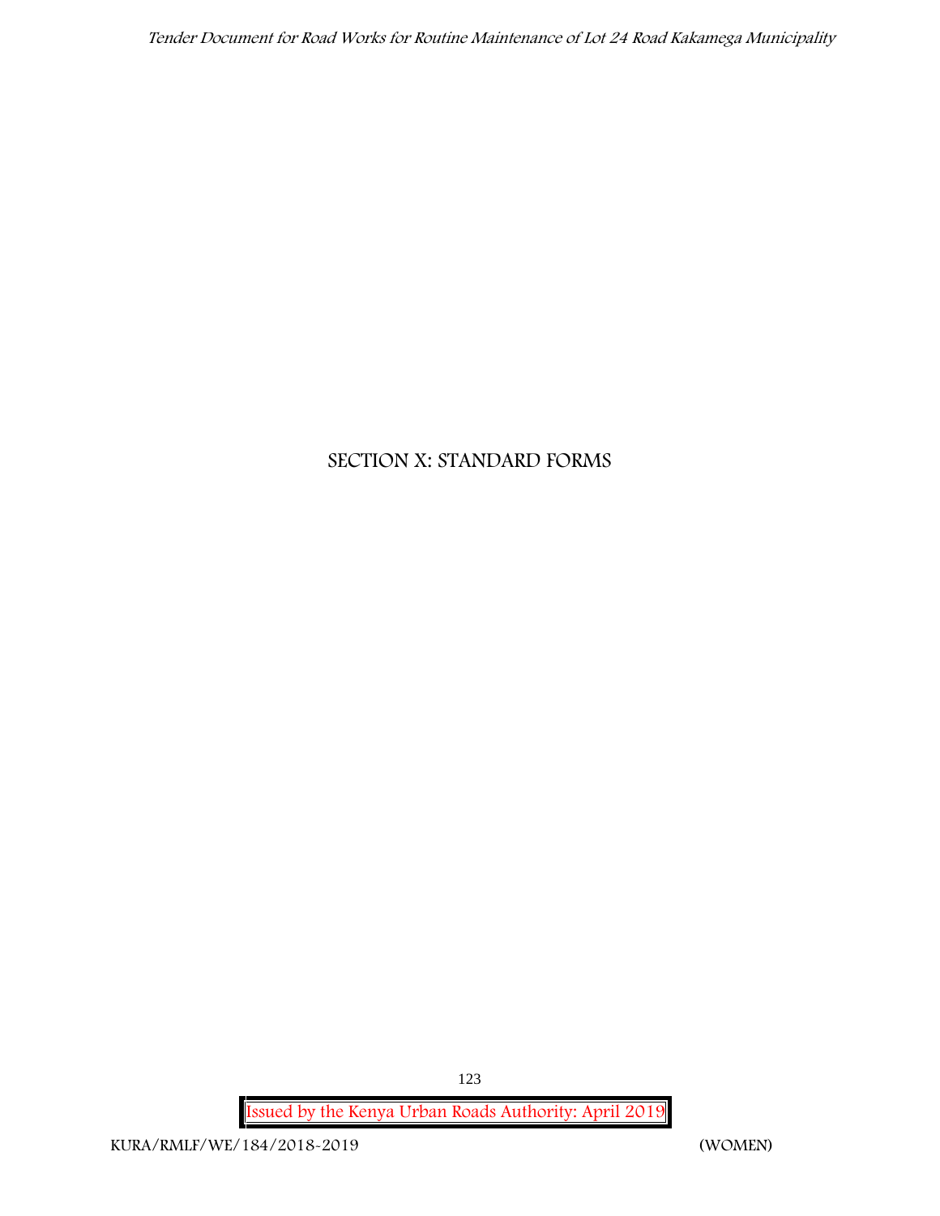# SECTION X: STANDARD FORMS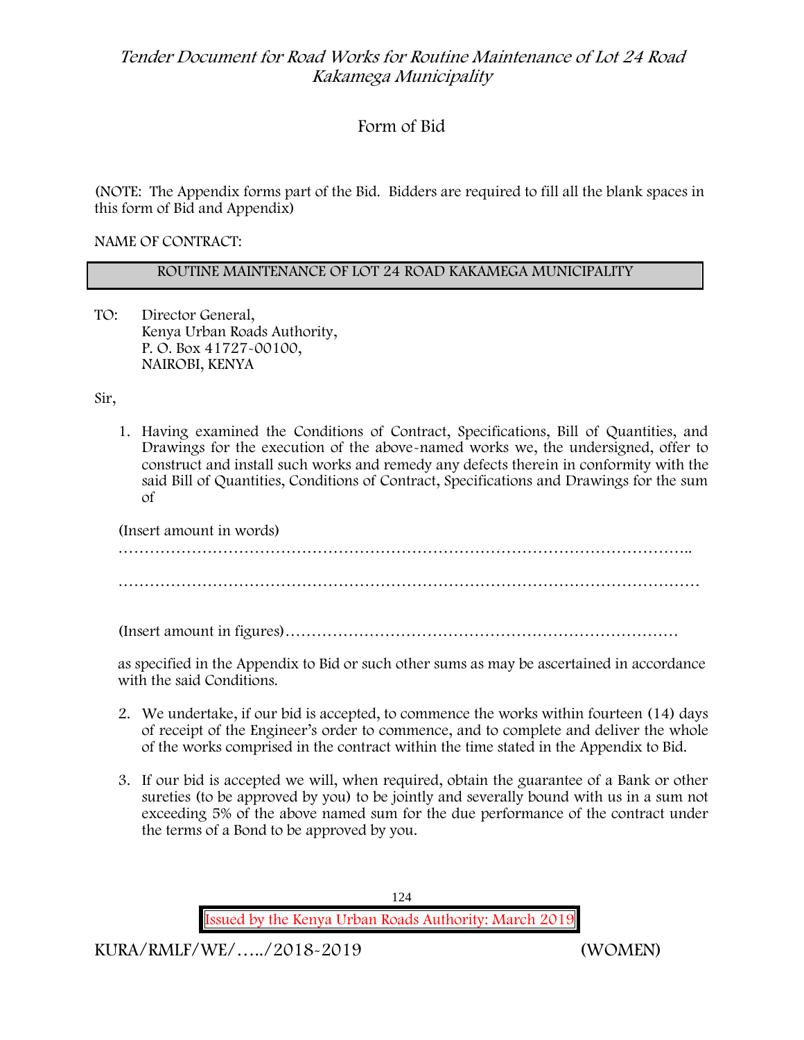# Form of Bid

(NOTE: The Appendix forms part of the Bid. Bidders are required to fill all the blank spaces in this form of Bid and Appendix)

NAME OF CONTRACT:

| ROUTINE MAINTENANCE OF LOT 24 ROAD KAKAMEGA MUNICIPALITY |
|---|

TO: Director General,
Kenya Urban Roads Authority,
P. O. Box 41727-00100,
NAIROBI, KENYA

Sir,

1. Having examined the Conditions of Contract, Specifications, Bill of Quantities, and Drawings for the execution of the above-named works we, the undersigned, offer to construct and install such works and remedy any defects therein in conformity with the said Bill of Quantities, Conditions of Contract, Specifications and Drawings for the sum of

   (Insert amount in words)

   …………………………………………………………………………………………………..

   …………………………………………………………………………………………………

   (Insert amount in figures)…………………………………………………………………

   as specified in the Appendix to Bid or such other sums as may be ascertained in accordance with the said Conditions.

2. We undertake, if our bid is accepted, to commence the works within fourteen (14) days of receipt of the Engineer's order to commence, and to complete and deliver the whole of the works comprised in the contract within the time stated in the Appendix to Bid.

3. If our bid is accepted we will, when required, obtain the guarantee of a Bank or other sureties (to be approved by you) to be jointly and severally bound with us in a sum not exceeding 5% of the above named sum for the due performance of the contract under the terms of a Bond to be approved by you.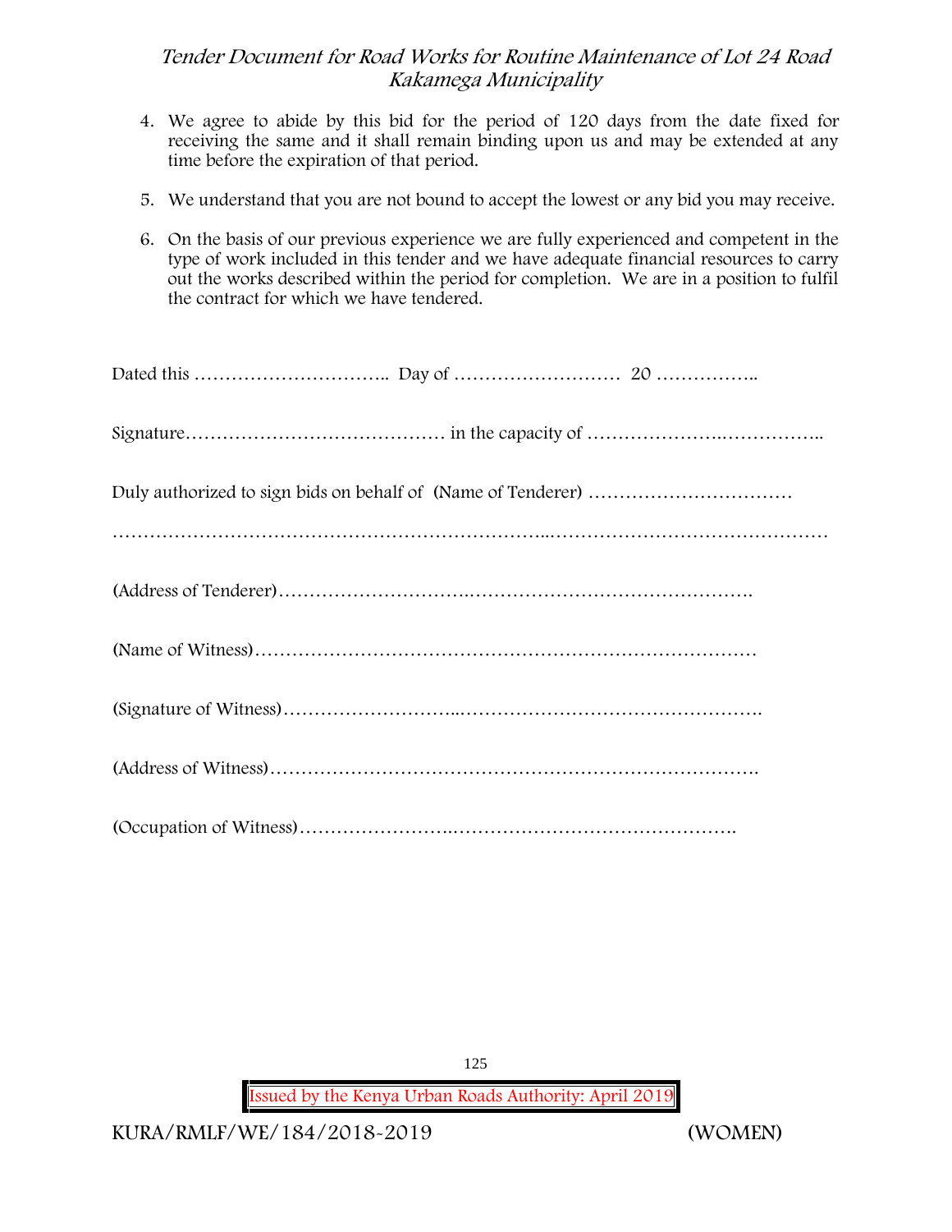4. We agree to abide by this bid for the period of 120 days from the date fixed for receiving the same and it shall remain binding upon us and may be extended at any time before the expiration of that period.

5. We understand that you are not bound to accept the lowest or any bid you may receive.

6. On the basis of our previous experience we are fully experienced and competent in the type of work included in this tender and we have adequate financial resources to carry out the works described within the period for completion. We are in a position to fulfil the contract for which we have tendered.

Dated this ………………………….. Day of ……………………… 20 ……………..

Signature…………………………………… in the capacity of …………………..……………..

Duly authorized to sign bids on behalf of (Name of Tenderer) ……………………………

………………………………………………………..………………………………………

(Address of Tenderer)…………………………………………………………………….

(Name of Witness)…………………………………………………………………………

(Signature of Witness)………………………...………………………………………….

(Address of Witness)……………………………………………………………………….

(Occupation of Witness)……………………………………………………………….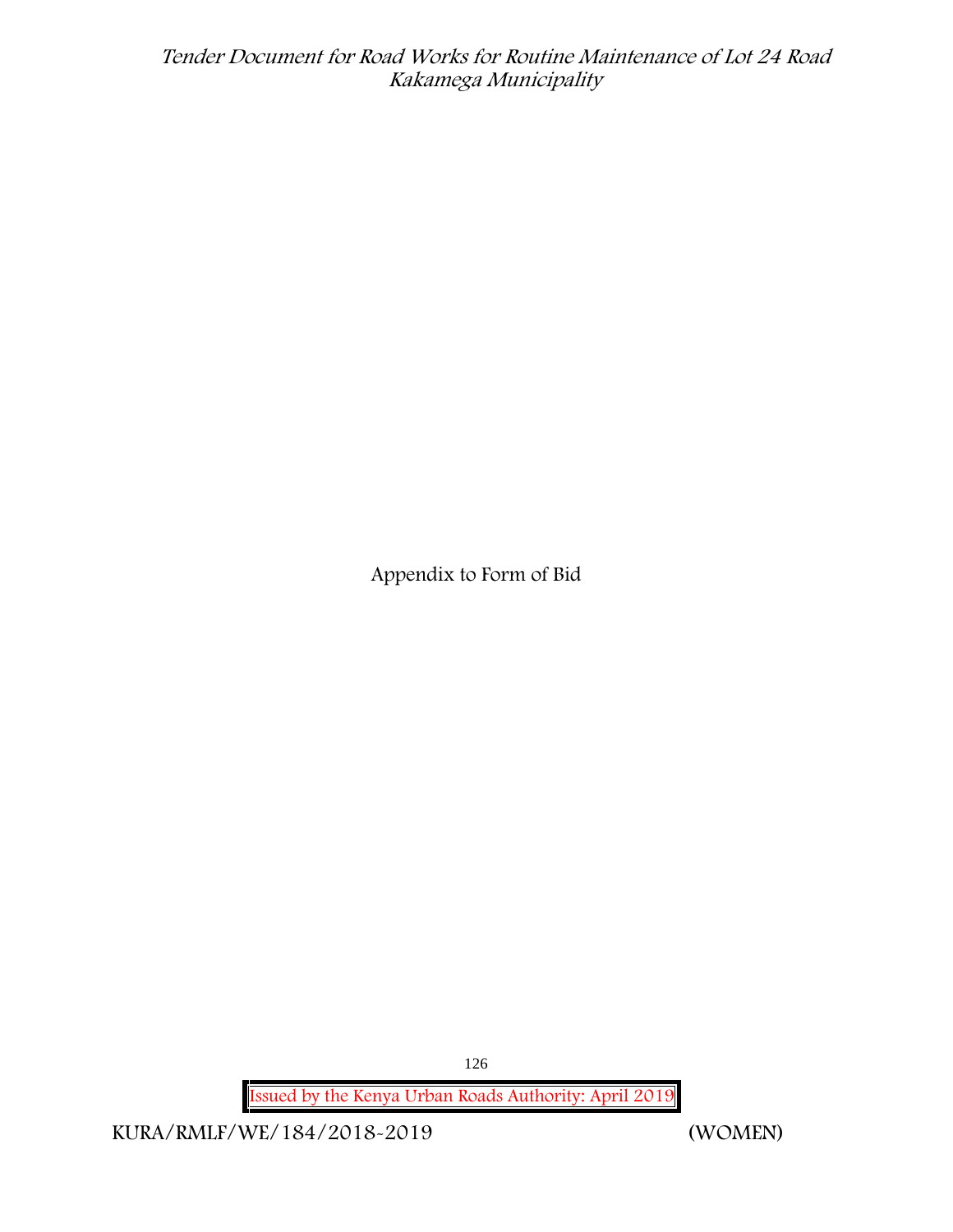Appendix to Form of Bid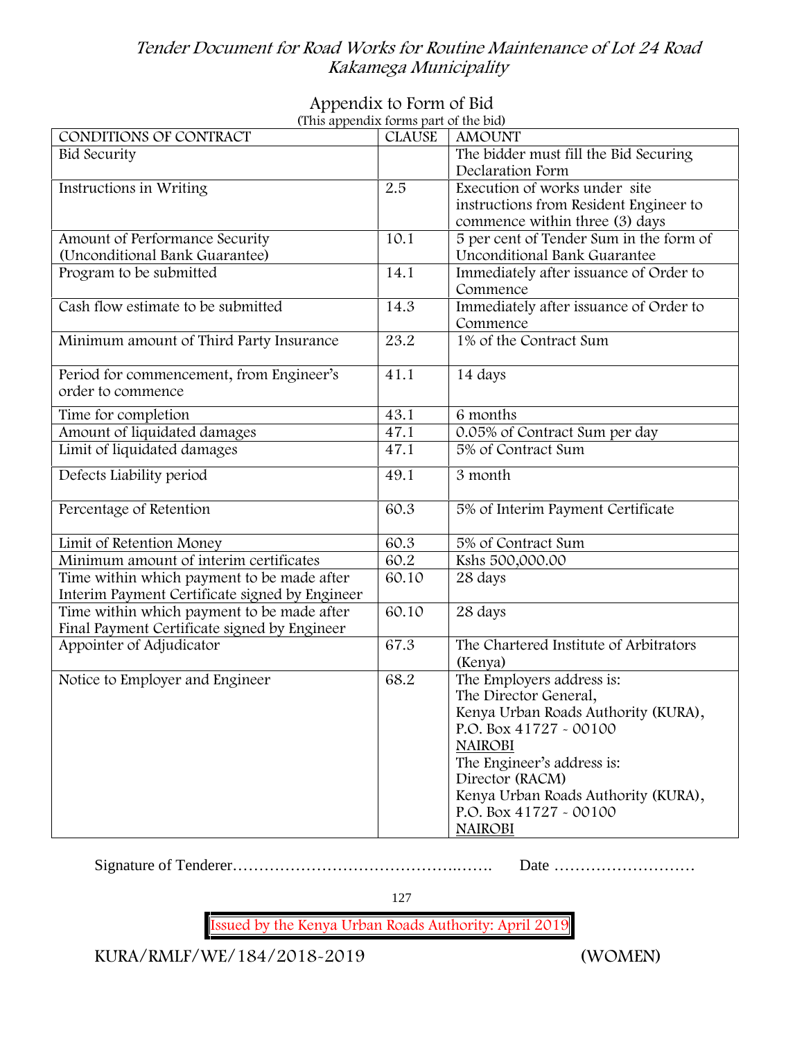## Appendix to Form of Bid

(This appendix forms part of the bid)

| CONDITIONS OF CONTRACT | CLAUSE | AMOUNT |
|---|---|---|
| Bid Security | | The bidder must fill the Bid Securing Declaration Form |
| Instructions in Writing | 2.5 | Execution of works under site instructions from Resident Engineer to commence within three (3) days |
| Amount of Performance Security (Unconditional Bank Guarantee) | 10.1 | 5 per cent of Tender Sum in the form of Unconditional Bank Guarantee |
| Program to be submitted | 14.1 | Immediately after issuance of Order to Commence |
| Cash flow estimate to be submitted | 14.3 | Immediately after issuance of Order to Commence |
| Minimum amount of Third Party Insurance | 23.2 | 1% of the Contract Sum |
| Period for commencement, from Engineer's order to commence | 41.1 | 14 days |
| Time for completion | 43.1 | 6 months |
| Amount of liquidated damages | 47.1 | 0.05% of Contract Sum per day |
| Limit of liquidated damages | 47.1 | 5% of Contract Sum |
| Defects Liability period | 49.1 | 3 month |
| Percentage of Retention | 60.3 | 5% of Interim Payment Certificate |
| Limit of Retention Money | 60.3 | 5% of Contract Sum |
| Minimum amount of interim certificates | 60.2 | Kshs 500,000.00 |
| Time within which payment to be made after Interim Payment Certificate signed by Engineer | 60.10 | 28 days |
| Time within which payment to be made after Final Payment Certificate signed by Engineer | 60.10 | 28 days |
| Appointer of Adjudicator | 67.3 | The Chartered Institute of Arbitrators (Kenya) |
| Notice to Employer and Engineer | 68.2 | The Employers address is:<br>The Director General,<br>Kenya Urban Roads Authority (KURA),<br>P.O. Box 41727 - 00100<br>NAIROBI<br>The Engineer's address is:<br>Director (RACM)<br>Kenya Urban Roads Authority (KURA),<br>P.O. Box 41727 - 00100<br>NAIROBI |

Signature of Tenderer………………………………………..……. Date ………………………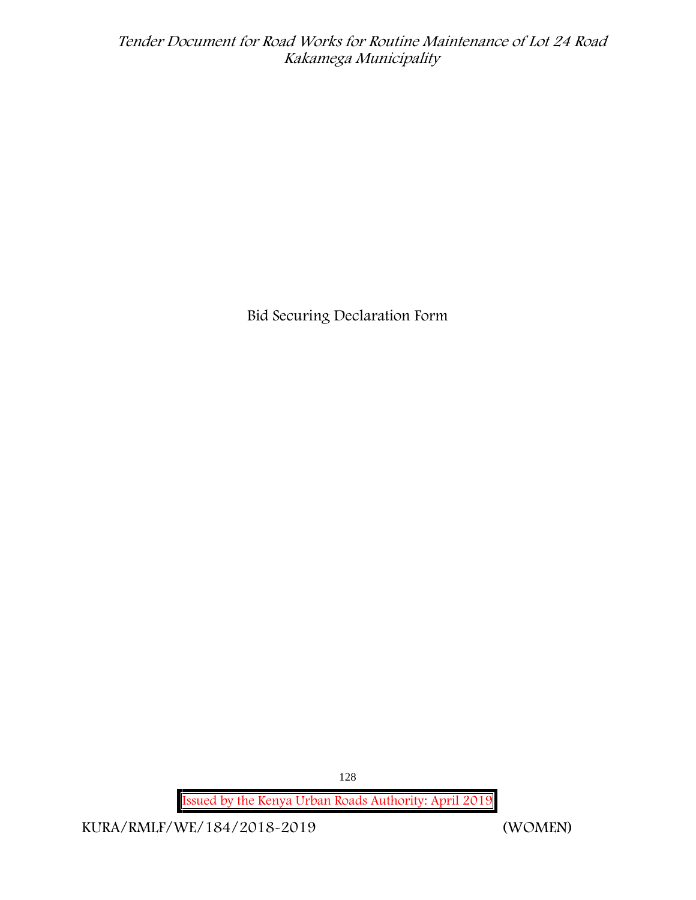Bid Securing Declaration Form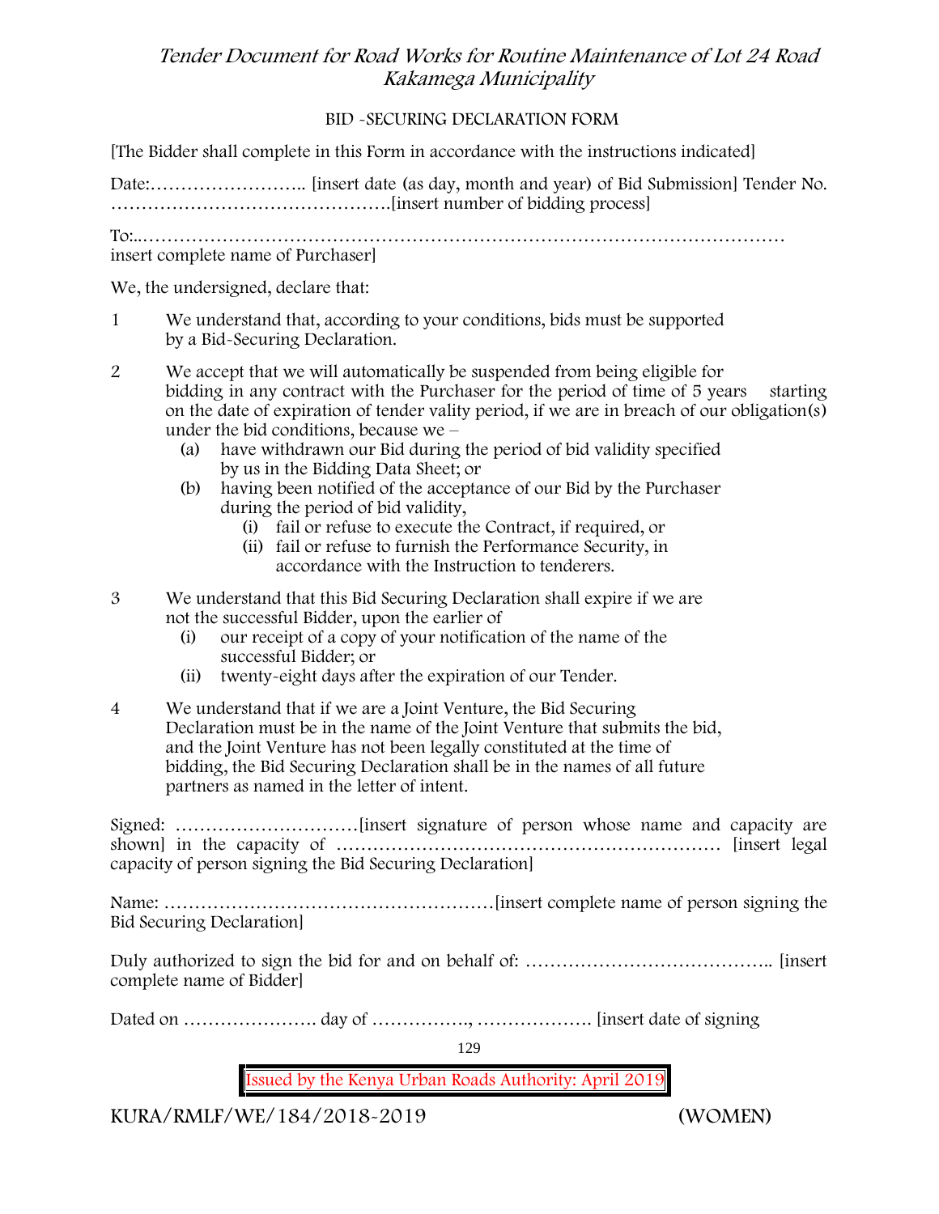## BID -SECURING DECLARATION FORM

[The Bidder shall complete in this Form in accordance with the instructions indicated]

Date:…………………….. [insert date (as day, month and year) of Bid Submission] Tender No. ……………………………………….[insert number of bidding process]

To:..…………………………………………………………………………………………… insert complete name of Purchaser]

We, the undersigned, declare that:

1. We understand that, according to your conditions, bids must be supported by a Bid-Securing Declaration.

2. We accept that we will automatically be suspended from being eligible for bidding in any contract with the Purchaser for the period of time of 5 years starting on the date of expiration of tender vality period, if we are in breach of our obligation(s) under the bid conditions, because we –
   - (a) have withdrawn our Bid during the period of bid validity specified by us in the Bidding Data Sheet; or
   - (b) having been notified of the acceptance of our Bid by the Purchaser during the period of bid validity,
     - (i) fail or refuse to execute the Contract, if required, or
     - (ii) fail or refuse to furnish the Performance Security, in accordance with the Instruction to tenderers.

3. We understand that this Bid Securing Declaration shall expire if we are not the successful Bidder, upon the earlier of
   - (i) our receipt of a copy of your notification of the name of the successful Bidder; or
   - (ii) twenty-eight days after the expiration of our Tender.

4. We understand that if we are a Joint Venture, the Bid Securing Declaration must be in the name of the Joint Venture that submits the bid, and the Joint Venture has not been legally constituted at the time of bidding, the Bid Securing Declaration shall be in the names of all future partners as named in the letter of intent.

Signed: …………………………[insert signature of person whose name and capacity are shown] in the capacity of ………………………………………………………. [insert legal capacity of person signing the Bid Securing Declaration]

Name: ………………………………………………[insert complete name of person signing the Bid Securing Declaration]

Duly authorized to sign the bid for and on behalf of: ………………………………….. [insert complete name of Bidder]

Dated on …………………. day of ……………., ………………. [insert date of signing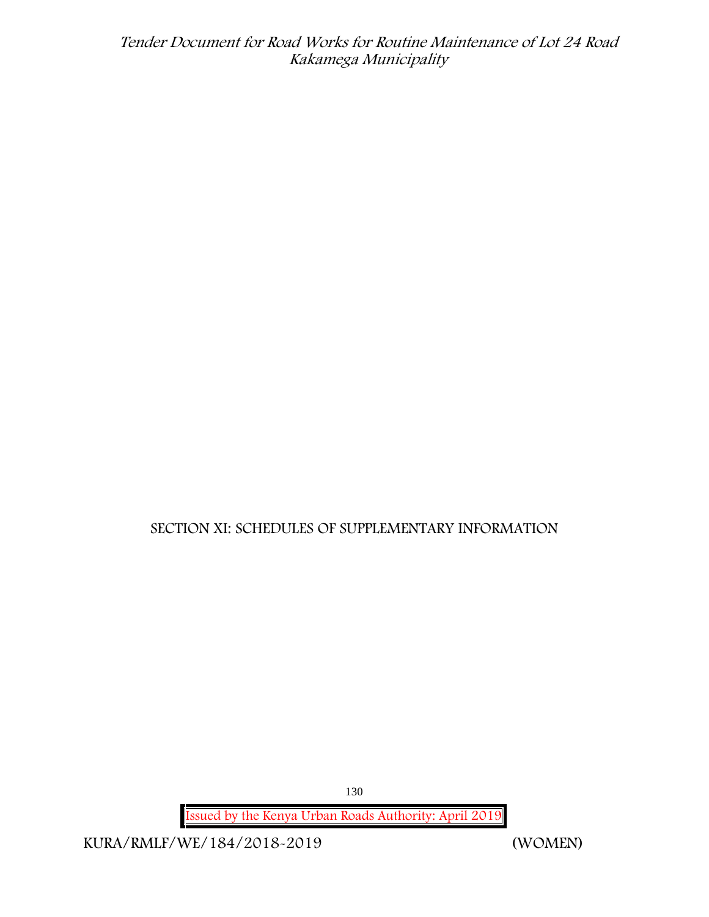# SECTION XI: SCHEDULES OF SUPPLEMENTARY INFORMATION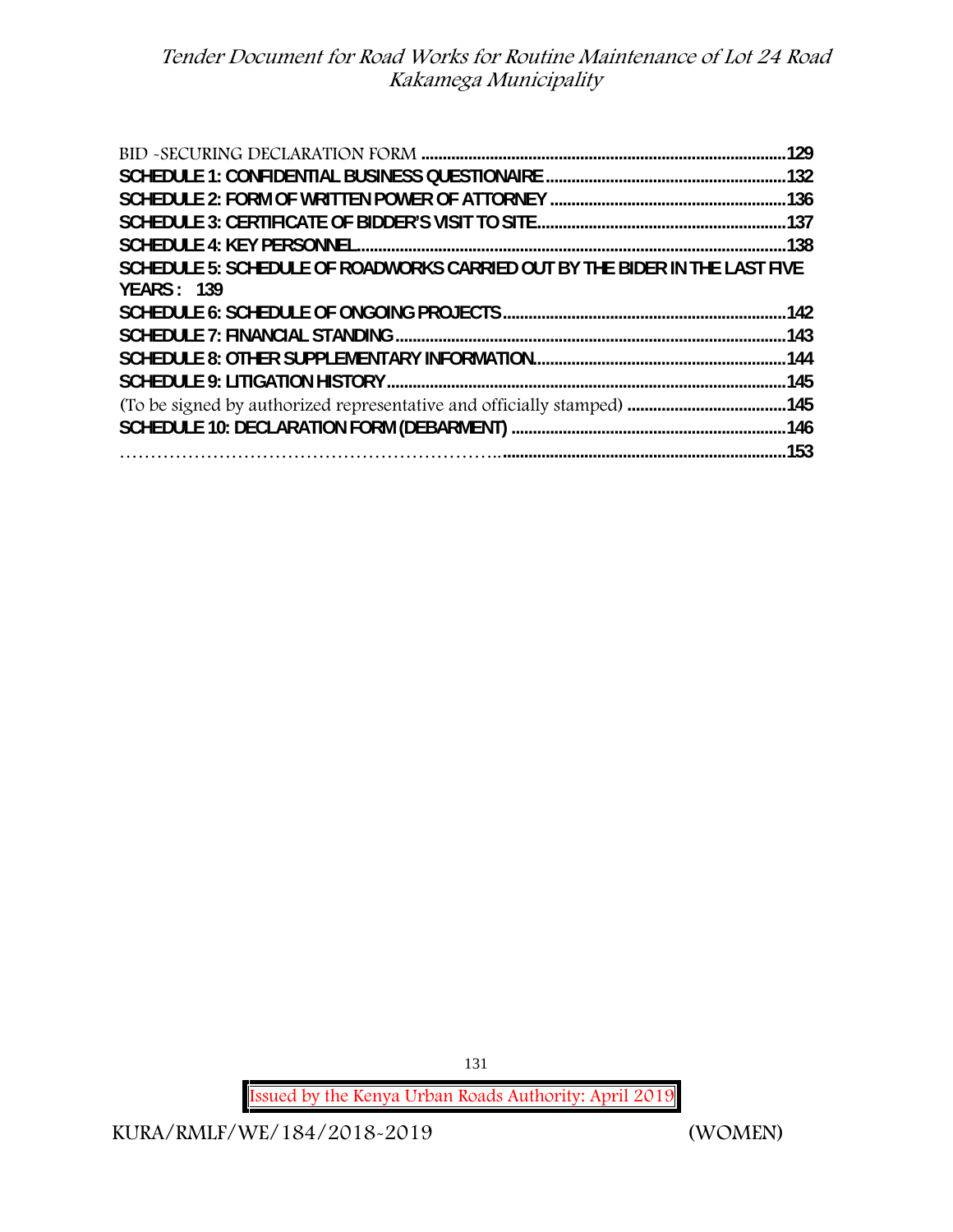BID -SECURING DECLARATION FORM ....................................................................................129

**SCHEDULE 1: CONFIDENTIAL BUSINESS QUESTIONAIRE ........................................................132**

**SCHEDULE 2: FORM OF WRITTEN POWER OF ATTORNEY .......................................................136**

**SCHEDULE 3: CERTIFICATE OF BIDDER'S VISIT TO SITE..........................................................137**

**SCHEDULE 4: KEY PERSONNEL...................................................................................................138**

**SCHEDULE 5: SCHEDULE OF ROADWORKS CARRIED OUT BY THE BIDER IN THE LAST FIVE YEARS : 139**

**SCHEDULE 6: SCHEDULE OF ONGOING PROJECTS.................................................................142**

**SCHEDULE 7: FINANCIAL STANDING..........................................................................................143**

**SCHEDULE 8: OTHER SUPPLEMENTARY INFORMATION..........................................................144**

**SCHEDULE 9: LITIGATION HISTORY............................................................................................145**

(To be signed by authorized representative and officially stamped) .....................................145

**SCHEDULE 10: DECLARATION FORM (DEBARMENT) ................................................................146**

.........................................................................................................................................................153

Issued by the Kenya Urban Roads Authority: April 2019

KURA/RMLF/WE/184/2018-2019 (WOMEN)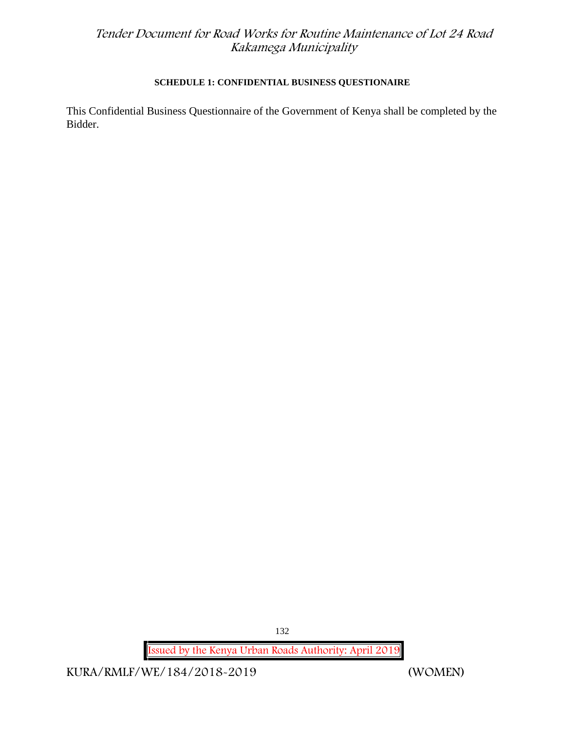**SCHEDULE 1: CONFIDENTIAL BUSINESS QUESTIONAIRE**

This Confidential Business Questionnaire of the Government of Kenya shall be completed by the Bidder.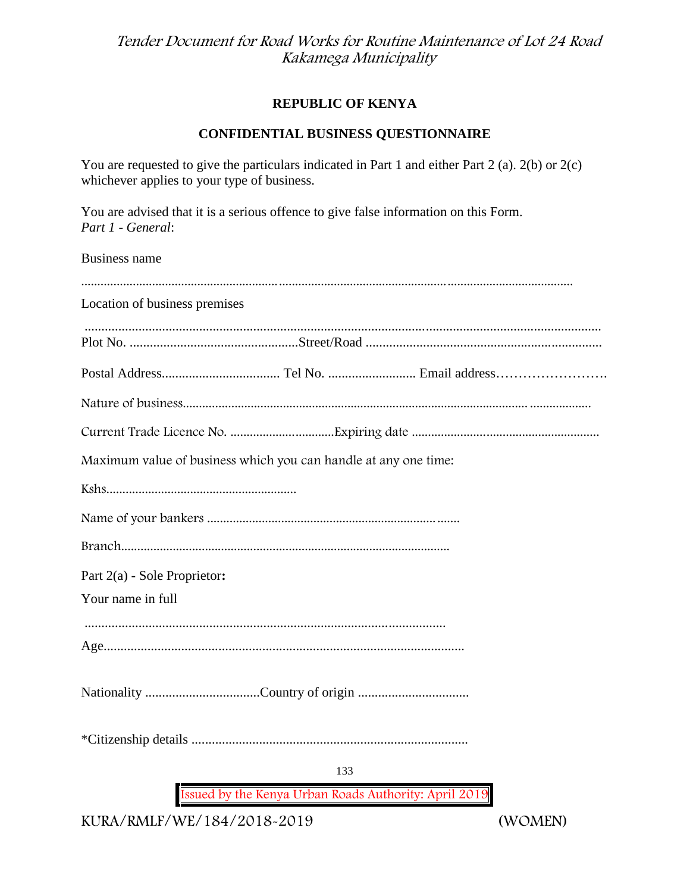**REPUBLIC OF KENYA**

**CONFIDENTIAL BUSINESS QUESTIONNAIRE**

You are requested to give the particulars indicated in Part 1 and either Part 2 (a). 2(b) or 2(c) whichever applies to your type of business.

You are advised that it is a serious offence to give false information on this Form.
*Part 1 - General*:

Business name

........................................................................................................................................................................

Location of business premises

........................................................................................................................................................................

Plot No. ..................................................Street/Road ......................................................................

Postal Address................................... Tel No. .......................... Email address……………………

Nature of business........................................................................................................................

Current Trade Licence No. ................................Expiring date .........................................................

Maximum value of business which you can handle at any one time:

Kshs...........................................................

Name of your bankers .............................................................................

Branch.....................................................................................................

Part 2(a) - Sole Proprietor**:**

Your name in full

............................................................................................................

Age...........................................................................................................

Nationality ..................................Country of origin .................................

*Citizenship details ..................................................................................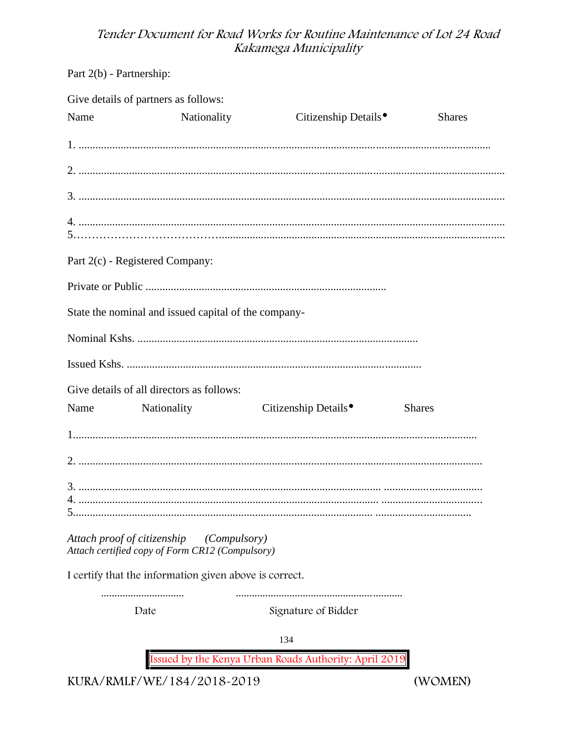Part 2(b) - Partnership:

Give details of partners as follows:

Name Nationality Citizenship Details• Shares

1. ..........................................................................................................................................

2. ..........................................................................................................................................

3. ..........................................................................................................................................

4. ..........................................................................................................................................
5……………………………….............................................................................................

Part 2(c) - Registered Company:

Private or Public .......................................................................................

State the nominal and issued capital of the company-

Nominal Kshs. ....................................................................................................

Issued Kshs. .........................................................................................................

Give details of all directors as follows:

Name Nationality Citizenship Details• Shares

1..............................................................................................................................

2. ............................................................................................................................

3. ....................................................................................................... ..................................
4. ...................................................................................................... ..................................
5....................................................................................................... ................................

*Attach proof of citizenship (Compulsory)*
*Attach certified copy of Form CR12 (Compulsory)*

I certify that the information given above is correct.

.............................. .............................................................
Date Signature of Bidder

KURA/RMLF/WE/184/2018-2019 (WOMEN)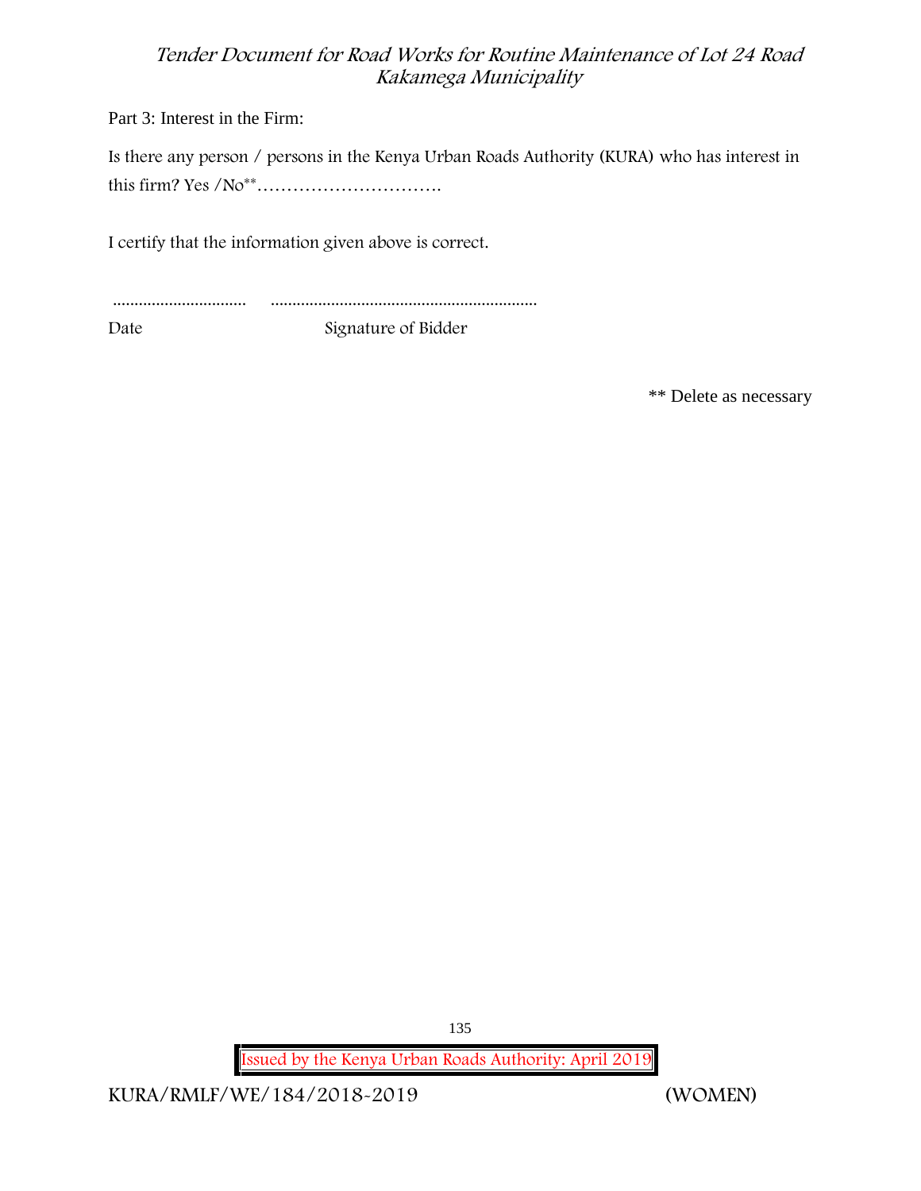Part 3: Interest in the Firm:

Is there any person / persons in the Kenya Urban Roads Authority (KURA) who has interest in this firm? Yes /No**………………………….

I certify that the information given above is correct.

............................... ..............................................................

Date Signature of Bidder

** Delete as necessary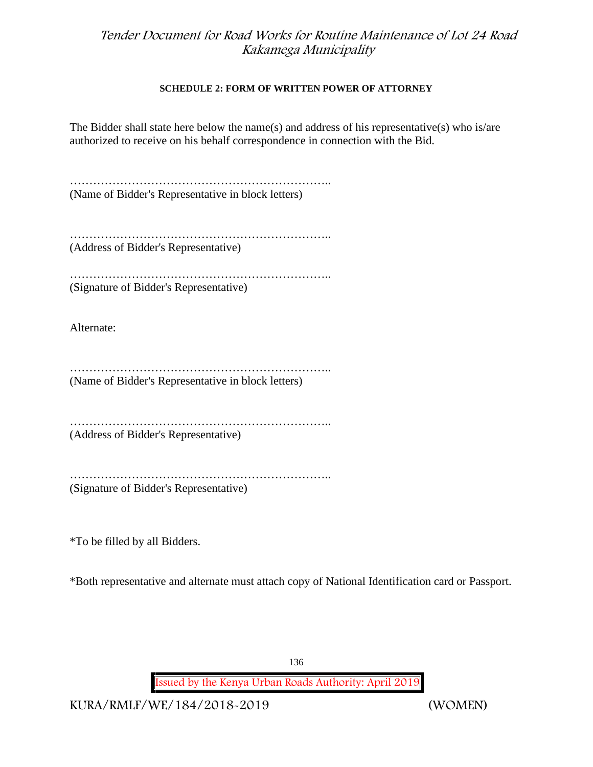**SCHEDULE 2: FORM OF WRITTEN POWER OF ATTORNEY**

The Bidder shall state here below the name(s) and address of his representative(s) who is/are authorized to receive on his behalf correspondence in connection with the Bid.

…………………………………………………………..
(Name of Bidder's Representative in block letters)

…………………………………………………………..
(Address of Bidder's Representative)

…………………………………………………………..
(Signature of Bidder's Representative)

Alternate:

…………………………………………………………..
(Name of Bidder's Representative in block letters)

…………………………………………………………..
(Address of Bidder's Representative)

…………………………………………………………..
(Signature of Bidder's Representative)

*To be filled by all Bidders.

*Both representative and alternate must attach copy of National Identification card or Passport.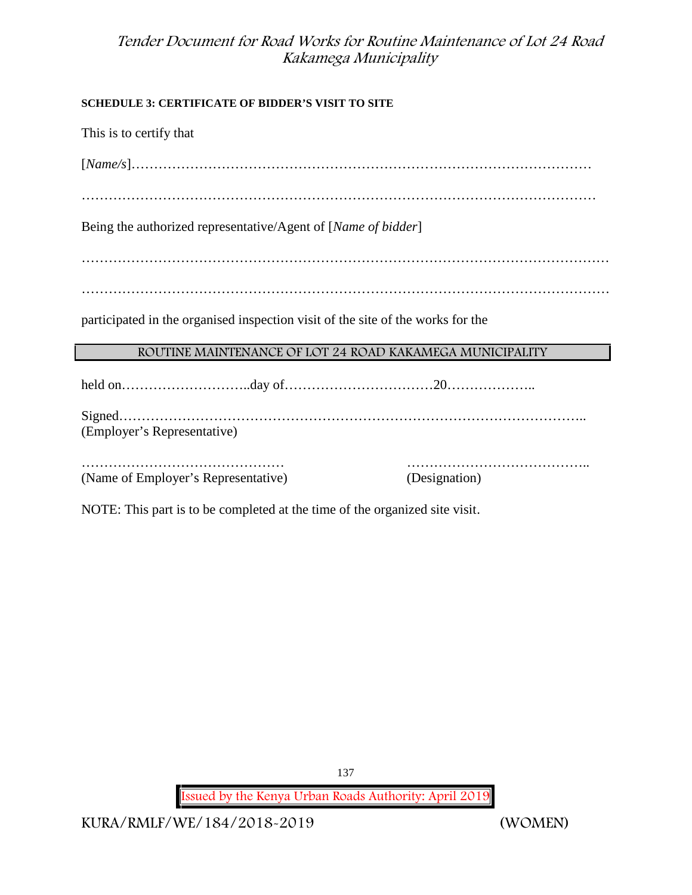**SCHEDULE 3: CERTIFICATE OF BIDDER'S VISIT TO SITE**

This is to certify that

[*Name/s*]………………………………………………………………………………………

…………………………………………………………………………………………………

Being the authorized representative/Agent of [*Name of bidder*]

…………………………………………………………………………………………………

…………………………………………………………………………………………………

participated in the organised inspection visit of the site of the works for the

| ROUTINE MAINTENANCE OF LOT 24 ROAD KAKAMEGA MUNICIPALITY |
|---|

held on………………………..day of……………………………20………………..

Signed……………………………………………………………………………………..
(Employer's Representative)

……………………………………… …………………………………..
(Name of Employer's Representative) (Designation)

NOTE: This part is to be completed at the time of the organized site visit.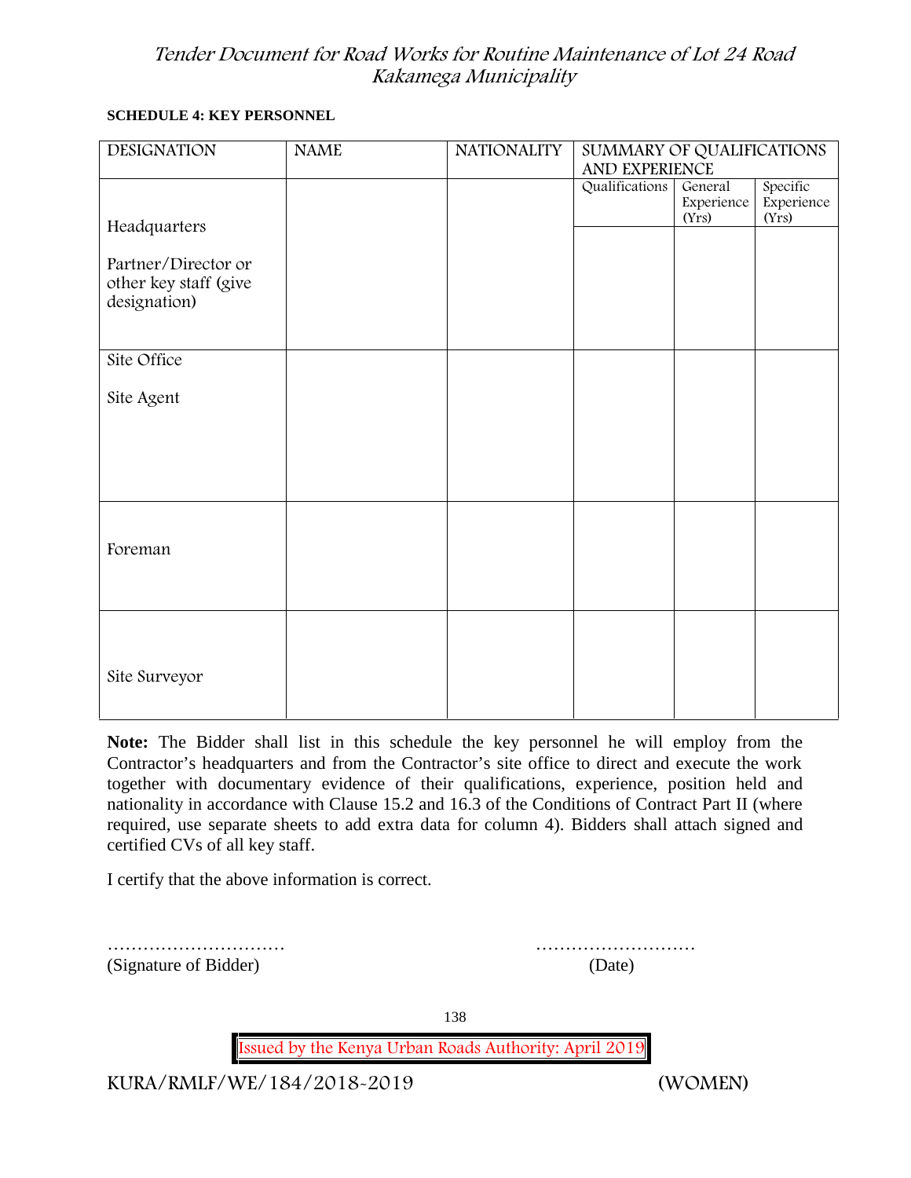**SCHEDULE 4: KEY PERSONNEL**

| DESIGNATION | NAME | NATIONALITY | SUMMARY OF QUALIFICATIONS AND EXPERIENCE | | |
|---|---|---|---|---|---|
| | | | Qualifications | General Experience (Yrs) | Specific Experience (Yrs) |
| Headquarters<br><br>Partner/Director or other key staff (give designation) | | | | | |
| Site Office<br><br>Site Agent | | | | | |
| Foreman | | | | | |
| Site Surveyor | | | | | |

**Note:** The Bidder shall list in this schedule the key personnel he will employ from the Contractor's headquarters and from the Contractor's site office to direct and execute the work together with documentary evidence of their qualifications, experience, position held and nationality in accordance with Clause 15.2 and 16.3 of the Conditions of Contract Part II (where required, use separate sheets to add extra data for column 4). Bidders shall attach signed and certified CVs of all key staff.

I certify that the above information is correct.

………………………… ………………………
(Signature of Bidder) (Date)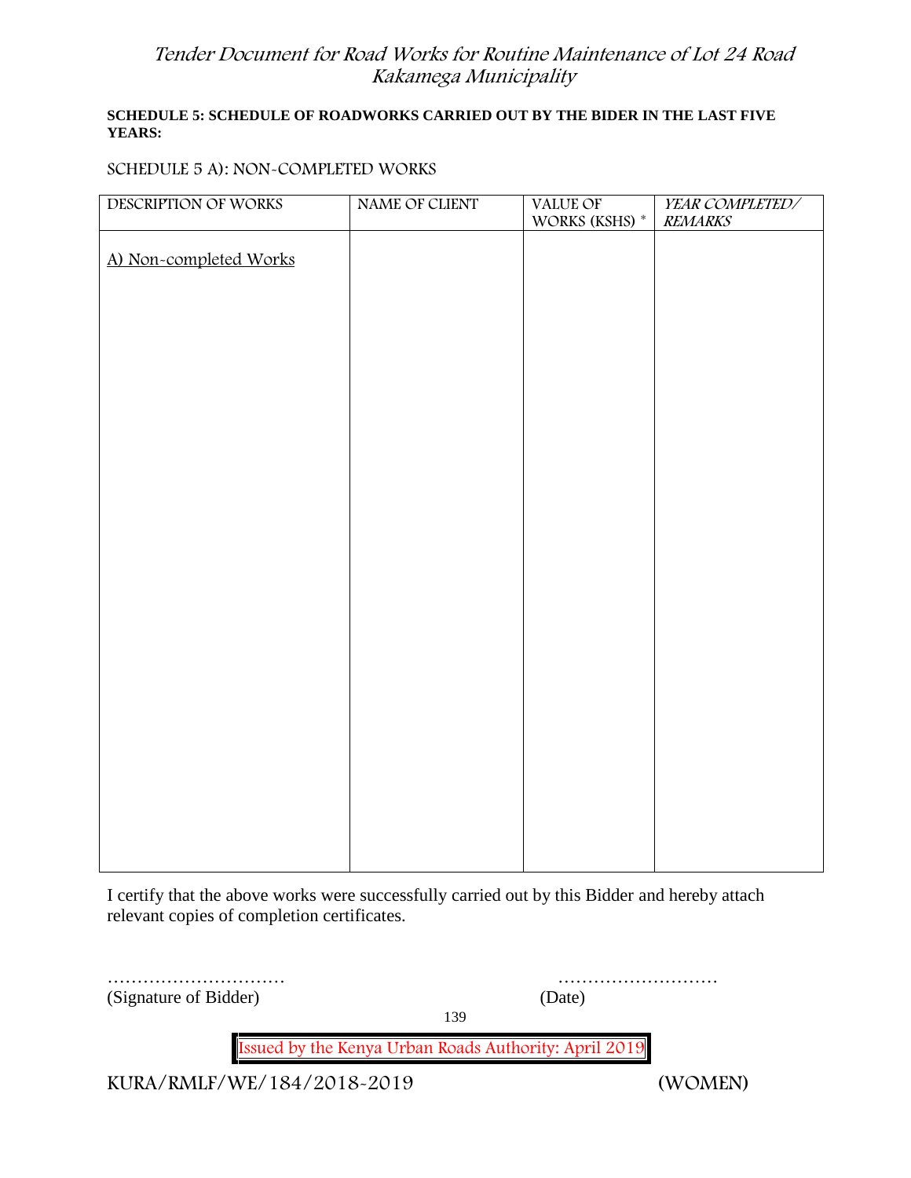**SCHEDULE 5: SCHEDULE OF ROADWORKS CARRIED OUT BY THE BIDER IN THE LAST FIVE YEARS:**

SCHEDULE 5 A): NON-COMPLETED WORKS

| DESCRIPTION OF WORKS | NAME OF CLIENT | VALUE OF WORKS (KSHS) * | *YEAR COMPLETED/ REMARKS* |
|---|---|---|---|
| A) Non-completed Works | | | |

I certify that the above works were successfully carried out by this Bidder and hereby attach relevant copies of completion certificates.

…………………………                                        ………………………
(Signature of Bidder)                                        (Date)

Issued by the Kenya Urban Roads Authority: April 2019

KURA/RMLF/WE/184/2018-2019 (WOMEN)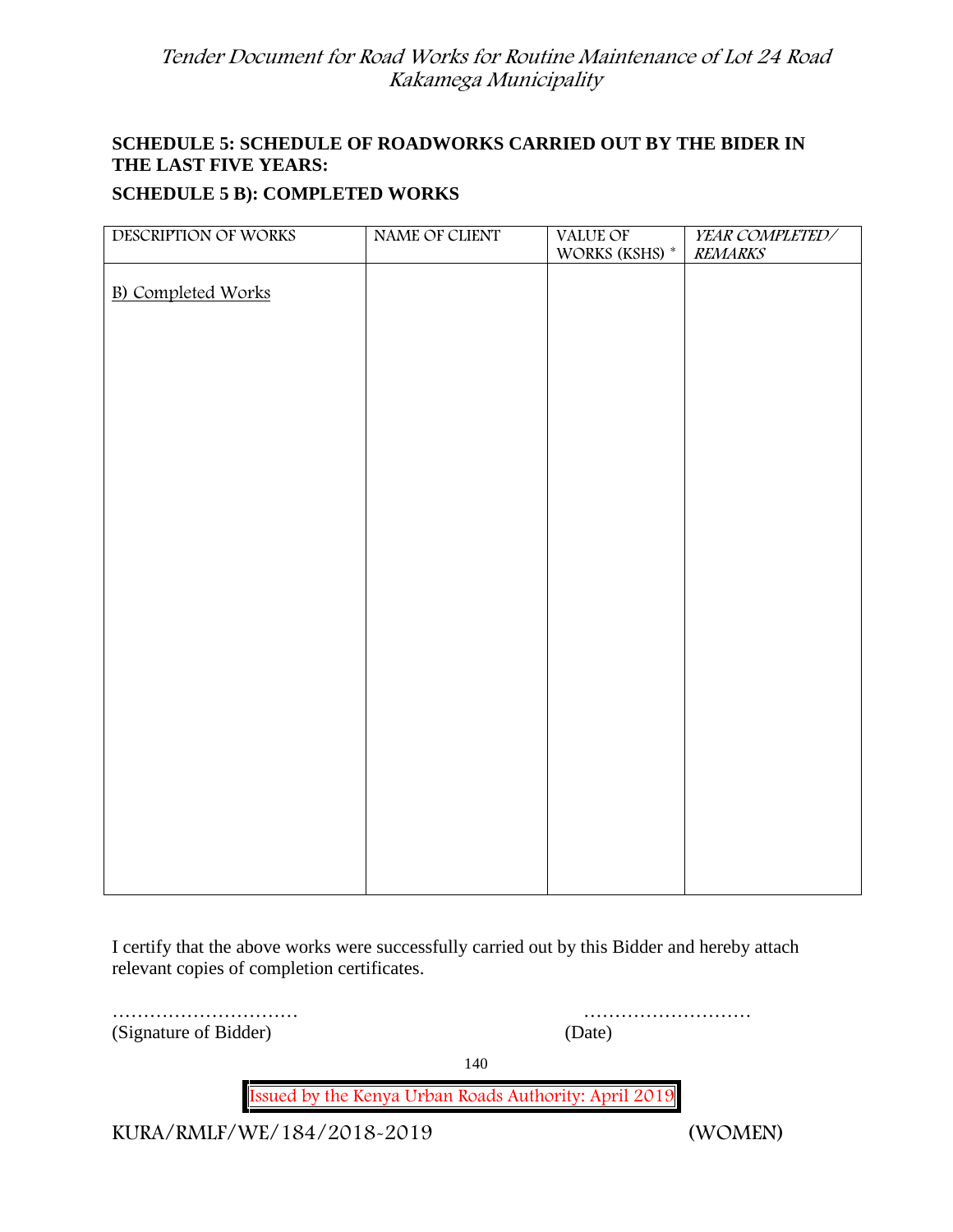## SCHEDULE 5: SCHEDULE OF ROADWORKS CARRIED OUT BY THE BIDER IN THE LAST FIVE YEARS:

## SCHEDULE 5 B): COMPLETED WORKS

| DESCRIPTION OF WORKS | NAME OF CLIENT | VALUE OF WORKS (KSHS) * | *YEAR COMPLETED/ REMARKS* |
|---|---|---|---|
| B) Completed Works | | | |

I certify that the above works were successfully carried out by this Bidder and hereby attach relevant copies of completion certificates.

………………………… ………………………

(Signature of Bidder) (Date)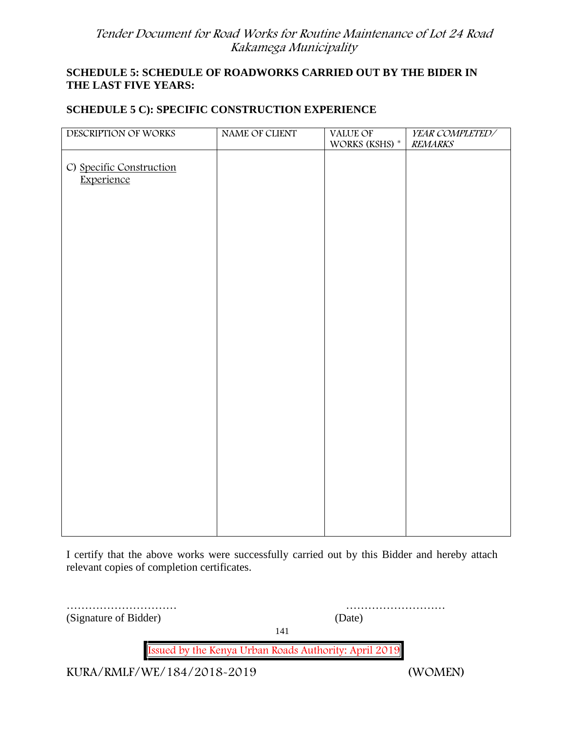**SCHEDULE 5: SCHEDULE OF ROADWORKS CARRIED OUT BY THE BIDER IN THE LAST FIVE YEARS:**

**SCHEDULE 5 C): SPECIFIC CONSTRUCTION EXPERIENCE**

| DESCRIPTION OF WORKS | NAME OF CLIENT | VALUE OF WORKS (KSHS) * | *YEAR COMPLETED/ REMARKS* |
|---|---|---|---|
| C) Specific Construction Experience | | | |

I certify that the above works were successfully carried out by this Bidder and hereby attach relevant copies of completion certificates.

………………………… ………………………
(Signature of Bidder) (Date)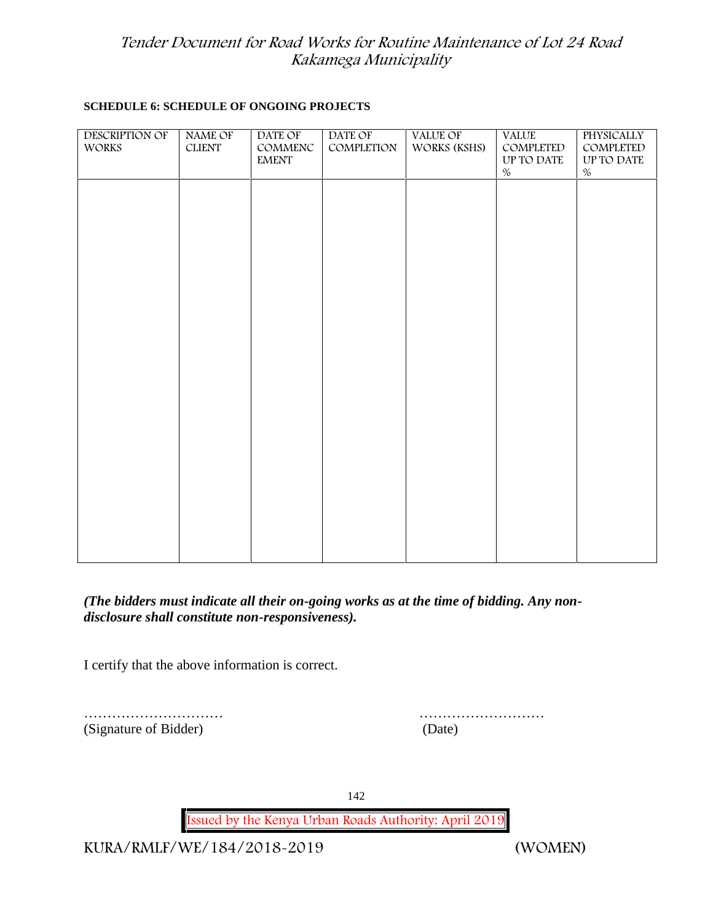**SCHEDULE 6: SCHEDULE OF ONGOING PROJECTS**

| DESCRIPTION OF WORKS | NAME OF CLIENT | DATE OF COMMENCEMENT | DATE OF COMPLETION | VALUE OF WORKS (KSHS) | VALUE COMPLETED UP TO DATE % | PHYSICALLY COMPLETED UP TO DATE % |
|---|---|---|---|---|---|---|
| | | | | | | |

***(The bidders must indicate all their on-going works as at the time of bidding. Any non-disclosure shall constitute non-responsiveness).***

I certify that the above information is correct.

…………………………  
(Signature of Bidder)

………………………  
(Date)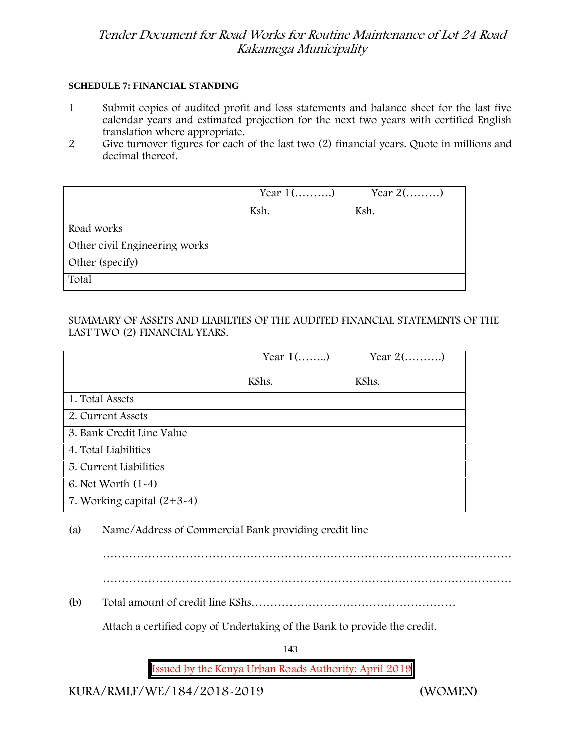**SCHEDULE 7: FINANCIAL STANDING**

1. Submit copies of audited profit and loss statements and balance sheet for the last five calendar years and estimated projection for the next two years with certified English translation where appropriate.
2. Give turnover figures for each of the last two (2) financial years. Quote in millions and decimal thereof.

| | Year 1(……….) | Year 2(………) |
|---|---|---|
| | Ksh. | Ksh. |
| Road works | | |
| Other civil Engineering works | | |
| Other (specify) | | |
| Total | | |

SUMMARY OF ASSETS AND LIABILTIES OF THE AUDITED FINANCIAL STATEMENTS OF THE LAST TWO (2) FINANCIAL YEARS.

| | Year 1(……..) | Year 2(……….) |
|---|---|---|
| | KShs. | KShs. |
| 1. Total Assets | | |
| 2. Current Assets | | |
| 3. Bank Credit Line Value | | |
| 4. Total Liabilities | | |
| 5. Current Liabilities | | |
| 6. Net Worth (1-4) | | |
| 7. Working capital (2+3-4) | | |

(a) Name/Address of Commercial Bank providing credit line

…………………………………………………………………………………………

…………………………………………………………………………………………

(b) Total amount of credit line KShs………………………………………………

Attach a certified copy of Undertaking of the Bank to provide the credit.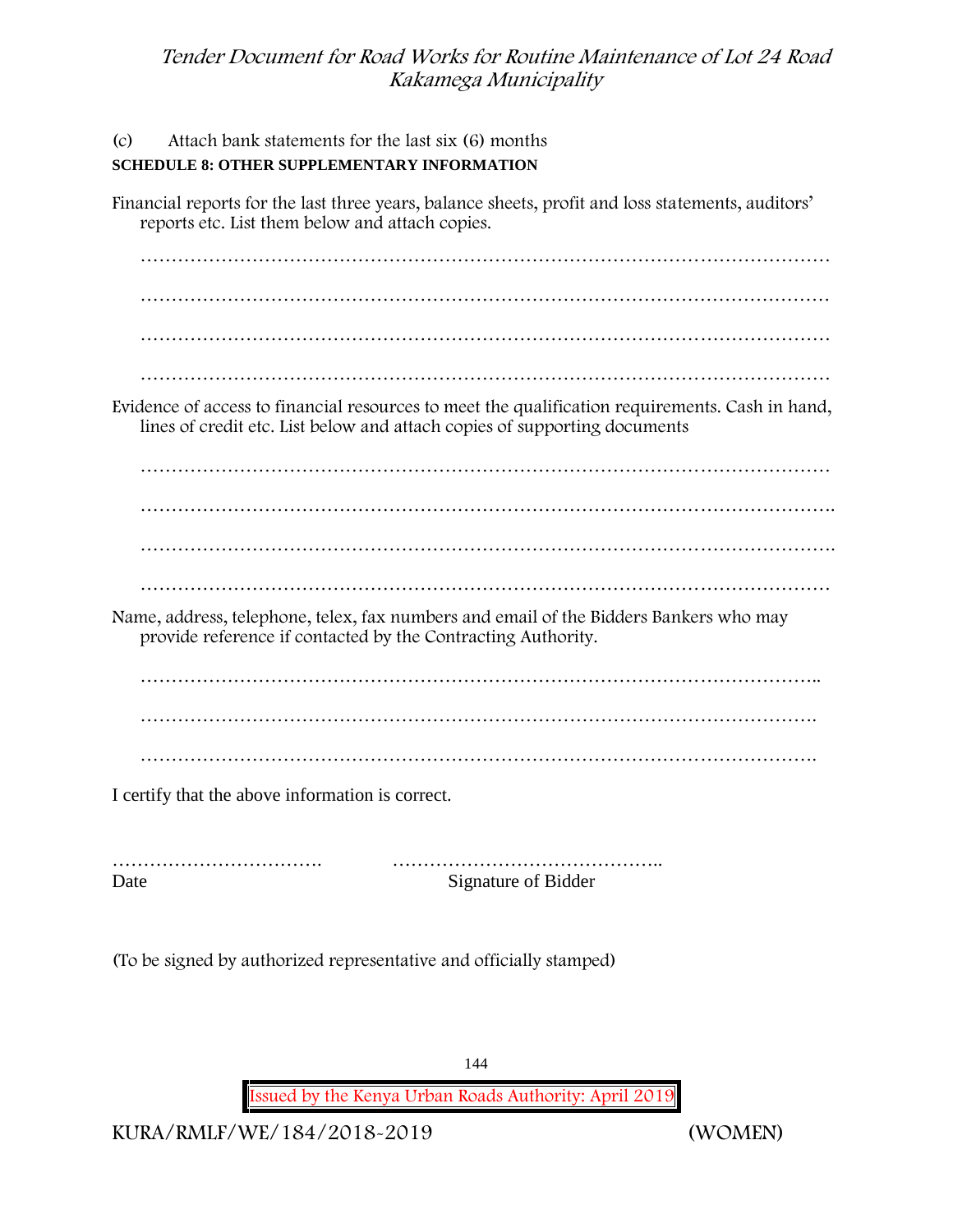(c) Attach bank statements for the last six (6) months

**SCHEDULE 8: OTHER SUPPLEMENTARY INFORMATION**

Financial reports for the last three years, balance sheets, profit and loss statements, auditors' reports etc. List them below and attach copies.

…………………………………………………………………………………………………

…………………………………………………………………………………………………

…………………………………………………………………………………………………

…………………………………………………………………………………………………

Evidence of access to financial resources to meet the qualification requirements. Cash in hand, lines of credit etc. List below and attach copies of supporting documents

…………………………………………………………………………………………………

………………………………………………………………………………………………….

………………………………………………………………………………………………….

…………………………………………………………………………………………………

Name, address, telephone, telex, fax numbers and email of the Bidders Bankers who may provide reference if contacted by the Contracting Authority.

………………………………………………………………………………………………..

……………………………………………………………………………………………….

……………………………………………………………………………………………….

I certify that the above information is correct.

……………………………. ……………………………………..

Date Signature of Bidder

(To be signed by authorized representative and officially stamped)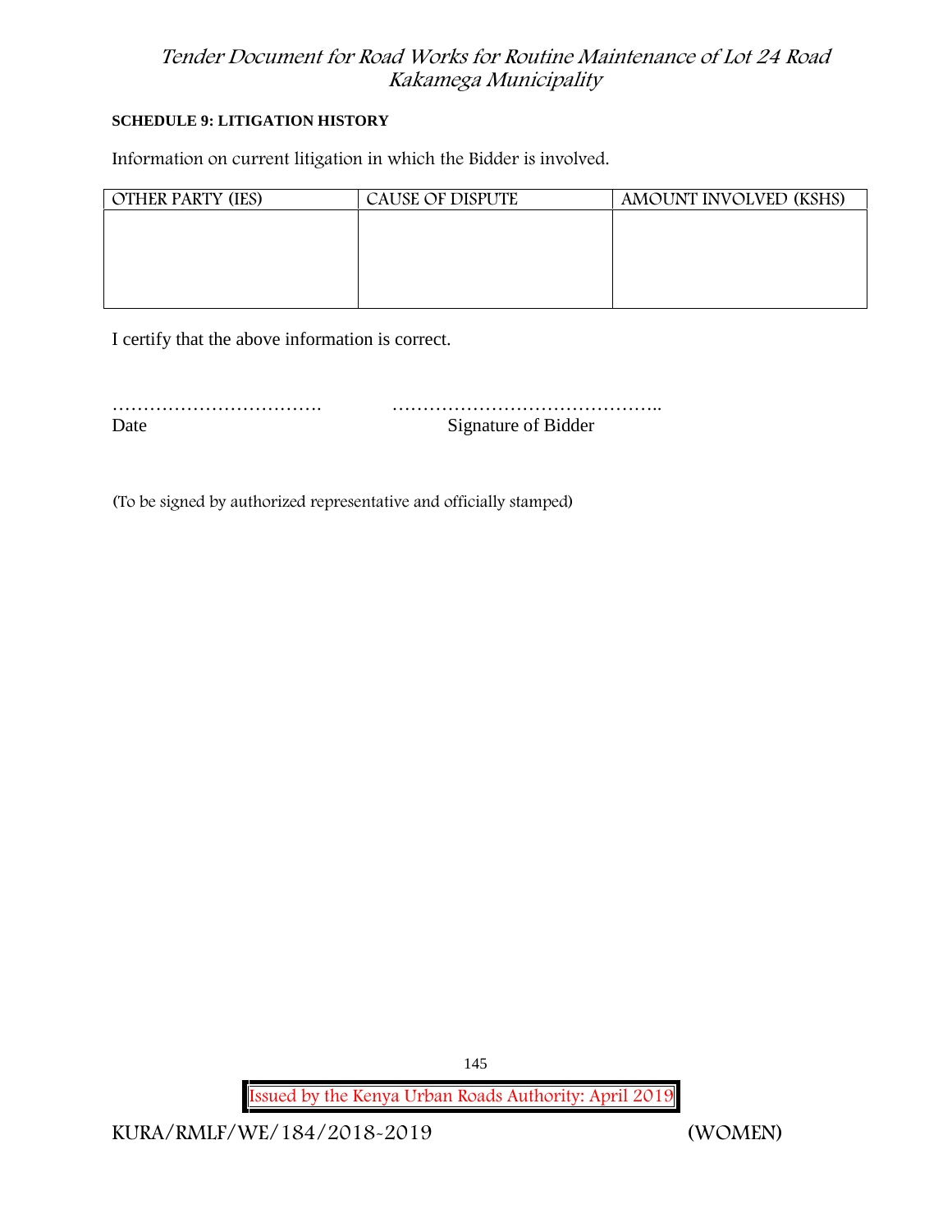**SCHEDULE 9: LITIGATION HISTORY**

Information on current litigation in which the Bidder is involved.

| OTHER PARTY (IES) | CAUSE OF DISPUTE | AMOUNT INVOLVED (KSHS) |
|---|---|---|
| | | |

I certify that the above information is correct.

……………………………. ……………………………………..

Date Signature of Bidder

(To be signed by authorized representative and officially stamped)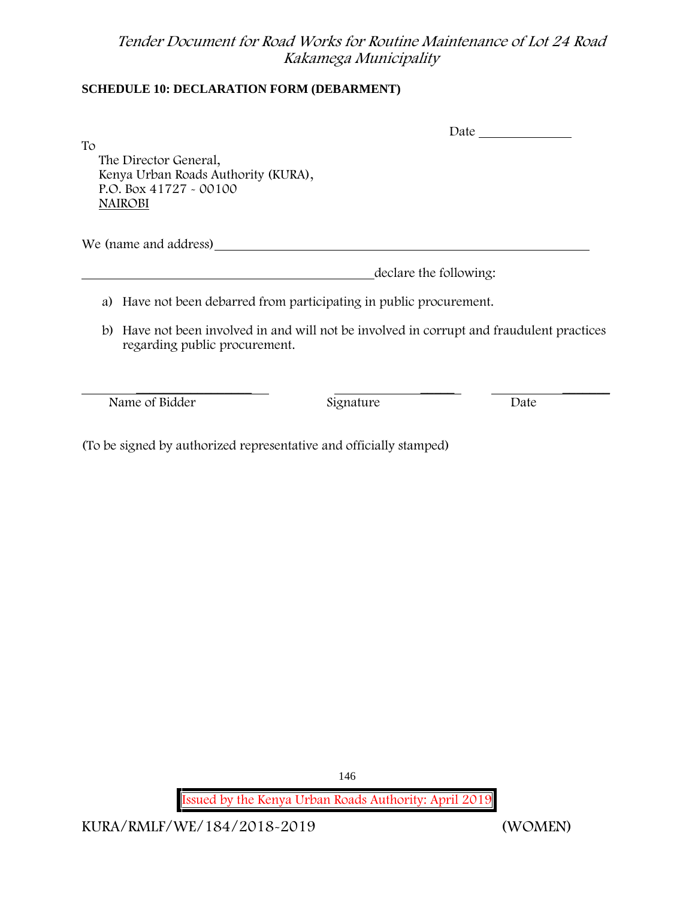**SCHEDULE 10: DECLARATION FORM (DEBARMENT)**

Date \_\_\_\_\_\_\_\_\_\_\_\_\_\_

To
The Director General,
Kenya Urban Roads Authority (KURA),
P.O. Box 41727 - 00100
NAIROBI

We (name and address)\_\_\_\_\_\_\_\_\_\_\_\_\_\_\_\_\_\_\_\_\_\_\_\_\_\_\_\_\_\_\_\_\_\_\_\_\_\_\_\_\_\_\_\_\_\_\_\_\_\_\_\_\_\_\_\_

\_\_\_\_\_\_\_\_\_\_\_\_\_\_\_\_\_\_\_\_\_\_\_\_\_\_\_\_\_\_\_\_\_\_\_\_\_\_\_\_\_\_\_\_declare the following:

a) Have not been debarred from participating in public procurement.

b) Have not been involved in and will not be involved in corrupt and fraudulent practices regarding public procurement.

\_\_\_\_\_\_\_\_\_\_\_\_\_\_\_\_\_\_\_\_\_\_\_\_\_\_\_\_ \_\_\_\_\_\_\_\_\_\_\_\_\_\_\_\_\_\_\_\_ \_\_\_\_\_\_\_\_\_\_\_\_\_\_\_\_\_\_\_\_
Name of Bidder Signature Date

(To be signed by authorized representative and officially stamped)

Issued by the Kenya Urban Roads Authority: April 2019

KURA/RMLF/WE/184/2018-2019 (WOMEN)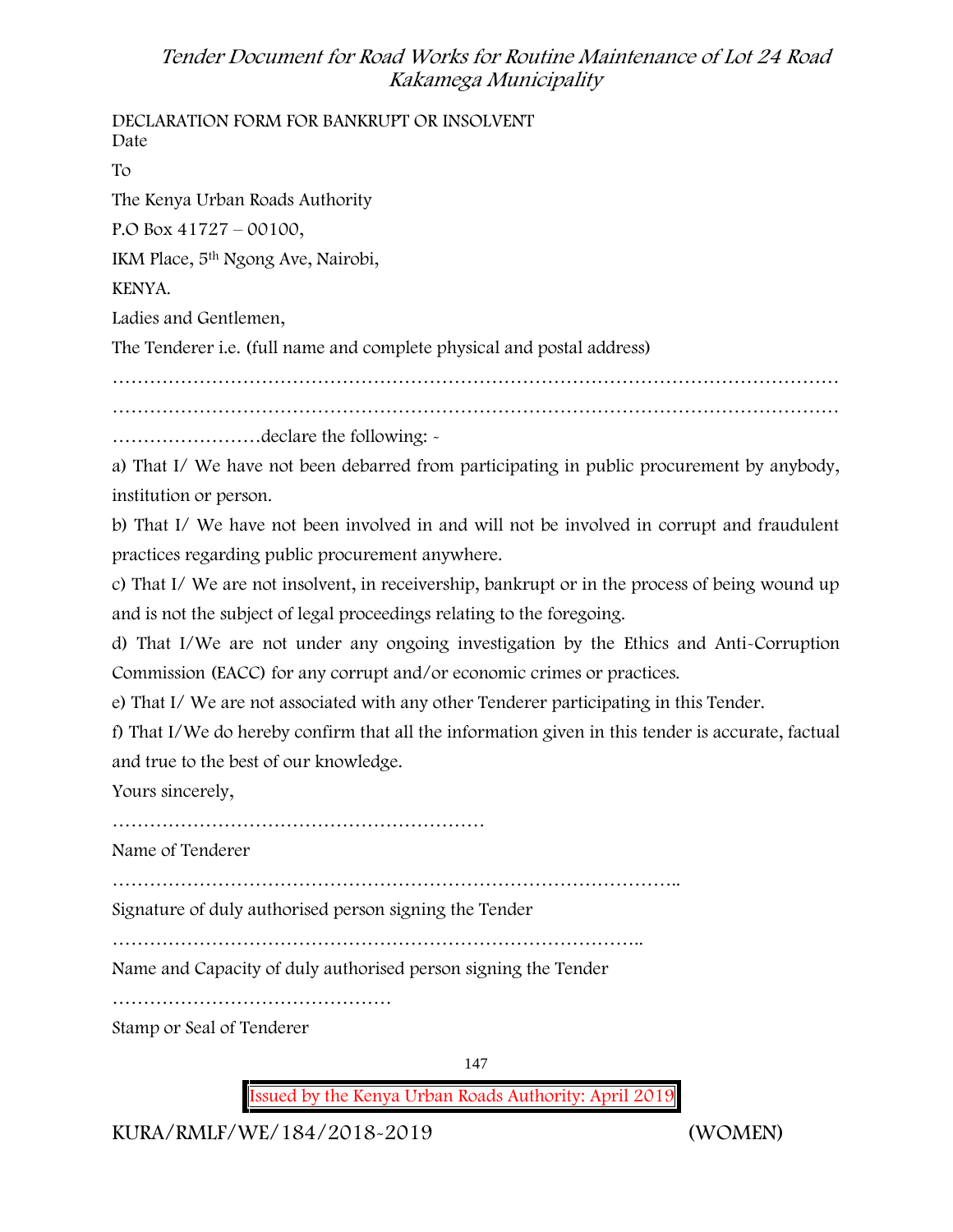DECLARATION FORM FOR BANKRUPT OR INSOLVENT

Date

To

The Kenya Urban Roads Authority

P.O Box 41727 – 00100,

IKM Place, 5th Ngong Ave, Nairobi,

KENYA.

Ladies and Gentlemen,

The Tenderer i.e. (full name and complete physical and postal address)

……………………………………………………………………………………………………

……………………………………………………………………………………………………

……………………declare the following: -

a) That I/ We have not been debarred from participating in public procurement by anybody, institution or person.

b) That I/ We have not been involved in and will not be involved in corrupt and fraudulent practices regarding public procurement anywhere.

c) That I/ We are not insolvent, in receivership, bankrupt or in the process of being wound up and is not the subject of legal proceedings relating to the foregoing.

d) That I/We are not under any ongoing investigation by the Ethics and Anti-Corruption Commission (EACC) for any corrupt and/or economic crimes or practices.

e) That I/ We are not associated with any other Tenderer participating in this Tender.

f) That I/We do hereby confirm that all the information given in this tender is accurate, factual and true to the best of our knowledge.

Yours sincerely,

……………………………………………………

Name of Tenderer

………………………………………………………………………………..

Signature of duly authorised person signing the Tender

…………………………………………………………………………..

Name and Capacity of duly authorised person signing the Tender

………………………………………

Stamp or Seal of Tenderer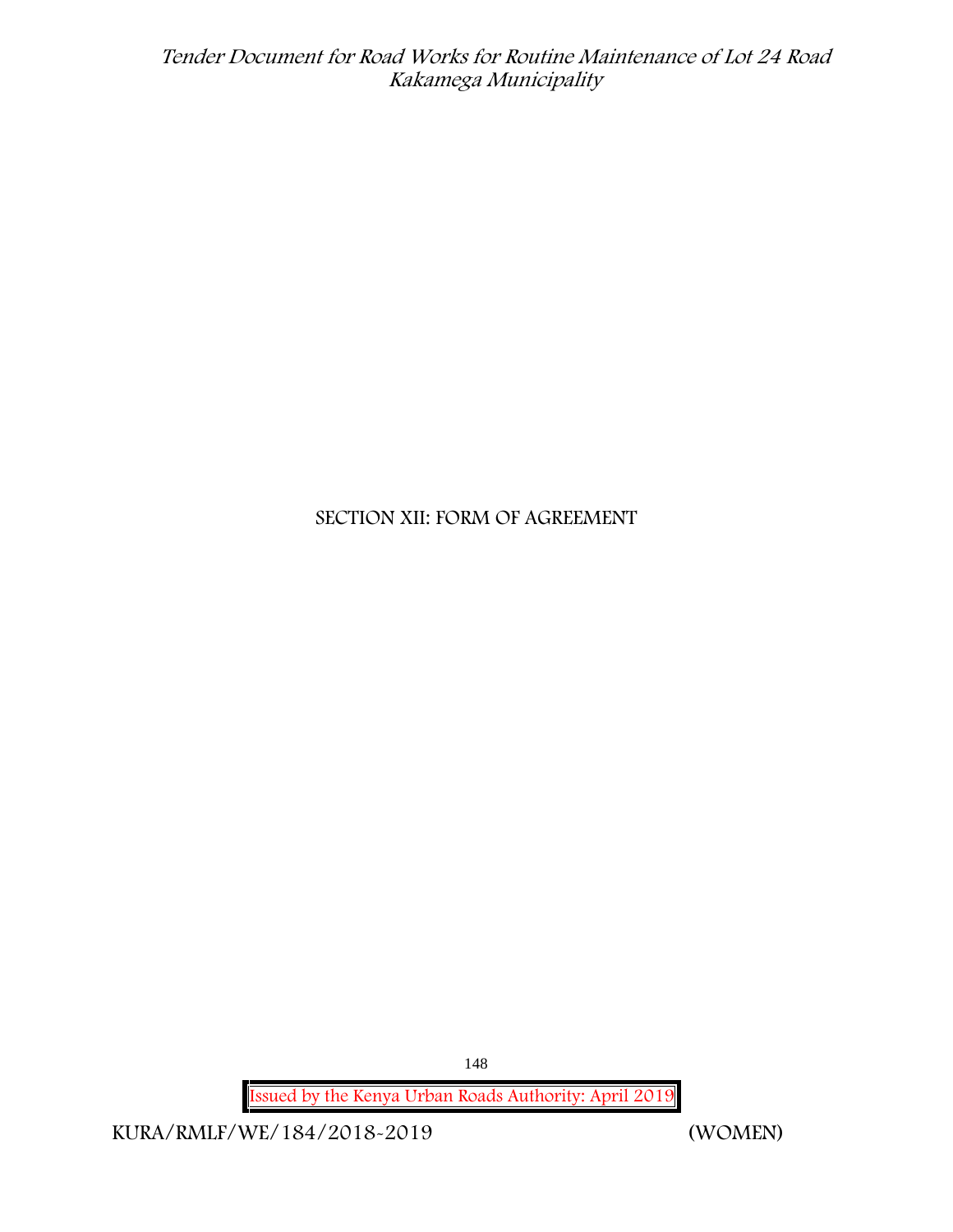# SECTION XII: FORM OF AGREEMENT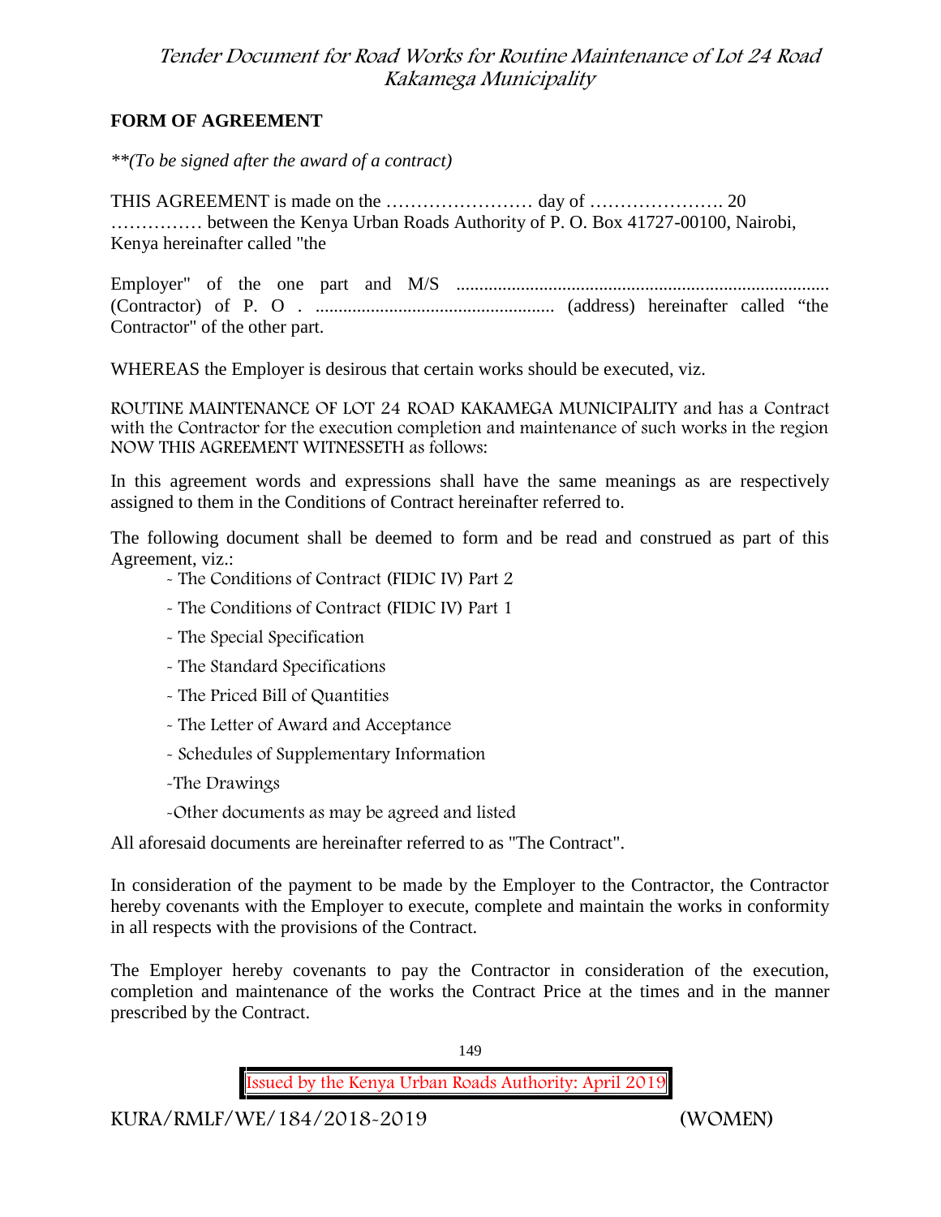## FORM OF AGREEMENT

*\*\*(To be signed after the award of a contract)*

THIS AGREEMENT is made on the …………………… day of …………………. 20 …………… between the Kenya Urban Roads Authority of P. O. Box 41727-00100, Nairobi, Kenya hereinafter called "the

Employer" of the one part and M/S ................................................................................. (Contractor) of P. O . ................................................... (address) hereinafter called "the Contractor" of the other part.

WHEREAS the Employer is desirous that certain works should be executed, viz.

ROUTINE MAINTENANCE OF LOT 24 ROAD KAKAMEGA MUNICIPALITY and has a Contract with the Contractor for the execution completion and maintenance of such works in the region NOW THIS AGREEMENT WITNESSETH as follows:

In this agreement words and expressions shall have the same meanings as are respectively assigned to them in the Conditions of Contract hereinafter referred to.

The following document shall be deemed to form and be read and construed as part of this Agreement, viz.:

- The Conditions of Contract (FIDIC IV) Part 2
- The Conditions of Contract (FIDIC IV) Part 1
- The Special Specification
- The Standard Specifications
- The Priced Bill of Quantities
- The Letter of Award and Acceptance
- Schedules of Supplementary Information
- The Drawings
- Other documents as may be agreed and listed

All aforesaid documents are hereinafter referred to as "The Contract".

In consideration of the payment to be made by the Employer to the Contractor, the Contractor hereby covenants with the Employer to execute, complete and maintain the works in conformity in all respects with the provisions of the Contract.

The Employer hereby covenants to pay the Contractor in consideration of the execution, completion and maintenance of the works the Contract Price at the times and in the manner prescribed by the Contract.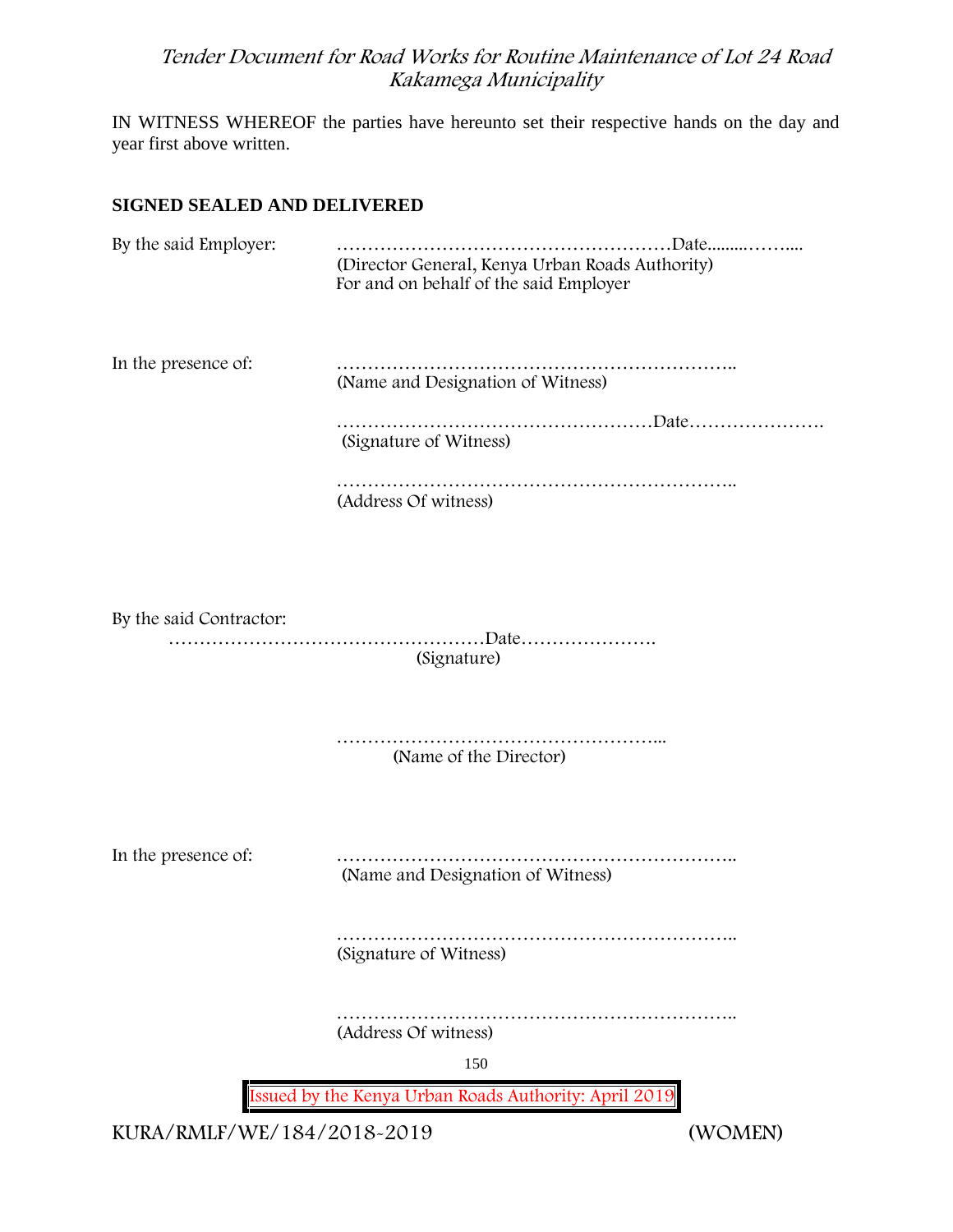IN WITNESS WHEREOF the parties have hereunto set their respective hands on the day and year first above written.

**SIGNED SEALED AND DELIVERED**

By the said Employer: ………………………………………………Date.........……....
(Director General, Kenya Urban Roads Authority)
For and on behalf of the said Employer

In the presence of: ………………………………………………………..
(Name and Designation of Witness)

……………………………………………Date………………….
(Signature of Witness)

………………………………………………………..
(Address Of witness)

By the said Contractor:
……………………………………………Date………………….
(Signature)

……………………………………………...
(Name of the Director)

In the presence of: ………………………………………………………..
(Name and Designation of Witness)

………………………………………………………..
(Signature of Witness)

………………………………………………………..
(Address Of witness)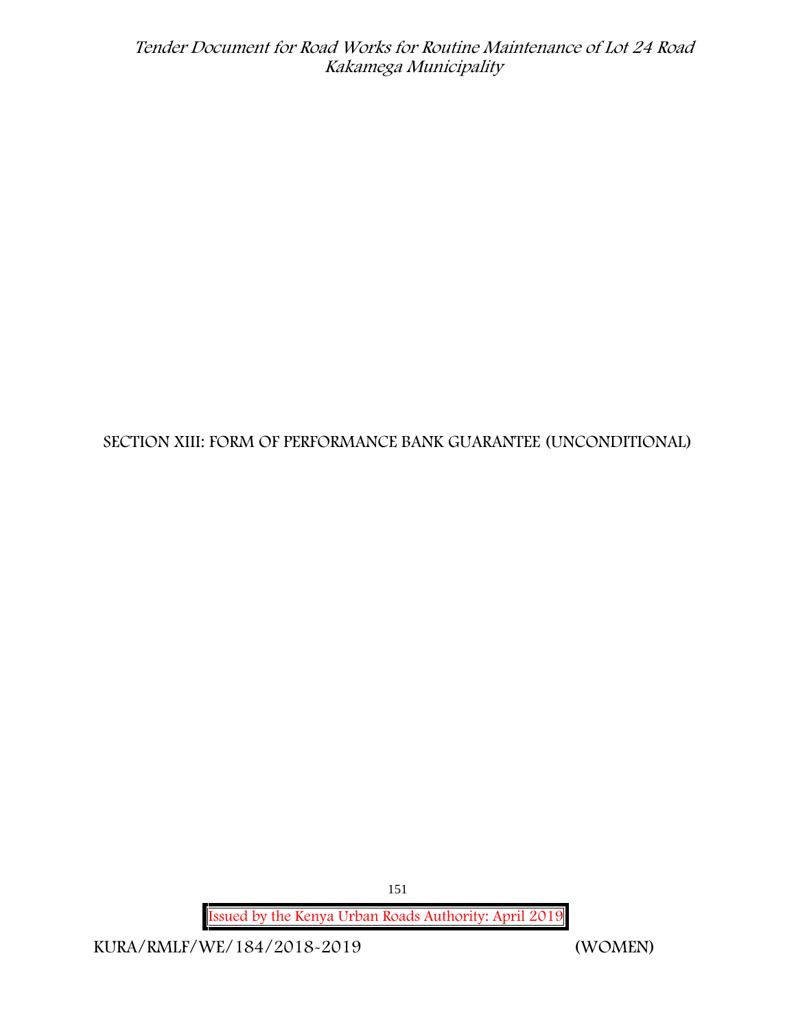# SECTION XIII: FORM OF PERFORMANCE BANK GUARANTEE (UNCONDITIONAL)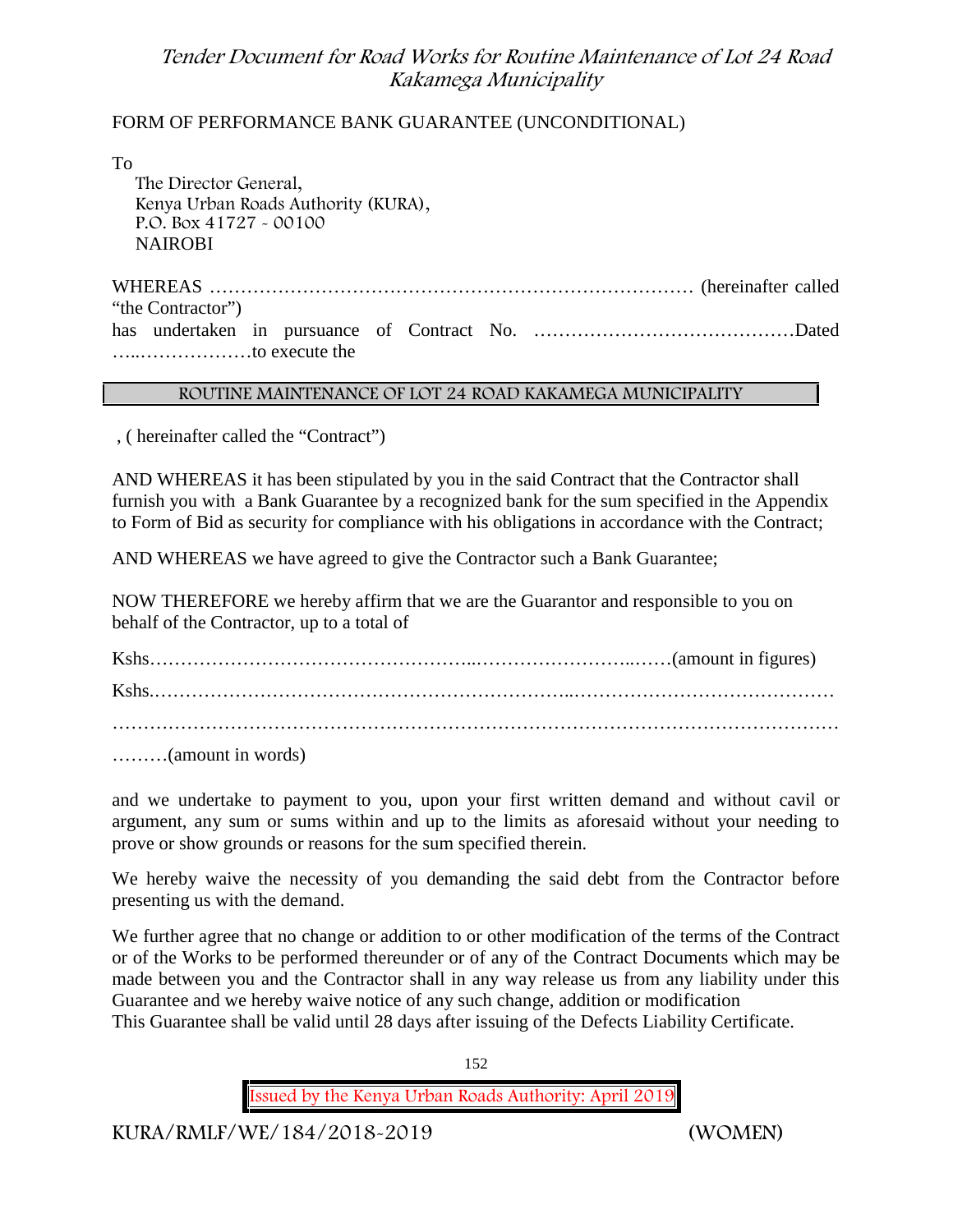FORM OF PERFORMANCE BANK GUARANTEE (UNCONDITIONAL)

To
The Director General,
Kenya Urban Roads Authority (KURA),
P.O. Box 41727 - 00100
NAIROBI

WHEREAS …………………………………………………………………… (hereinafter called "the Contractor")
has undertaken in pursuance of Contract No. ……………………………………Dated …..………………to execute the

ROUTINE MAINTENANCE OF LOT 24 ROAD KAKAMEGA MUNICIPALITY

, ( hereinafter called the "Contract")

AND WHEREAS it has been stipulated by you in the said Contract that the Contractor shall furnish you with a Bank Guarantee by a recognized bank for the sum specified in the Appendix to Form of Bid as security for compliance with his obligations in accordance with the Contract;

AND WHEREAS we have agreed to give the Contractor such a Bank Guarantee;

NOW THEREFORE we hereby affirm that we are the Guarantor and responsible to you on behalf of the Contractor, up to a total of

Kshs…………………………………………..……………………..……(amount in figures)

Kshs.…………………………………………………………..……………………………………
……………………………………………………………………………………………………
………(amount in words)

and we undertake to payment to you, upon your first written demand and without cavil or argument, any sum or sums within and up to the limits as aforesaid without your needing to prove or show grounds or reasons for the sum specified therein.

We hereby waive the necessity of you demanding the said debt from the Contractor before presenting us with the demand.

We further agree that no change or addition to or other modification of the terms of the Contract or of the Works to be performed thereunder or of any of the Contract Documents which may be made between you and the Contractor shall in any way release us from any liability under this Guarantee and we hereby waive notice of any such change, addition or modification
This Guarantee shall be valid until 28 days after issuing of the Defects Liability Certificate.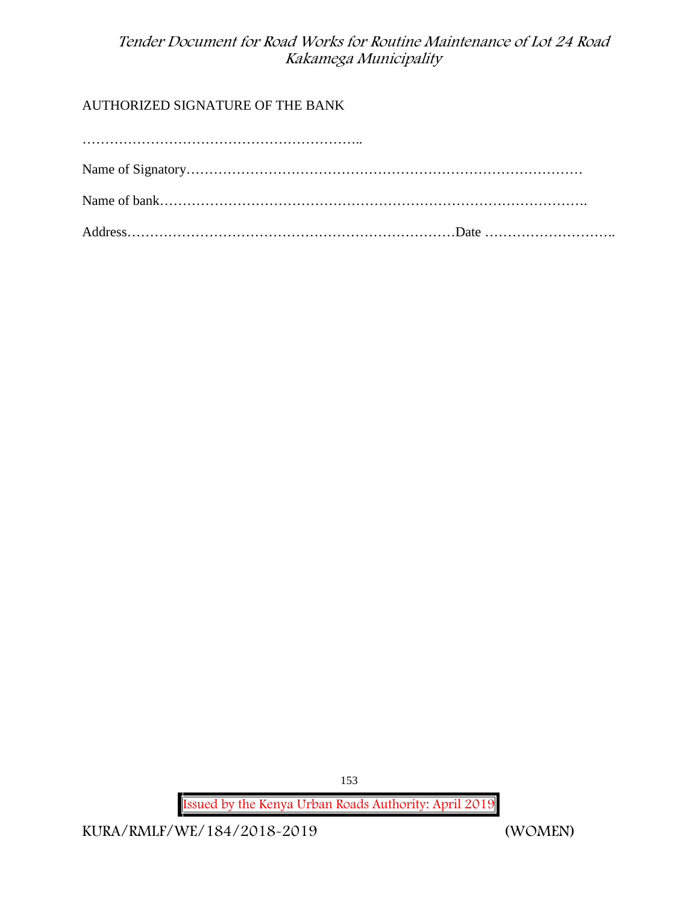AUTHORIZED SIGNATURE OF THE BANK

…………………………………………………..

Name of Signatory………………………………………………………………………

Name of bank……………………………………………………………………………..

Address………………………………………………………………Date ………………………..